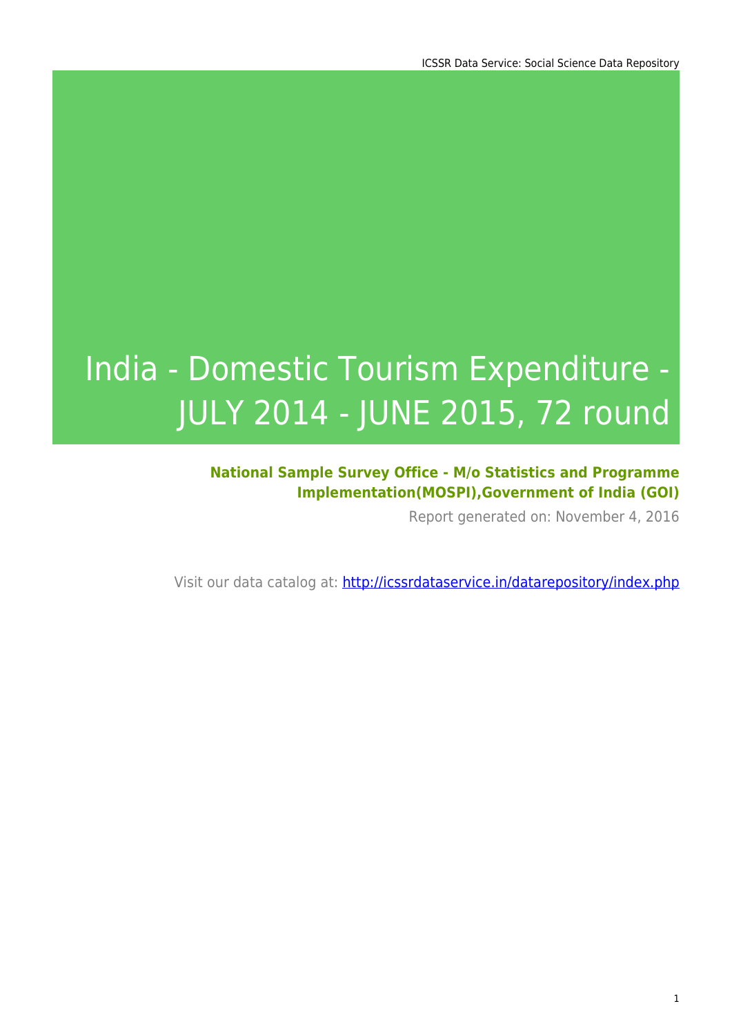# India - Domestic Tourism Expenditure - JULY 2014 - JUNE 2015, 72 round

**National Sample Survey Office - M/o Statistics and Programme Implementation(MOSPI),Government of India (GOI)**

Report generated on: November 4, 2016

Visit our data catalog at: http://icssrdataservice.in/datarepository/index.php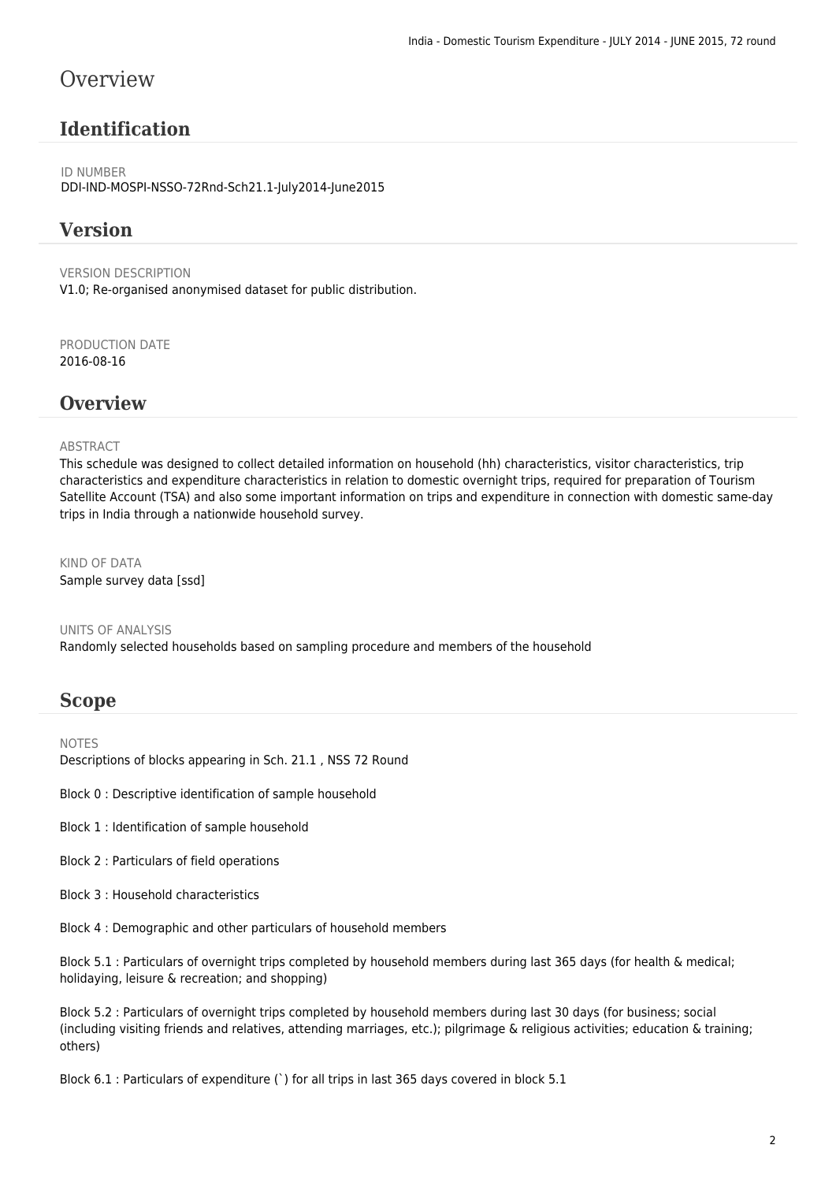# Overview

## Identification

ID NUMBER
DDI-IND-MOSPI-NSSO-72Rnd-Sch21.1-July2014-June2015

## Version

VERSION DESCRIPTION
V1.0; Re-organised anonymised dataset for public distribution.

PRODUCTION DATE
2016-08-16

## Overview

ABSTRACT
This schedule was designed to collect detailed information on household (hh) characteristics, visitor characteristics, trip characteristics and expenditure characteristics in relation to domestic overnight trips, required for preparation of Tourism Satellite Account (TSA) and also some important information on trips and expenditure in connection with domestic same-day trips in India through a nationwide household survey.

KIND OF DATA
Sample survey data [ssd]

UNITS OF ANALYSIS
Randomly selected households based on sampling procedure and members of the household

## Scope

NOTES
Descriptions of blocks appearing in Sch. 21.1 , NSS 72 Round

Block 0 : Descriptive identification of sample household

Block 1 : Identification of sample household

Block 2 : Particulars of field operations

Block 3 : Household characteristics

Block 4 : Demographic and other particulars of household members

Block 5.1 : Particulars of overnight trips completed by household members during last 365 days (for health & medical; holidaying, leisure & recreation; and shopping)

Block 5.2 : Particulars of overnight trips completed by household members during last 30 days (for business; social (including visiting friends and relatives, attending marriages, etc.); pilgrimage & religious activities; education & training; others)

Block 6.1 : Particulars of expenditure (`) for all trips in last 365 days covered in block 5.1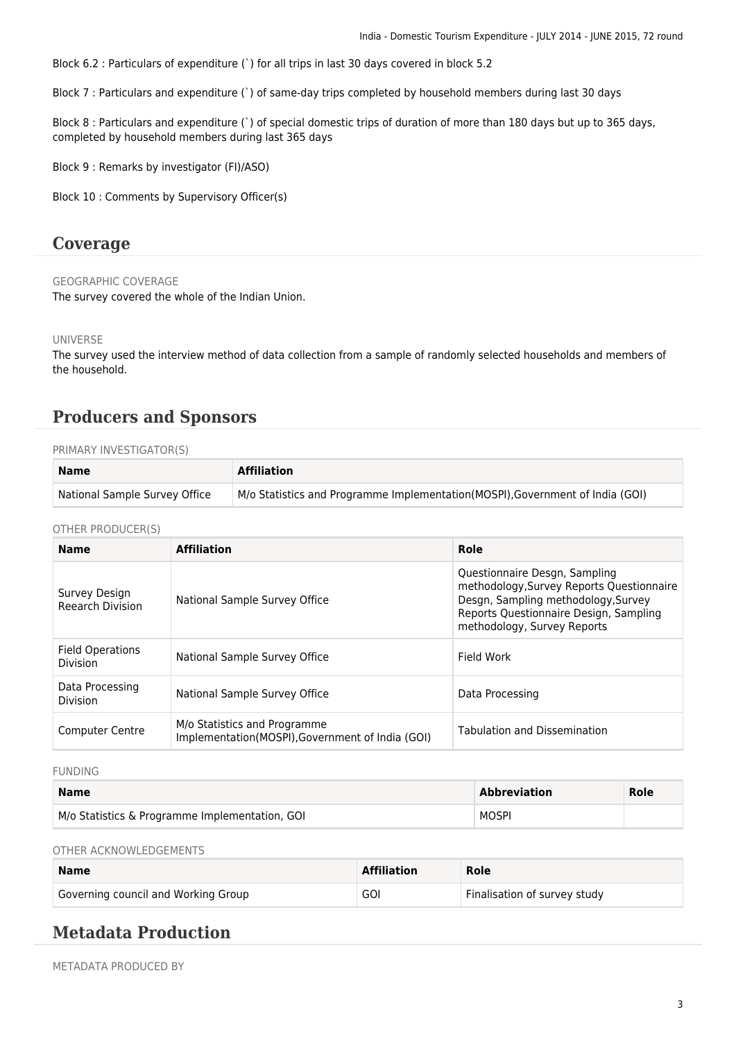Block 6.2 : Particulars of expenditure (`) for all trips in last 30 days covered in block 5.2

Block 7 : Particulars and expenditure (`) of same-day trips completed by household members during last 30 days

Block 8 : Particulars and expenditure (`) of special domestic trips of duration of more than 180 days but up to 365 days, completed by household members during last 365 days

Block 9 : Remarks by investigator (FI)/ASO)

Block 10 : Comments by Supervisory Officer(s)

## Coverage

GEOGRAPHIC COVERAGE

The survey covered the whole of the Indian Union.

UNIVERSE

The survey used the interview method of data collection from a sample of randomly selected households and members of the household.

## Producers and Sponsors

PRIMARY INVESTIGATOR(S)

| Name | Affiliation |
|---|---|
| National Sample Survey Office | M/o Statistics and Programme Implementation(MOSPI),Government of India (GOI) |

OTHER PRODUCER(S)

| Name | Affiliation | Role |
|---|---|---|
| Survey Design Reearch Division | National Sample Survey Office | Questionnaire Desgn, Sampling methodology,Survey Reports Questionnaire Desgn, Sampling methodology,Survey Reports Questionnaire Design, Sampling methodology, Survey Reports |
| Field Operations Division | National Sample Survey Office | Field Work |
| Data Processing Division | National Sample Survey Office | Data Processing |
| Computer Centre | M/o Statistics and Programme Implementation(MOSPI),Government of India (GOI) | Tabulation and Dissemination |

FUNDING

| Name | Abbreviation | Role |
|---|---|---|
| M/o Statistics & Programme Implementation, GOI | MOSPI | |

OTHER ACKNOWLEDGEMENTS

| Name | Affiliation | Role |
|---|---|---|
| Governing council and Working Group | GOI | Finalisation of survey study |

## Metadata Production

METADATA PRODUCED BY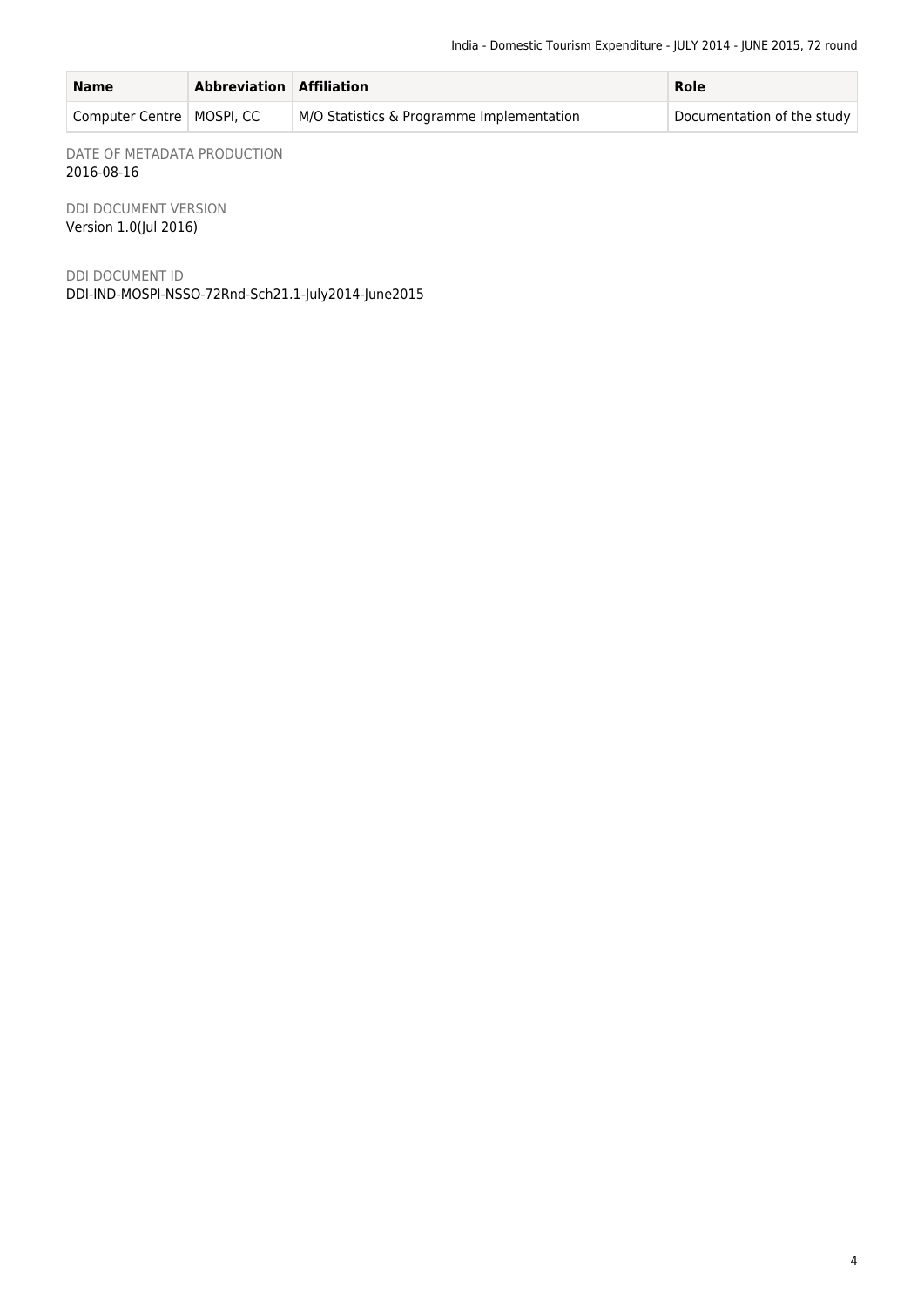| Name | Abbreviation | Affiliation | Role |
| --- | --- | --- | --- |
| Computer Centre | MOSPI, CC | M/O Statistics & Programme Implementation | Documentation of the study |

DATE OF METADATA PRODUCTION
2016-08-16

DDI DOCUMENT VERSION
Version 1.0(Jul 2016)

DDI DOCUMENT ID
DDI-IND-MOSPI-NSSO-72Rnd-Sch21.1-July2014-June2015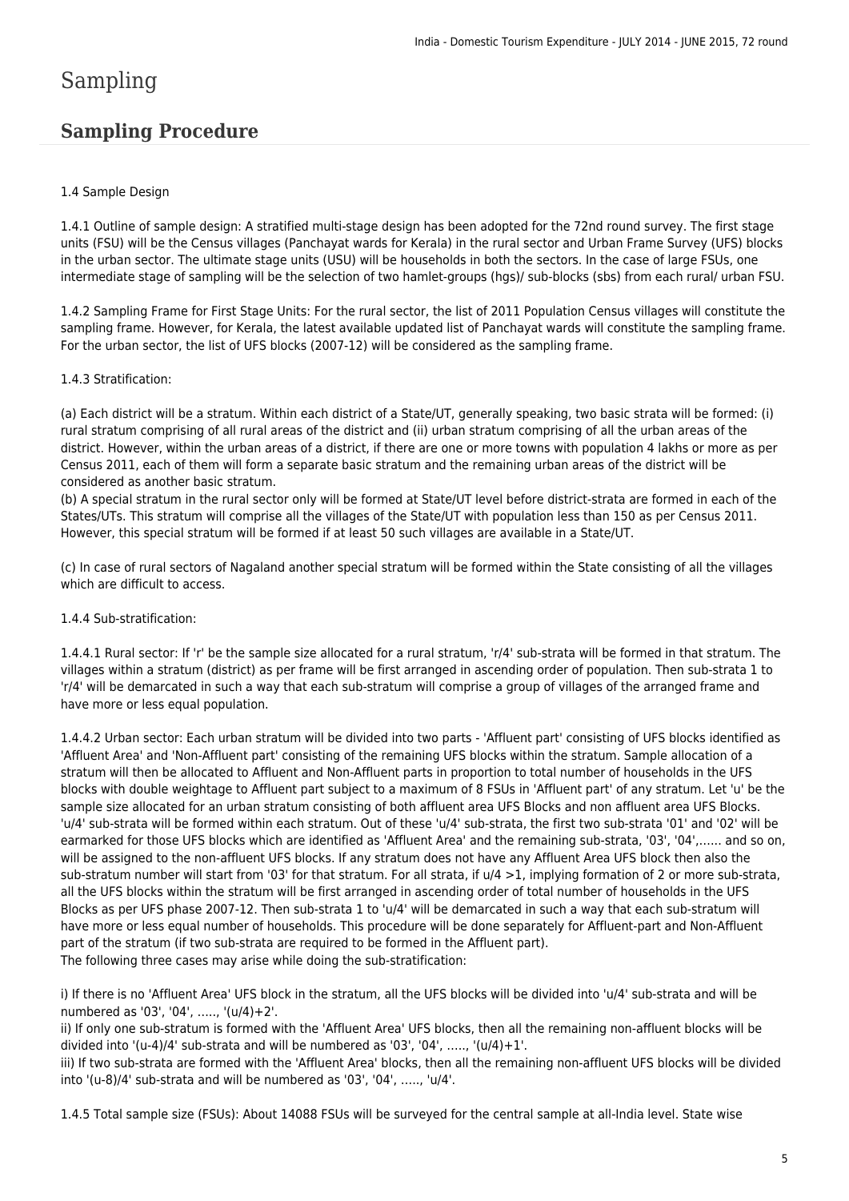# Sampling

## Sampling Procedure

1.4 Sample Design

1.4.1 Outline of sample design: A stratified multi-stage design has been adopted for the 72nd round survey. The first stage units (FSU) will be the Census villages (Panchayat wards for Kerala) in the rural sector and Urban Frame Survey (UFS) blocks in the urban sector. The ultimate stage units (USU) will be households in both the sectors. In the case of large FSUs, one intermediate stage of sampling will be the selection of two hamlet-groups (hgs)/ sub-blocks (sbs) from each rural/ urban FSU.

1.4.2 Sampling Frame for First Stage Units: For the rural sector, the list of 2011 Population Census villages will constitute the sampling frame. However, for Kerala, the latest available updated list of Panchayat wards will constitute the sampling frame. For the urban sector, the list of UFS blocks (2007-12) will be considered as the sampling frame.

1.4.3 Stratification:

(a) Each district will be a stratum. Within each district of a State/UT, generally speaking, two basic strata will be formed: (i) rural stratum comprising of all rural areas of the district and (ii) urban stratum comprising of all the urban areas of the district. However, within the urban areas of a district, if there are one or more towns with population 4 lakhs or more as per Census 2011, each of them will form a separate basic stratum and the remaining urban areas of the district will be considered as another basic stratum.
(b) A special stratum in the rural sector only will be formed at State/UT level before district-strata are formed in each of the States/UTs. This stratum will comprise all the villages of the State/UT with population less than 150 as per Census 2011. However, this special stratum will be formed if at least 50 such villages are available in a State/UT.

(c) In case of rural sectors of Nagaland another special stratum will be formed within the State consisting of all the villages which are difficult to access.

1.4.4 Sub-stratification:

1.4.4.1 Rural sector: If 'r' be the sample size allocated for a rural stratum, 'r/4' sub-strata will be formed in that stratum. The villages within a stratum (district) as per frame will be first arranged in ascending order of population. Then sub-strata 1 to 'r/4' will be demarcated in such a way that each sub-stratum will comprise a group of villages of the arranged frame and have more or less equal population.

1.4.4.2 Urban sector: Each urban stratum will be divided into two parts - 'Affluent part' consisting of UFS blocks identified as 'Affluent Area' and 'Non-Affluent part' consisting of the remaining UFS blocks within the stratum. Sample allocation of a stratum will then be allocated to Affluent and Non-Affluent parts in proportion to total number of households in the UFS blocks with double weightage to Affluent part subject to a maximum of 8 FSUs in 'Affluent part' of any stratum. Let 'u' be the sample size allocated for an urban stratum consisting of both affluent area UFS Blocks and non affluent area UFS Blocks. 'u/4' sub-strata will be formed within each stratum. Out of these 'u/4' sub-strata, the first two sub-strata '01' and '02' will be earmarked for those UFS blocks which are identified as 'Affluent Area' and the remaining sub-strata, '03', '04',...... and so on, will be assigned to the non-affluent UFS blocks. If any stratum does not have any Affluent Area UFS block then also the sub-stratum number will start from '03' for that stratum. For all strata, if u/4 >1, implying formation of 2 or more sub-strata, all the UFS blocks within the stratum will be first arranged in ascending order of total number of households in the UFS Blocks as per UFS phase 2007-12. Then sub-strata 1 to 'u/4' will be demarcated in such a way that each sub-stratum will have more or less equal number of households. This procedure will be done separately for Affluent-part and Non-Affluent part of the stratum (if two sub-strata are required to be formed in the Affluent part).
The following three cases may arise while doing the sub-stratification:

i) If there is no 'Affluent Area' UFS block in the stratum, all the UFS blocks will be divided into 'u/4' sub-strata and will be numbered as '03', '04', ....., '(u/4)+2'.
ii) If only one sub-stratum is formed with the 'Affluent Area' UFS blocks, then all the remaining non-affluent blocks will be divided into '(u-4)/4' sub-strata and will be numbered as '03', '04', ....., '(u/4)+1'.
iii) If two sub-strata are formed with the 'Affluent Area' blocks, then all the remaining non-affluent UFS blocks will be divided into '(u-8)/4' sub-strata and will be numbered as '03', '04', ....., 'u/4'.

1.4.5 Total sample size (FSUs): About 14088 FSUs will be surveyed for the central sample at all-India level. State wise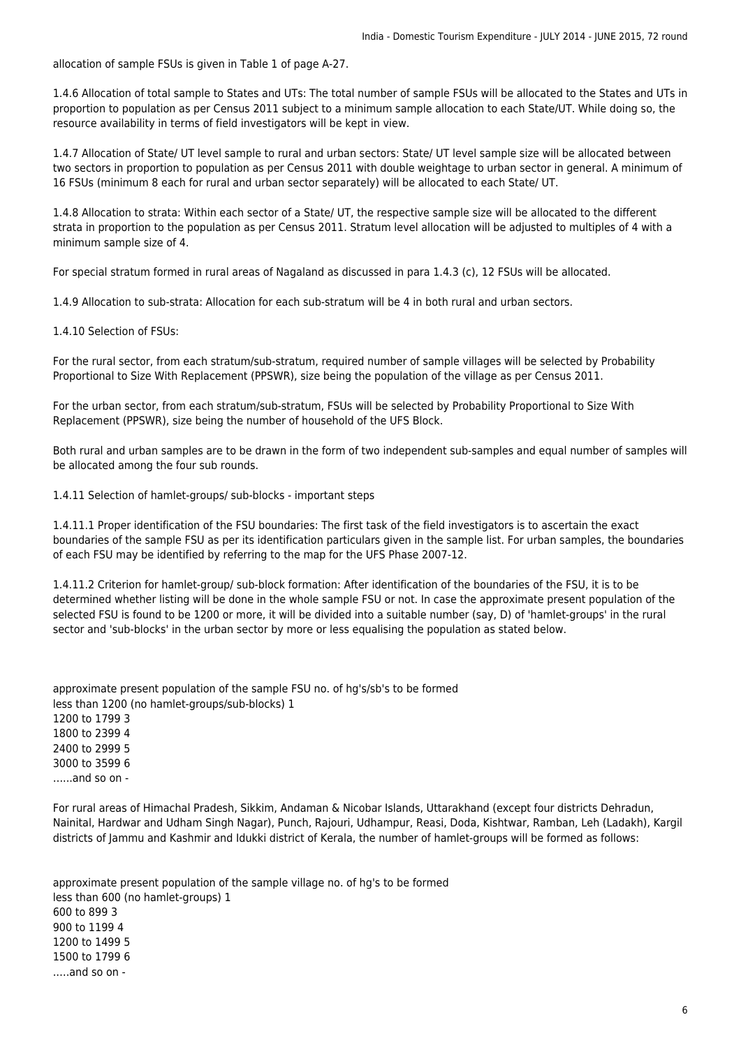allocation of sample FSUs is given in Table 1 of page A-27.

1.4.6 Allocation of total sample to States and UTs: The total number of sample FSUs will be allocated to the States and UTs in proportion to population as per Census 2011 subject to a minimum sample allocation to each State/UT. While doing so, the resource availability in terms of field investigators will be kept in view.

1.4.7 Allocation of State/ UT level sample to rural and urban sectors: State/ UT level sample size will be allocated between two sectors in proportion to population as per Census 2011 with double weightage to urban sector in general. A minimum of 16 FSUs (minimum 8 each for rural and urban sector separately) will be allocated to each State/ UT.

1.4.8 Allocation to strata: Within each sector of a State/ UT, the respective sample size will be allocated to the different strata in proportion to the population as per Census 2011. Stratum level allocation will be adjusted to multiples of 4 with a minimum sample size of 4.

For special stratum formed in rural areas of Nagaland as discussed in para 1.4.3 (c), 12 FSUs will be allocated.

1.4.9 Allocation to sub-strata: Allocation for each sub-stratum will be 4 in both rural and urban sectors.

1.4.10 Selection of FSUs:

For the rural sector, from each stratum/sub-stratum, required number of sample villages will be selected by Probability Proportional to Size With Replacement (PPSWR), size being the population of the village as per Census 2011.

For the urban sector, from each stratum/sub-stratum, FSUs will be selected by Probability Proportional to Size With Replacement (PPSWR), size being the number of household of the UFS Block.

Both rural and urban samples are to be drawn in the form of two independent sub-samples and equal number of samples will be allocated among the four sub rounds.

1.4.11 Selection of hamlet-groups/ sub-blocks - important steps

1.4.11.1 Proper identification of the FSU boundaries: The first task of the field investigators is to ascertain the exact boundaries of the sample FSU as per its identification particulars given in the sample list. For urban samples, the boundaries of each FSU may be identified by referring to the map for the UFS Phase 2007-12.

1.4.11.2 Criterion for hamlet-group/ sub-block formation: After identification of the boundaries of the FSU, it is to be determined whether listing will be done in the whole sample FSU or not. In case the approximate present population of the selected FSU is found to be 1200 or more, it will be divided into a suitable number (say, D) of 'hamlet-groups' in the rural sector and 'sub-blocks' in the urban sector by more or less equalising the population as stated below.

| approximate present population of the sample FSU | no. of hg's/sb's to be formed |
|---|---|
| less than 1200 (no hamlet-groups/sub-blocks) | 1 |
| 1200 to 1799 | 3 |
| 1800 to 2399 | 4 |
| 2400 to 2999 | 5 |
| 3000 to 3599 | 6 |
| ......and so on | - |

For rural areas of Himachal Pradesh, Sikkim, Andaman & Nicobar Islands, Uttarakhand (except four districts Dehradun, Nainital, Hardwar and Udham Singh Nagar), Punch, Rajouri, Udhampur, Reasi, Doda, Kishtwar, Ramban, Leh (Ladakh), Kargil districts of Jammu and Kashmir and Idukki district of Kerala, the number of hamlet-groups will be formed as follows:

| approximate present population of the sample village | no. of hg's to be formed |
|---|---|
| less than 600 (no hamlet-groups) | 1 |
| 600 to 899 | 3 |
| 900 to 1199 | 4 |
| 1200 to 1499 | 5 |
| 1500 to 1799 | 6 |
| .....and so on | - |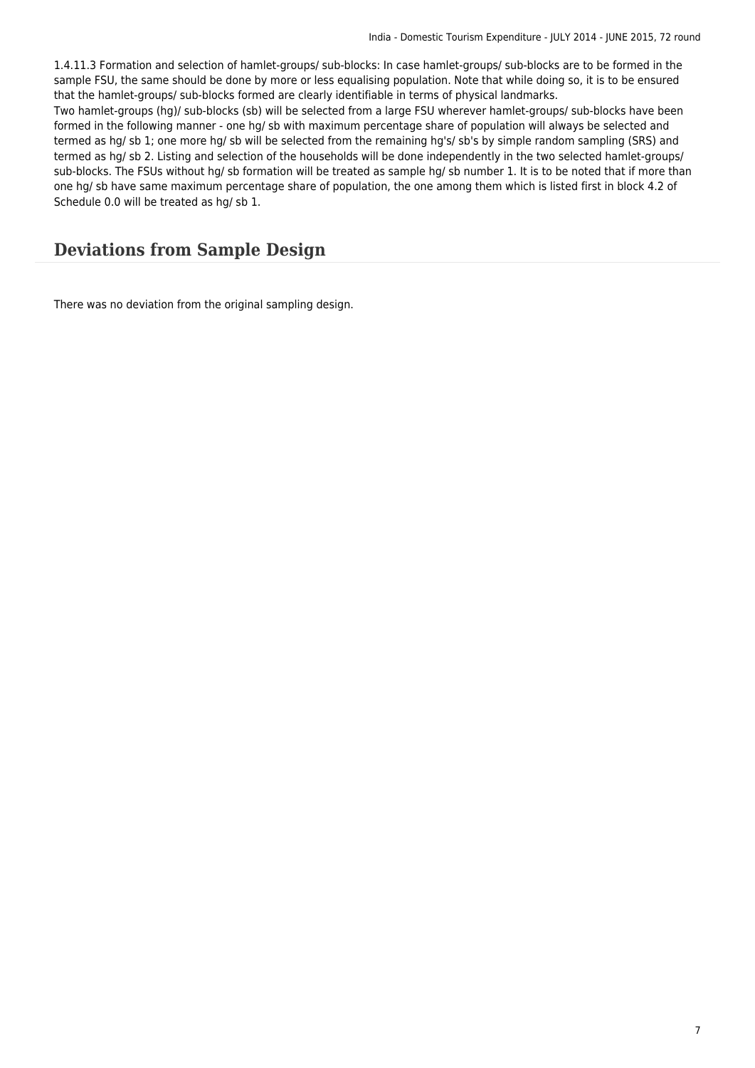1.4.11.3 Formation and selection of hamlet-groups/ sub-blocks: In case hamlet-groups/ sub-blocks are to be formed in the sample FSU, the same should be done by more or less equalising population. Note that while doing so, it is to be ensured that the hamlet-groups/ sub-blocks formed are clearly identifiable in terms of physical landmarks.
Two hamlet-groups (hg)/ sub-blocks (sb) will be selected from a large FSU wherever hamlet-groups/ sub-blocks have been formed in the following manner - one hg/ sb with maximum percentage share of population will always be selected and termed as hg/ sb 1; one more hg/ sb will be selected from the remaining hg's/ sb's by simple random sampling (SRS) and termed as hg/ sb 2. Listing and selection of the households will be done independently in the two selected hamlet-groups/ sub-blocks. The FSUs without hg/ sb formation will be treated as sample hg/ sb number 1. It is to be noted that if more than one hg/ sb have same maximum percentage share of population, the one among them which is listed first in block 4.2 of Schedule 0.0 will be treated as hg/ sb 1.

## Deviations from Sample Design

There was no deviation from the original sampling design.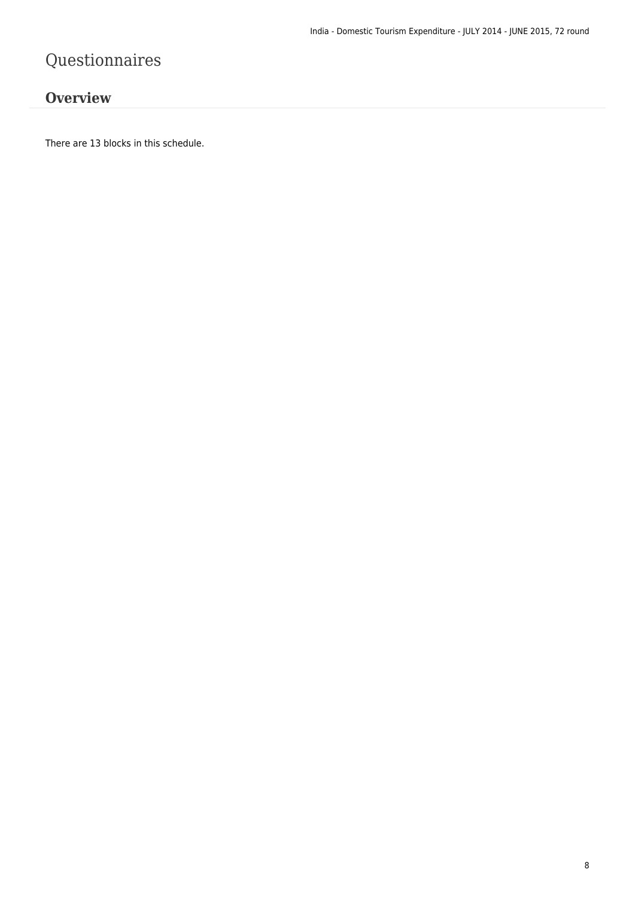# Questionnaires

## Overview

There are 13 blocks in this schedule.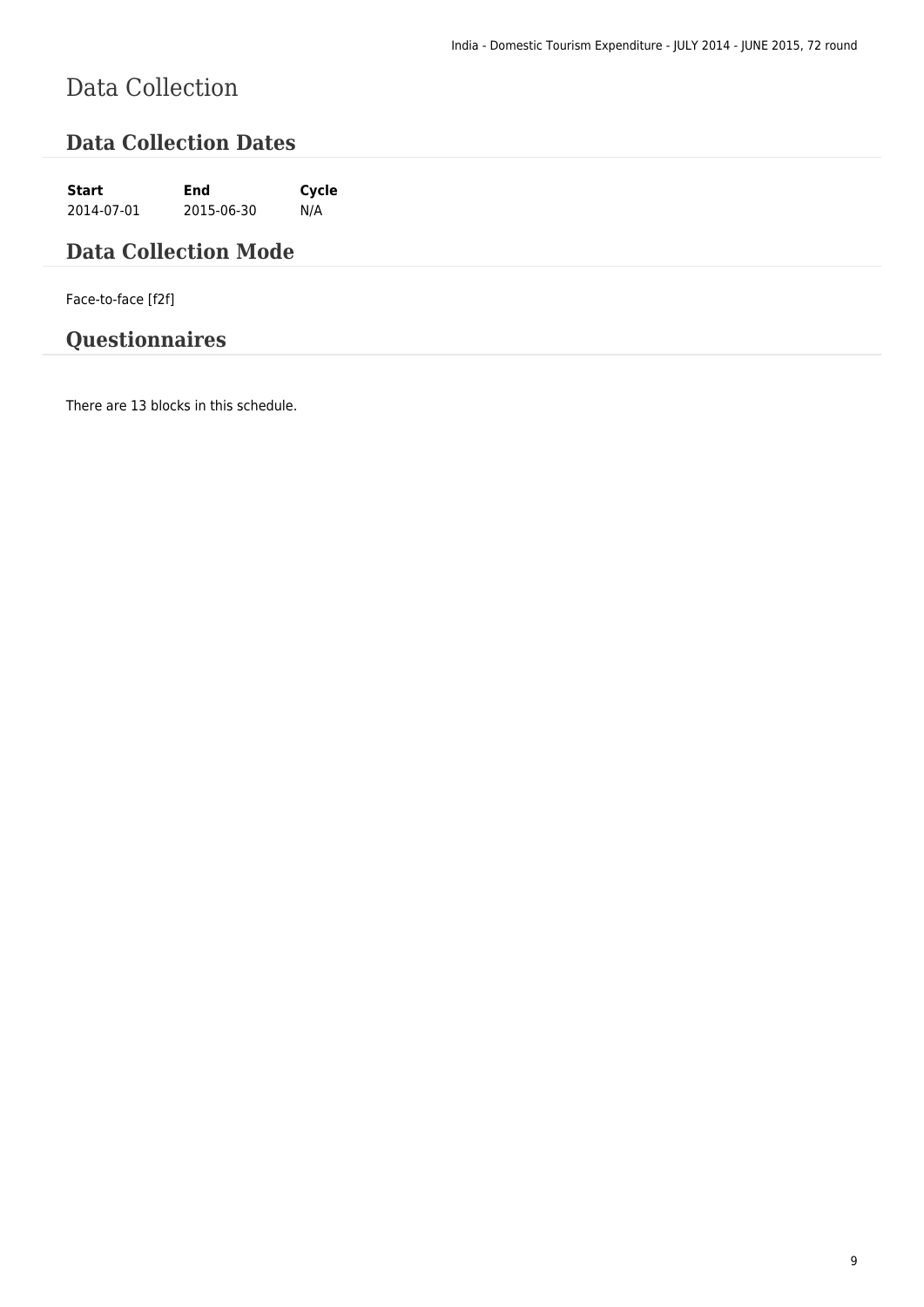# Data Collection

## Data Collection Dates

| Start | End | Cycle |
|---|---|---|
| 2014-07-01 | 2015-06-30 | N/A |

## Data Collection Mode

Face-to-face [f2f]

## Questionnaires

There are 13 blocks in this schedule.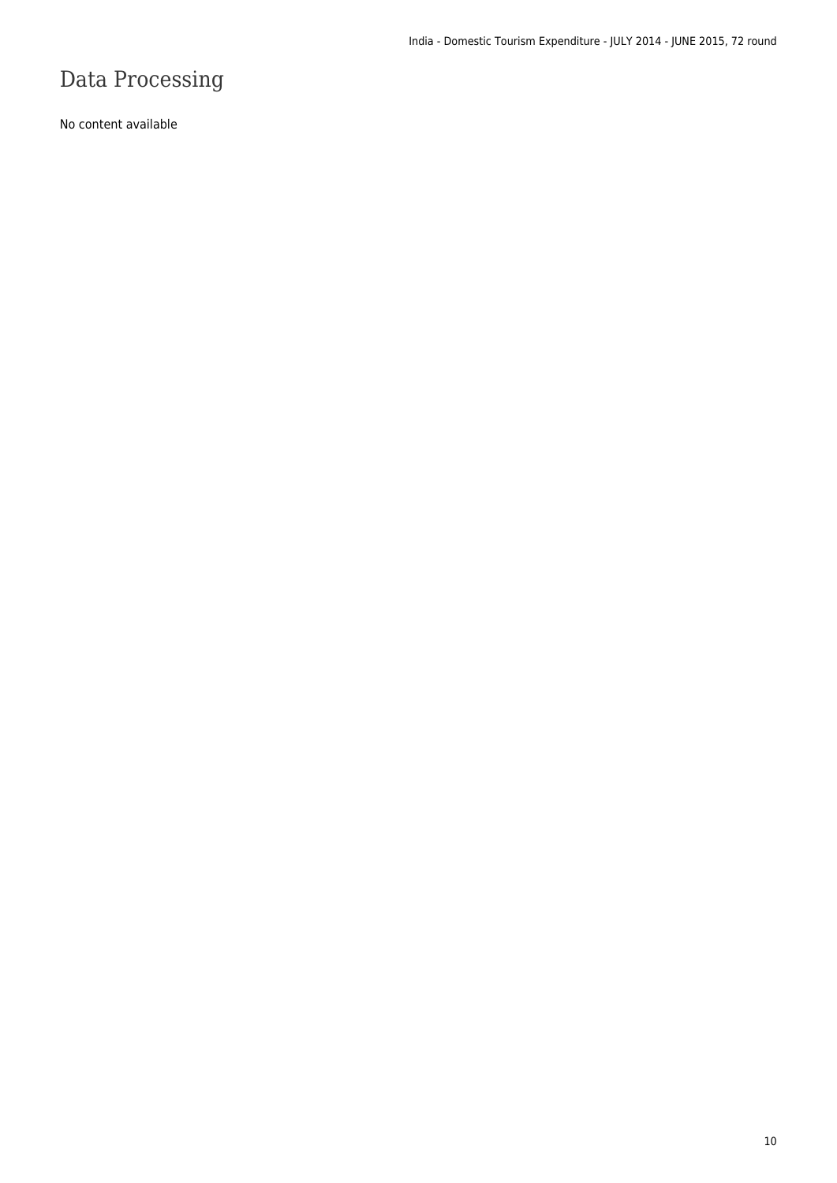# Data Processing

No content available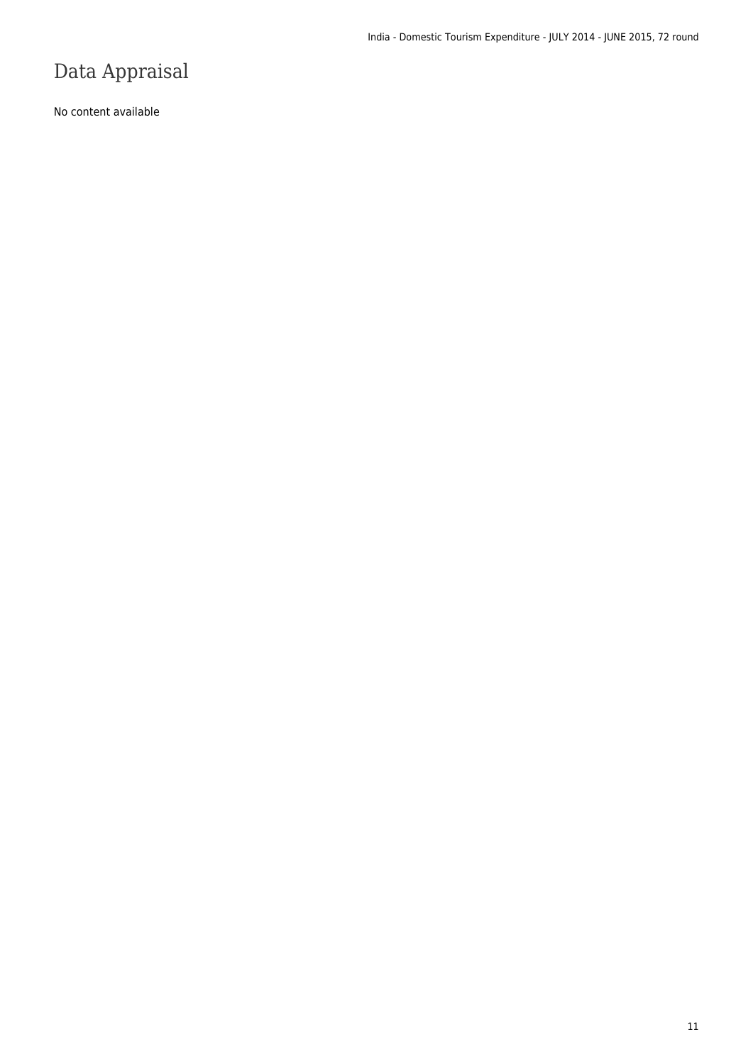# Data Appraisal

No content available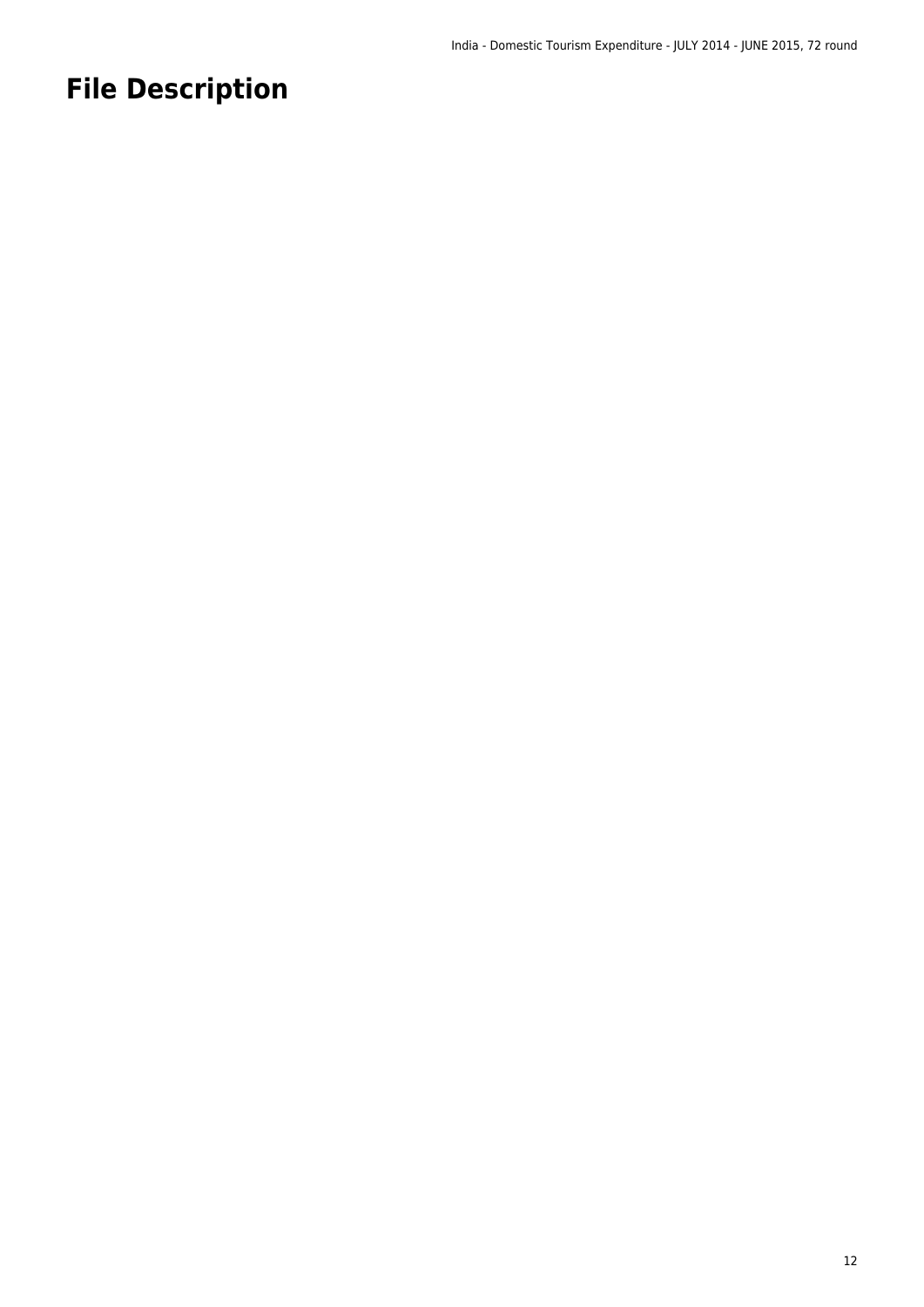# File Description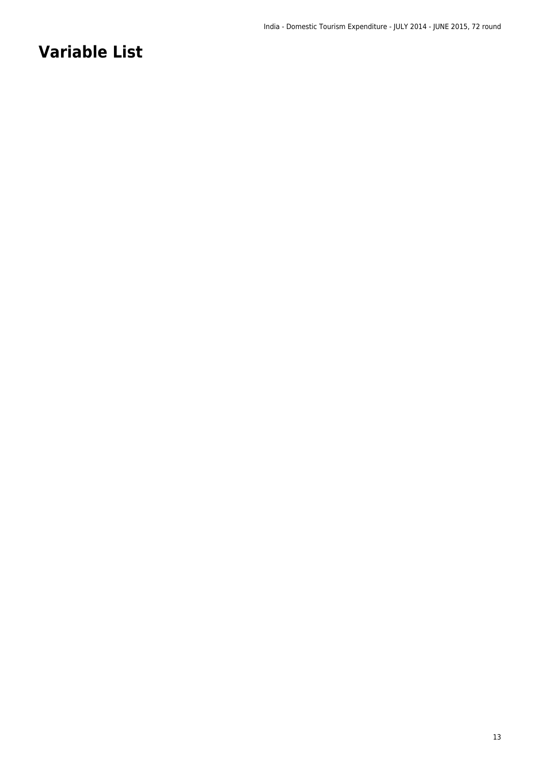# Variable List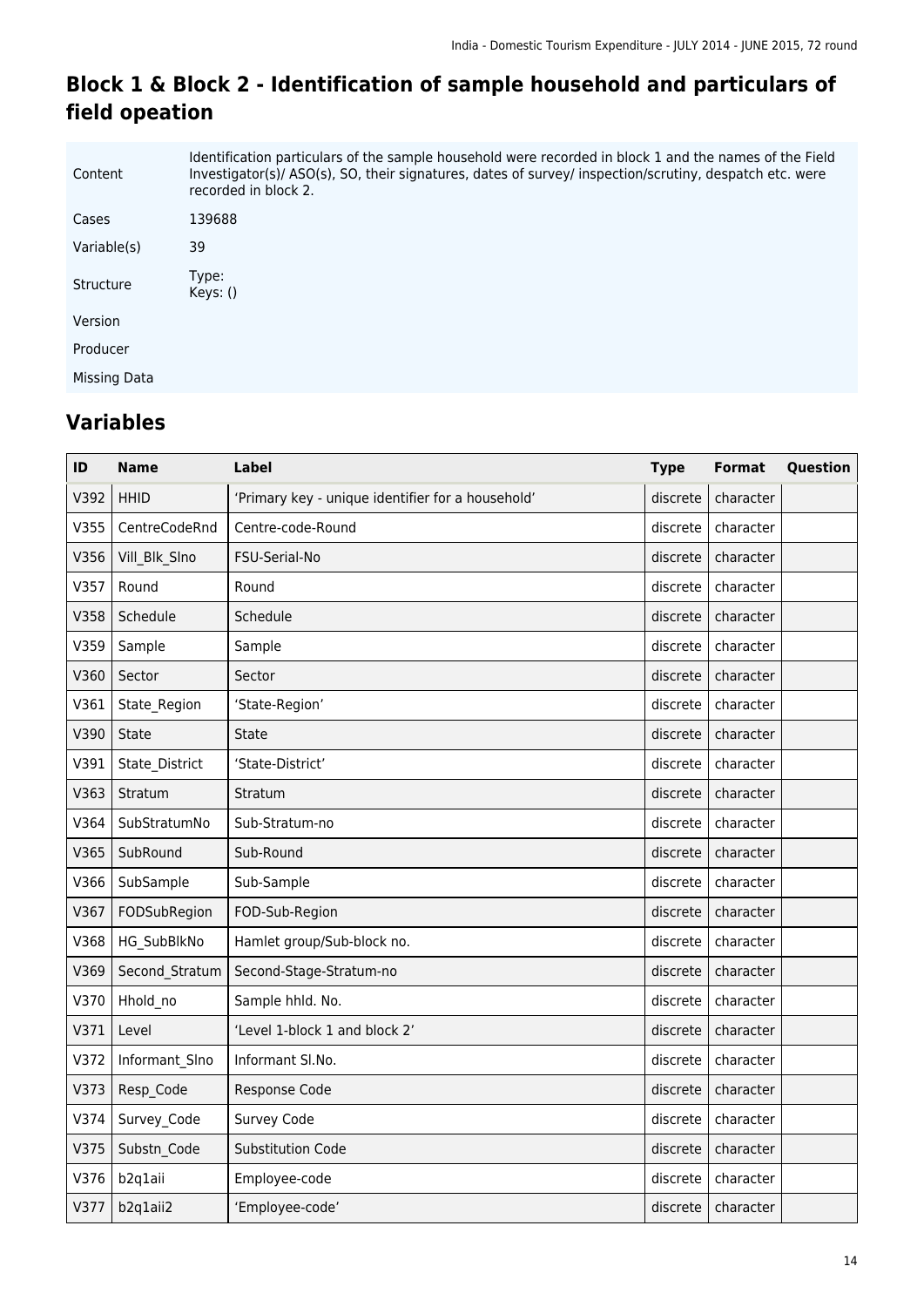## Block 1 & Block 2 - Identification of sample household and particulars of field opeation

| | |
|---|---|
| Content | Identification particulars of the sample household were recorded in block 1 and the names of the Field Investigator(s)/ ASO(s), SO, their signatures, dates of survey/ inspection/scrutiny, despatch etc. were recorded in block 2. |
| Cases | 139688 |
| Variable(s) | 39 |
| Structure | Type:<br>Keys: () |
| Version | |
| Producer | |
| Missing Data | |

## Variables

| ID | Name | Label | Type | Format | Question |
|---|---|---|---|---|---|
| V392 | HHID | 'Primary key - unique identifier for a household' | discrete | character | |
| V355 | CentreCodeRnd | Centre-code-Round | discrete | character | |
| V356 | Vill_Blk_Slno | FSU-Serial-No | discrete | character | |
| V357 | Round | Round | discrete | character | |
| V358 | Schedule | Schedule | discrete | character | |
| V359 | Sample | Sample | discrete | character | |
| V360 | Sector | Sector | discrete | character | |
| V361 | State_Region | 'State-Region' | discrete | character | |
| V390 | State | State | discrete | character | |
| V391 | State_District | 'State-District' | discrete | character | |
| V363 | Stratum | Stratum | discrete | character | |
| V364 | SubStratumNo | Sub-Stratum-no | discrete | character | |
| V365 | SubRound | Sub-Round | discrete | character | |
| V366 | SubSample | Sub-Sample | discrete | character | |
| V367 | FODSubRegion | FOD-Sub-Region | discrete | character | |
| V368 | HG_SubBlkNo | Hamlet group/Sub-block no. | discrete | character | |
| V369 | Second_Stratum | Second-Stage-Stratum-no | discrete | character | |
| V370 | Hhold_no | Sample hhld. No. | discrete | character | |
| V371 | Level | 'Level 1-block 1 and block 2' | discrete | character | |
| V372 | Informant_Slno | Informant Sl.No. | discrete | character | |
| V373 | Resp_Code | Response Code | discrete | character | |
| V374 | Survey_Code | Survey Code | discrete | character | |
| V375 | Substn_Code | Substitution Code | discrete | character | |
| V376 | b2q1aii | Employee-code | discrete | character | |
| V377 | b2q1aii2 | 'Employee-code' | discrete | character | |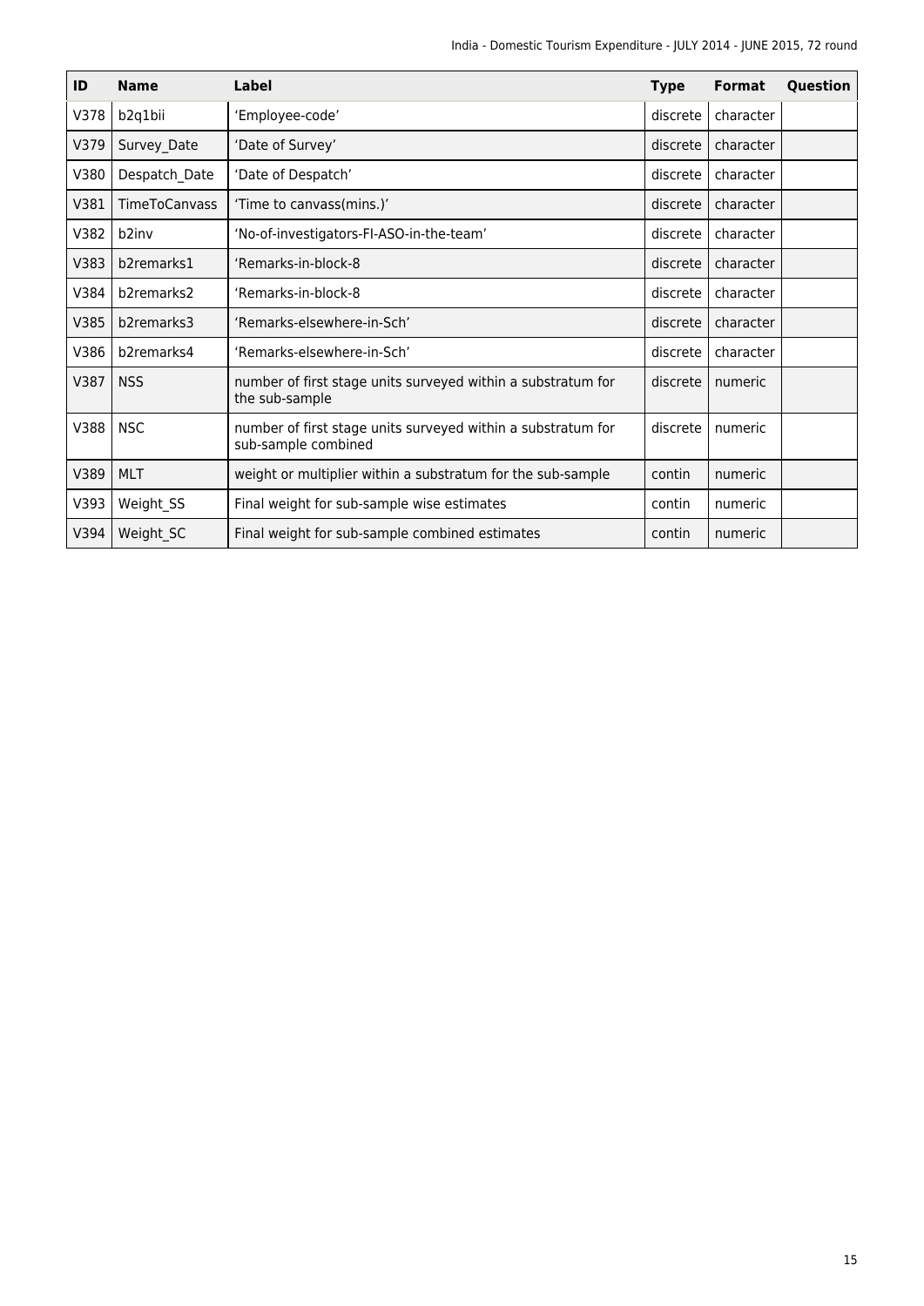| ID | Name | Label | Type | Format | Question |
| --- | --- | --- | --- | --- | --- |
| V378 | b2q1bii | 'Employee-code' | discrete | character | |
| V379 | Survey_Date | 'Date of Survey' | discrete | character | |
| V380 | Despatch_Date | 'Date of Despatch' | discrete | character | |
| V381 | TimeToCanvass | 'Time to canvass(mins.)' | discrete | character | |
| V382 | b2inv | 'No-of-investigators-FI-ASO-in-the-team' | discrete | character | |
| V383 | b2remarks1 | 'Remarks-in-block-8 | discrete | character | |
| V384 | b2remarks2 | 'Remarks-in-block-8 | discrete | character | |
| V385 | b2remarks3 | 'Remarks-elsewhere-in-Sch' | discrete | character | |
| V386 | b2remarks4 | 'Remarks-elsewhere-in-Sch' | discrete | character | |
| V387 | NSS | number of first stage units surveyed within a substratum for the sub-sample | discrete | numeric | |
| V388 | NSC | number of first stage units surveyed within a substratum for sub-sample combined | discrete | numeric | |
| V389 | MLT | weight or multiplier within a substratum for the sub-sample | contin | numeric | |
| V393 | Weight_SS | Final weight for sub-sample wise estimates | contin | numeric | |
| V394 | Weight_SC | Final weight for sub-sample combined estimates | contin | numeric | |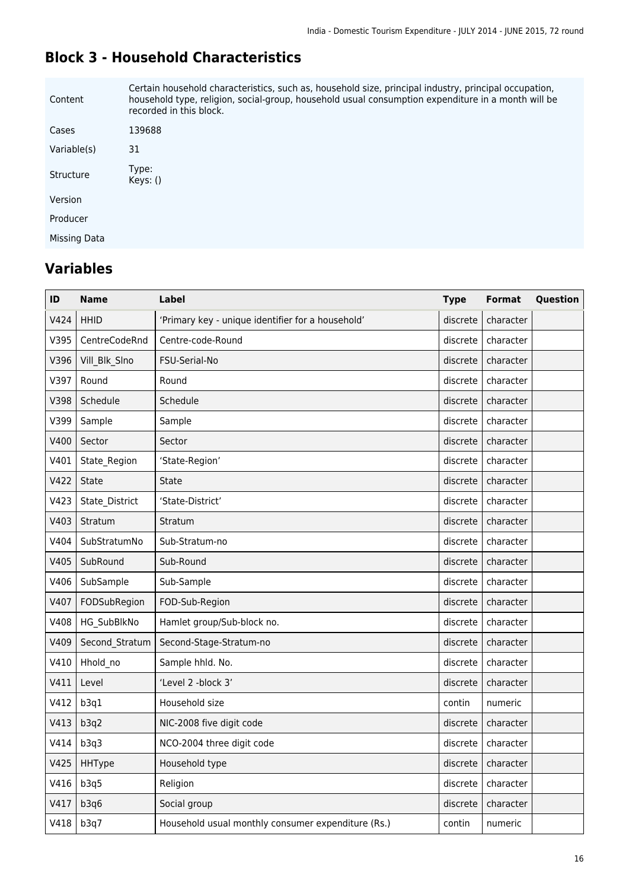## Block 3 - Household Characteristics

| | |
|---|---|
| Content | Certain household characteristics, such as, household size, principal industry, principal occupation, household type, religion, social-group, household usual consumption expenditure in a month will be recorded in this block. |
| Cases | 139688 |
| Variable(s) | 31 |
| Structure | Type:<br>Keys: () |
| Version | |
| Producer | |
| Missing Data | |

## Variables

| ID | Name | Label | Type | Format | Question |
|---|---|---|---|---|---|
| V424 | HHID | 'Primary key - unique identifier for a household' | discrete | character | |
| V395 | CentreCodeRnd | Centre-code-Round | discrete | character | |
| V396 | Vill_Blk_Slno | FSU-Serial-No | discrete | character | |
| V397 | Round | Round | discrete | character | |
| V398 | Schedule | Schedule | discrete | character | |
| V399 | Sample | Sample | discrete | character | |
| V400 | Sector | Sector | discrete | character | |
| V401 | State_Region | 'State-Region' | discrete | character | |
| V422 | State | State | discrete | character | |
| V423 | State_District | 'State-District' | discrete | character | |
| V403 | Stratum | Stratum | discrete | character | |
| V404 | SubStratumNo | Sub-Stratum-no | discrete | character | |
| V405 | SubRound | Sub-Round | discrete | character | |
| V406 | SubSample | Sub-Sample | discrete | character | |
| V407 | FODSubRegion | FOD-Sub-Region | discrete | character | |
| V408 | HG_SubBlkNo | Hamlet group/Sub-block no. | discrete | character | |
| V409 | Second_Stratum | Second-Stage-Stratum-no | discrete | character | |
| V410 | Hhold_no | Sample hhld. No. | discrete | character | |
| V411 | Level | 'Level 2 -block 3' | discrete | character | |
| V412 | b3q1 | Household size | contin | numeric | |
| V413 | b3q2 | NIC-2008 five digit code | discrete | character | |
| V414 | b3q3 | NCO-2004 three digit code | discrete | character | |
| V425 | HHType | Household type | discrete | character | |
| V416 | b3q5 | Religion | discrete | character | |
| V417 | b3q6 | Social group | discrete | character | |
| V418 | b3q7 | Household usual monthly consumer expenditure (Rs.) | contin | numeric | |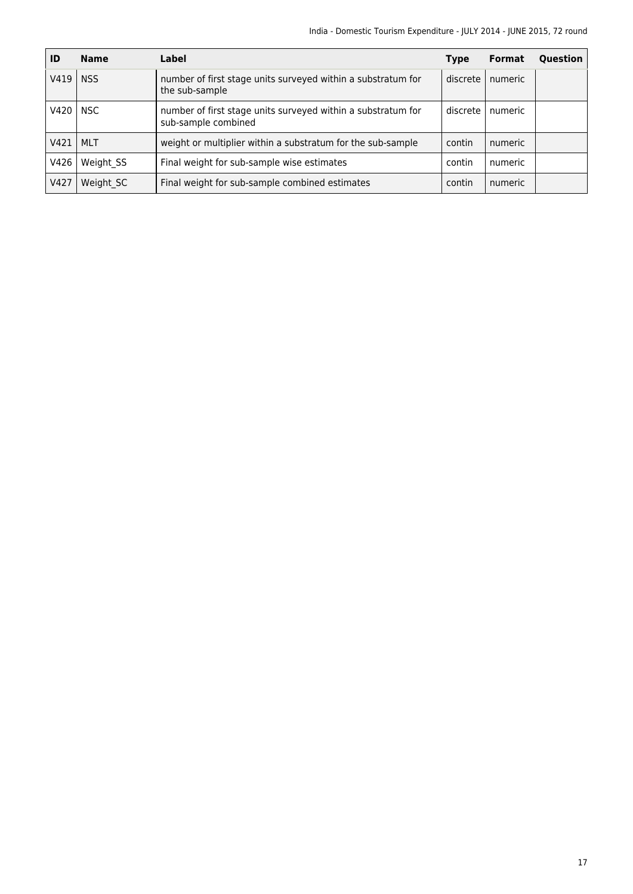| ID | Name | Label | Type | Format | Question |
| --- | --- | --- | --- | --- | --- |
| V419 | NSS | number of first stage units surveyed within a substratum for the sub-sample | discrete | numeric | |
| V420 | NSC | number of first stage units surveyed within a substratum for sub-sample combined | discrete | numeric | |
| V421 | MLT | weight or multiplier within a substratum for the sub-sample | contin | numeric | |
| V426 | Weight_SS | Final weight for sub-sample wise estimates | contin | numeric | |
| V427 | Weight_SC | Final weight for sub-sample combined estimates | contin | numeric | |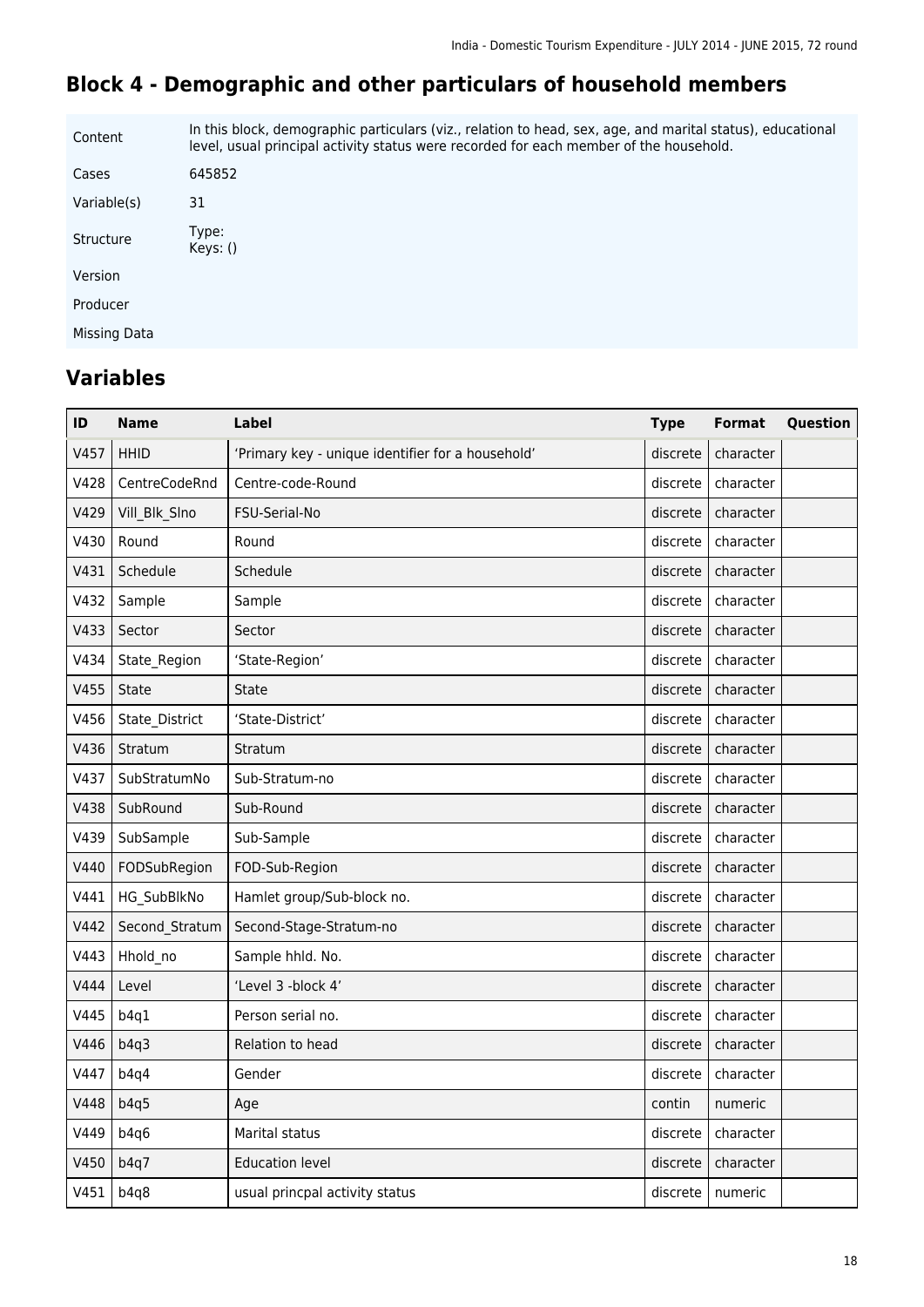## Block 4 - Demographic and other particulars of household members

| | |
|---|---|
| Content | In this block, demographic particulars (viz., relation to head, sex, age, and marital status), educational level, usual principal activity status were recorded for each member of the household. |
| Cases | 645852 |
| Variable(s) | 31 |
| Structure | Type: <br> Keys: () |
| Version | |
| Producer | |
| Missing Data | |

## Variables

| ID | Name | Label | Type | Format | Question |
|---|---|---|---|---|---|
| V457 | HHID | ‘Primary key - unique identifier for a household’ | discrete | character | |
| V428 | CentreCodeRnd | Centre-code-Round | discrete | character | |
| V429 | Vill_Blk_Slno | FSU-Serial-No | discrete | character | |
| V430 | Round | Round | discrete | character | |
| V431 | Schedule | Schedule | discrete | character | |
| V432 | Sample | Sample | discrete | character | |
| V433 | Sector | Sector | discrete | character | |
| V434 | State_Region | ‘State-Region’ | discrete | character | |
| V455 | State | State | discrete | character | |
| V456 | State_District | ‘State-District’ | discrete | character | |
| V436 | Stratum | Stratum | discrete | character | |
| V437 | SubStratumNo | Sub-Stratum-no | discrete | character | |
| V438 | SubRound | Sub-Round | discrete | character | |
| V439 | SubSample | Sub-Sample | discrete | character | |
| V440 | FODSubRegion | FOD-Sub-Region | discrete | character | |
| V441 | HG_SubBlkNo | Hamlet group/Sub-block no. | discrete | character | |
| V442 | Second_Stratum | Second-Stage-Stratum-no | discrete | character | |
| V443 | Hhold_no | Sample hhld. No. | discrete | character | |
| V444 | Level | ‘Level 3 -block 4’ | discrete | character | |
| V445 | b4q1 | Person serial no. | discrete | character | |
| V446 | b4q3 | Relation to head | discrete | character | |
| V447 | b4q4 | Gender | discrete | character | |
| V448 | b4q5 | Age | contin | numeric | |
| V449 | b4q6 | Marital status | discrete | character | |
| V450 | b4q7 | Education level | discrete | character | |
| V451 | b4q8 | usual princpal activity status | discrete | numeric | |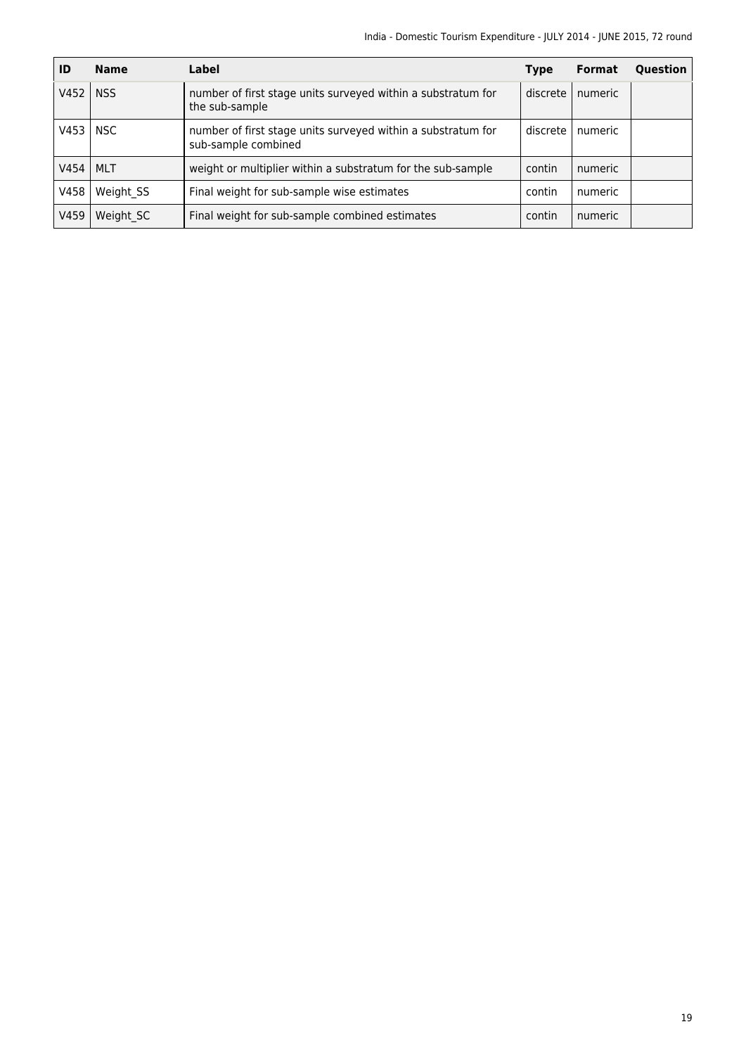| ID | Name | Label | Type | Format | Question |
| --- | --- | --- | --- | --- | --- |
| V452 | NSS | number of first stage units surveyed within a substratum for the sub-sample | discrete | numeric | |
| V453 | NSC | number of first stage units surveyed within a substratum for sub-sample combined | discrete | numeric | |
| V454 | MLT | weight or multiplier within a substratum for the sub-sample | contin | numeric | |
| V458 | Weight_SS | Final weight for sub-sample wise estimates | contin | numeric | |
| V459 | Weight_SC | Final weight for sub-sample combined estimates | contin | numeric | |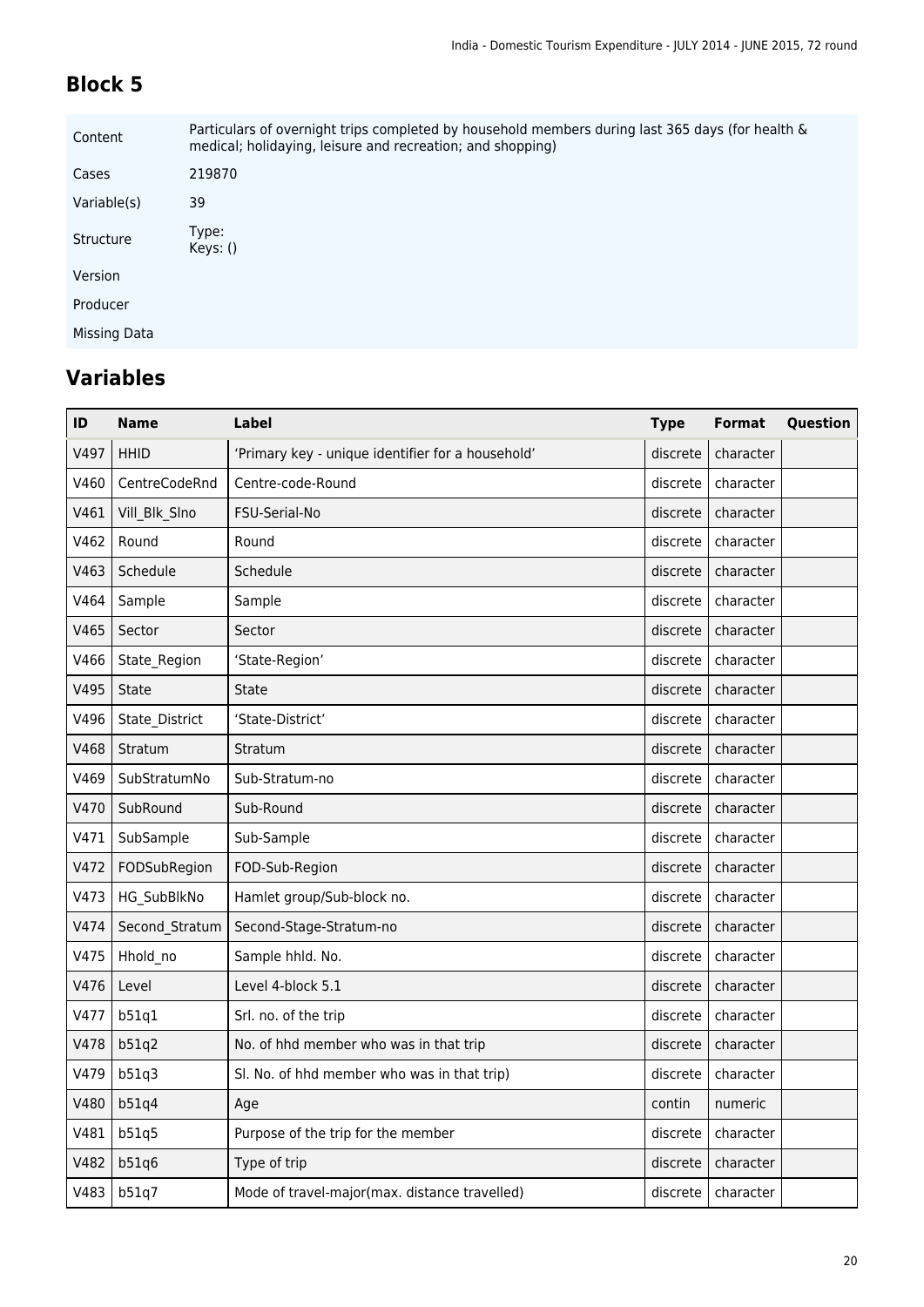## Block 5

| | |
|---|---|
| Content | Particulars of overnight trips completed by household members during last 365 days (for health & medical; holidaying, leisure and recreation; and shopping) |
| Cases | 219870 |
| Variable(s) | 39 |
| Structure | Type: Keys: () |
| Version | |
| Producer | |
| Missing Data | |

## Variables

| ID | Name | Label | Type | Format | Question |
|---|---|---|---|---|---|
| V497 | HHID | 'Primary key - unique identifier for a household' | discrete | character | |
| V460 | CentreCodeRnd | Centre-code-Round | discrete | character | |
| V461 | Vill_Blk_Slno | FSU-Serial-No | discrete | character | |
| V462 | Round | Round | discrete | character | |
| V463 | Schedule | Schedule | discrete | character | |
| V464 | Sample | Sample | discrete | character | |
| V465 | Sector | Sector | discrete | character | |
| V466 | State_Region | 'State-Region' | discrete | character | |
| V495 | State | State | discrete | character | |
| V496 | State_District | 'State-District' | discrete | character | |
| V468 | Stratum | Stratum | discrete | character | |
| V469 | SubStratumNo | Sub-Stratum-no | discrete | character | |
| V470 | SubRound | Sub-Round | discrete | character | |
| V471 | SubSample | Sub-Sample | discrete | character | |
| V472 | FODSubRegion | FOD-Sub-Region | discrete | character | |
| V473 | HG_SubBlkNo | Hamlet group/Sub-block no. | discrete | character | |
| V474 | Second_Stratum | Second-Stage-Stratum-no | discrete | character | |
| V475 | Hhold_no | Sample hhld. No. | discrete | character | |
| V476 | Level | Level 4-block 5.1 | discrete | character | |
| V477 | b51q1 | Srl. no. of the trip | discrete | character | |
| V478 | b51q2 | No. of hhd member who was in that trip | discrete | character | |
| V479 | b51q3 | Sl. No. of hhd member who was in that trip) | discrete | character | |
| V480 | b51q4 | Age | contin | numeric | |
| V481 | b51q5 | Purpose of the trip for the member | discrete | character | |
| V482 | b51q6 | Type of trip | discrete | character | |
| V483 | b51q7 | Mode of travel-major(max. distance travelled) | discrete | character | |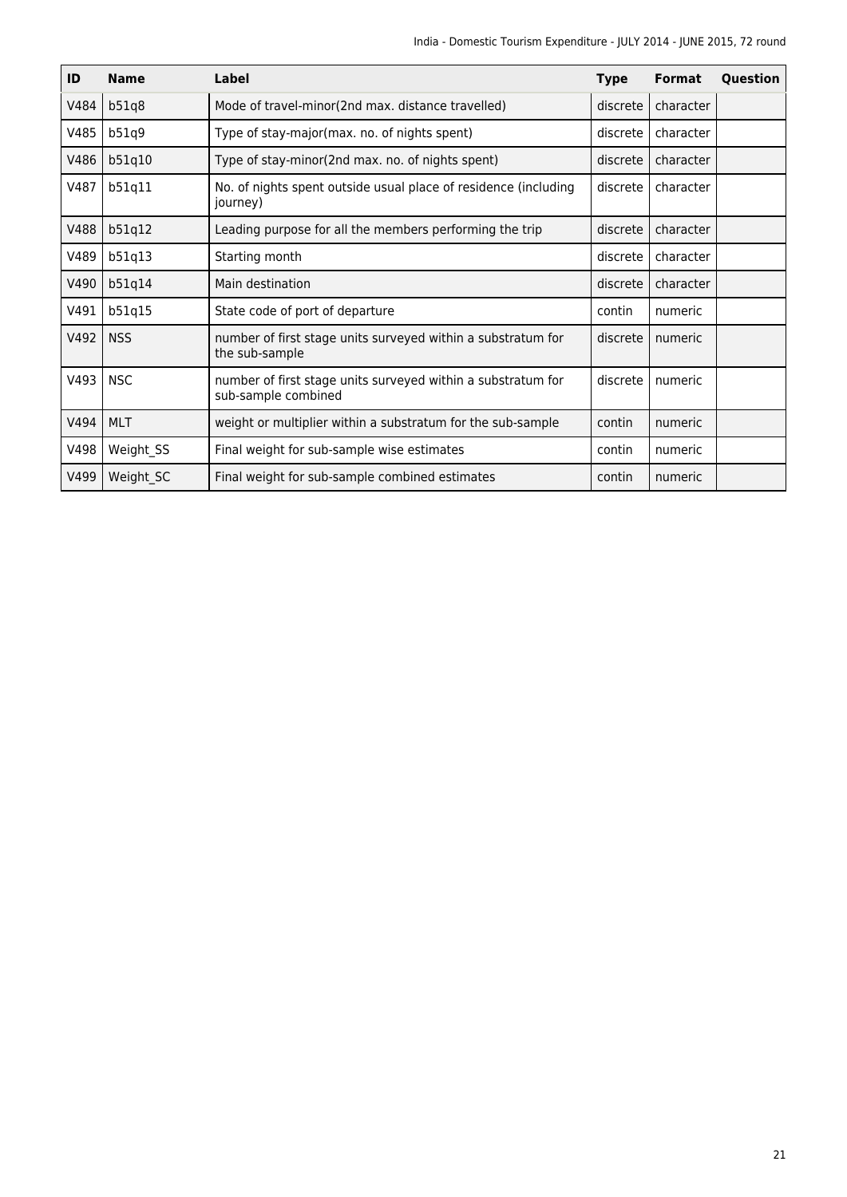| ID | Name | Label | Type | Format | Question |
|---|---|---|---|---|---|
| V484 | b51q8 | Mode of travel-minor(2nd max. distance travelled) | discrete | character | |
| V485 | b51q9 | Type of stay-major(max. no. of nights spent) | discrete | character | |
| V486 | b51q10 | Type of stay-minor(2nd max. no. of nights spent) | discrete | character | |
| V487 | b51q11 | No. of nights spent outside usual place of residence (including journey) | discrete | character | |
| V488 | b51q12 | Leading purpose for all the members performing the trip | discrete | character | |
| V489 | b51q13 | Starting month | discrete | character | |
| V490 | b51q14 | Main destination | discrete | character | |
| V491 | b51q15 | State code of port of departure | contin | numeric | |
| V492 | NSS | number of first stage units surveyed within a substratum for the sub-sample | discrete | numeric | |
| V493 | NSC | number of first stage units surveyed within a substratum for sub-sample combined | discrete | numeric | |
| V494 | MLT | weight or multiplier within a substratum for the sub-sample | contin | numeric | |
| V498 | Weight_SS | Final weight for sub-sample wise estimates | contin | numeric | |
| V499 | Weight_SC | Final weight for sub-sample combined estimates | contin | numeric | |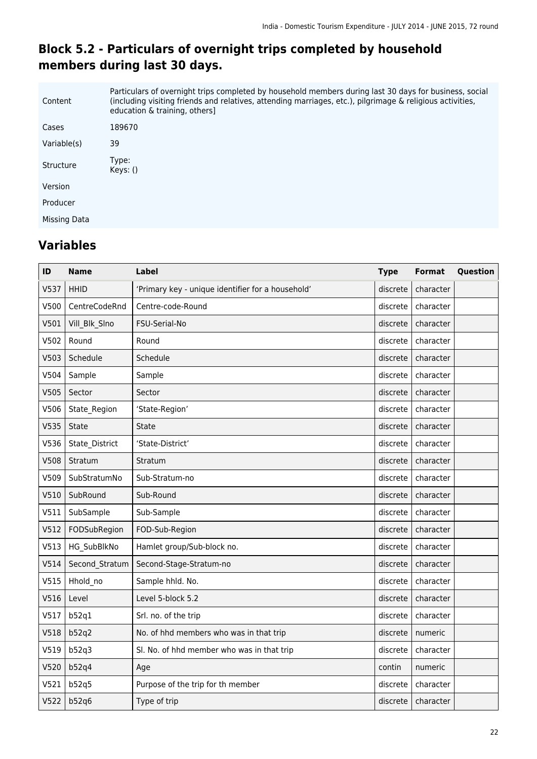## Block 5.2 - Particulars of overnight trips completed by household members during last 30 days.

| | |
|---|---|
| Content | Particulars of overnight trips completed by household members during last 30 days for business, social (including visiting friends and relatives, attending marriages, etc.), pilgrimage & religious activities, education & training, others] |
| Cases | 189670 |
| Variable(s) | 39 |
| Structure | Type: Keys: () |
| Version | |
| Producer | |
| Missing Data | |

## Variables

| ID | Name | Label | Type | Format | Question |
|---|---|---|---|---|---|
| V537 | HHID | ‘Primary key - unique identifier for a household’ | discrete | character | |
| V500 | CentreCodeRnd | Centre-code-Round | discrete | character | |
| V501 | Vill_Blk_Slno | FSU-Serial-No | discrete | character | |
| V502 | Round | Round | discrete | character | |
| V503 | Schedule | Schedule | discrete | character | |
| V504 | Sample | Sample | discrete | character | |
| V505 | Sector | Sector | discrete | character | |
| V506 | State_Region | ‘State-Region’ | discrete | character | |
| V535 | State | State | discrete | character | |
| V536 | State_District | ‘State-District’ | discrete | character | |
| V508 | Stratum | Stratum | discrete | character | |
| V509 | SubStratumNo | Sub-Stratum-no | discrete | character | |
| V510 | SubRound | Sub-Round | discrete | character | |
| V511 | SubSample | Sub-Sample | discrete | character | |
| V512 | FODSubRegion | FOD-Sub-Region | discrete | character | |
| V513 | HG_SubBlkNo | Hamlet group/Sub-block no. | discrete | character | |
| V514 | Second_Stratum | Second-Stage-Stratum-no | discrete | character | |
| V515 | Hhold_no | Sample hhld. No. | discrete | character | |
| V516 | Level | Level 5-block 5.2 | discrete | character | |
| V517 | b52q1 | Srl. no. of the trip | discrete | character | |
| V518 | b52q2 | No. of hhd members who was in that trip | discrete | numeric | |
| V519 | b52q3 | Sl. No. of hhd member who was in that trip | discrete | character | |
| V520 | b52q4 | Age | contin | numeric | |
| V521 | b52q5 | Purpose of the trip for th member | discrete | character | |
| V522 | b52q6 | Type of trip | discrete | character | |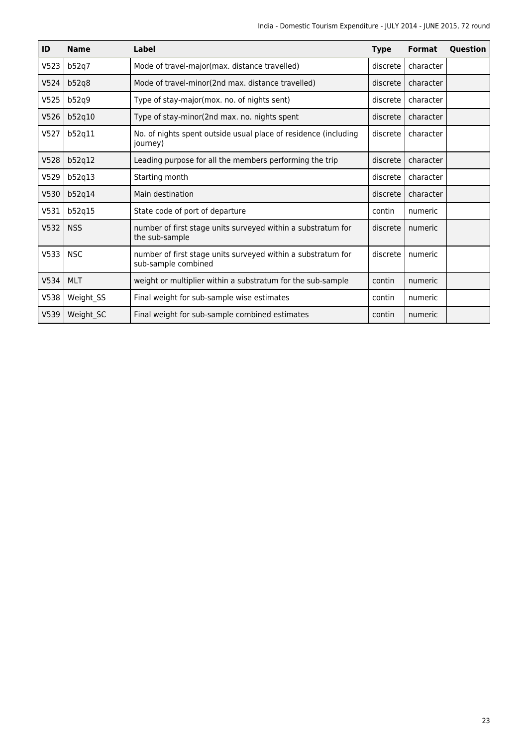| ID | Name | Label | Type | Format | Question |
|---|---|---|---|---|---|
| V523 | b52q7 | Mode of travel-major(max. distance travelled) | discrete | character | |
| V524 | b52q8 | Mode of travel-minor(2nd max. distance travelled) | discrete | character | |
| V525 | b52q9 | Type of stay-major(mox. no. of nights sent) | discrete | character | |
| V526 | b52q10 | Type of stay-minor(2nd max. no. nights spent | discrete | character | |
| V527 | b52q11 | No. of nights spent outside usual place of residence (including journey) | discrete | character | |
| V528 | b52q12 | Leading purpose for all the members performing the trip | discrete | character | |
| V529 | b52q13 | Starting month | discrete | character | |
| V530 | b52q14 | Main destination | discrete | character | |
| V531 | b52q15 | State code of port of departure | contin | numeric | |
| V532 | NSS | number of first stage units surveyed within a substratum for the sub-sample | discrete | numeric | |
| V533 | NSC | number of first stage units surveyed within a substratum for sub-sample combined | discrete | numeric | |
| V534 | MLT | weight or multiplier within a substratum for the sub-sample | contin | numeric | |
| V538 | Weight_SS | Final weight for sub-sample wise estimates | contin | numeric | |
| V539 | Weight_SC | Final weight for sub-sample combined estimates | contin | numeric | |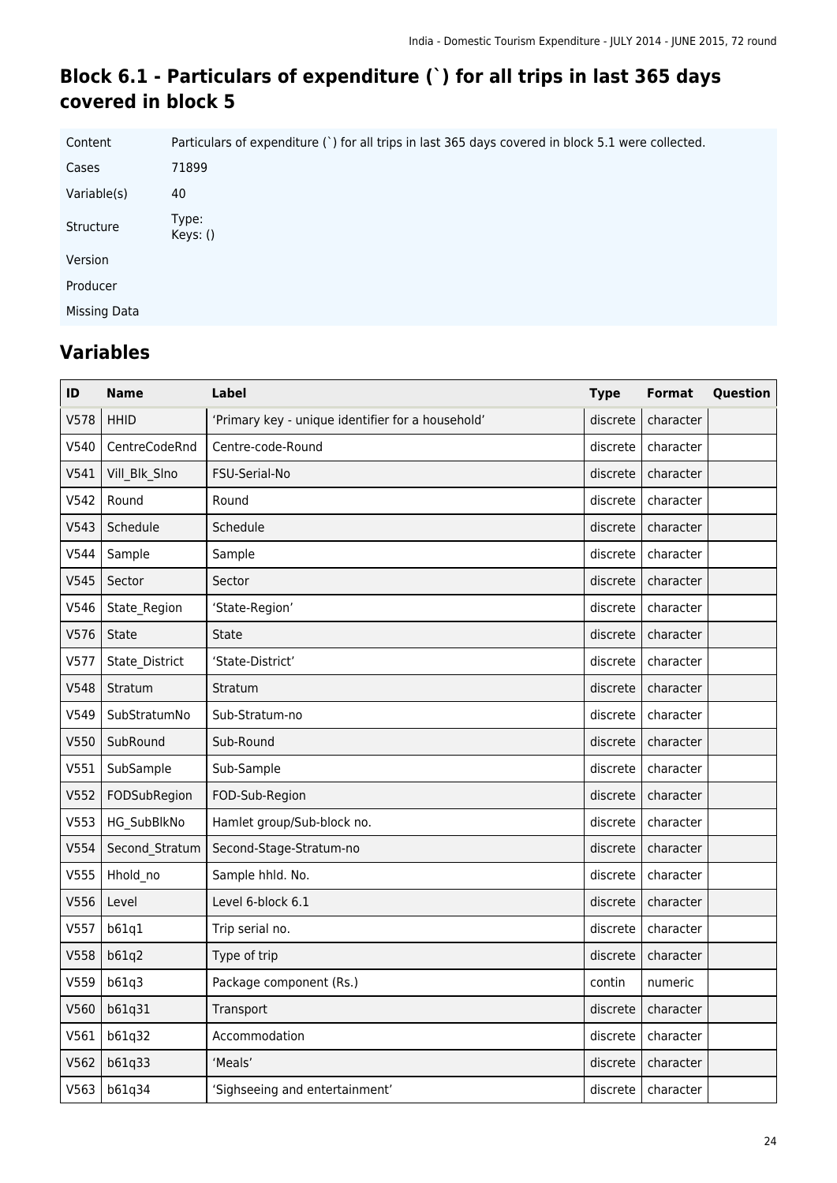## Block 6.1 - Particulars of expenditure (`) for all trips in last 365 days covered in block 5

| | |
|---|---|
| Content | Particulars of expenditure (`) for all trips in last 365 days covered in block 5.1 were collected. |
| Cases | 71899 |
| Variable(s) | 40 |
| Structure | Type: <br> Keys: () |
| Version | |
| Producer | |
| Missing Data | |

## Variables

| ID | Name | Label | Type | Format | Question |
|---|---|---|---|---|---|
| V578 | HHID | 'Primary key - unique identifier for a household' | discrete | character | |
| V540 | CentreCodeRnd | Centre-code-Round | discrete | character | |
| V541 | Vill_Blk_Slno | FSU-Serial-No | discrete | character | |
| V542 | Round | Round | discrete | character | |
| V543 | Schedule | Schedule | discrete | character | |
| V544 | Sample | Sample | discrete | character | |
| V545 | Sector | Sector | discrete | character | |
| V546 | State_Region | 'State-Region' | discrete | character | |
| V576 | State | State | discrete | character | |
| V577 | State_District | 'State-District' | discrete | character | |
| V548 | Stratum | Stratum | discrete | character | |
| V549 | SubStratumNo | Sub-Stratum-no | discrete | character | |
| V550 | SubRound | Sub-Round | discrete | character | |
| V551 | SubSample | Sub-Sample | discrete | character | |
| V552 | FODSubRegion | FOD-Sub-Region | discrete | character | |
| V553 | HG_SubBlkNo | Hamlet group/Sub-block no. | discrete | character | |
| V554 | Second_Stratum | Second-Stage-Stratum-no | discrete | character | |
| V555 | Hhold_no | Sample hhld. No. | discrete | character | |
| V556 | Level | Level 6-block 6.1 | discrete | character | |
| V557 | b61q1 | Trip serial no. | discrete | character | |
| V558 | b61q2 | Type of trip | discrete | character | |
| V559 | b61q3 | Package component (Rs.) | contin | numeric | |
| V560 | b61q31 | Transport | discrete | character | |
| V561 | b61q32 | Accommodation | discrete | character | |
| V562 | b61q33 | 'Meals' | discrete | character | |
| V563 | b61q34 | 'Sighseeing and entertainment' | discrete | character | |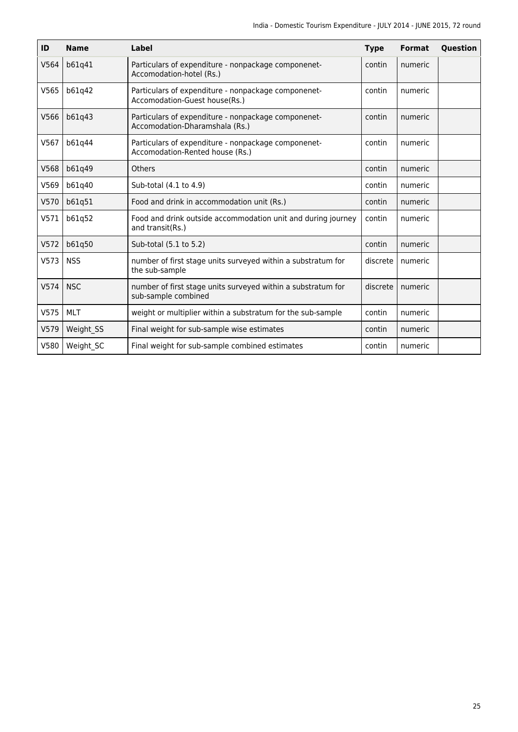| ID | Name | Label | Type | Format | Question |
|---|---|---|---|---|---|
| V564 | b61q41 | Particulars of expenditure - nonpackage componenet- Accomodation-hotel (Rs.) | contin | numeric | |
| V565 | b61q42 | Particulars of expenditure - nonpackage componenet- Accomodation-Guest house(Rs.) | contin | numeric | |
| V566 | b61q43 | Particulars of expenditure - nonpackage componenet- Accomodation-Dharamshala (Rs.) | contin | numeric | |
| V567 | b61q44 | Particulars of expenditure - nonpackage componenet- Accomodation-Rented house (Rs.) | contin | numeric | |
| V568 | b61q49 | Others | contin | numeric | |
| V569 | b61q40 | Sub-total (4.1 to 4.9) | contin | numeric | |
| V570 | b61q51 | Food and drink in accommodation unit (Rs.) | contin | numeric | |
| V571 | b61q52 | Food and drink outside accommodation unit and during journey and transit(Rs.) | contin | numeric | |
| V572 | b61q50 | Sub-total (5.1 to 5.2) | contin | numeric | |
| V573 | NSS | number of first stage units surveyed within a substratum for the sub-sample | discrete | numeric | |
| V574 | NSC | number of first stage units surveyed within a substratum for sub-sample combined | discrete | numeric | |
| V575 | MLT | weight or multiplier within a substratum for the sub-sample | contin | numeric | |
| V579 | Weight_SS | Final weight for sub-sample wise estimates | contin | numeric | |
| V580 | Weight_SC | Final weight for sub-sample combined estimates | contin | numeric | |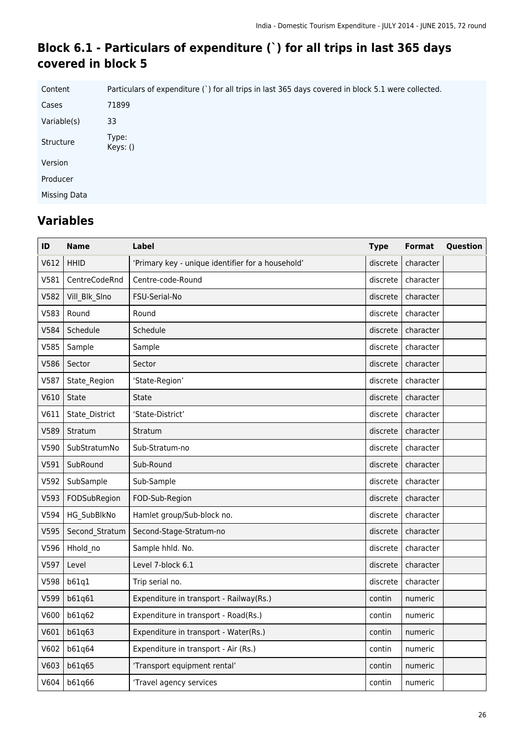## Block 6.1 - Particulars of expenditure (`) for all trips in last 365 days covered in block 5

| | |
|---|---|
| Content | Particulars of expenditure (`) for all trips in last 365 days covered in block 5.1 were collected. |
| Cases | 71899 |
| Variable(s) | 33 |
| Structure | Type:<br>Keys: () |
| Version | |
| Producer | |
| Missing Data | |

## Variables

| ID | Name | Label | Type | Format | Question |
|---|---|---|---|---|---|
| V612 | HHID | 'Primary key - unique identifier for a household' | discrete | character | |
| V581 | CentreCodeRnd | Centre-code-Round | discrete | character | |
| V582 | Vill_Blk_Slno | FSU-Serial-No | discrete | character | |
| V583 | Round | Round | discrete | character | |
| V584 | Schedule | Schedule | discrete | character | |
| V585 | Sample | Sample | discrete | character | |
| V586 | Sector | Sector | discrete | character | |
| V587 | State_Region | 'State-Region' | discrete | character | |
| V610 | State | State | discrete | character | |
| V611 | State_District | 'State-District' | discrete | character | |
| V589 | Stratum | Stratum | discrete | character | |
| V590 | SubStratumNo | Sub-Stratum-no | discrete | character | |
| V591 | SubRound | Sub-Round | discrete | character | |
| V592 | SubSample | Sub-Sample | discrete | character | |
| V593 | FODSubRegion | FOD-Sub-Region | discrete | character | |
| V594 | HG_SubBlkNo | Hamlet group/Sub-block no. | discrete | character | |
| V595 | Second_Stratum | Second-Stage-Stratum-no | discrete | character | |
| V596 | Hhold_no | Sample hhld. No. | discrete | character | |
| V597 | Level | Level 7-block 6.1 | discrete | character | |
| V598 | b61q1 | Trip serial no. | discrete | character | |
| V599 | b61q61 | Expenditure in transport - Railway(Rs.) | contin | numeric | |
| V600 | b61q62 | Expenditure in transport - Road(Rs.) | contin | numeric | |
| V601 | b61q63 | Expenditure in transport - Water(Rs.) | contin | numeric | |
| V602 | b61q64 | Expenditure in transport - Air (Rs.) | contin | numeric | |
| V603 | b61q65 | 'Transport equipment rental' | contin | numeric | |
| V604 | b61q66 | 'Travel agency services | contin | numeric | |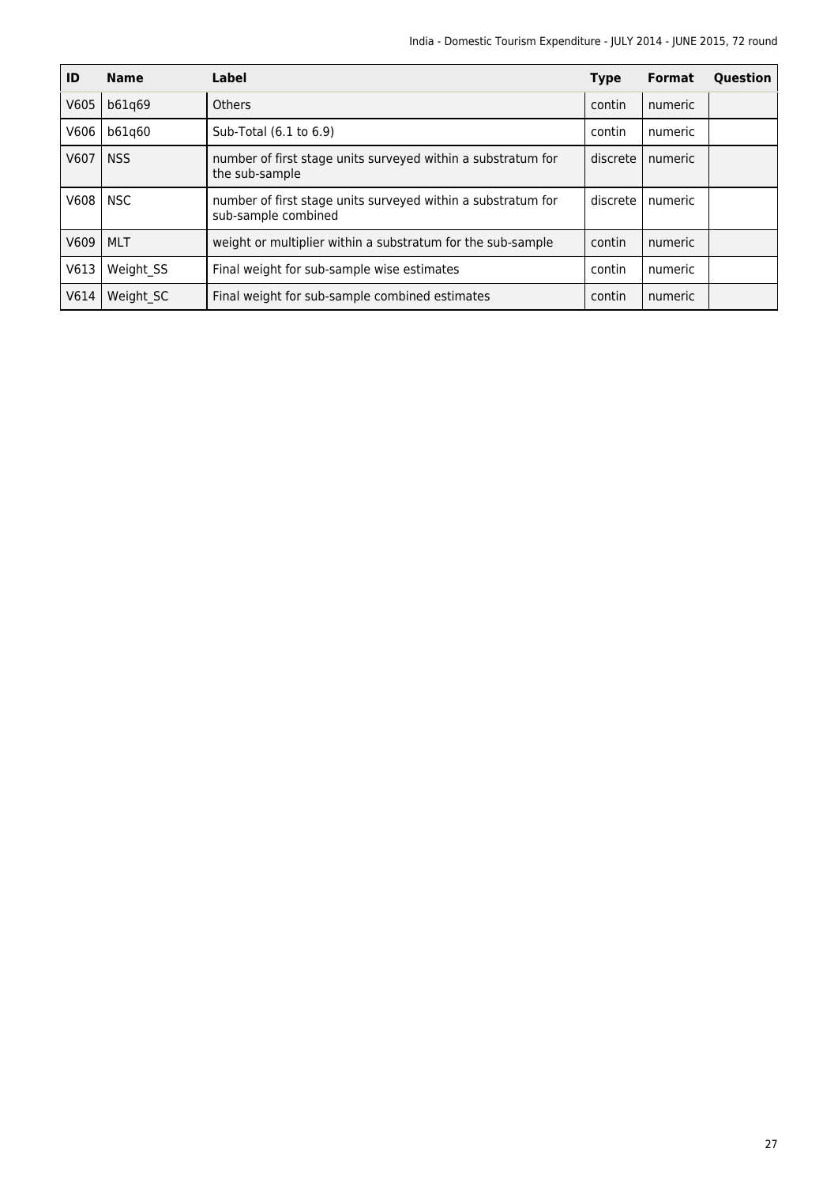| ID | Name | Label | Type | Format | Question |
|---|---|---|---|---|---|
| V605 | b61q69 | Others | contin | numeric | |
| V606 | b61q60 | Sub-Total (6.1 to 6.9) | contin | numeric | |
| V607 | NSS | number of first stage units surveyed within a substratum for the sub-sample | discrete | numeric | |
| V608 | NSC | number of first stage units surveyed within a substratum for sub-sample combined | discrete | numeric | |
| V609 | MLT | weight or multiplier within a substratum for the sub-sample | contin | numeric | |
| V613 | Weight_SS | Final weight for sub-sample wise estimates | contin | numeric | |
| V614 | Weight_SC | Final weight for sub-sample combined estimates | contin | numeric | |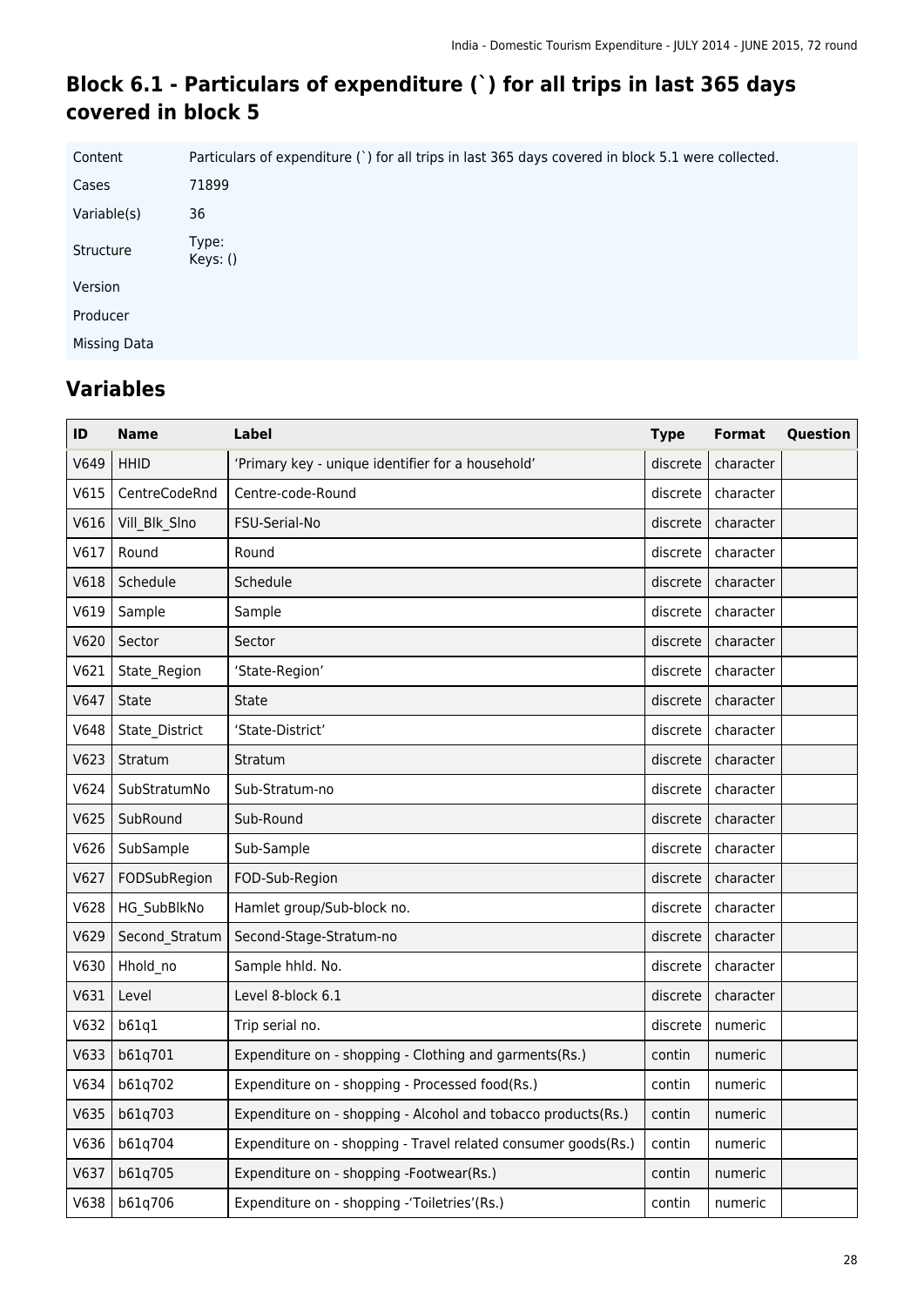## Block 6.1 - Particulars of expenditure (`) for all trips in last 365 days covered in block 5

| | |
|---|---|
| Content | Particulars of expenditure (`) for all trips in last 365 days covered in block 5.1 were collected. |
| Cases | 71899 |
| Variable(s) | 36 |
| Structure | Type:<br>Keys: () |
| Version | |
| Producer | |
| Missing Data | |

## Variables

| ID | Name | Label | Type | Format | Question |
|---|---|---|---|---|---|
| V649 | HHID | 'Primary key - unique identifier for a household' | discrete | character | |
| V615 | CentreCodeRnd | Centre-code-Round | discrete | character | |
| V616 | Vill_Blk_Slno | FSU-Serial-No | discrete | character | |
| V617 | Round | Round | discrete | character | |
| V618 | Schedule | Schedule | discrete | character | |
| V619 | Sample | Sample | discrete | character | |
| V620 | Sector | Sector | discrete | character | |
| V621 | State_Region | 'State-Region' | discrete | character | |
| V647 | State | State | discrete | character | |
| V648 | State_District | 'State-District' | discrete | character | |
| V623 | Stratum | Stratum | discrete | character | |
| V624 | SubStratumNo | Sub-Stratum-no | discrete | character | |
| V625 | SubRound | Sub-Round | discrete | character | |
| V626 | SubSample | Sub-Sample | discrete | character | |
| V627 | FODSubRegion | FOD-Sub-Region | discrete | character | |
| V628 | HG_SubBlkNo | Hamlet group/Sub-block no. | discrete | character | |
| V629 | Second_Stratum | Second-Stage-Stratum-no | discrete | character | |
| V630 | Hhold_no | Sample hhld. No. | discrete | character | |
| V631 | Level | Level 8-block 6.1 | discrete | character | |
| V632 | b61q1 | Trip serial no. | discrete | numeric | |
| V633 | b61q701 | Expenditure on - shopping - Clothing and garments(Rs.) | contin | numeric | |
| V634 | b61q702 | Expenditure on - shopping - Processed food(Rs.) | contin | numeric | |
| V635 | b61q703 | Expenditure on - shopping - Alcohol and tobacco products(Rs.) | contin | numeric | |
| V636 | b61q704 | Expenditure on - shopping - Travel related consumer goods(Rs.) | contin | numeric | |
| V637 | b61q705 | Expenditure on - shopping -Footwear(Rs.) | contin | numeric | |
| V638 | b61q706 | Expenditure on - shopping -'Toiletries'(Rs.) | contin | numeric | |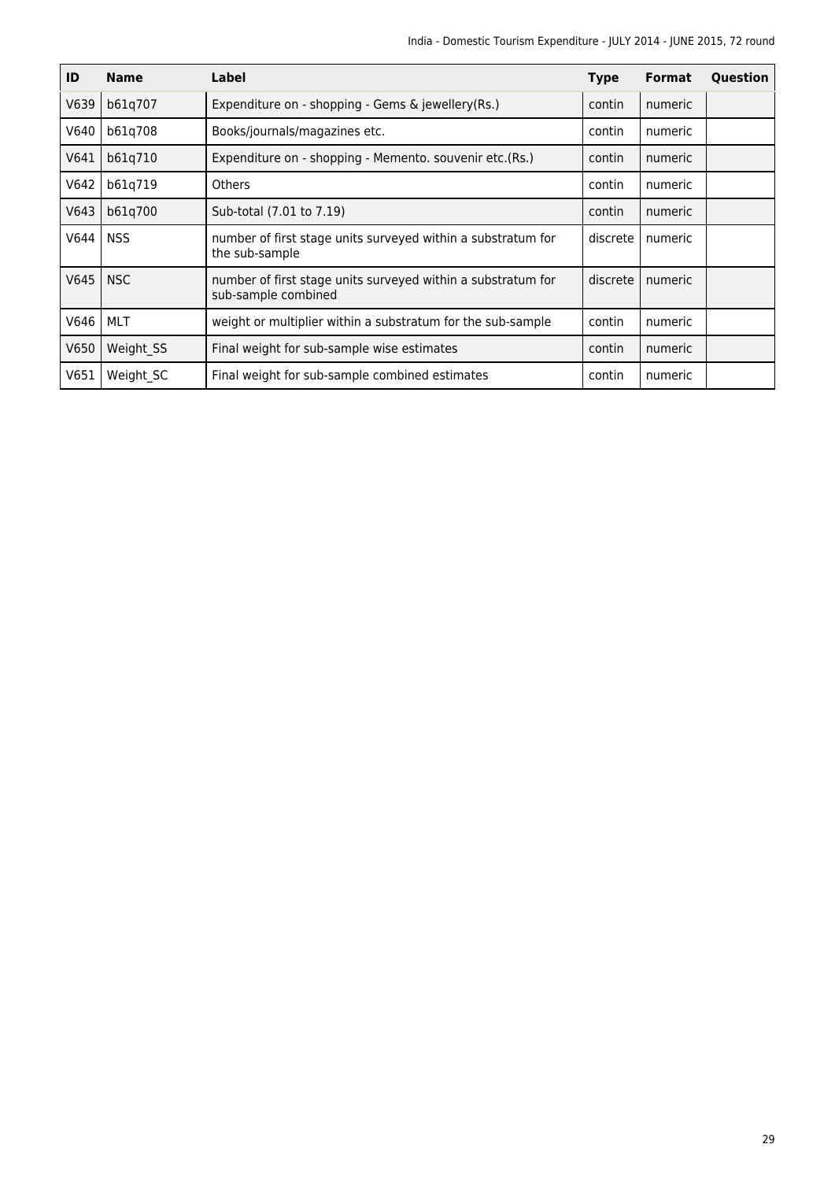| ID | Name | Label | Type | Format | Question |
| --- | --- | --- | --- | --- | --- |
| V639 | b61q707 | Expenditure on - shopping - Gems & jewellery(Rs.) | contin | numeric | |
| V640 | b61q708 | Books/journals/magazines etc. | contin | numeric | |
| V641 | b61q710 | Expenditure on - shopping - Memento. souvenir etc.(Rs.) | contin | numeric | |
| V642 | b61q719 | Others | contin | numeric | |
| V643 | b61q700 | Sub-total (7.01 to 7.19) | contin | numeric | |
| V644 | NSS | number of first stage units surveyed within a substratum for the sub-sample | discrete | numeric | |
| V645 | NSC | number of first stage units surveyed within a substratum for sub-sample combined | discrete | numeric | |
| V646 | MLT | weight or multiplier within a substratum for the sub-sample | contin | numeric | |
| V650 | Weight_SS | Final weight for sub-sample wise estimates | contin | numeric | |
| V651 | Weight_SC | Final weight for sub-sample combined estimates | contin | numeric | |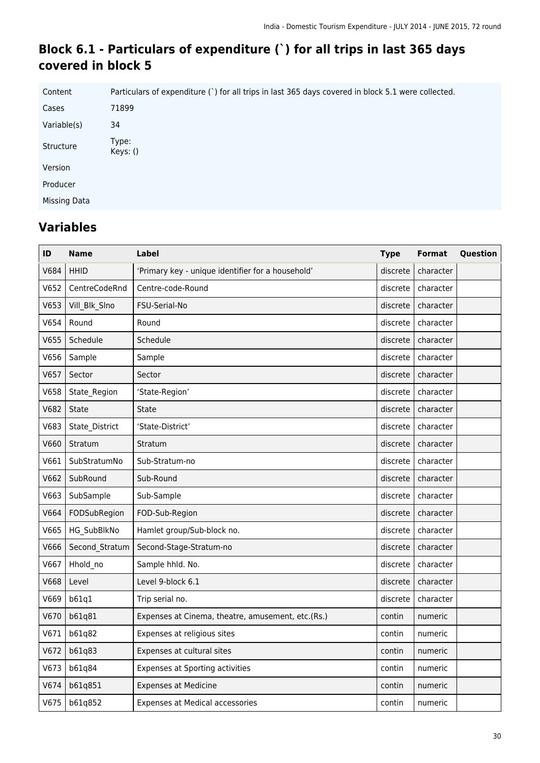## Block 6.1 - Particulars of expenditure (`) for all trips in last 365 days covered in block 5

| | |
|---|---|
| Content | Particulars of expenditure (`) for all trips in last 365 days covered in block 5.1 were collected. |
| Cases | 71899 |
| Variable(s) | 34 |
| Structure | Type: <br> Keys: () |
| Version | |
| Producer | |
| Missing Data | |

## Variables

| ID | Name | Label | Type | Format | Question |
|---|---|---|---|---|---|
| V684 | HHID | 'Primary key - unique identifier for a household' | discrete | character | |
| V652 | CentreCodeRnd | Centre-code-Round | discrete | character | |
| V653 | Vill_Blk_Slno | FSU-Serial-No | discrete | character | |
| V654 | Round | Round | discrete | character | |
| V655 | Schedule | Schedule | discrete | character | |
| V656 | Sample | Sample | discrete | character | |
| V657 | Sector | Sector | discrete | character | |
| V658 | State_Region | 'State-Region' | discrete | character | |
| V682 | State | State | discrete | character | |
| V683 | State_District | 'State-District' | discrete | character | |
| V660 | Stratum | Stratum | discrete | character | |
| V661 | SubStratumNo | Sub-Stratum-no | discrete | character | |
| V662 | SubRound | Sub-Round | discrete | character | |
| V663 | SubSample | Sub-Sample | discrete | character | |
| V664 | FODSubRegion | FOD-Sub-Region | discrete | character | |
| V665 | HG_SubBlkNo | Hamlet group/Sub-block no. | discrete | character | |
| V666 | Second_Stratum | Second-Stage-Stratum-no | discrete | character | |
| V667 | Hhold_no | Sample hhld. No. | discrete | character | |
| V668 | Level | Level 9-block 6.1 | discrete | character | |
| V669 | b61q1 | Trip serial no. | discrete | character | |
| V670 | b61q81 | Expenses at Cinema, theatre, amusement, etc.(Rs.) | contin | numeric | |
| V671 | b61q82 | Expenses at religious sites | contin | numeric | |
| V672 | b61q83 | Expenses at cultural sites | contin | numeric | |
| V673 | b61q84 | Expenses at Sporting activities | contin | numeric | |
| V674 | b61q851 | Expenses at Medicine | contin | numeric | |
| V675 | b61q852 | Expenses at Medical accessories | contin | numeric | |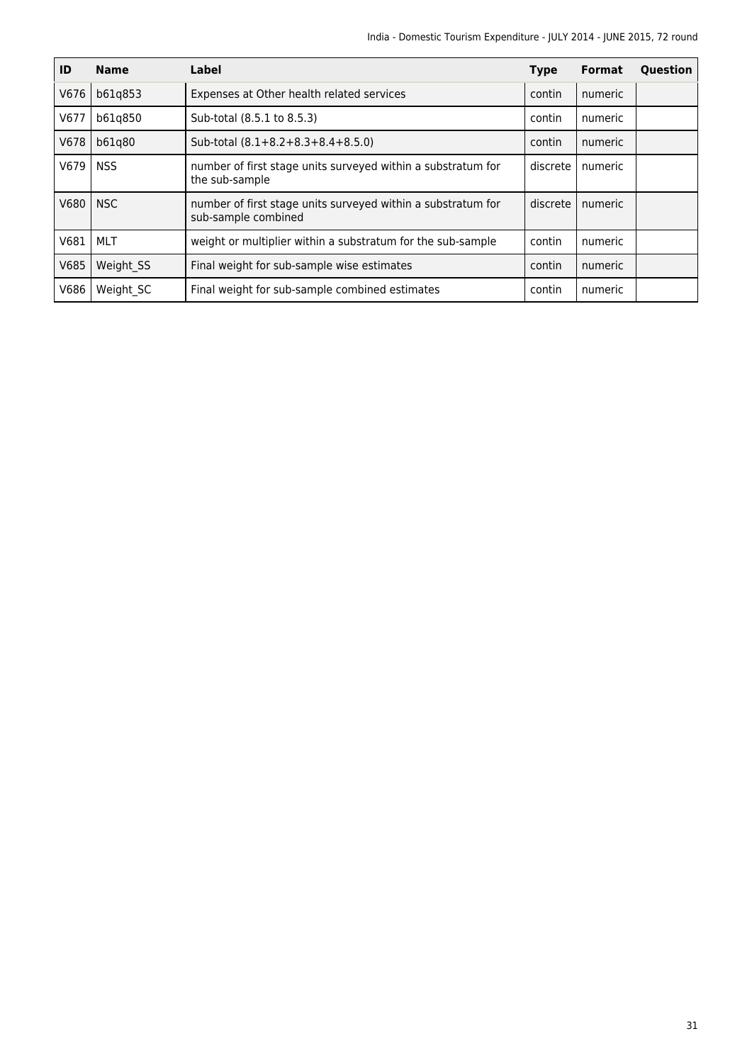| ID | Name | Label | Type | Format | Question |
|---|---|---|---|---|---|
| V676 | b61q853 | Expenses at Other health related services | contin | numeric | |
| V677 | b61q850 | Sub-total (8.5.1 to 8.5.3) | contin | numeric | |
| V678 | b61q80 | Sub-total (8.1+8.2+8.3+8.4+8.5.0) | contin | numeric | |
| V679 | NSS | number of first stage units surveyed within a substratum for the sub-sample | discrete | numeric | |
| V680 | NSC | number of first stage units surveyed within a substratum for sub-sample combined | discrete | numeric | |
| V681 | MLT | weight or multiplier within a substratum for the sub-sample | contin | numeric | |
| V685 | Weight_SS | Final weight for sub-sample wise estimates | contin | numeric | |
| V686 | Weight_SC | Final weight for sub-sample combined estimates | contin | numeric | |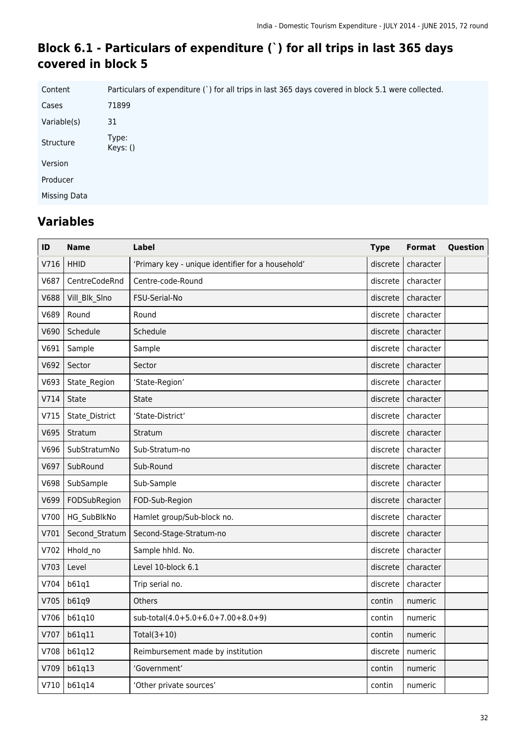## Block 6.1 - Particulars of expenditure (`) for all trips in last 365 days covered in block 5

| | |
|---|---|
| Content | Particulars of expenditure (`) for all trips in last 365 days covered in block 5.1 were collected. |
| Cases | 71899 |
| Variable(s) | 31 |
| Structure | Type: <br> Keys: () |
| Version | |
| Producer | |
| Missing Data | |

## Variables

| ID | Name | Label | Type | Format | Question |
|---|---|---|---|---|---|
| V716 | HHID | 'Primary key - unique identifier for a household' | discrete | character | |
| V687 | CentreCodeRnd | Centre-code-Round | discrete | character | |
| V688 | Vill_Blk_Slno | FSU-Serial-No | discrete | character | |
| V689 | Round | Round | discrete | character | |
| V690 | Schedule | Schedule | discrete | character | |
| V691 | Sample | Sample | discrete | character | |
| V692 | Sector | Sector | discrete | character | |
| V693 | State_Region | 'State-Region' | discrete | character | |
| V714 | State | State | discrete | character | |
| V715 | State_District | 'State-District' | discrete | character | |
| V695 | Stratum | Stratum | discrete | character | |
| V696 | SubStratumNo | Sub-Stratum-no | discrete | character | |
| V697 | SubRound | Sub-Round | discrete | character | |
| V698 | SubSample | Sub-Sample | discrete | character | |
| V699 | FODSubRegion | FOD-Sub-Region | discrete | character | |
| V700 | HG_SubBlkNo | Hamlet group/Sub-block no. | discrete | character | |
| V701 | Second_Stratum | Second-Stage-Stratum-no | discrete | character | |
| V702 | Hhold_no | Sample hhld. No. | discrete | character | |
| V703 | Level | Level 10-block 6.1 | discrete | character | |
| V704 | b61q1 | Trip serial no. | discrete | character | |
| V705 | b61q9 | Others | contin | numeric | |
| V706 | b61q10 | sub-total(4.0+5.0+6.0+7.00+8.0+9) | contin | numeric | |
| V707 | b61q11 | Total(3+10) | contin | numeric | |
| V708 | b61q12 | Reimbursement made by institution | discrete | numeric | |
| V709 | b61q13 | 'Government' | contin | numeric | |
| V710 | b61q14 | 'Other private sources' | contin | numeric | |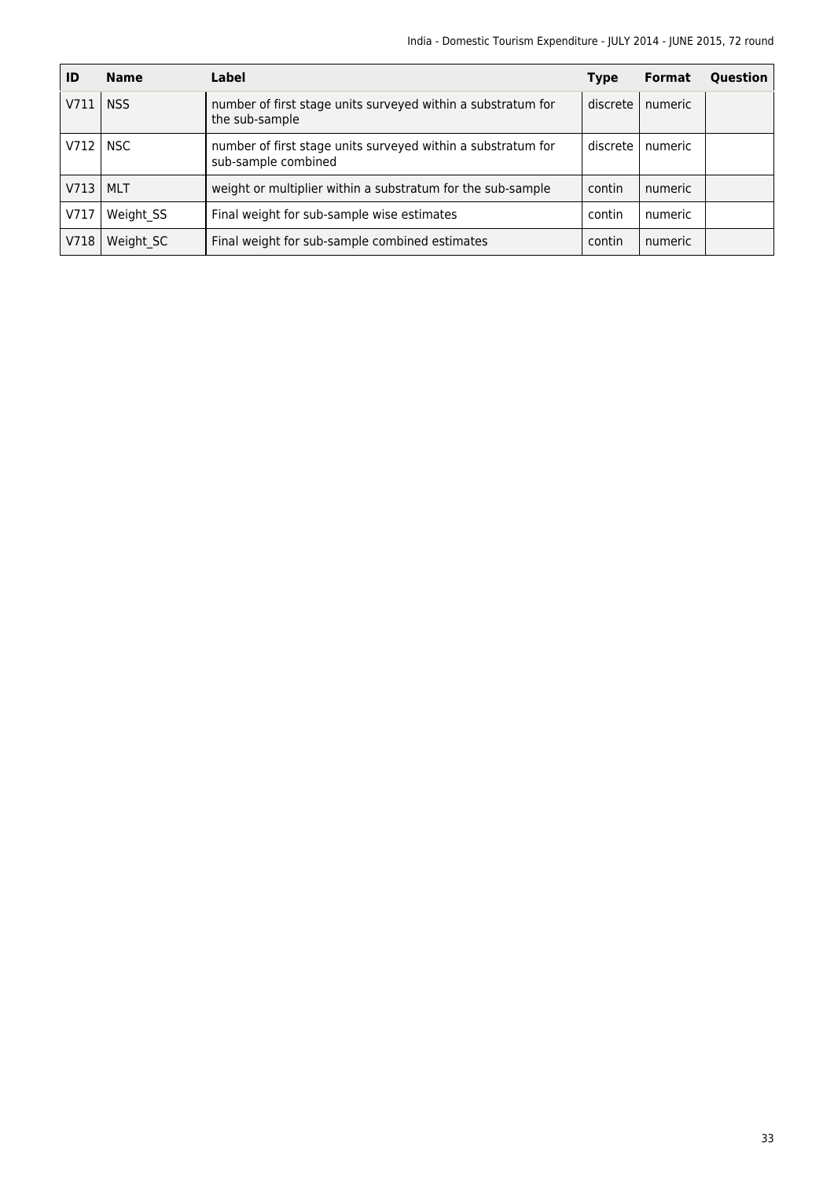| ID | Name | Label | Type | Format | Question |
|---|---|---|---|---|---|
| V711 | NSS | number of first stage units surveyed within a substratum for the sub-sample | discrete | numeric | |
| V712 | NSC | number of first stage units surveyed within a substratum for sub-sample combined | discrete | numeric | |
| V713 | MLT | weight or multiplier within a substratum for the sub-sample | contin | numeric | |
| V717 | Weight_SS | Final weight for sub-sample wise estimates | contin | numeric | |
| V718 | Weight_SC | Final weight for sub-sample combined estimates | contin | numeric | |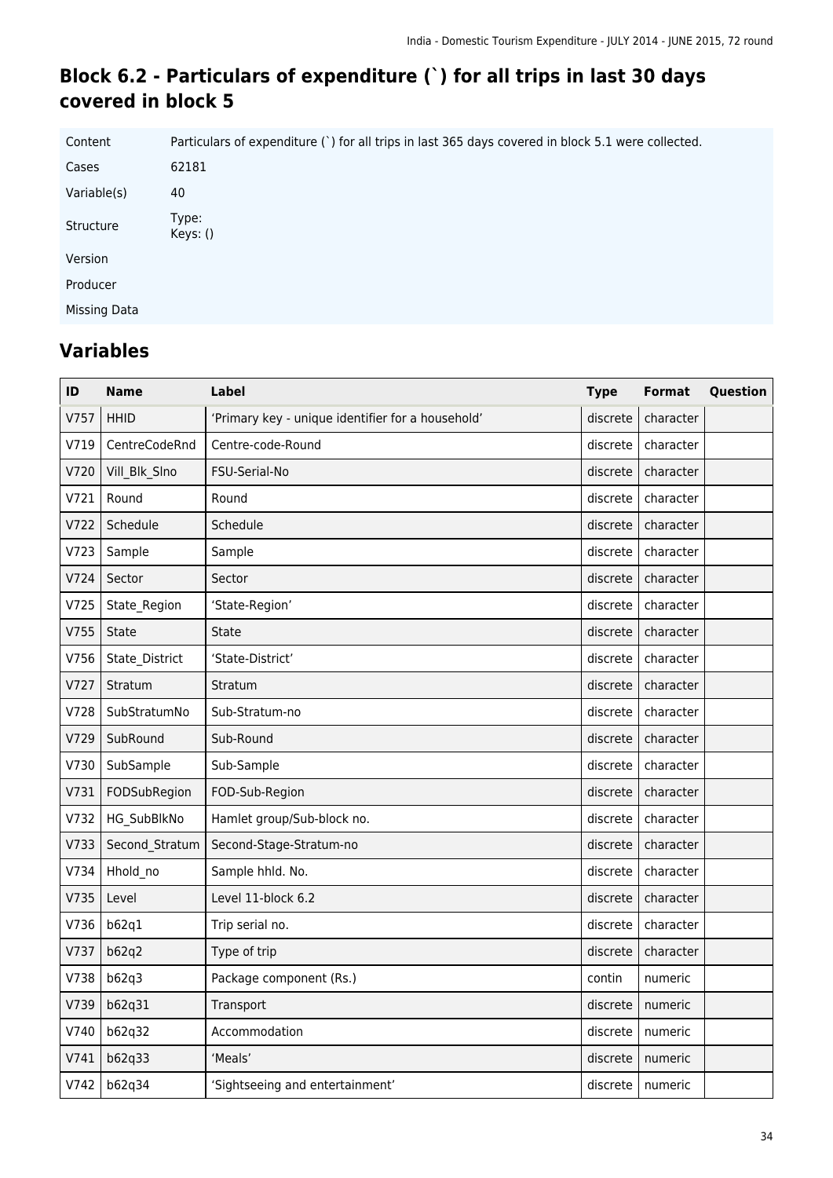## Block 6.2 - Particulars of expenditure (`) for all trips in last 30 days covered in block 5

| | |
|---|---|
| Content | Particulars of expenditure (`) for all trips in last 365 days covered in block 5.1 were collected. |
| Cases | 62181 |
| Variable(s) | 40 |
| Structure | Type: <br> Keys: () |
| Version | |
| Producer | |
| Missing Data | |

## Variables

| ID | Name | Label | Type | Format | Question |
|---|---|---|---|---|---|
| V757 | HHID | 'Primary key - unique identifier for a household' | discrete | character | |
| V719 | CentreCodeRnd | Centre-code-Round | discrete | character | |
| V720 | Vill_Blk_Slno | FSU-Serial-No | discrete | character | |
| V721 | Round | Round | discrete | character | |
| V722 | Schedule | Schedule | discrete | character | |
| V723 | Sample | Sample | discrete | character | |
| V724 | Sector | Sector | discrete | character | |
| V725 | State_Region | 'State-Region' | discrete | character | |
| V755 | State | State | discrete | character | |
| V756 | State_District | 'State-District' | discrete | character | |
| V727 | Stratum | Stratum | discrete | character | |
| V728 | SubStratumNo | Sub-Stratum-no | discrete | character | |
| V729 | SubRound | Sub-Round | discrete | character | |
| V730 | SubSample | Sub-Sample | discrete | character | |
| V731 | FODSubRegion | FOD-Sub-Region | discrete | character | |
| V732 | HG_SubBlkNo | Hamlet group/Sub-block no. | discrete | character | |
| V733 | Second_Stratum | Second-Stage-Stratum-no | discrete | character | |
| V734 | Hhold_no | Sample hhld. No. | discrete | character | |
| V735 | Level | Level 11-block 6.2 | discrete | character | |
| V736 | b62q1 | Trip serial no. | discrete | character | |
| V737 | b62q2 | Type of trip | discrete | character | |
| V738 | b62q3 | Package component (Rs.) | contin | numeric | |
| V739 | b62q31 | Transport | discrete | numeric | |
| V740 | b62q32 | Accommodation | discrete | numeric | |
| V741 | b62q33 | 'Meals' | discrete | numeric | |
| V742 | b62q34 | 'Sightseeing and entertainment' | discrete | numeric | |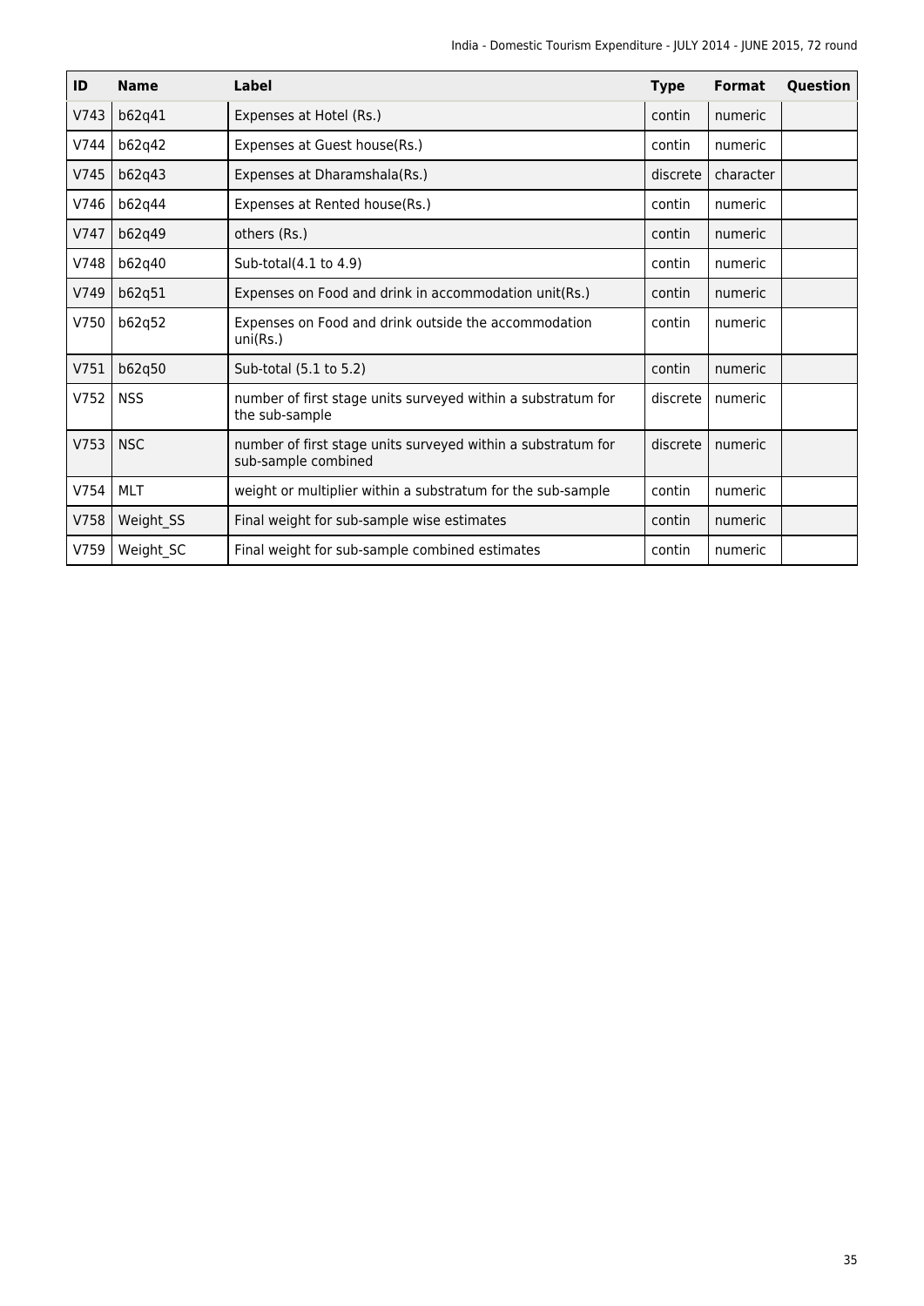| ID | Name | Label | Type | Format | Question |
|---|---|---|---|---|---|
| V743 | b62q41 | Expenses at Hotel (Rs.) | contin | numeric | |
| V744 | b62q42 | Expenses at Guest house(Rs.) | contin | numeric | |
| V745 | b62q43 | Expenses at Dharamshala(Rs.) | discrete | character | |
| V746 | b62q44 | Expenses at Rented house(Rs.) | contin | numeric | |
| V747 | b62q49 | others (Rs.) | contin | numeric | |
| V748 | b62q40 | Sub-total(4.1 to 4.9) | contin | numeric | |
| V749 | b62q51 | Expenses on Food and drink in accommodation unit(Rs.) | contin | numeric | |
| V750 | b62q52 | Expenses on Food and drink outside the accommodation uni(Rs.) | contin | numeric | |
| V751 | b62q50 | Sub-total (5.1 to 5.2) | contin | numeric | |
| V752 | NSS | number of first stage units surveyed within a substratum for the sub-sample | discrete | numeric | |
| V753 | NSC | number of first stage units surveyed within a substratum for sub-sample combined | discrete | numeric | |
| V754 | MLT | weight or multiplier within a substratum for the sub-sample | contin | numeric | |
| V758 | Weight_SS | Final weight for sub-sample wise estimates | contin | numeric | |
| V759 | Weight_SC | Final weight for sub-sample combined estimates | contin | numeric | |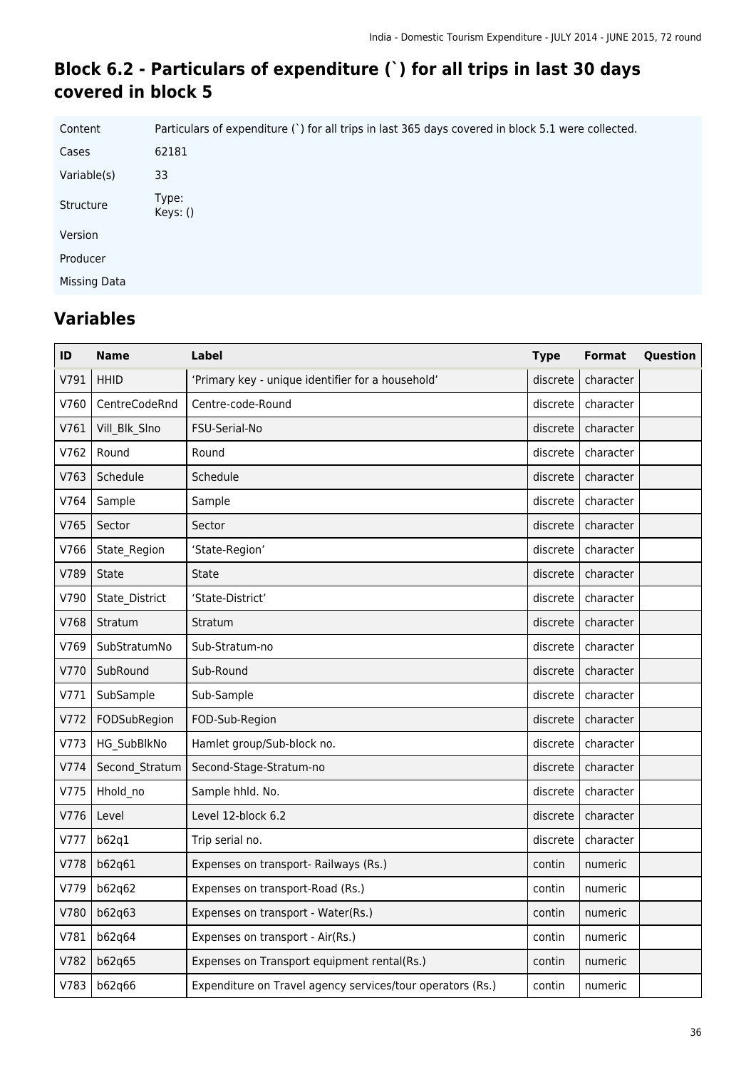## Block 6.2 - Particulars of expenditure (`) for all trips in last 30 days covered in block 5

| | |
|---|---|
| Content | Particulars of expenditure (`) for all trips in last 365 days covered in block 5.1 were collected. |
| Cases | 62181 |
| Variable(s) | 33 |
| Structure | Type: Keys: () |
| Version | |
| Producer | |
| Missing Data | |

## Variables

| ID | Name | Label | Type | Format | Question |
|---|---|---|---|---|---|
| V791 | HHID | ‘Primary key - unique identifier for a household’ | discrete | character | |
| V760 | CentreCodeRnd | Centre-code-Round | discrete | character | |
| V761 | Vill_Blk_Slno | FSU-Serial-No | discrete | character | |
| V762 | Round | Round | discrete | character | |
| V763 | Schedule | Schedule | discrete | character | |
| V764 | Sample | Sample | discrete | character | |
| V765 | Sector | Sector | discrete | character | |
| V766 | State_Region | ‘State-Region’ | discrete | character | |
| V789 | State | State | discrete | character | |
| V790 | State_District | ‘State-District’ | discrete | character | |
| V768 | Stratum | Stratum | discrete | character | |
| V769 | SubStratumNo | Sub-Stratum-no | discrete | character | |
| V770 | SubRound | Sub-Round | discrete | character | |
| V771 | SubSample | Sub-Sample | discrete | character | |
| V772 | FODSubRegion | FOD-Sub-Region | discrete | character | |
| V773 | HG_SubBlkNo | Hamlet group/Sub-block no. | discrete | character | |
| V774 | Second_Stratum | Second-Stage-Stratum-no | discrete | character | |
| V775 | Hhold_no | Sample hhld. No. | discrete | character | |
| V776 | Level | Level 12-block 6.2 | discrete | character | |
| V777 | b62q1 | Trip serial no. | discrete | character | |
| V778 | b62q61 | Expenses on transport- Railways (Rs.) | contin | numeric | |
| V779 | b62q62 | Expenses on transport-Road (Rs.) | contin | numeric | |
| V780 | b62q63 | Expenses on transport - Water(Rs.) | contin | numeric | |
| V781 | b62q64 | Expenses on transport - Air(Rs.) | contin | numeric | |
| V782 | b62q65 | Expenses on Transport equipment rental(Rs.) | contin | numeric | |
| V783 | b62q66 | Expenditure on Travel agency services/tour operators (Rs.) | contin | numeric | |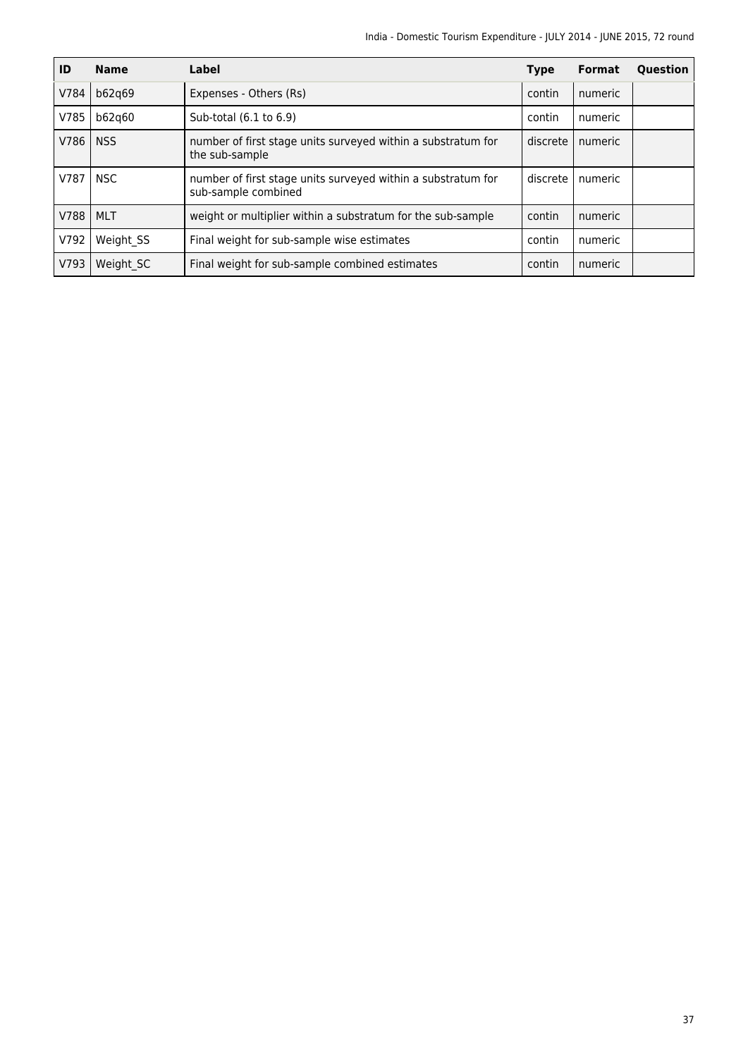| ID | Name | Label | Type | Format | Question |
|---|---|---|---|---|---|
| V784 | b62q69 | Expenses - Others (Rs) | contin | numeric | |
| V785 | b62q60 | Sub-total (6.1 to 6.9) | contin | numeric | |
| V786 | NSS | number of first stage units surveyed within a substratum for the sub-sample | discrete | numeric | |
| V787 | NSC | number of first stage units surveyed within a substratum for sub-sample combined | discrete | numeric | |
| V788 | MLT | weight or multiplier within a substratum for the sub-sample | contin | numeric | |
| V792 | Weight_SS | Final weight for sub-sample wise estimates | contin | numeric | |
| V793 | Weight_SC | Final weight for sub-sample combined estimates | contin | numeric | |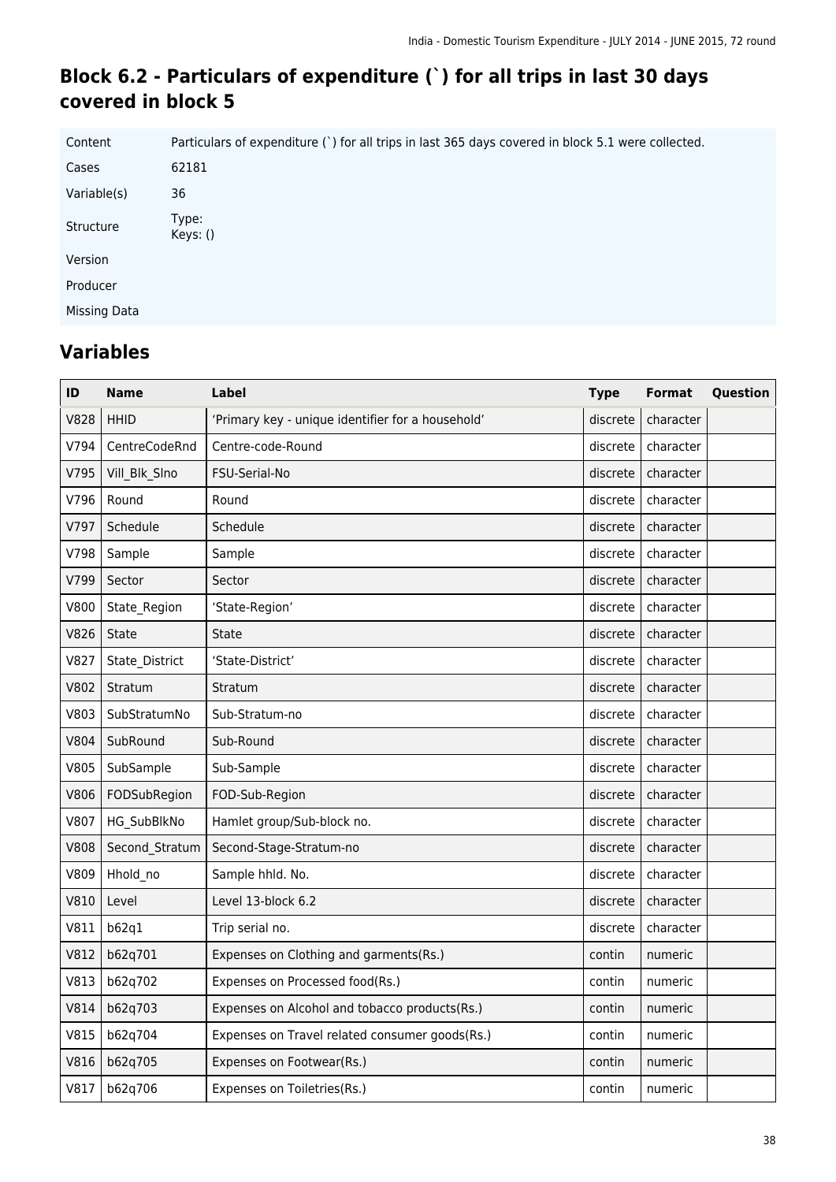## Block 6.2 - Particulars of expenditure (`) for all trips in last 30 days covered in block 5

| | |
|---|---|
| Content | Particulars of expenditure (`) for all trips in last 365 days covered in block 5.1 were collected. |
| Cases | 62181 |
| Variable(s) | 36 |
| Structure | Type: <br> Keys: () |
| Version | |
| Producer | |
| Missing Data | |

## Variables

| ID | Name | Label | Type | Format | Question |
|---|---|---|---|---|---|
| V828 | HHID | 'Primary key - unique identifier for a household' | discrete | character | |
| V794 | CentreCodeRnd | Centre-code-Round | discrete | character | |
| V795 | Vill_Blk_Slno | FSU-Serial-No | discrete | character | |
| V796 | Round | Round | discrete | character | |
| V797 | Schedule | Schedule | discrete | character | |
| V798 | Sample | Sample | discrete | character | |
| V799 | Sector | Sector | discrete | character | |
| V800 | State_Region | 'State-Region' | discrete | character | |
| V826 | State | State | discrete | character | |
| V827 | State_District | 'State-District' | discrete | character | |
| V802 | Stratum | Stratum | discrete | character | |
| V803 | SubStratumNo | Sub-Stratum-no | discrete | character | |
| V804 | SubRound | Sub-Round | discrete | character | |
| V805 | SubSample | Sub-Sample | discrete | character | |
| V806 | FODSubRegion | FOD-Sub-Region | discrete | character | |
| V807 | HG_SubBlkNo | Hamlet group/Sub-block no. | discrete | character | |
| V808 | Second_Stratum | Second-Stage-Stratum-no | discrete | character | |
| V809 | Hhold_no | Sample hhld. No. | discrete | character | |
| V810 | Level | Level 13-block 6.2 | discrete | character | |
| V811 | b62q1 | Trip serial no. | discrete | character | |
| V812 | b62q701 | Expenses on Clothing and garments(Rs.) | contin | numeric | |
| V813 | b62q702 | Expenses on Processed food(Rs.) | contin | numeric | |
| V814 | b62q703 | Expenses on Alcohol and tobacco products(Rs.) | contin | numeric | |
| V815 | b62q704 | Expenses on Travel related consumer goods(Rs.) | contin | numeric | |
| V816 | b62q705 | Expenses on Footwear(Rs.) | contin | numeric | |
| V817 | b62q706 | Expenses on Toiletries(Rs.) | contin | numeric | |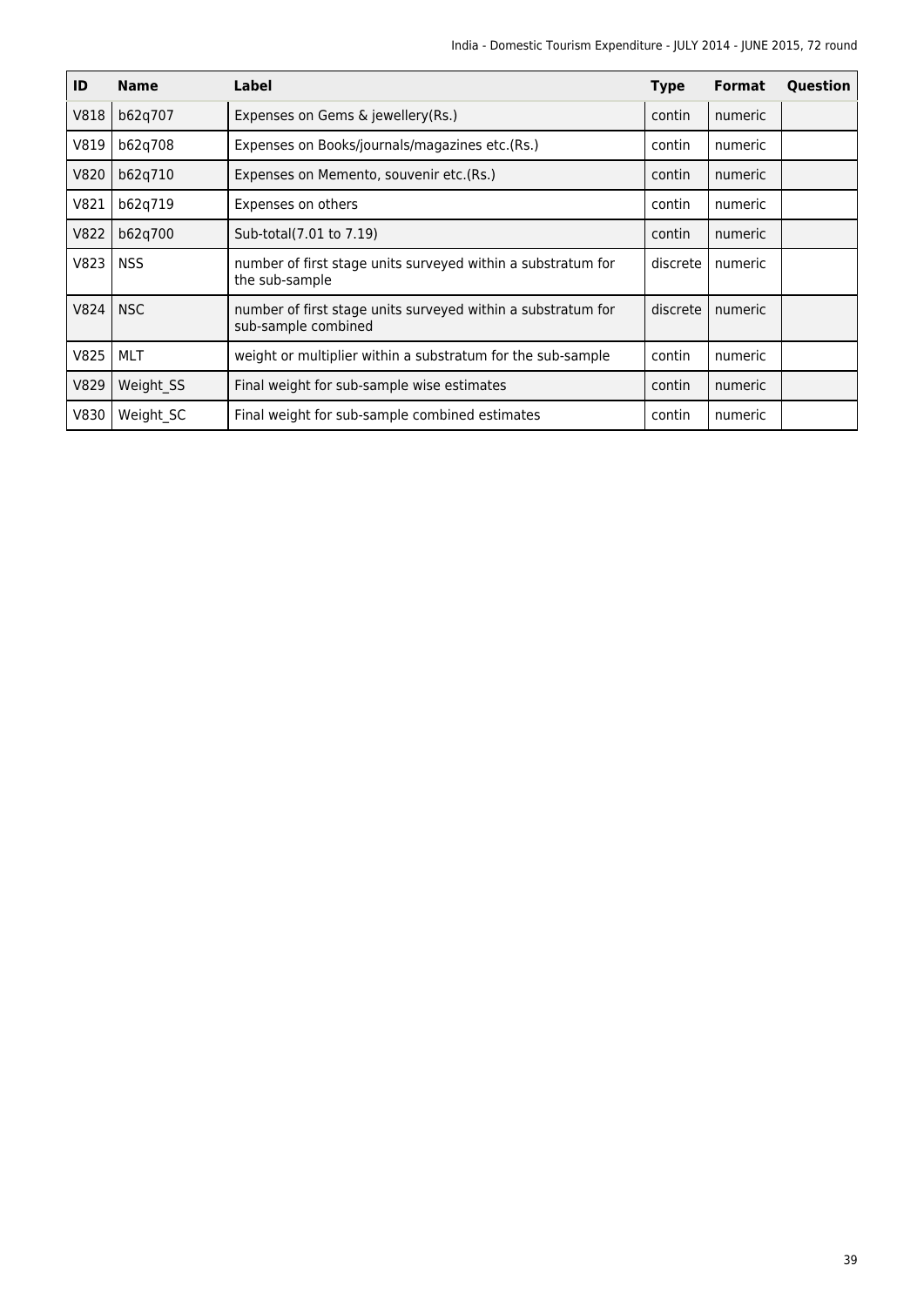| ID | Name | Label | Type | Format | Question |
| --- | --- | --- | --- | --- | --- |
| V818 | b62q707 | Expenses on Gems & jewellery(Rs.) | contin | numeric | |
| V819 | b62q708 | Expenses on Books/journals/magazines etc.(Rs.) | contin | numeric | |
| V820 | b62q710 | Expenses on Memento, souvenir etc.(Rs.) | contin | numeric | |
| V821 | b62q719 | Expenses on others | contin | numeric | |
| V822 | b62q700 | Sub-total(7.01 to 7.19) | contin | numeric | |
| V823 | NSS | number of first stage units surveyed within a substratum for the sub-sample | discrete | numeric | |
| V824 | NSC | number of first stage units surveyed within a substratum for sub-sample combined | discrete | numeric | |
| V825 | MLT | weight or multiplier within a substratum for the sub-sample | contin | numeric | |
| V829 | Weight_SS | Final weight for sub-sample wise estimates | contin | numeric | |
| V830 | Weight_SC | Final weight for sub-sample combined estimates | contin | numeric | |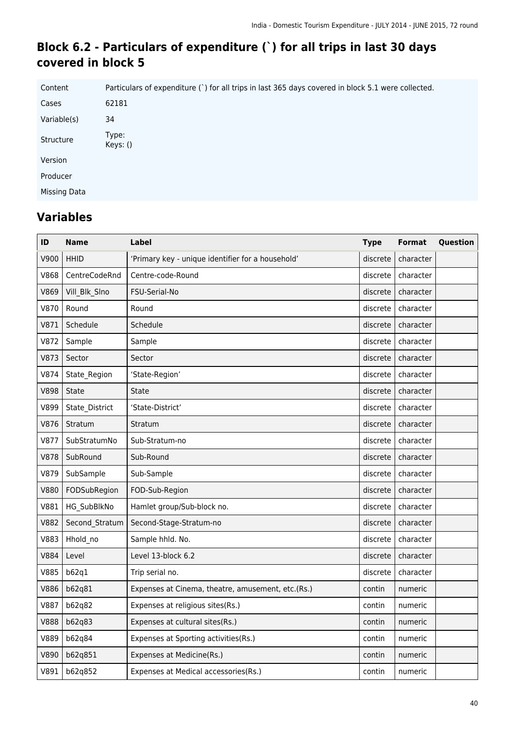## Block 6.2 - Particulars of expenditure (`) for all trips in last 30 days covered in block 5

| | |
|---|---|
| Content | Particulars of expenditure (`) for all trips in last 365 days covered in block 5.1 were collected. |
| Cases | 62181 |
| Variable(s) | 34 |
| Structure | Type: <br> Keys: () |
| Version | |
| Producer | |
| Missing Data | |

## Variables

| ID | Name | Label | Type | Format | Question |
|---|---|---|---|---|---|
| V900 | HHID | ‘Primary key - unique identifier for a household’ | discrete | character | |
| V868 | CentreCodeRnd | Centre-code-Round | discrete | character | |
| V869 | Vill_Blk_Slno | FSU-Serial-No | discrete | character | |
| V870 | Round | Round | discrete | character | |
| V871 | Schedule | Schedule | discrete | character | |
| V872 | Sample | Sample | discrete | character | |
| V873 | Sector | Sector | discrete | character | |
| V874 | State_Region | ‘State-Region’ | discrete | character | |
| V898 | State | State | discrete | character | |
| V899 | State_District | ‘State-District’ | discrete | character | |
| V876 | Stratum | Stratum | discrete | character | |
| V877 | SubStratumNo | Sub-Stratum-no | discrete | character | |
| V878 | SubRound | Sub-Round | discrete | character | |
| V879 | SubSample | Sub-Sample | discrete | character | |
| V880 | FODSubRegion | FOD-Sub-Region | discrete | character | |
| V881 | HG_SubBlkNo | Hamlet group/Sub-block no. | discrete | character | |
| V882 | Second_Stratum | Second-Stage-Stratum-no | discrete | character | |
| V883 | Hhold_no | Sample hhld. No. | discrete | character | |
| V884 | Level | Level 13-block 6.2 | discrete | character | |
| V885 | b62q1 | Trip serial no. | discrete | character | |
| V886 | b62q81 | Expenses at Cinema, theatre, amusement, etc.(Rs.) | contin | numeric | |
| V887 | b62q82 | Expenses at religious sites(Rs.) | contin | numeric | |
| V888 | b62q83 | Expenses at cultural sites(Rs.) | contin | numeric | |
| V889 | b62q84 | Expenses at Sporting activities(Rs.) | contin | numeric | |
| V890 | b62q851 | Expenses at Medicine(Rs.) | contin | numeric | |
| V891 | b62q852 | Expenses at Medical accessories(Rs.) | contin | numeric | |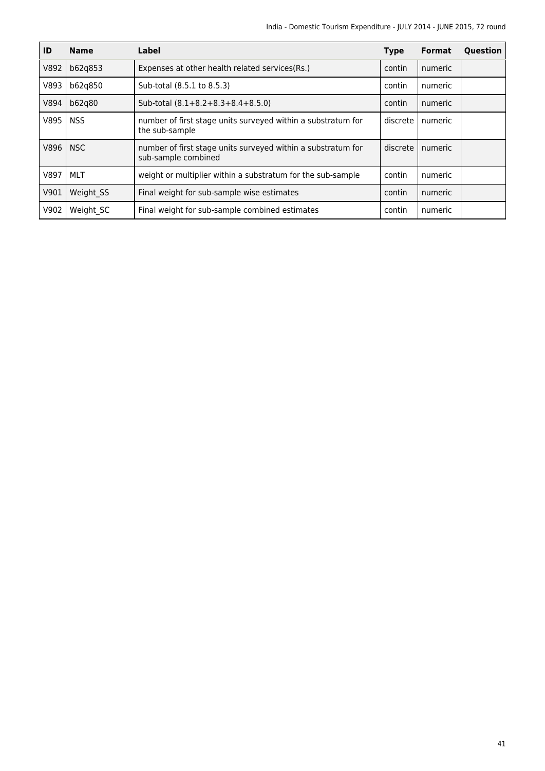| ID | Name | Label | Type | Format | Question |
|---|---|---|---|---|---|
| V892 | b62q853 | Expenses at other health related services(Rs.) | contin | numeric | |
| V893 | b62q850 | Sub-total (8.5.1 to 8.5.3) | contin | numeric | |
| V894 | b62q80 | Sub-total (8.1+8.2+8.3+8.4+8.5.0) | contin | numeric | |
| V895 | NSS | number of first stage units surveyed within a substratum for the sub-sample | discrete | numeric | |
| V896 | NSC | number of first stage units surveyed within a substratum for sub-sample combined | discrete | numeric | |
| V897 | MLT | weight or multiplier within a substratum for the sub-sample | contin | numeric | |
| V901 | Weight_SS | Final weight for sub-sample wise estimates | contin | numeric | |
| V902 | Weight_SC | Final weight for sub-sample combined estimates | contin | numeric | |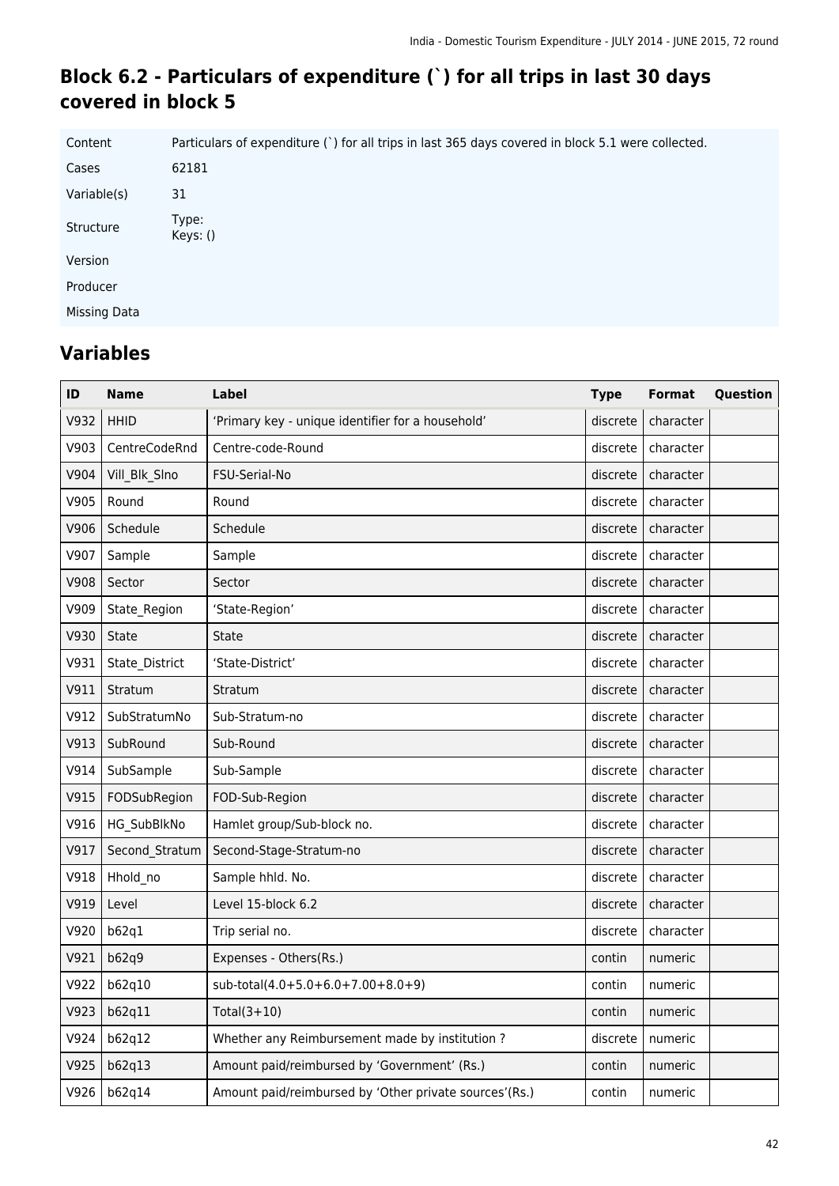## Block 6.2 - Particulars of expenditure (`) for all trips in last 30 days covered in block 5

| | |
|---|---|
| Content | Particulars of expenditure (`) for all trips in last 365 days covered in block 5.1 were collected. |
| Cases | 62181 |
| Variable(s) | 31 |
| Structure | Type: <br> Keys: () |
| Version | |
| Producer | |
| Missing Data | |

## Variables

| ID | Name | Label | Type | Format | Question |
|---|---|---|---|---|---|
| V932 | HHID | 'Primary key - unique identifier for a household' | discrete | character | |
| V903 | CentreCodeRnd | Centre-code-Round | discrete | character | |
| V904 | Vill_Blk_Slno | FSU-Serial-No | discrete | character | |
| V905 | Round | Round | discrete | character | |
| V906 | Schedule | Schedule | discrete | character | |
| V907 | Sample | Sample | discrete | character | |
| V908 | Sector | Sector | discrete | character | |
| V909 | State_Region | 'State-Region' | discrete | character | |
| V930 | State | State | discrete | character | |
| V931 | State_District | 'State-District' | discrete | character | |
| V911 | Stratum | Stratum | discrete | character | |
| V912 | SubStratumNo | Sub-Stratum-no | discrete | character | |
| V913 | SubRound | Sub-Round | discrete | character | |
| V914 | SubSample | Sub-Sample | discrete | character | |
| V915 | FODSubRegion | FOD-Sub-Region | discrete | character | |
| V916 | HG_SubBlkNo | Hamlet group/Sub-block no. | discrete | character | |
| V917 | Second_Stratum | Second-Stage-Stratum-no | discrete | character | |
| V918 | Hhold_no | Sample hhld. No. | discrete | character | |
| V919 | Level | Level 15-block 6.2 | discrete | character | |
| V920 | b62q1 | Trip serial no. | discrete | character | |
| V921 | b62q9 | Expenses - Others(Rs.) | contin | numeric | |
| V922 | b62q10 | sub-total(4.0+5.0+6.0+7.00+8.0+9) | contin | numeric | |
| V923 | b62q11 | Total(3+10) | contin | numeric | |
| V924 | b62q12 | Whether any Reimbursement made by institution ? | discrete | numeric | |
| V925 | b62q13 | Amount paid/reimbursed by 'Government' (Rs.) | contin | numeric | |
| V926 | b62q14 | Amount paid/reimbursed by 'Other private sources'(Rs.) | contin | numeric | |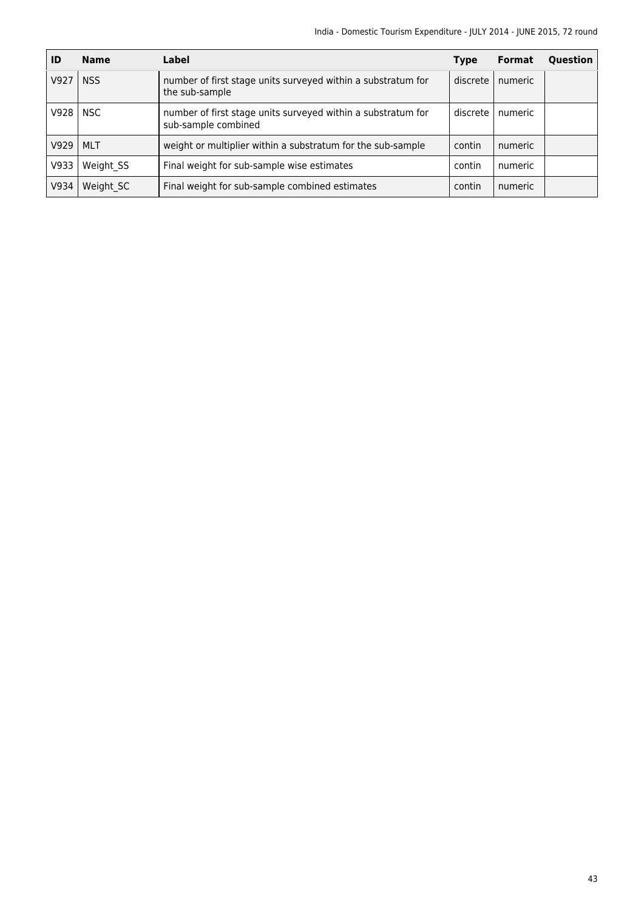| ID | Name | Label | Type | Format | Question |
|---|---|---|---|---|---|
| V927 | NSS | number of first stage units surveyed within a substratum for the sub-sample | discrete | numeric | |
| V928 | NSC | number of first stage units surveyed within a substratum for sub-sample combined | discrete | numeric | |
| V929 | MLT | weight or multiplier within a substratum for the sub-sample | contin | numeric | |
| V933 | Weight_SS | Final weight for sub-sample wise estimates | contin | numeric | |
| V934 | Weight_SC | Final weight for sub-sample combined estimates | contin | numeric | |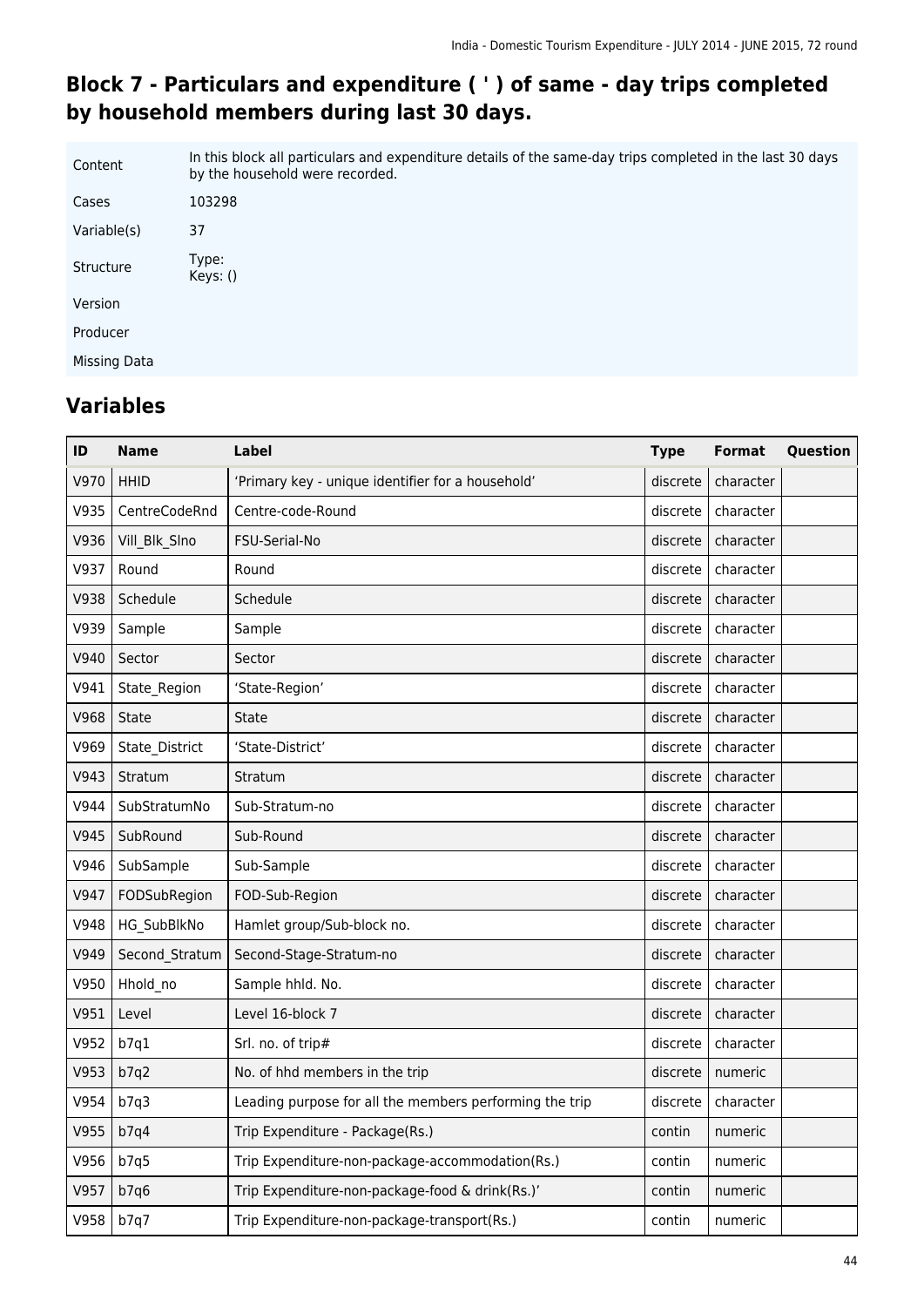## Block 7 - Particulars and expenditure ( ' ) of same - day trips completed by household members during last 30 days.

| | |
|---|---|
| Content | In this block all particulars and expenditure details of the same-day trips completed in the last 30 days by the household were recorded. |
| Cases | 103298 |
| Variable(s) | 37 |
| Structure | Type:<br>Keys: () |
| Version | |
| Producer | |
| Missing Data | |

## Variables

| ID | Name | Label | Type | Format | Question |
|---|---|---|---|---|---|
| V970 | HHID | 'Primary key - unique identifier for a household' | discrete | character | |
| V935 | CentreCodeRnd | Centre-code-Round | discrete | character | |
| V936 | Vill_Blk_Slno | FSU-Serial-No | discrete | character | |
| V937 | Round | Round | discrete | character | |
| V938 | Schedule | Schedule | discrete | character | |
| V939 | Sample | Sample | discrete | character | |
| V940 | Sector | Sector | discrete | character | |
| V941 | State_Region | 'State-Region' | discrete | character | |
| V968 | State | State | discrete | character | |
| V969 | State_District | 'State-District' | discrete | character | |
| V943 | Stratum | Stratum | discrete | character | |
| V944 | SubStratumNo | Sub-Stratum-no | discrete | character | |
| V945 | SubRound | Sub-Round | discrete | character | |
| V946 | SubSample | Sub-Sample | discrete | character | |
| V947 | FODSubRegion | FOD-Sub-Region | discrete | character | |
| V948 | HG_SubBlkNo | Hamlet group/Sub-block no. | discrete | character | |
| V949 | Second_Stratum | Second-Stage-Stratum-no | discrete | character | |
| V950 | Hhold_no | Sample hhld. No. | discrete | character | |
| V951 | Level | Level 16-block 7 | discrete | character | |
| V952 | b7q1 | Srl. no. of trip# | discrete | character | |
| V953 | b7q2 | No. of hhd members in the trip | discrete | numeric | |
| V954 | b7q3 | Leading purpose for all the members performing the trip | discrete | character | |
| V955 | b7q4 | Trip Expenditure - Package(Rs.) | contin | numeric | |
| V956 | b7q5 | Trip Expenditure-non-package-accommodation(Rs.) | contin | numeric | |
| V957 | b7q6 | Trip Expenditure-non-package-food & drink(Rs.)' | contin | numeric | |
| V958 | b7q7 | Trip Expenditure-non-package-transport(Rs.) | contin | numeric | |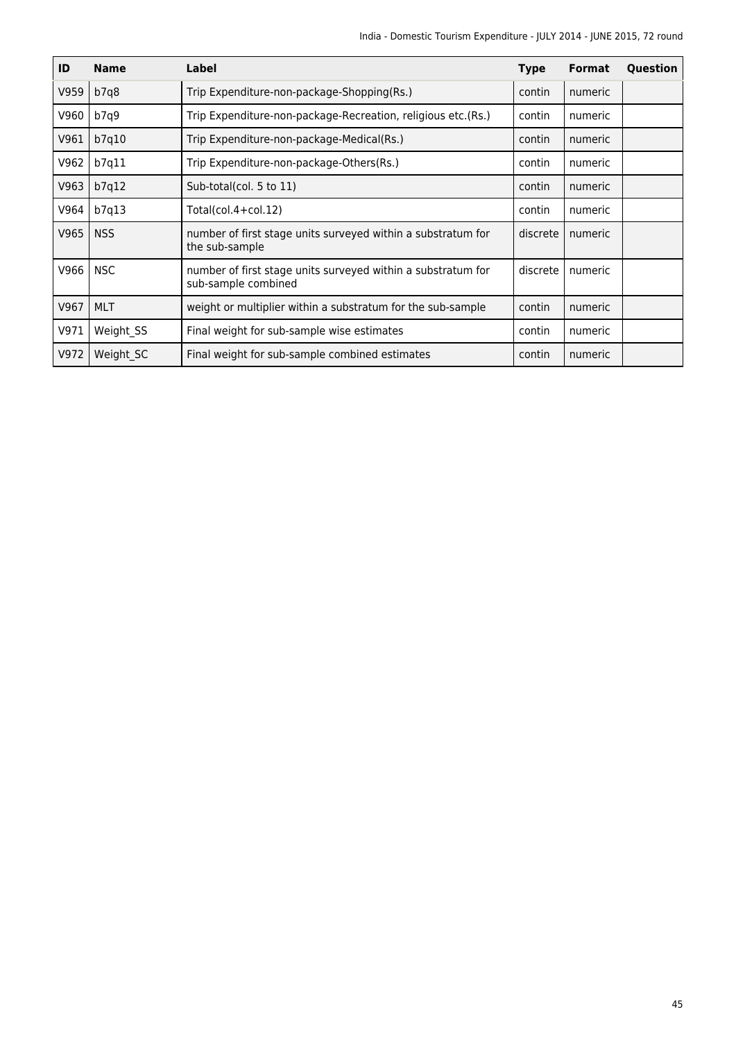| ID | Name | Label | Type | Format | Question |
|---|---|---|---|---|---|
| V959 | b7q8 | Trip Expenditure-non-package-Shopping(Rs.) | contin | numeric | |
| V960 | b7q9 | Trip Expenditure-non-package-Recreation, religious etc.(Rs.) | contin | numeric | |
| V961 | b7q10 | Trip Expenditure-non-package-Medical(Rs.) | contin | numeric | |
| V962 | b7q11 | Trip Expenditure-non-package-Others(Rs.) | contin | numeric | |
| V963 | b7q12 | Sub-total(col. 5 to 11) | contin | numeric | |
| V964 | b7q13 | Total(col.4+col.12) | contin | numeric | |
| V965 | NSS | number of first stage units surveyed within a substratum for the sub-sample | discrete | numeric | |
| V966 | NSC | number of first stage units surveyed within a substratum for sub-sample combined | discrete | numeric | |
| V967 | MLT | weight or multiplier within a substratum for the sub-sample | contin | numeric | |
| V971 | Weight_SS | Final weight for sub-sample wise estimates | contin | numeric | |
| V972 | Weight_SC | Final weight for sub-sample combined estimates | contin | numeric | |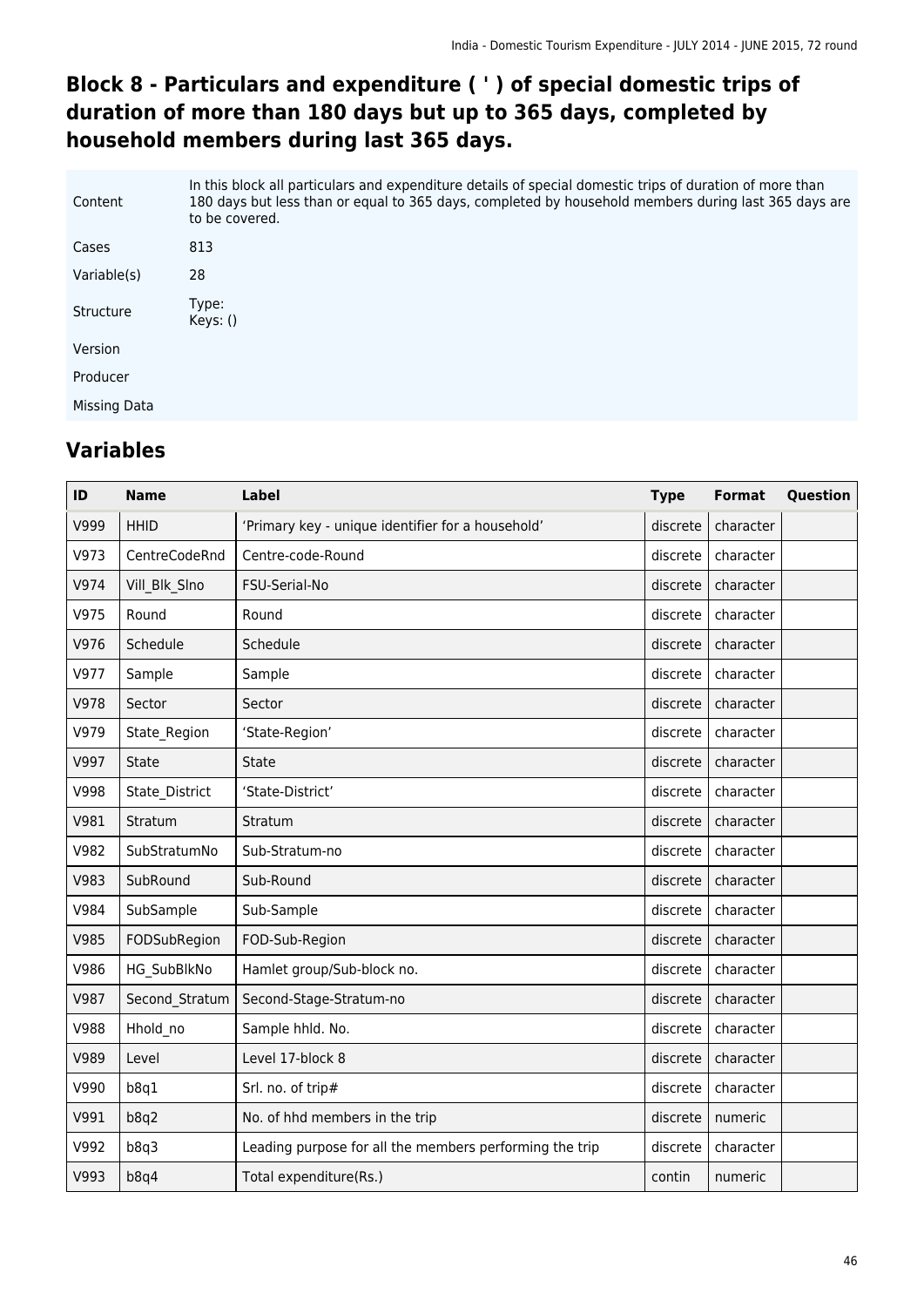# Block 8 - Particulars and expenditure ( ' ) of special domestic trips of duration of more than 180 days but up to 365 days, completed by household members during last 365 days.

| | |
|---|---|
| Content | In this block all particulars and expenditure details of special domestic trips of duration of more than 180 days but less than or equal to 365 days, completed by household members during last 365 days are to be covered. |
| Cases | 813 |
| Variable(s) | 28 |
| Structure | Type:<br>Keys: () |
| Version | |
| Producer | |
| Missing Data | |

## Variables

| ID | Name | Label | Type | Format | Question |
|---|---|---|---|---|---|
| V999 | HHID | 'Primary key - unique identifier for a household' | discrete | character | |
| V973 | CentreCodeRnd | Centre-code-Round | discrete | character | |
| V974 | Vill_Blk_Slno | FSU-Serial-No | discrete | character | |
| V975 | Round | Round | discrete | character | |
| V976 | Schedule | Schedule | discrete | character | |
| V977 | Sample | Sample | discrete | character | |
| V978 | Sector | Sector | discrete | character | |
| V979 | State_Region | 'State-Region' | discrete | character | |
| V997 | State | State | discrete | character | |
| V998 | State_District | 'State-District' | discrete | character | |
| V981 | Stratum | Stratum | discrete | character | |
| V982 | SubStratumNo | Sub-Stratum-no | discrete | character | |
| V983 | SubRound | Sub-Round | discrete | character | |
| V984 | SubSample | Sub-Sample | discrete | character | |
| V985 | FODSubRegion | FOD-Sub-Region | discrete | character | |
| V986 | HG_SubBlkNo | Hamlet group/Sub-block no. | discrete | character | |
| V987 | Second_Stratum | Second-Stage-Stratum-no | discrete | character | |
| V988 | Hhold_no | Sample hhld. No. | discrete | character | |
| V989 | Level | Level 17-block 8 | discrete | character | |
| V990 | b8q1 | Srl. no. of trip# | discrete | character | |
| V991 | b8q2 | No. of hhd members in the trip | discrete | numeric | |
| V992 | b8q3 | Leading purpose for all the members performing the trip | discrete | character | |
| V993 | b8q4 | Total expenditure(Rs.) | contin | numeric | |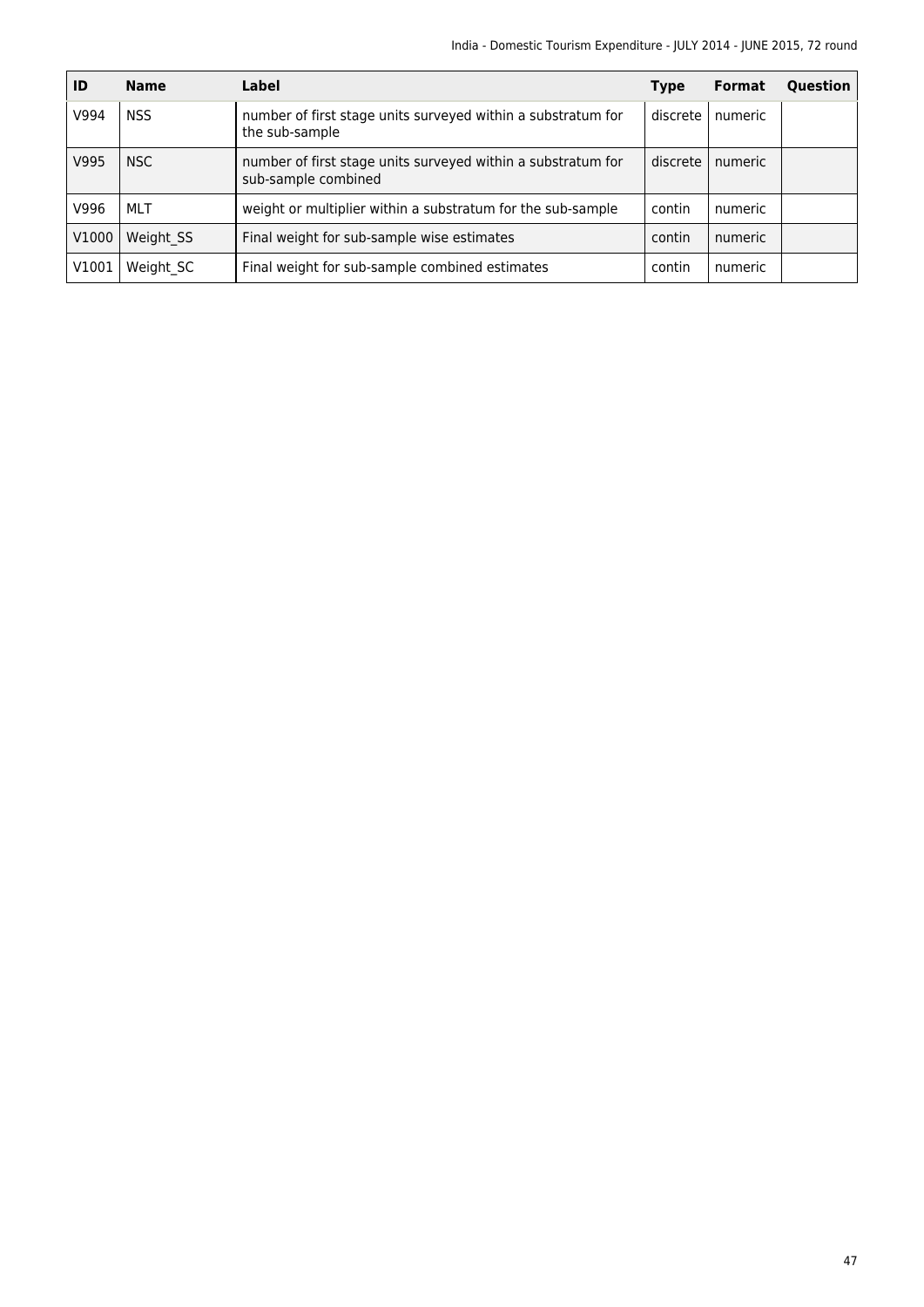| ID | Name | Label | Type | Format | Question |
| --- | --- | --- | --- | --- | --- |
| V994 | NSS | number of first stage units surveyed within a substratum for the sub-sample | discrete | numeric | |
| V995 | NSC | number of first stage units surveyed within a substratum for sub-sample combined | discrete | numeric | |
| V996 | MLT | weight or multiplier within a substratum for the sub-sample | contin | numeric | |
| V1000 | Weight_SS | Final weight for sub-sample wise estimates | contin | numeric | |
| V1001 | Weight_SC | Final weight for sub-sample combined estimates | contin | numeric | |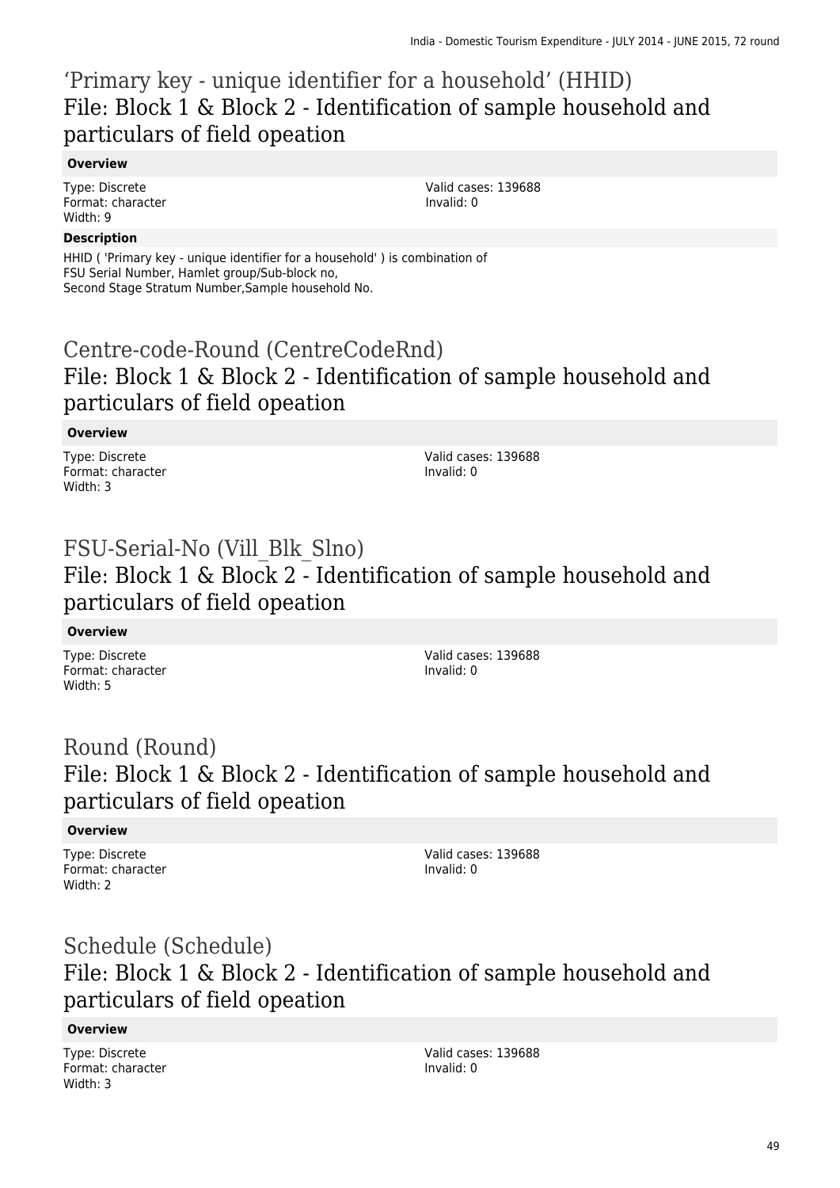## 'Primary key - unique identifier for a household' (HHID)
## File: Block 1 & Block 2 - Identification of sample household and particulars of field opeation

**Overview**

Type: Discrete
Format: character
Width: 9

Valid cases: 139688
Invalid: 0

**Description**

HHID ( 'Primary key - unique identifier for a household' ) is combination of FSU Serial Number, Hamlet group/Sub-block no, Second Stage Stratum Number,Sample household No.

## Centre-code-Round (CentreCodeRnd)
## File: Block 1 & Block 2 - Identification of sample household and particulars of field opeation

**Overview**

Type: Discrete
Format: character
Width: 3

Valid cases: 139688
Invalid: 0

## FSU-Serial-No (Vill_Blk_Slno)
## File: Block 1 & Block 2 - Identification of sample household and particulars of field opeation

**Overview**

Type: Discrete
Format: character
Width: 5

Valid cases: 139688
Invalid: 0

## Round (Round)
## File: Block 1 & Block 2 - Identification of sample household and particulars of field opeation

**Overview**

Type: Discrete
Format: character
Width: 2

Valid cases: 139688
Invalid: 0

## Schedule (Schedule)
## File: Block 1 & Block 2 - Identification of sample household and particulars of field opeation

**Overview**

Type: Discrete
Format: character
Width: 3

Valid cases: 139688
Invalid: 0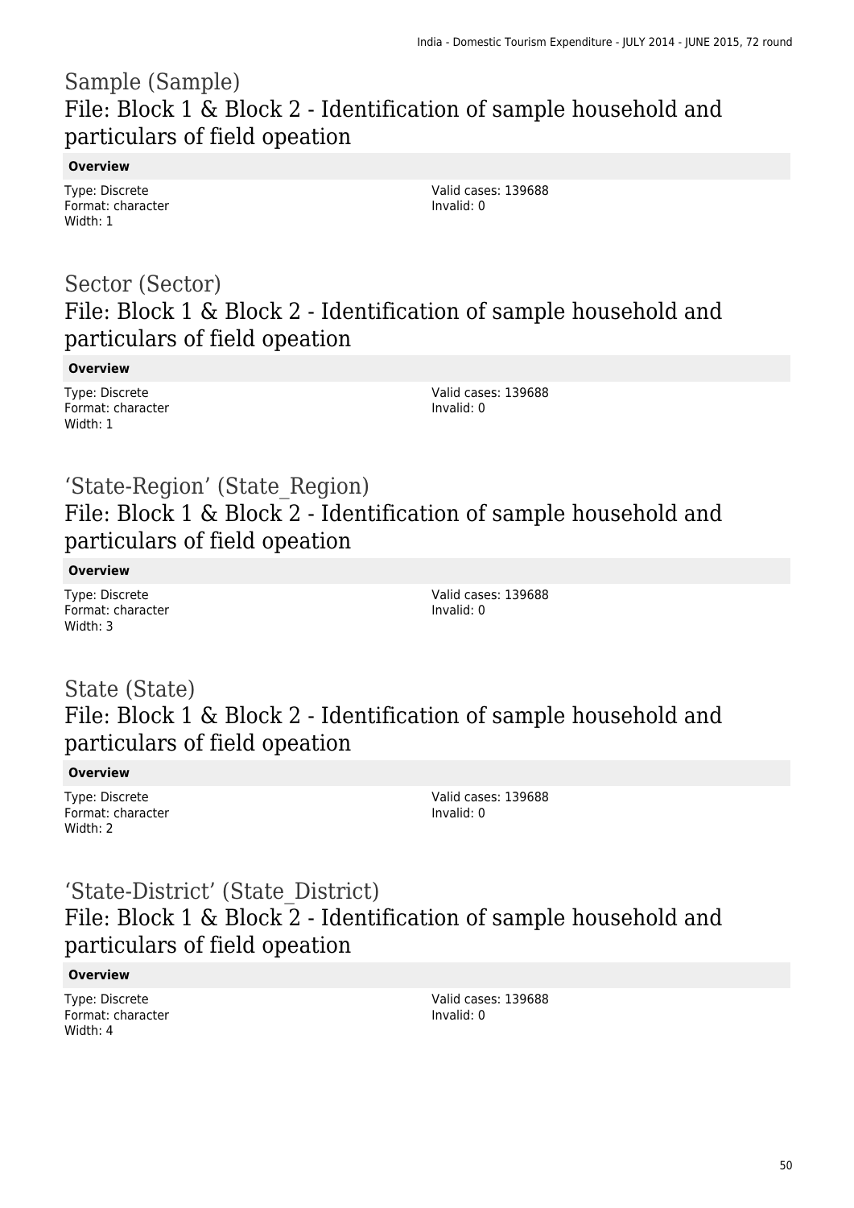## Sample (Sample)

### File: Block 1 & Block 2 - Identification of sample household and particulars of field opeation

**Overview**

Type: Discrete
Format: character
Width: 1

Valid cases: 139688
Invalid: 0

## Sector (Sector)

### File: Block 1 & Block 2 - Identification of sample household and particulars of field opeation

**Overview**

Type: Discrete
Format: character
Width: 1

Valid cases: 139688
Invalid: 0

## 'State-Region' (State_Region)

### File: Block 1 & Block 2 - Identification of sample household and particulars of field opeation

**Overview**

Type: Discrete
Format: character
Width: 3

Valid cases: 139688
Invalid: 0

## State (State)

### File: Block 1 & Block 2 - Identification of sample household and particulars of field opeation

**Overview**

Type: Discrete
Format: character
Width: 2

Valid cases: 139688
Invalid: 0

## 'State-District' (State_District)

### File: Block 1 & Block 2 - Identification of sample household and particulars of field opeation

**Overview**

Type: Discrete
Format: character
Width: 4

Valid cases: 139688
Invalid: 0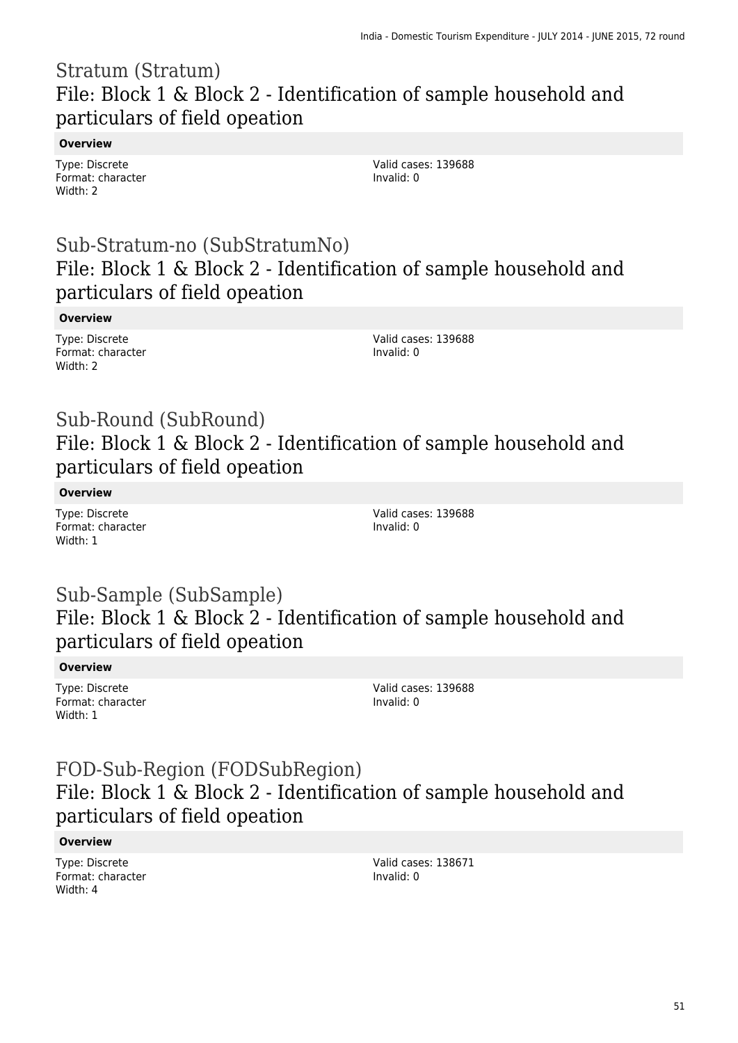## Stratum (Stratum)
## File: Block 1 & Block 2 - Identification of sample household and particulars of field opeation

**Overview**

Type: Discrete
Format: character
Width: 2

Valid cases: 139688
Invalid: 0

## Sub-Stratum-no (SubStratumNo)
## File: Block 1 & Block 2 - Identification of sample household and particulars of field opeation

**Overview**

Type: Discrete
Format: character
Width: 2

Valid cases: 139688
Invalid: 0

## Sub-Round (SubRound)
## File: Block 1 & Block 2 - Identification of sample household and particulars of field opeation

**Overview**

Type: Discrete
Format: character
Width: 1

Valid cases: 139688
Invalid: 0

## Sub-Sample (SubSample)
## File: Block 1 & Block 2 - Identification of sample household and particulars of field opeation

**Overview**

Type: Discrete
Format: character
Width: 1

Valid cases: 139688
Invalid: 0

## FOD-Sub-Region (FODSubRegion)
## File: Block 1 & Block 2 - Identification of sample household and particulars of field opeation

**Overview**

Type: Discrete
Format: character
Width: 4

Valid cases: 138671
Invalid: 0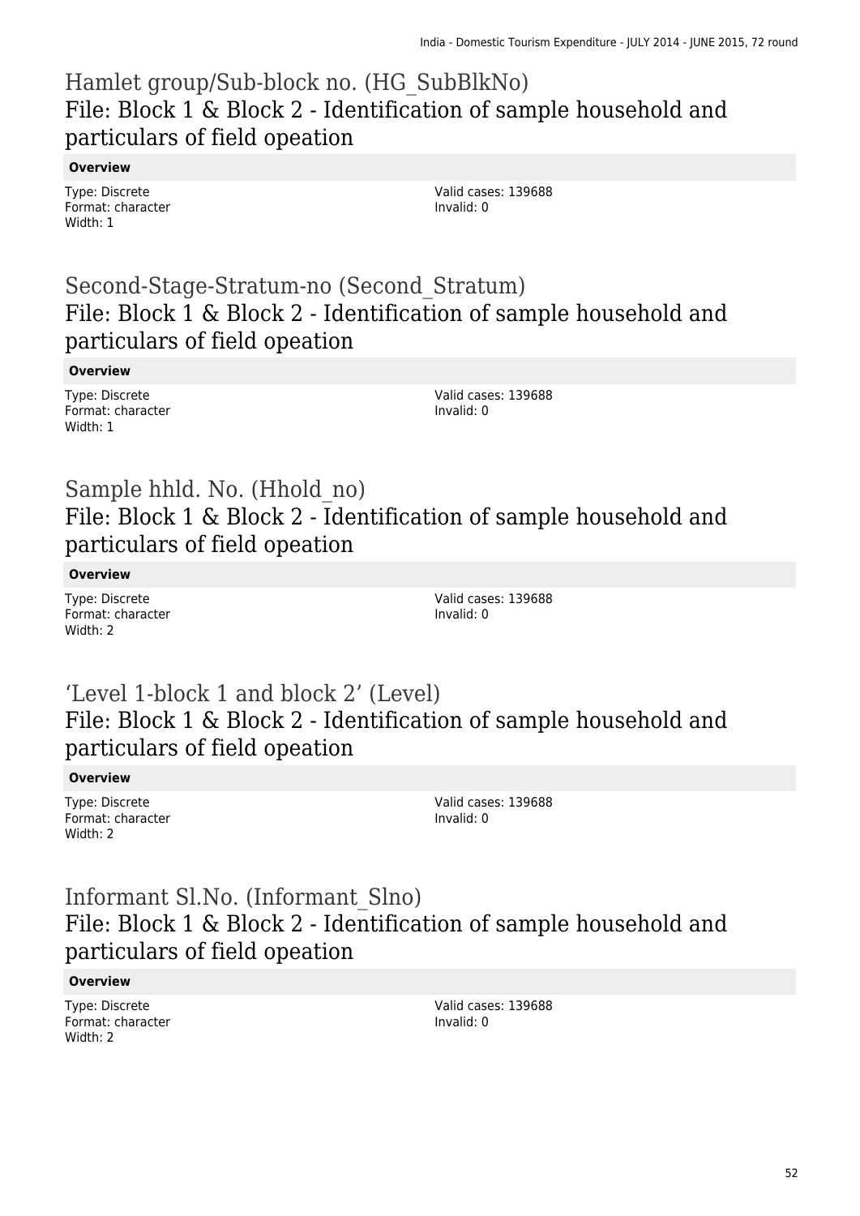## Hamlet group/Sub-block no. (HG_SubBlkNo)
## File: Block 1 & Block 2 - Identification of sample household and particulars of field opeation

**Overview**

Type: Discrete
Format: character
Width: 1

Valid cases: 139688
Invalid: 0

## Second-Stage-Stratum-no (Second_Stratum)
## File: Block 1 & Block 2 - Identification of sample household and particulars of field opeation

**Overview**

Type: Discrete
Format: character
Width: 1

Valid cases: 139688
Invalid: 0

## Sample hhld. No. (Hhold_no)
## File: Block 1 & Block 2 - Identification of sample household and particulars of field opeation

**Overview**

Type: Discrete
Format: character
Width: 2

Valid cases: 139688
Invalid: 0

## 'Level 1-block 1 and block 2' (Level)
## File: Block 1 & Block 2 - Identification of sample household and particulars of field opeation

**Overview**

Type: Discrete
Format: character
Width: 2

Valid cases: 139688
Invalid: 0

## Informant Sl.No. (Informant_Slno)
## File: Block 1 & Block 2 - Identification of sample household and particulars of field opeation

**Overview**

Type: Discrete
Format: character
Width: 2

Valid cases: 139688
Invalid: 0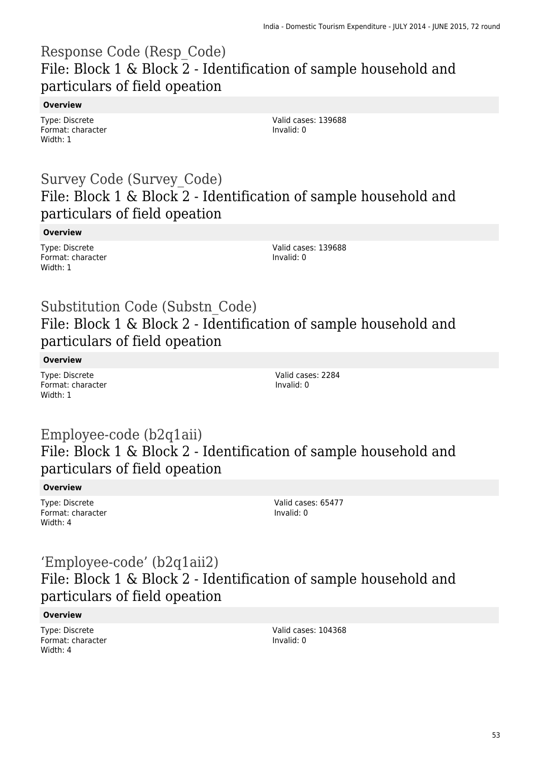## Response Code (Resp_Code)
## File: Block 1 & Block 2 - Identification of sample household and particulars of field opeation

**Overview**

Type: Discrete
Format: character
Width: 1

Valid cases: 139688
Invalid: 0

## Survey Code (Survey_Code)
## File: Block 1 & Block 2 - Identification of sample household and particulars of field opeation

**Overview**

Type: Discrete
Format: character
Width: 1

Valid cases: 139688
Invalid: 0

## Substitution Code (Substn_Code)
## File: Block 1 & Block 2 - Identification of sample household and particulars of field opeation

**Overview**

Type: Discrete
Format: character
Width: 1

Valid cases: 2284
Invalid: 0

## Employee-code (b2q1aii)
## File: Block 1 & Block 2 - Identification of sample household and particulars of field opeation

**Overview**

Type: Discrete
Format: character
Width: 4

Valid cases: 65477
Invalid: 0

## 'Employee-code' (b2q1aii2)
## File: Block 1 & Block 2 - Identification of sample household and particulars of field opeation

**Overview**

Type: Discrete
Format: character
Width: 4

Valid cases: 104368
Invalid: 0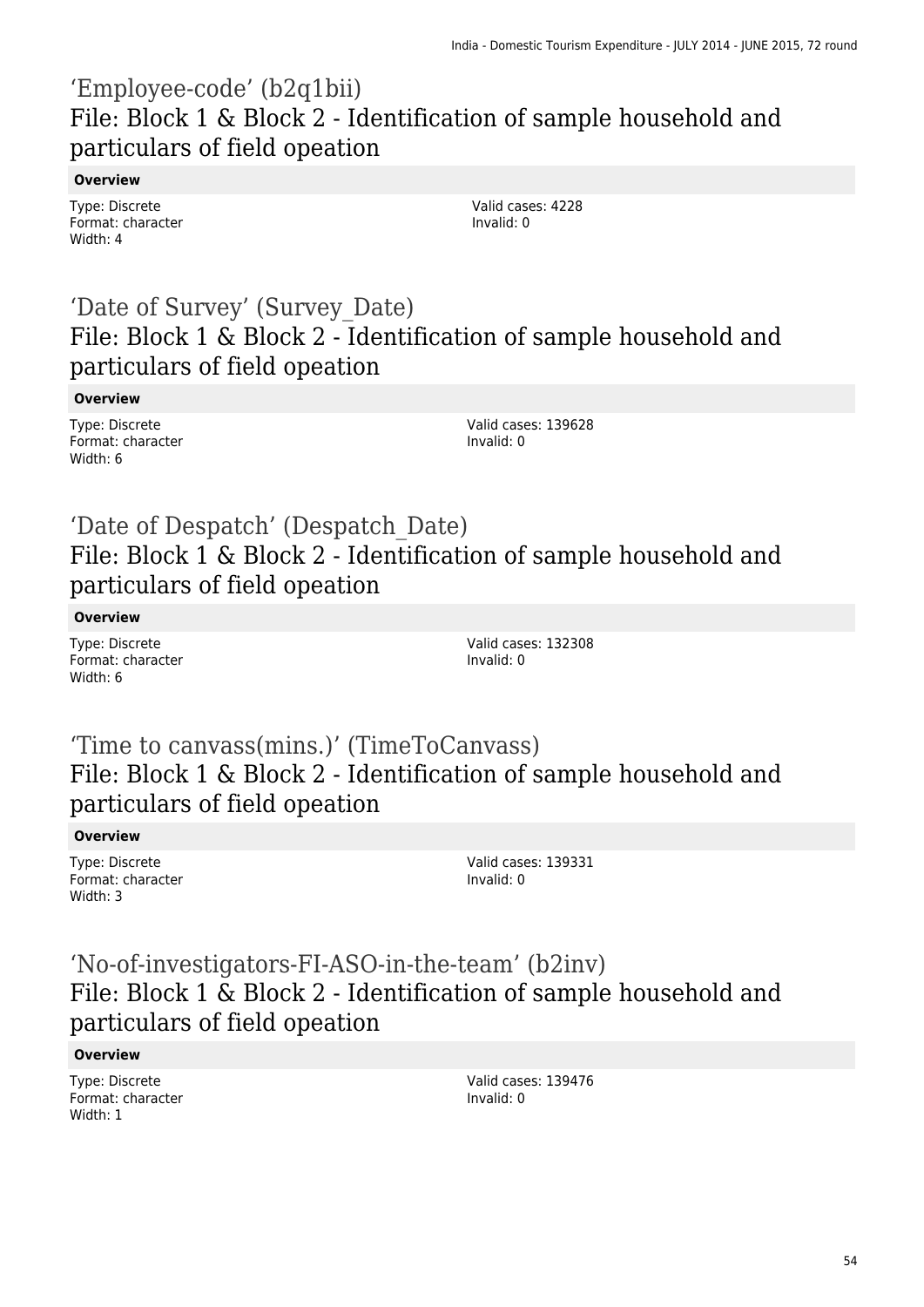## 'Employee-code' (b2q1bii)
## File: Block 1 & Block 2 - Identification of sample household and particulars of field opeation

**Overview**

Type: Discrete
Format: character
Width: 4

Valid cases: 4228
Invalid: 0

## 'Date of Survey' (Survey_Date)
## File: Block 1 & Block 2 - Identification of sample household and particulars of field opeation

**Overview**

Type: Discrete
Format: character
Width: 6

Valid cases: 139628
Invalid: 0

## 'Date of Despatch' (Despatch_Date)
## File: Block 1 & Block 2 - Identification of sample household and particulars of field opeation

**Overview**

Type: Discrete
Format: character
Width: 6

Valid cases: 132308
Invalid: 0

## 'Time to canvass(mins.)' (TimeToCanvass)
## File: Block 1 & Block 2 - Identification of sample household and particulars of field opeation

**Overview**

Type: Discrete
Format: character
Width: 3

Valid cases: 139331
Invalid: 0

## 'No-of-investigators-FI-ASO-in-the-team' (b2inv)
## File: Block 1 & Block 2 - Identification of sample household and particulars of field opeation

**Overview**

Type: Discrete
Format: character
Width: 1

Valid cases: 139476
Invalid: 0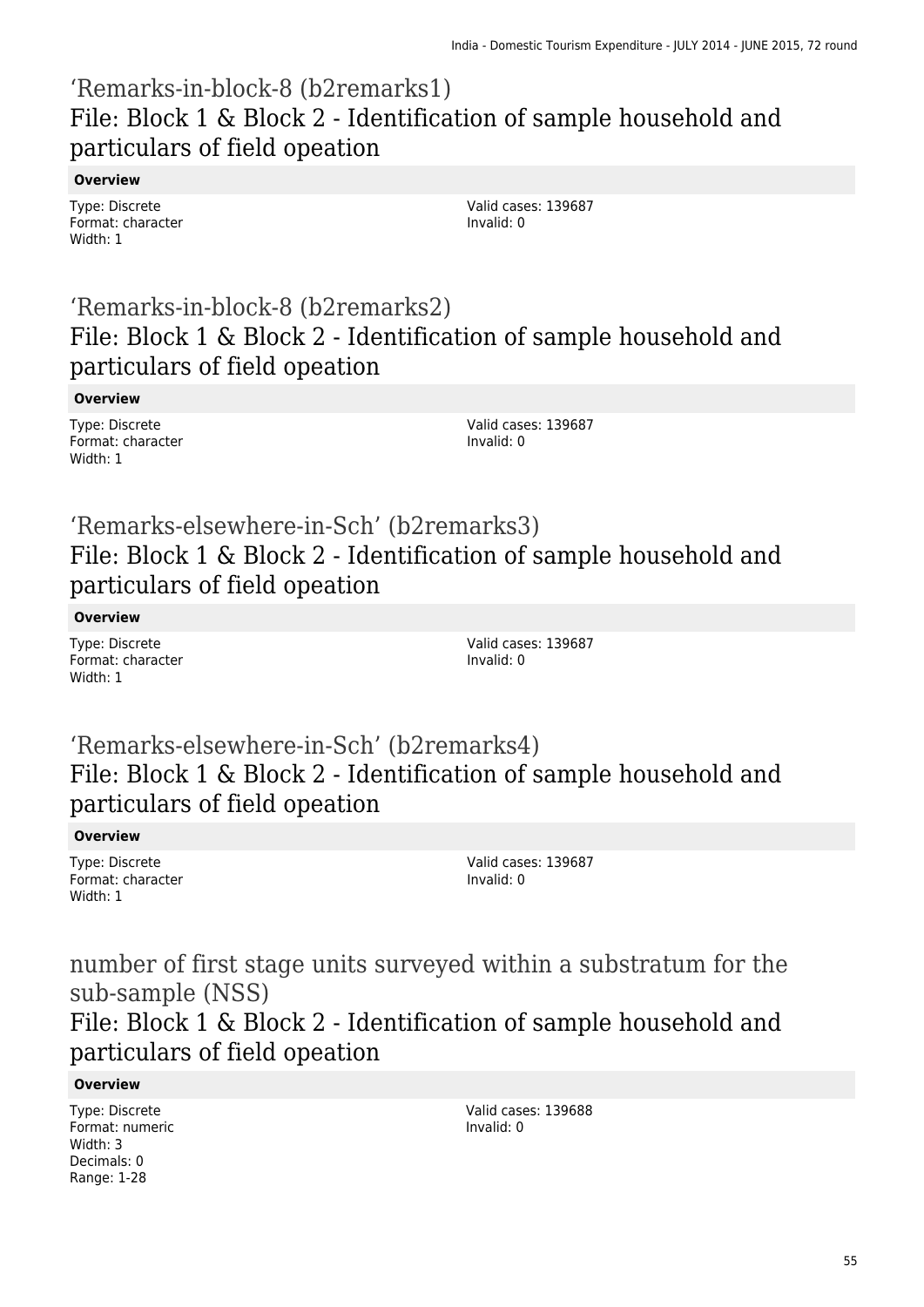## ‘Remarks-in-block-8 (b2remarks1)
## File: Block 1 & Block 2 - Identification of sample household and particulars of field opeation

**Overview**

Type: Discrete
Format: character
Width: 1

Valid cases: 139687
Invalid: 0

## ‘Remarks-in-block-8 (b2remarks2)
## File: Block 1 & Block 2 - Identification of sample household and particulars of field opeation

**Overview**

Type: Discrete
Format: character
Width: 1

Valid cases: 139687
Invalid: 0

## ‘Remarks-elsewhere-in-Sch’ (b2remarks3)
## File: Block 1 & Block 2 - Identification of sample household and particulars of field opeation

**Overview**

Type: Discrete
Format: character
Width: 1

Valid cases: 139687
Invalid: 0

## ‘Remarks-elsewhere-in-Sch’ (b2remarks4)
## File: Block 1 & Block 2 - Identification of sample household and particulars of field opeation

**Overview**

Type: Discrete
Format: character
Width: 1

Valid cases: 139687
Invalid: 0

## number of first stage units surveyed within a substratum for the sub-sample (NSS)
## File: Block 1 & Block 2 - Identification of sample household and particulars of field opeation

**Overview**

Type: Discrete
Format: numeric
Width: 3
Decimals: 0
Range: 1-28

Valid cases: 139688
Invalid: 0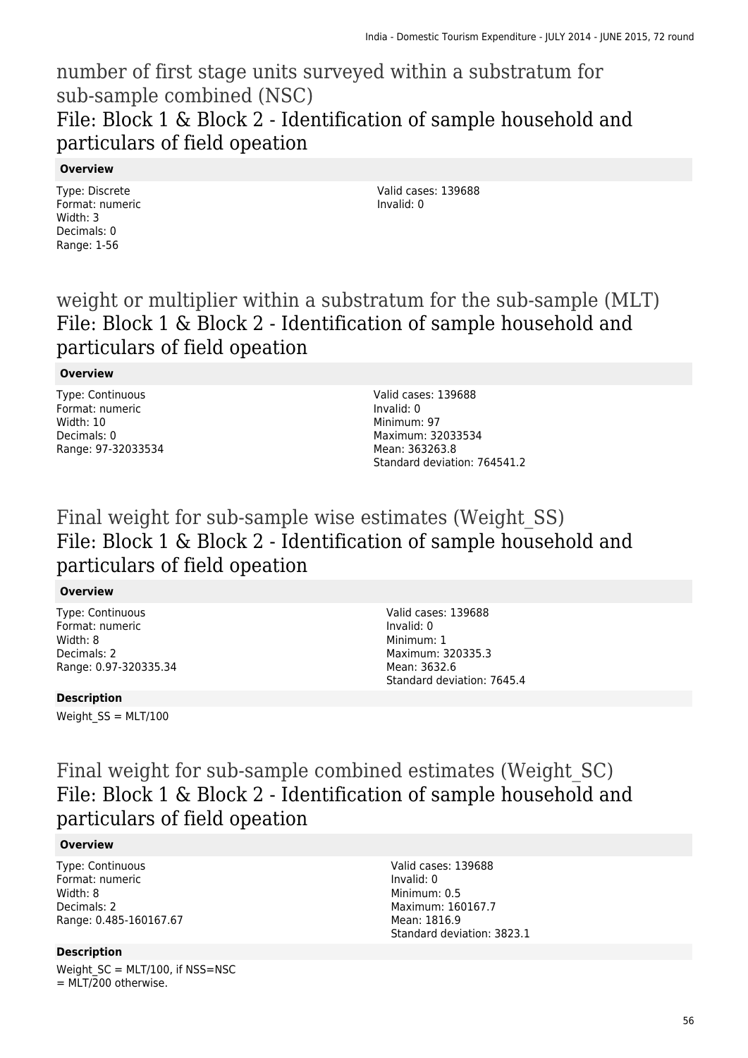## number of first stage units surveyed within a substratum for sub-sample combined (NSC)
### File: Block 1 & Block 2 - Identification of sample household and particulars of field opeation

**Overview**

Type: Discrete
Format: numeric
Width: 3
Decimals: 0
Range: 1-56

Valid cases: 139688
Invalid: 0

## weight or multiplier within a substratum for the sub-sample (MLT)
### File: Block 1 & Block 2 - Identification of sample household and particulars of field opeation

**Overview**

Type: Continuous
Format: numeric
Width: 10
Decimals: 0
Range: 97-32033534

Valid cases: 139688
Invalid: 0
Minimum: 97
Maximum: 32033534
Mean: 363263.8
Standard deviation: 764541.2

## Final weight for sub-sample wise estimates (Weight_SS)
### File: Block 1 & Block 2 - Identification of sample household and particulars of field opeation

**Overview**

Type: Continuous
Format: numeric
Width: 8
Decimals: 2
Range: 0.97-320335.34

Valid cases: 139688
Invalid: 0
Minimum: 1
Maximum: 320335.3
Mean: 3632.6
Standard deviation: 7645.4

**Description**

Weight_SS = MLT/100

## Final weight for sub-sample combined estimates (Weight_SC)
### File: Block 1 & Block 2 - Identification of sample household and particulars of field opeation

**Overview**

Type: Continuous
Format: numeric
Width: 8
Decimals: 2
Range: 0.485-160167.67

Valid cases: 139688
Invalid: 0
Minimum: 0.5
Maximum: 160167.7
Mean: 1816.9
Standard deviation: 3823.1

**Description**

Weight_SC = MLT/100, if NSS=NSC
= MLT/200 otherwise.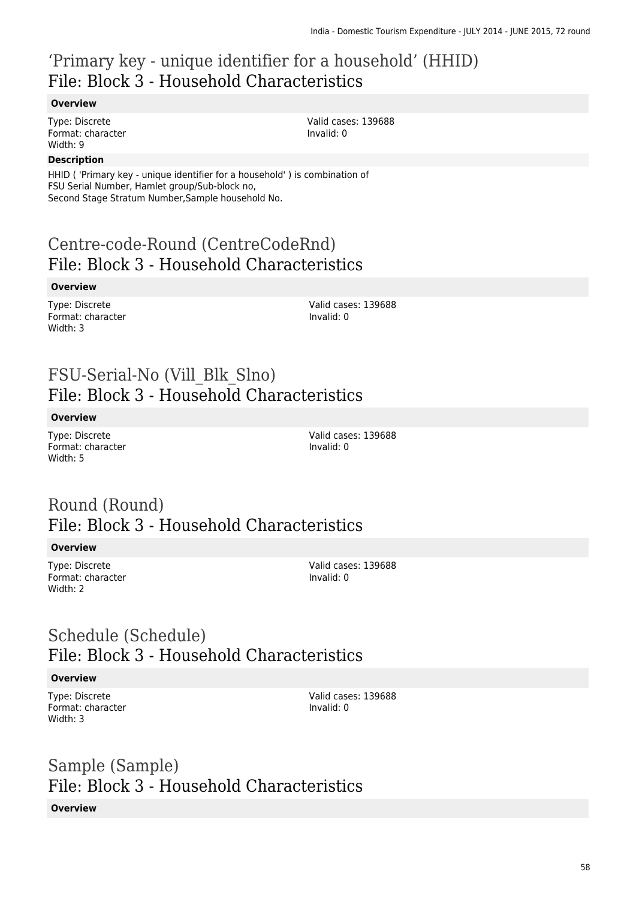# ‘Primary key - unique identifier for a household’ (HHID)
## File: Block 3 - Household Characteristics

**Overview**

Type: Discrete
Format: character
Width: 9

Valid cases: 139688
Invalid: 0

**Description**

HHID ( 'Primary key - unique identifier for a household' ) is combination of FSU Serial Number, Hamlet group/Sub-block no, Second Stage Stratum Number,Sample household No.

# Centre-code-Round (CentreCodeRnd)
## File: Block 3 - Household Characteristics

**Overview**

Type: Discrete
Format: character
Width: 3

Valid cases: 139688
Invalid: 0

# FSU-Serial-No (Vill_Blk_Slno)
## File: Block 3 - Household Characteristics

**Overview**

Type: Discrete
Format: character
Width: 5

Valid cases: 139688
Invalid: 0

# Round (Round)
## File: Block 3 - Household Characteristics

**Overview**

Type: Discrete
Format: character
Width: 2

Valid cases: 139688
Invalid: 0

# Schedule (Schedule)
## File: Block 3 - Household Characteristics

**Overview**

Type: Discrete
Format: character
Width: 3

Valid cases: 139688
Invalid: 0

# Sample (Sample)
## File: Block 3 - Household Characteristics

**Overview**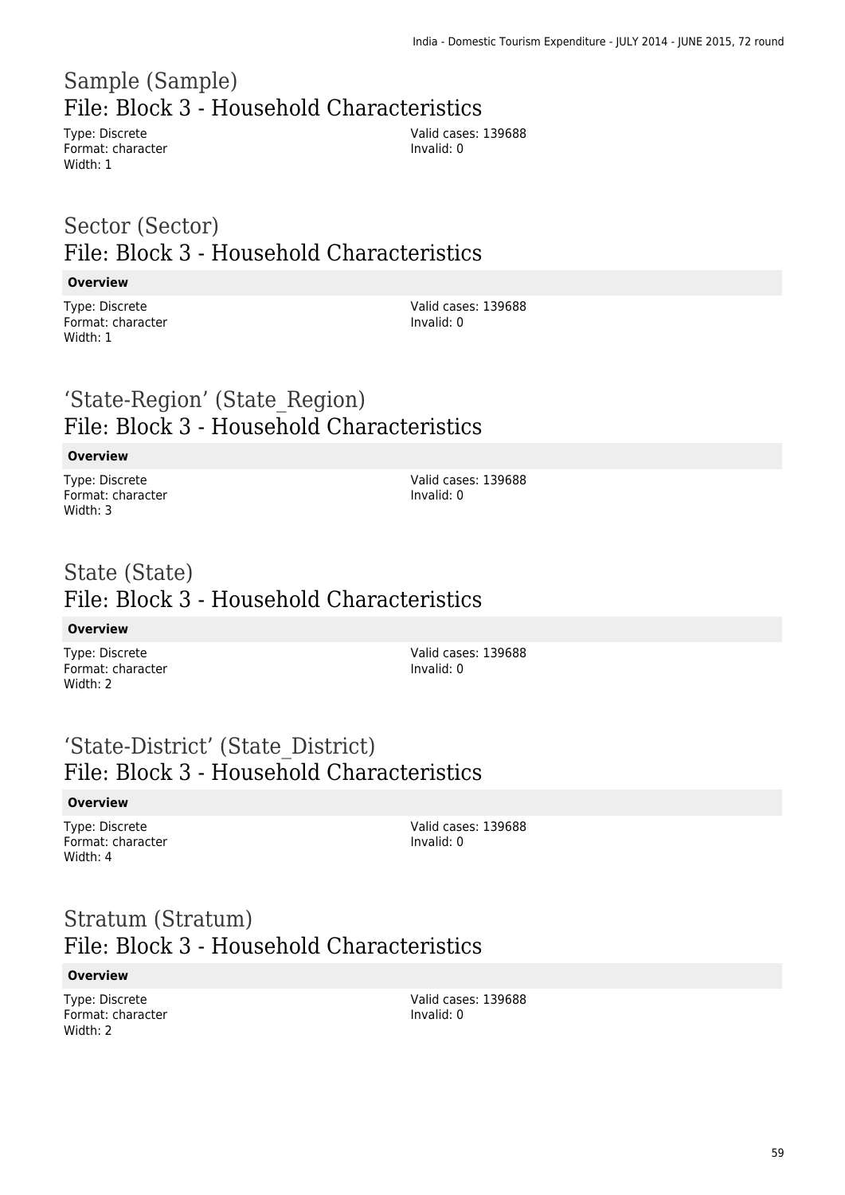# Sample (Sample)
## File: Block 3 - Household Characteristics

Type: Discrete
Format: character
Width: 1

Valid cases: 139688
Invalid: 0

# Sector (Sector)
## File: Block 3 - Household Characteristics

**Overview**

Type: Discrete
Format: character
Width: 1

Valid cases: 139688
Invalid: 0

# 'State-Region' (State_Region)
## File: Block 3 - Household Characteristics

**Overview**

Type: Discrete
Format: character
Width: 3

Valid cases: 139688
Invalid: 0

# State (State)
## File: Block 3 - Household Characteristics

**Overview**

Type: Discrete
Format: character
Width: 2

Valid cases: 139688
Invalid: 0

# 'State-District' (State_District)
## File: Block 3 - Household Characteristics

**Overview**

Type: Discrete
Format: character
Width: 4

Valid cases: 139688
Invalid: 0

# Stratum (Stratum)
## File: Block 3 - Household Characteristics

**Overview**

Type: Discrete
Format: character
Width: 2

Valid cases: 139688
Invalid: 0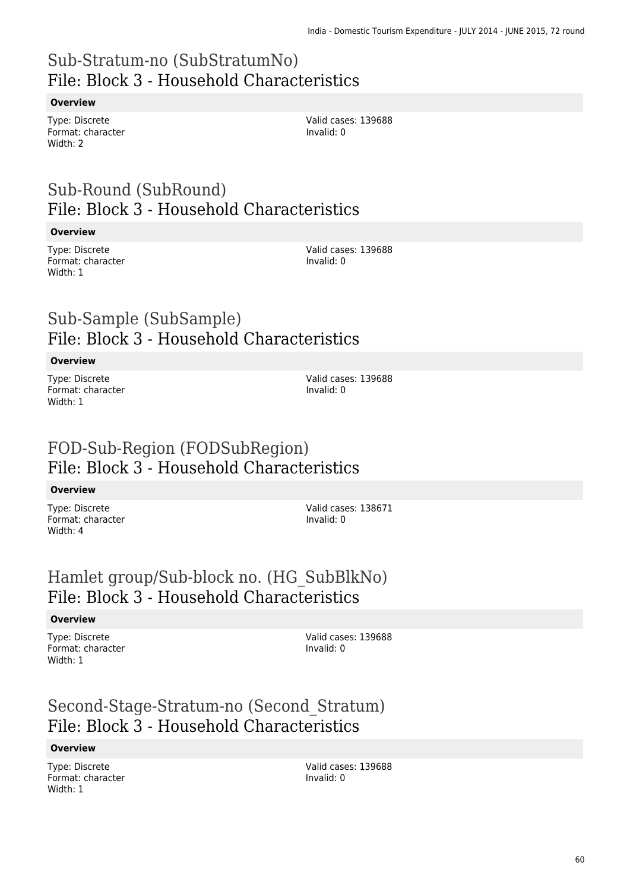# Sub-Stratum-no (SubStratumNo)
## File: Block 3 - Household Characteristics

**Overview**

Type: Discrete
Format: character
Width: 2

Valid cases: 139688
Invalid: 0

# Sub-Round (SubRound)
## File: Block 3 - Household Characteristics

**Overview**

Type: Discrete
Format: character
Width: 1

Valid cases: 139688
Invalid: 0

# Sub-Sample (SubSample)
## File: Block 3 - Household Characteristics

**Overview**

Type: Discrete
Format: character
Width: 1

Valid cases: 139688
Invalid: 0

# FOD-Sub-Region (FODSubRegion)
## File: Block 3 - Household Characteristics

**Overview**

Type: Discrete
Format: character
Width: 4

Valid cases: 138671
Invalid: 0

# Hamlet group/Sub-block no. (HG_SubBlkNo)
## File: Block 3 - Household Characteristics

**Overview**

Type: Discrete
Format: character
Width: 1

Valid cases: 139688
Invalid: 0

# Second-Stage-Stratum-no (Second_Stratum)
## File: Block 3 - Household Characteristics

**Overview**

Type: Discrete
Format: character
Width: 1

Valid cases: 139688
Invalid: 0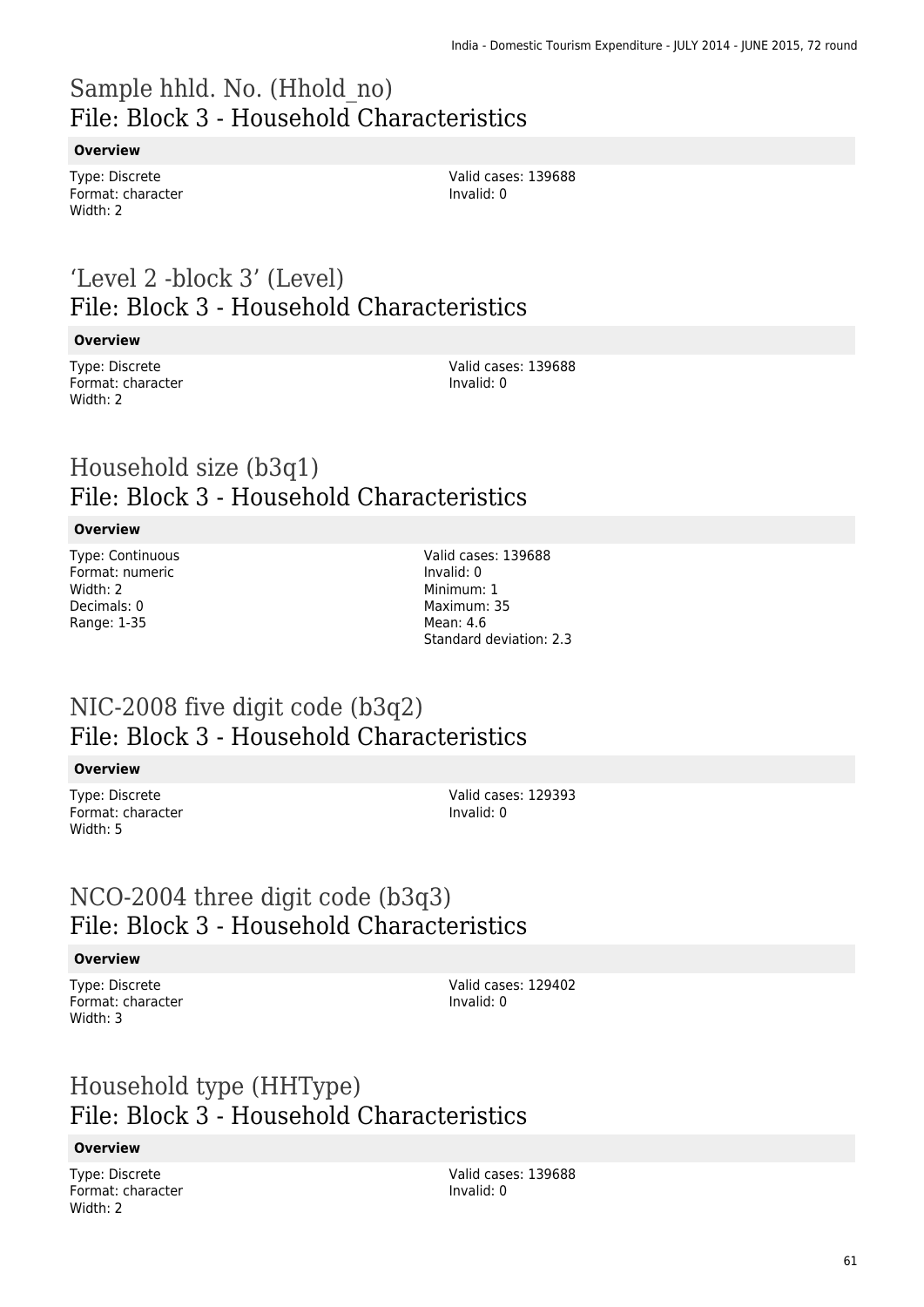# Sample hhld. No. (Hhold_no)
## File: Block 3 - Household Characteristics

**Overview**

Type: Discrete
Format: character
Width: 2

Valid cases: 139688
Invalid: 0

# 'Level 2 -block 3' (Level)
## File: Block 3 - Household Characteristics

**Overview**

Type: Discrete
Format: character
Width: 2

Valid cases: 139688
Invalid: 0

# Household size (b3q1)
## File: Block 3 - Household Characteristics

**Overview**

Type: Continuous
Format: numeric
Width: 2
Decimals: 0
Range: 1-35

Valid cases: 139688
Invalid: 0
Minimum: 1
Maximum: 35
Mean: 4.6
Standard deviation: 2.3

# NIC-2008 five digit code (b3q2)
## File: Block 3 - Household Characteristics

**Overview**

Type: Discrete
Format: character
Width: 5

Valid cases: 129393
Invalid: 0

# NCO-2004 three digit code (b3q3)
## File: Block 3 - Household Characteristics

**Overview**

Type: Discrete
Format: character
Width: 3

Valid cases: 129402
Invalid: 0

# Household type (HHType)
## File: Block 3 - Household Characteristics

**Overview**

Type: Discrete
Format: character
Width: 2

Valid cases: 139688
Invalid: 0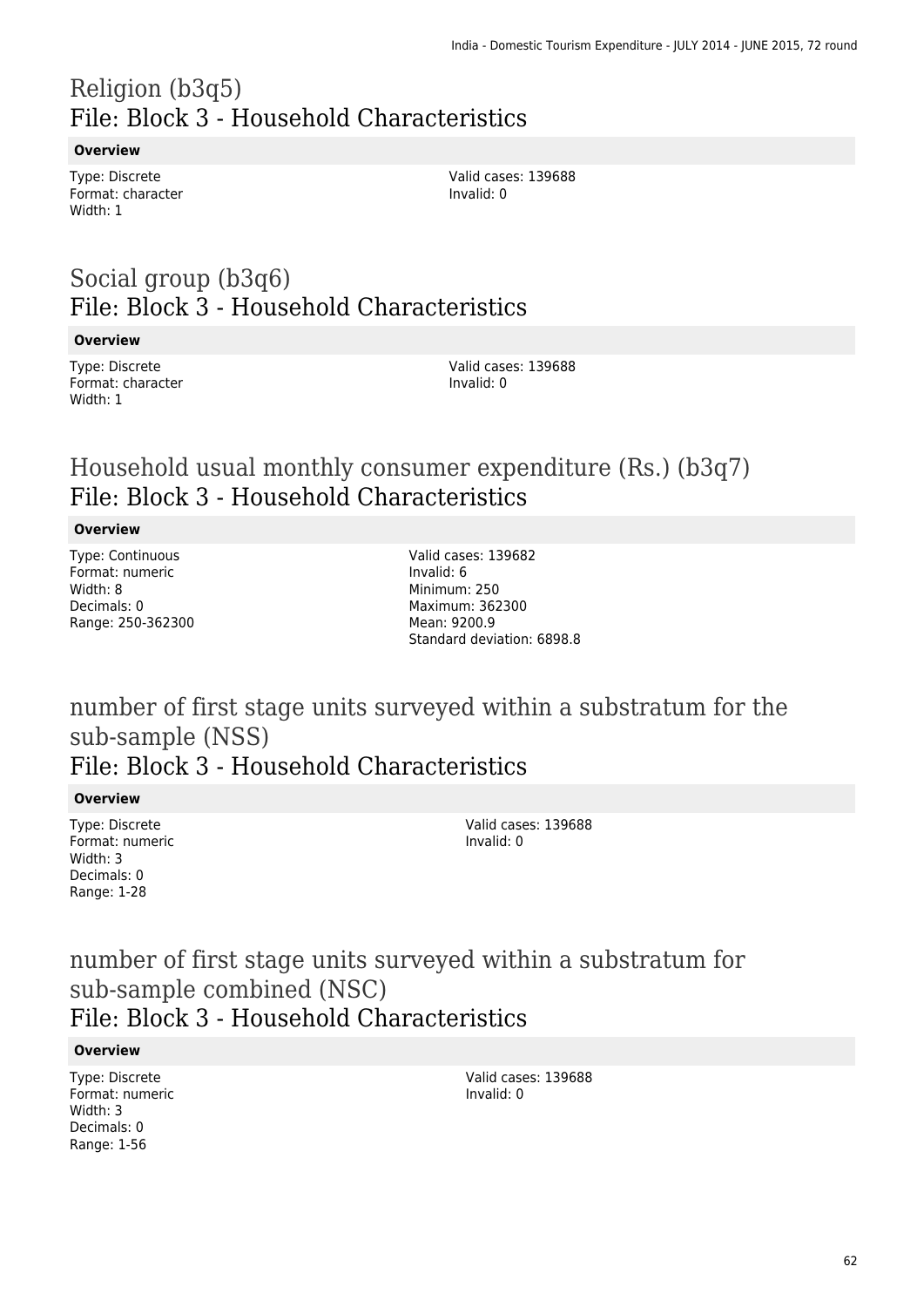# Religion (b3q5)
## File: Block 3 - Household Characteristics

**Overview**

Type: Discrete
Format: character
Width: 1

Valid cases: 139688
Invalid: 0

# Social group (b3q6)
## File: Block 3 - Household Characteristics

**Overview**

Type: Discrete
Format: character
Width: 1

Valid cases: 139688
Invalid: 0

# Household usual monthly consumer expenditure (Rs.) (b3q7)
## File: Block 3 - Household Characteristics

**Overview**

Type: Continuous
Format: numeric
Width: 8
Decimals: 0
Range: 250-362300

Valid cases: 139682
Invalid: 6
Minimum: 250
Maximum: 362300
Mean: 9200.9
Standard deviation: 6898.8

# number of first stage units surveyed within a substratum for the sub-sample (NSS)
## File: Block 3 - Household Characteristics

**Overview**

Type: Discrete
Format: numeric
Width: 3
Decimals: 0
Range: 1-28

Valid cases: 139688
Invalid: 0

# number of first stage units surveyed within a substratum for sub-sample combined (NSC)
## File: Block 3 - Household Characteristics

**Overview**

Type: Discrete
Format: numeric
Width: 3
Decimals: 0
Range: 1-56

Valid cases: 139688
Invalid: 0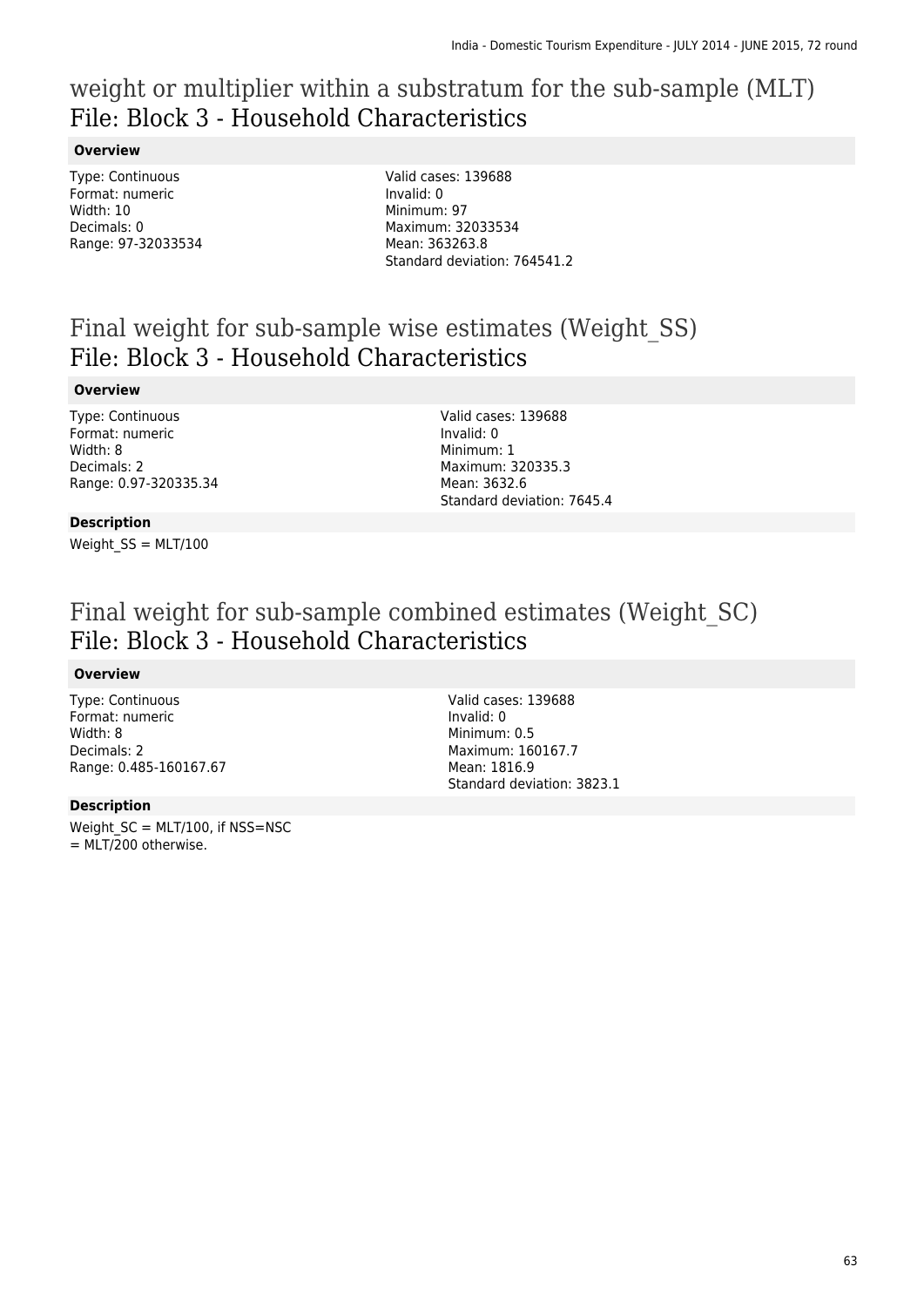# weight or multiplier within a substratum for the sub-sample (MLT)
## File: Block 3 - Household Characteristics

**Overview**

Type: Continuous
Format: numeric
Width: 10
Decimals: 0
Range: 97-32033534

Valid cases: 139688
Invalid: 0
Minimum: 97
Maximum: 32033534
Mean: 363263.8
Standard deviation: 764541.2

# Final weight for sub-sample wise estimates (Weight_SS)
## File: Block 3 - Household Characteristics

**Overview**

Type: Continuous
Format: numeric
Width: 8
Decimals: 2
Range: 0.97-320335.34

Valid cases: 139688
Invalid: 0
Minimum: 1
Maximum: 320335.3
Mean: 3632.6
Standard deviation: 7645.4

**Description**

Weight_SS = MLT/100

# Final weight for sub-sample combined estimates (Weight_SC)
## File: Block 3 - Household Characteristics

**Overview**

Type: Continuous
Format: numeric
Width: 8
Decimals: 2
Range: 0.485-160167.67

Valid cases: 139688
Invalid: 0
Minimum: 0.5
Maximum: 160167.7
Mean: 1816.9
Standard deviation: 3823.1

**Description**

Weight_SC = MLT/100, if NSS=NSC
= MLT/200 otherwise.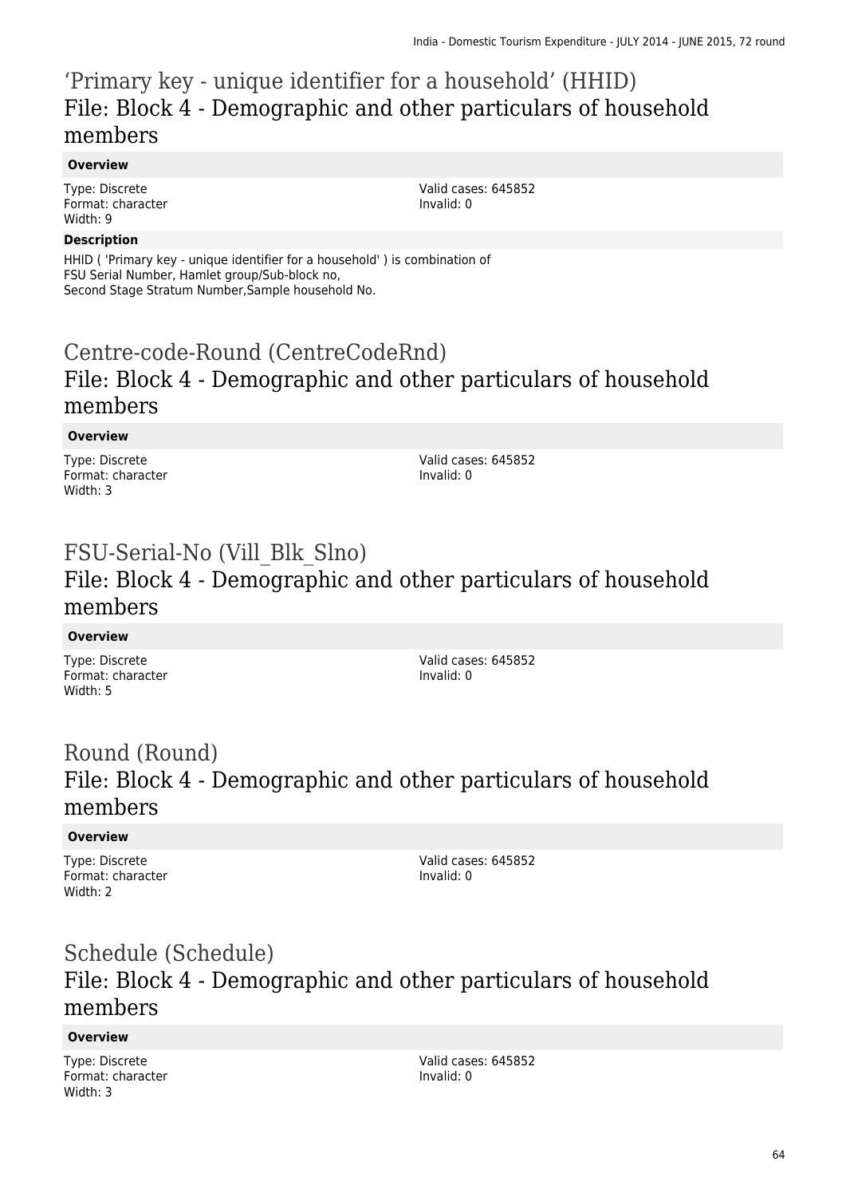# ‘Primary key - unique identifier for a household’ (HHID)
## File: Block 4 - Demographic and other particulars of household members

**Overview**

Type: Discrete
Format: character
Width: 9

Valid cases: 645852
Invalid: 0

**Description**

HHID ( 'Primary key - unique identifier for a household' ) is combination of
FSU Serial Number, Hamlet group/Sub-block no,
Second Stage Stratum Number,Sample household No.

# Centre-code-Round (CentreCodeRnd)
## File: Block 4 - Demographic and other particulars of household members

**Overview**

Type: Discrete
Format: character
Width: 3

Valid cases: 645852
Invalid: 0

# FSU-Serial-No (Vill_Blk_Slno)
## File: Block 4 - Demographic and other particulars of household members

**Overview**

Type: Discrete
Format: character
Width: 5

Valid cases: 645852
Invalid: 0

# Round (Round)
## File: Block 4 - Demographic and other particulars of household members

**Overview**

Type: Discrete
Format: character
Width: 2

Valid cases: 645852
Invalid: 0

# Schedule (Schedule)
## File: Block 4 - Demographic and other particulars of household members

**Overview**

Type: Discrete
Format: character
Width: 3

Valid cases: 645852
Invalid: 0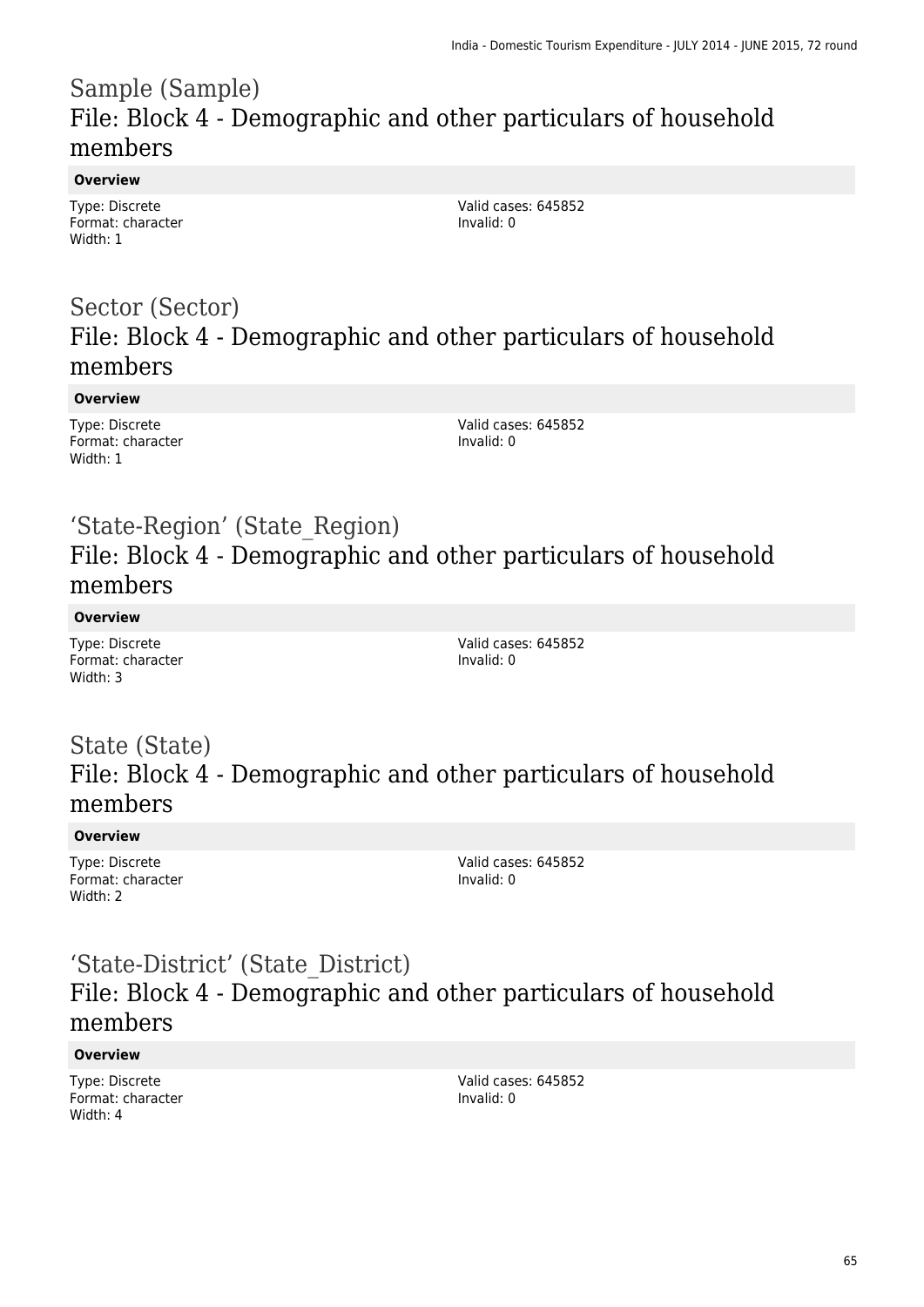# Sample (Sample)
## File: Block 4 - Demographic and other particulars of household members

**Overview**

Type: Discrete
Format: character
Width: 1

Valid cases: 645852
Invalid: 0

# Sector (Sector)
## File: Block 4 - Demographic and other particulars of household members

**Overview**

Type: Discrete
Format: character
Width: 1

Valid cases: 645852
Invalid: 0

# 'State-Region' (State_Region)
## File: Block 4 - Demographic and other particulars of household members

**Overview**

Type: Discrete
Format: character
Width: 3

Valid cases: 645852
Invalid: 0

# State (State)
## File: Block 4 - Demographic and other particulars of household members

**Overview**

Type: Discrete
Format: character
Width: 2

Valid cases: 645852
Invalid: 0

# 'State-District' (State_District)
## File: Block 4 - Demographic and other particulars of household members

**Overview**

Type: Discrete
Format: character
Width: 4

Valid cases: 645852
Invalid: 0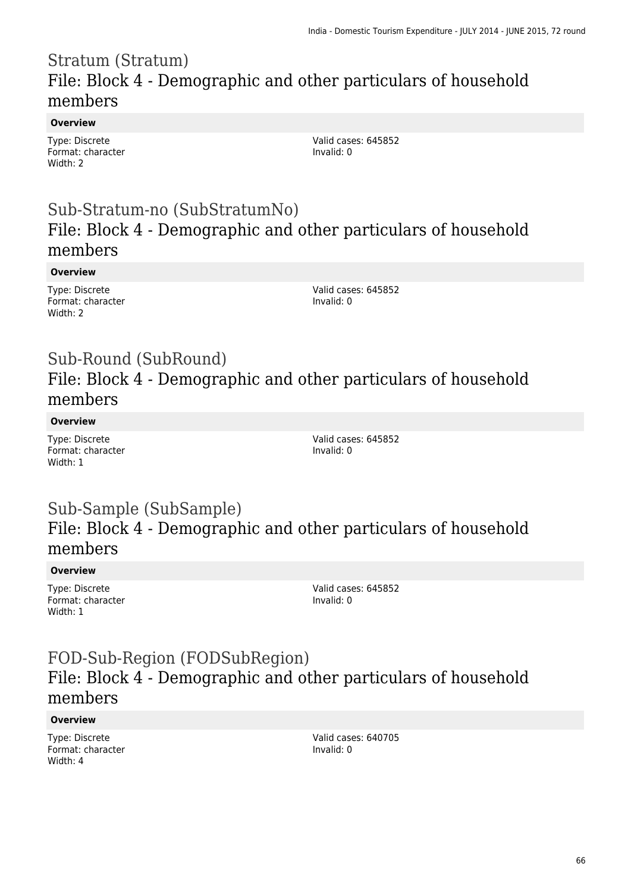# Stratum (Stratum)

## File: Block 4 - Demographic and other particulars of household members

**Overview**

Type: Discrete
Format: character
Width: 2

Valid cases: 645852
Invalid: 0

# Sub-Stratum-no (SubStratumNo)

## File: Block 4 - Demographic and other particulars of household members

**Overview**

Type: Discrete
Format: character
Width: 2

Valid cases: 645852
Invalid: 0

# Sub-Round (SubRound)

## File: Block 4 - Demographic and other particulars of household members

**Overview**

Type: Discrete
Format: character
Width: 1

Valid cases: 645852
Invalid: 0

# Sub-Sample (SubSample)

## File: Block 4 - Demographic and other particulars of household members

**Overview**

Type: Discrete
Format: character
Width: 1

Valid cases: 645852
Invalid: 0

# FOD-Sub-Region (FODSubRegion)

## File: Block 4 - Demographic and other particulars of household members

**Overview**

Type: Discrete
Format: character
Width: 4

Valid cases: 640705
Invalid: 0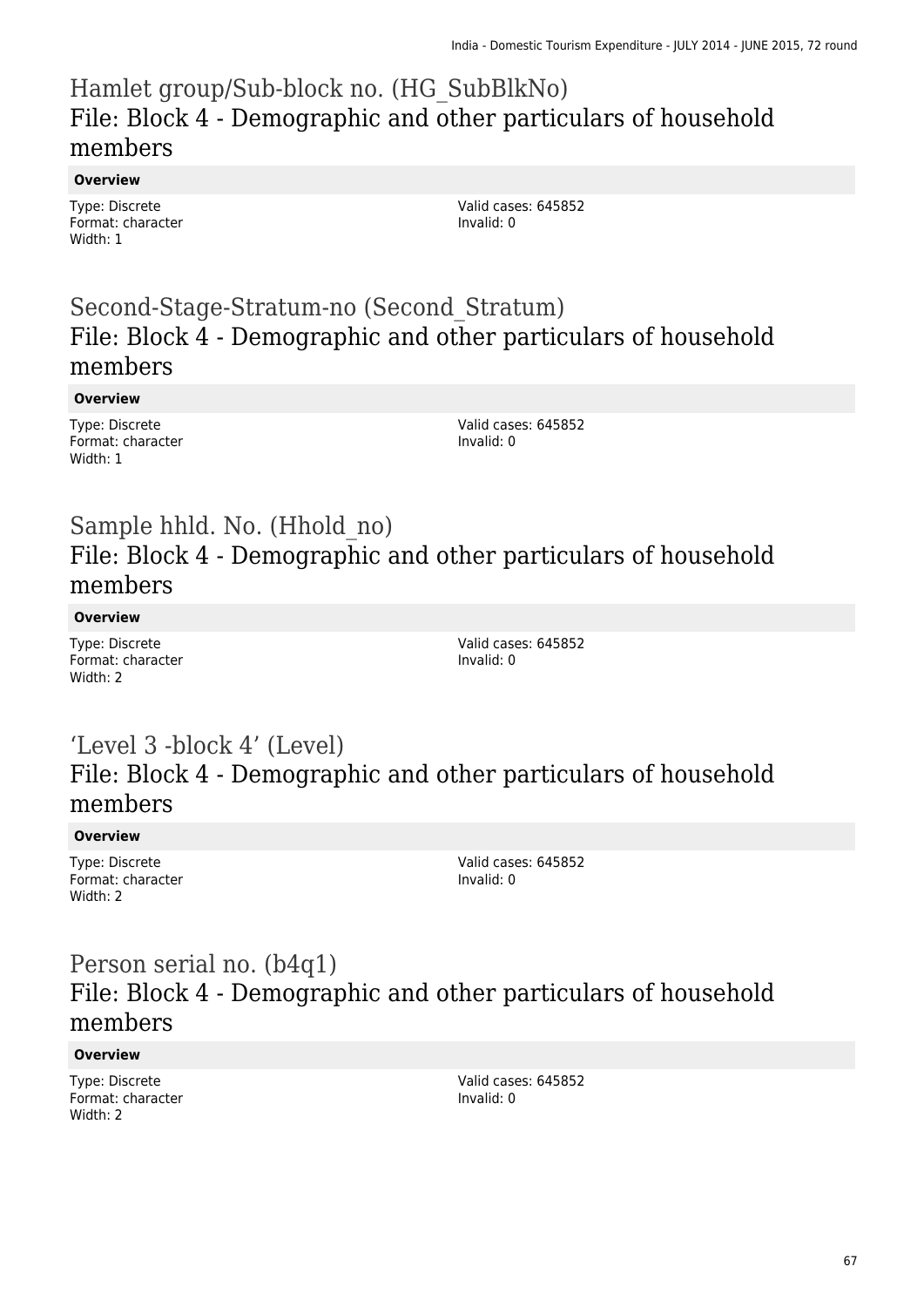# Hamlet group/Sub-block no. (HG_SubBlkNo)
## File: Block 4 - Demographic and other particulars of household members

**Overview**

Type: Discrete
Format: character
Width: 1

Valid cases: 645852
Invalid: 0

# Second-Stage-Stratum-no (Second_Stratum)
## File: Block 4 - Demographic and other particulars of household members

**Overview**

Type: Discrete
Format: character
Width: 1

Valid cases: 645852
Invalid: 0

# Sample hhld. No. (Hhold_no)
## File: Block 4 - Demographic and other particulars of household members

**Overview**

Type: Discrete
Format: character
Width: 2

Valid cases: 645852
Invalid: 0

# ‘Level 3 -block 4’ (Level)
## File: Block 4 - Demographic and other particulars of household members

**Overview**

Type: Discrete
Format: character
Width: 2

Valid cases: 645852
Invalid: 0

# Person serial no. (b4q1)
## File: Block 4 - Demographic and other particulars of household members

**Overview**

Type: Discrete
Format: character
Width: 2

Valid cases: 645852
Invalid: 0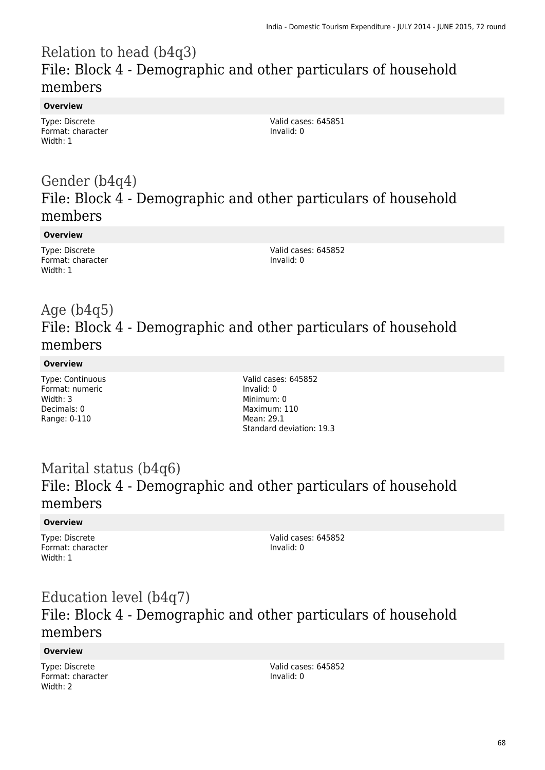## Relation to head (b4q3)
## File: Block 4 - Demographic and other particulars of household members

**Overview**

Type: Discrete
Format: character
Width: 1

Valid cases: 645851
Invalid: 0

## Gender (b4q4)
## File: Block 4 - Demographic and other particulars of household members

**Overview**

Type: Discrete
Format: character
Width: 1

Valid cases: 645852
Invalid: 0

## Age (b4q5)
## File: Block 4 - Demographic and other particulars of household members

**Overview**

Type: Continuous
Format: numeric
Width: 3
Decimals: 0
Range: 0-110

Valid cases: 645852
Invalid: 0
Minimum: 0
Maximum: 110
Mean: 29.1
Standard deviation: 19.3

## Marital status (b4q6)
## File: Block 4 - Demographic and other particulars of household members

**Overview**

Type: Discrete
Format: character
Width: 1

Valid cases: 645852
Invalid: 0

## Education level (b4q7)
## File: Block 4 - Demographic and other particulars of household members

**Overview**

Type: Discrete
Format: character
Width: 2

Valid cases: 645852
Invalid: 0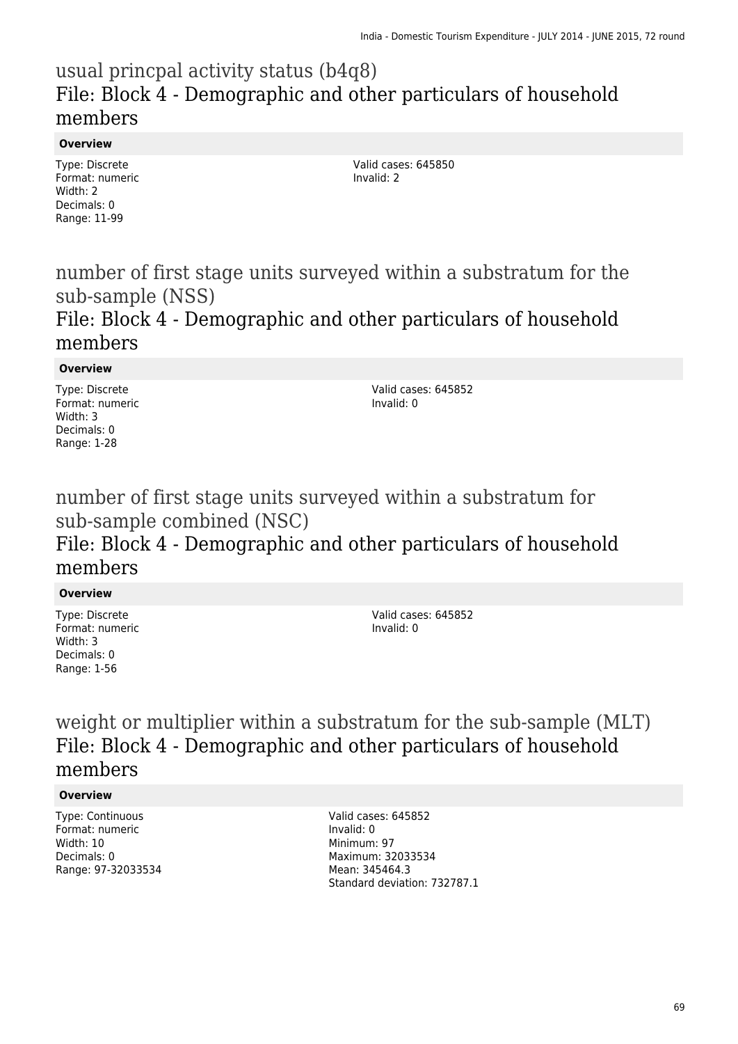## usual princpal activity status (b4q8)
## File: Block 4 - Demographic and other particulars of household members

**Overview**

Type: Discrete
Format: numeric
Width: 2
Decimals: 0
Range: 11-99

Valid cases: 645850
Invalid: 2

## number of first stage units surveyed within a substratum for the sub-sample (NSS)
## File: Block 4 - Demographic and other particulars of household members

**Overview**

Type: Discrete
Format: numeric
Width: 3
Decimals: 0
Range: 1-28

Valid cases: 645852
Invalid: 0

## number of first stage units surveyed within a substratum for sub-sample combined (NSC)
## File: Block 4 - Demographic and other particulars of household members

**Overview**

Type: Discrete
Format: numeric
Width: 3
Decimals: 0
Range: 1-56

Valid cases: 645852
Invalid: 0

## weight or multiplier within a substratum for the sub-sample (MLT)
## File: Block 4 - Demographic and other particulars of household members

**Overview**

Type: Continuous
Format: numeric
Width: 10
Decimals: 0
Range: 97-32033534

Valid cases: 645852
Invalid: 0
Minimum: 97
Maximum: 32033534
Mean: 345464.3
Standard deviation: 732787.1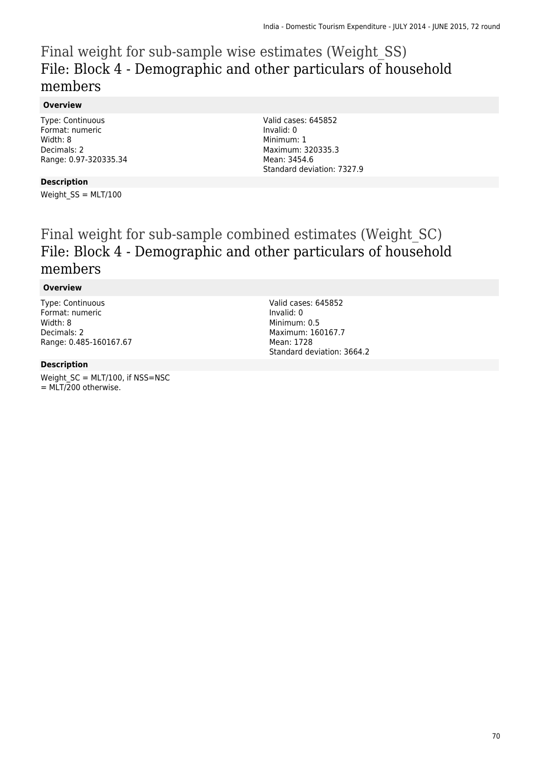# Final weight for sub-sample wise estimates (Weight_SS)
## File: Block 4 - Demographic and other particulars of household members

#### Overview

Type: Continuous
Format: numeric
Width: 8
Decimals: 2
Range: 0.97-320335.34

Valid cases: 645852
Invalid: 0
Minimum: 1
Maximum: 320335.3
Mean: 3454.6
Standard deviation: 7327.9

#### Description

Weight_SS = MLT/100

# Final weight for sub-sample combined estimates (Weight_SC)
## File: Block 4 - Demographic and other particulars of household members

#### Overview

Type: Continuous
Format: numeric
Width: 8
Decimals: 2
Range: 0.485-160167.67

Valid cases: 645852
Invalid: 0
Minimum: 0.5
Maximum: 160167.7
Mean: 1728
Standard deviation: 3664.2

#### Description

Weight_SC = MLT/100, if NSS=NSC
= MLT/200 otherwise.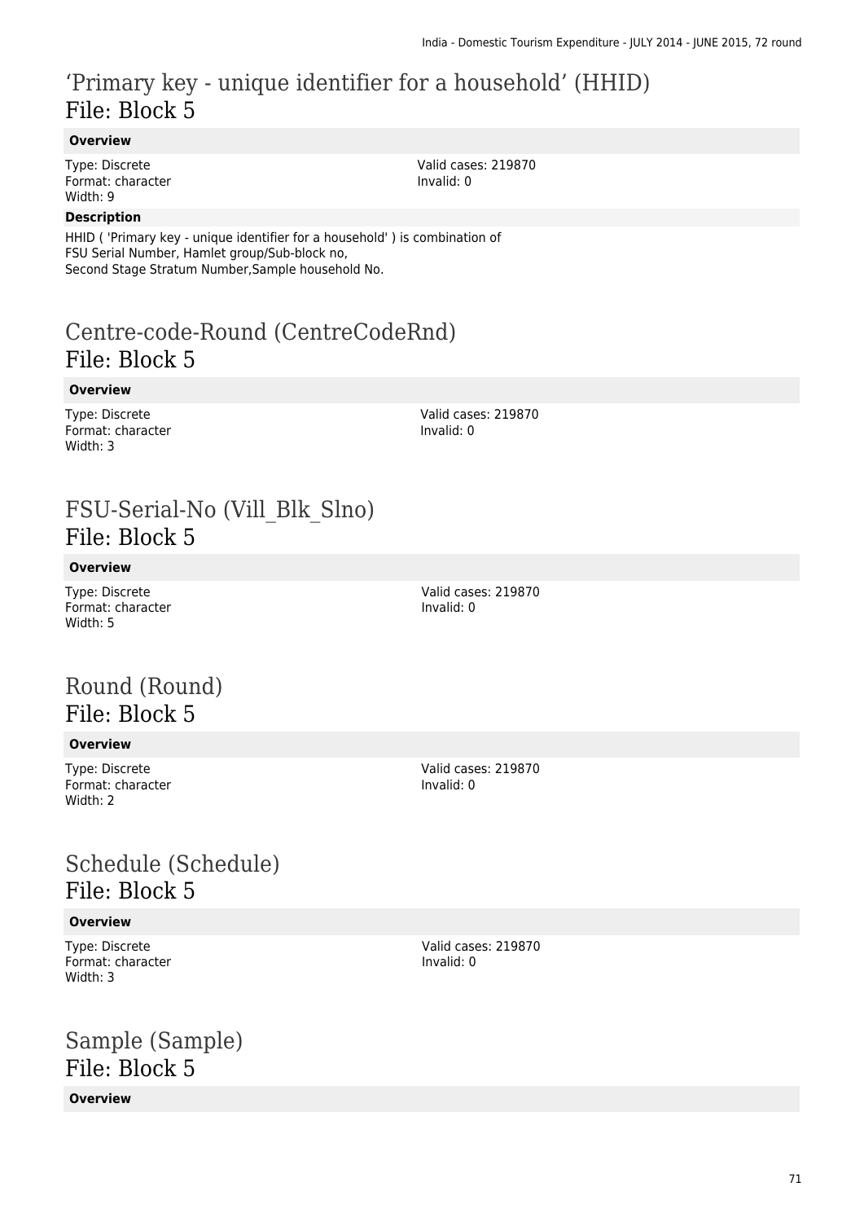# ‘Primary key - unique identifier for a household’ (HHID)
## File: Block 5

**Overview**

Type: Discrete
Format: character
Width: 9

Valid cases: 219870
Invalid: 0

**Description**

HHID ( 'Primary key - unique identifier for a household' ) is combination of
FSU Serial Number, Hamlet group/Sub-block no,
Second Stage Stratum Number,Sample household No.

# Centre-code-Round (CentreCodeRnd)
## File: Block 5

**Overview**

Type: Discrete
Format: character
Width: 3

Valid cases: 219870
Invalid: 0

# FSU-Serial-No (Vill_Blk_Slno)
## File: Block 5

**Overview**

Type: Discrete
Format: character
Width: 5

Valid cases: 219870
Invalid: 0

# Round (Round)
## File: Block 5

**Overview**

Type: Discrete
Format: character
Width: 2

Valid cases: 219870
Invalid: 0

# Schedule (Schedule)
## File: Block 5

**Overview**

Type: Discrete
Format: character
Width: 3

Valid cases: 219870
Invalid: 0

# Sample (Sample)
## File: Block 5

**Overview**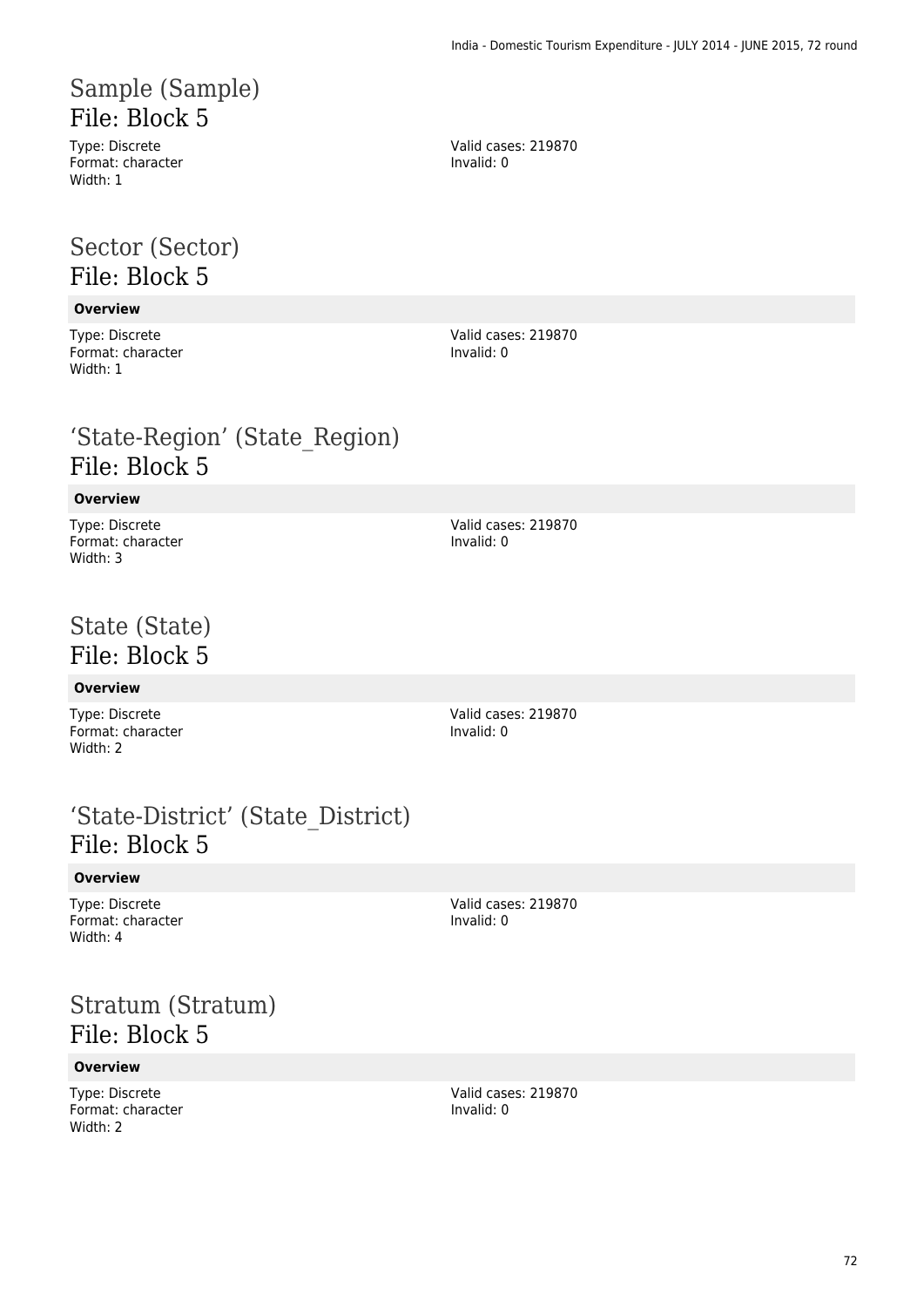## Sample (Sample)
File: Block 5

Type: Discrete
Format: character
Width: 1

Valid cases: 219870
Invalid: 0

## Sector (Sector)
File: Block 5

**Overview**

Type: Discrete
Format: character
Width: 1

Valid cases: 219870
Invalid: 0

## 'State-Region' (State_Region)
File: Block 5

**Overview**

Type: Discrete
Format: character
Width: 3

Valid cases: 219870
Invalid: 0

## State (State)
File: Block 5

**Overview**

Type: Discrete
Format: character
Width: 2

Valid cases: 219870
Invalid: 0

## 'State-District' (State_District)
File: Block 5

**Overview**

Type: Discrete
Format: character
Width: 4

Valid cases: 219870
Invalid: 0

## Stratum (Stratum)
File: Block 5

**Overview**

Type: Discrete
Format: character
Width: 2

Valid cases: 219870
Invalid: 0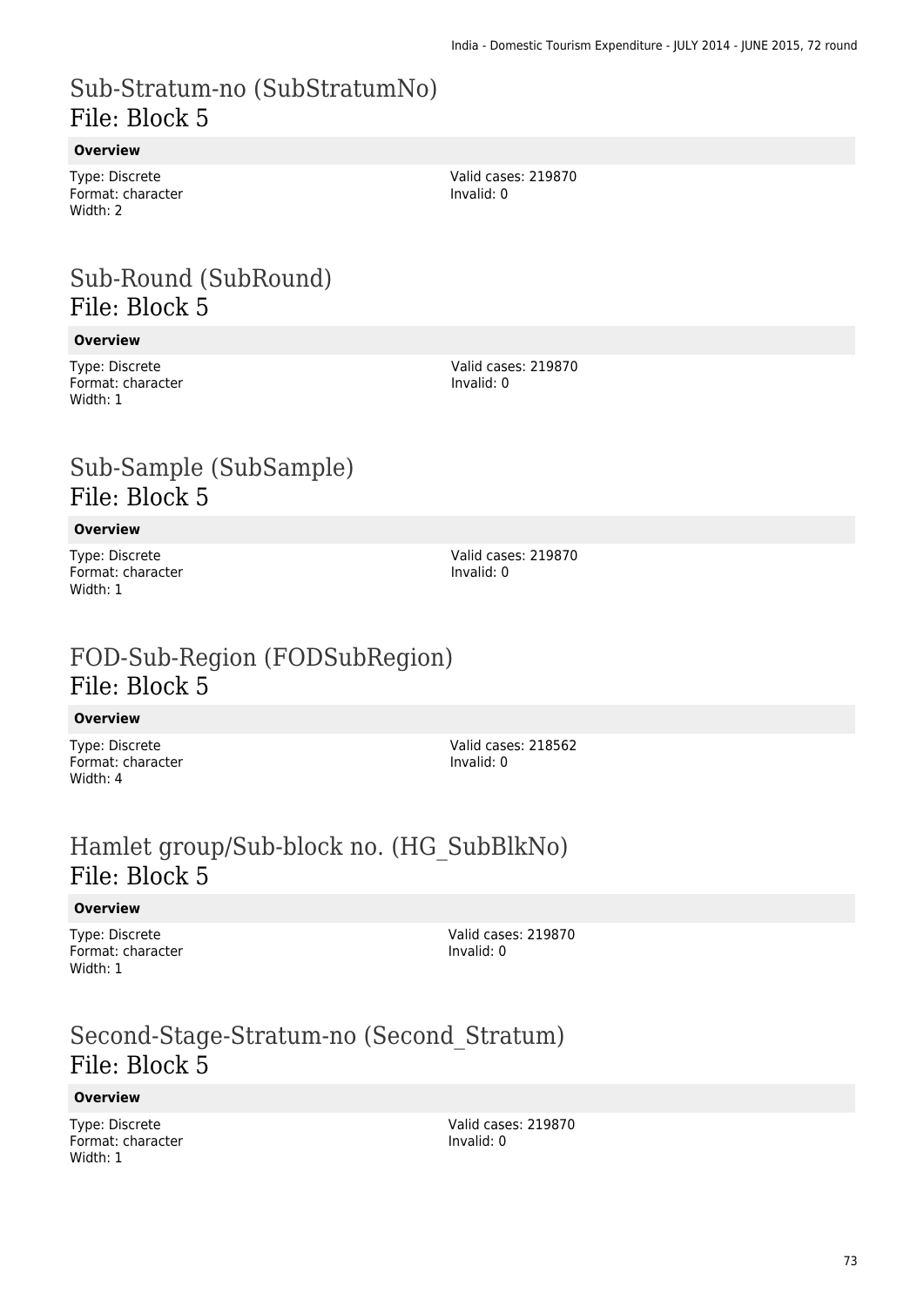# Sub-Stratum-no (SubStratumNo)
File: Block 5

**Overview**

Type: Discrete
Format: character
Width: 2

Valid cases: 219870
Invalid: 0

# Sub-Round (SubRound)
File: Block 5

**Overview**

Type: Discrete
Format: character
Width: 1

Valid cases: 219870
Invalid: 0

# Sub-Sample (SubSample)
File: Block 5

**Overview**

Type: Discrete
Format: character
Width: 1

Valid cases: 219870
Invalid: 0

# FOD-Sub-Region (FODSubRegion)
File: Block 5

**Overview**

Type: Discrete
Format: character
Width: 4

Valid cases: 218562
Invalid: 0

# Hamlet group/Sub-block no. (HG_SubBlkNo)
File: Block 5

**Overview**

Type: Discrete
Format: character
Width: 1

Valid cases: 219870
Invalid: 0

# Second-Stage-Stratum-no (Second_Stratum)
File: Block 5

**Overview**

Type: Discrete
Format: character
Width: 1

Valid cases: 219870
Invalid: 0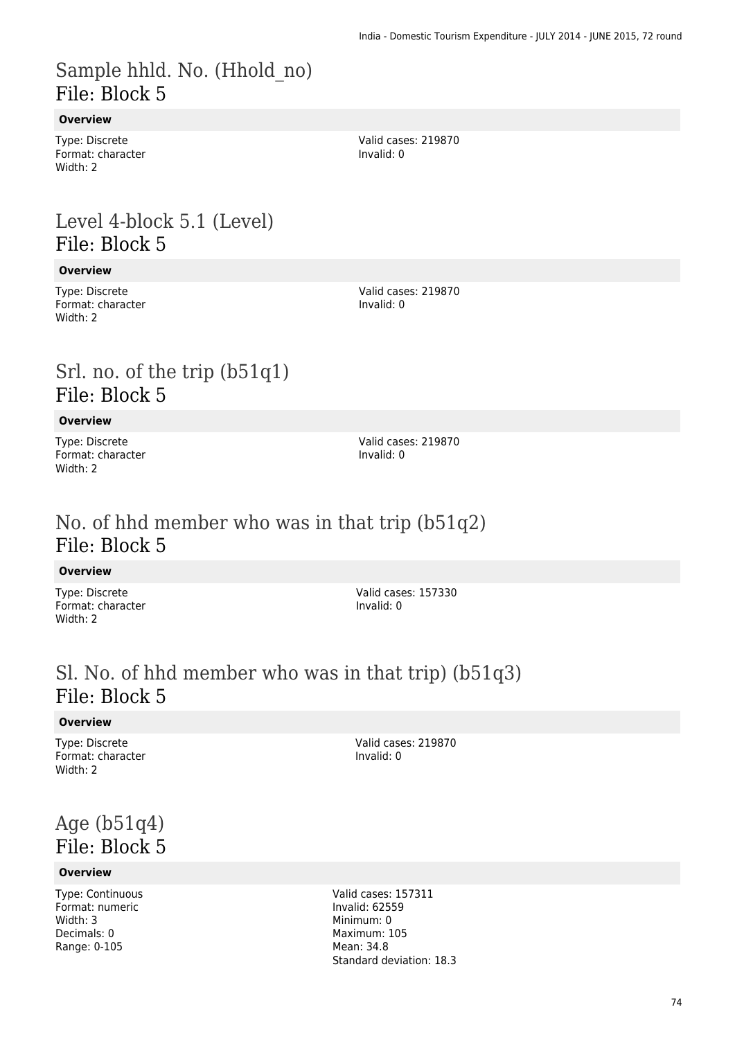# Sample hhld. No. (Hhold_no)
## File: Block 5

**Overview**

Type: Discrete
Format: character
Width: 2

Valid cases: 219870
Invalid: 0

# Level 4-block 5.1 (Level)
## File: Block 5

**Overview**

Type: Discrete
Format: character
Width: 2

Valid cases: 219870
Invalid: 0

# Srl. no. of the trip (b51q1)
## File: Block 5

**Overview**

Type: Discrete
Format: character
Width: 2

Valid cases: 219870
Invalid: 0

# No. of hhd member who was in that trip (b51q2)
## File: Block 5

**Overview**

Type: Discrete
Format: character
Width: 2

Valid cases: 157330
Invalid: 0

# Sl. No. of hhd member who was in that trip) (b51q3)
## File: Block 5

**Overview**

Type: Discrete
Format: character
Width: 2

Valid cases: 219870
Invalid: 0

# Age (b51q4)
## File: Block 5

**Overview**

Type: Continuous
Format: numeric
Width: 3
Decimals: 0
Range: 0-105

Valid cases: 157311
Invalid: 62559
Minimum: 0
Maximum: 105
Mean: 34.8
Standard deviation: 18.3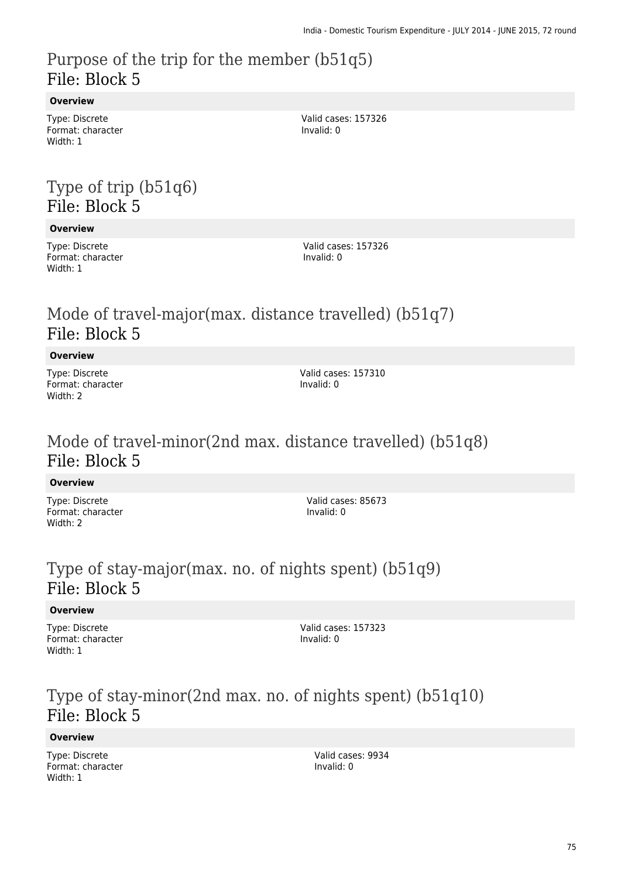# Purpose of the trip for the member (b51q5)
File: Block 5

**Overview**

Type: Discrete
Format: character
Width: 1

Valid cases: 157326
Invalid: 0

# Type of trip (b51q6)
File: Block 5

**Overview**

Type: Discrete
Format: character
Width: 1

Valid cases: 157326
Invalid: 0

# Mode of travel-major(max. distance travelled) (b51q7)
File: Block 5

**Overview**

Type: Discrete
Format: character
Width: 2

Valid cases: 157310
Invalid: 0

# Mode of travel-minor(2nd max. distance travelled) (b51q8)
File: Block 5

**Overview**

Type: Discrete
Format: character
Width: 2

Valid cases: 85673
Invalid: 0

# Type of stay-major(max. no. of nights spent) (b51q9)
File: Block 5

**Overview**

Type: Discrete
Format: character
Width: 1

Valid cases: 157323
Invalid: 0

# Type of stay-minor(2nd max. no. of nights spent) (b51q10)
File: Block 5

**Overview**

Type: Discrete
Format: character
Width: 1

Valid cases: 9934
Invalid: 0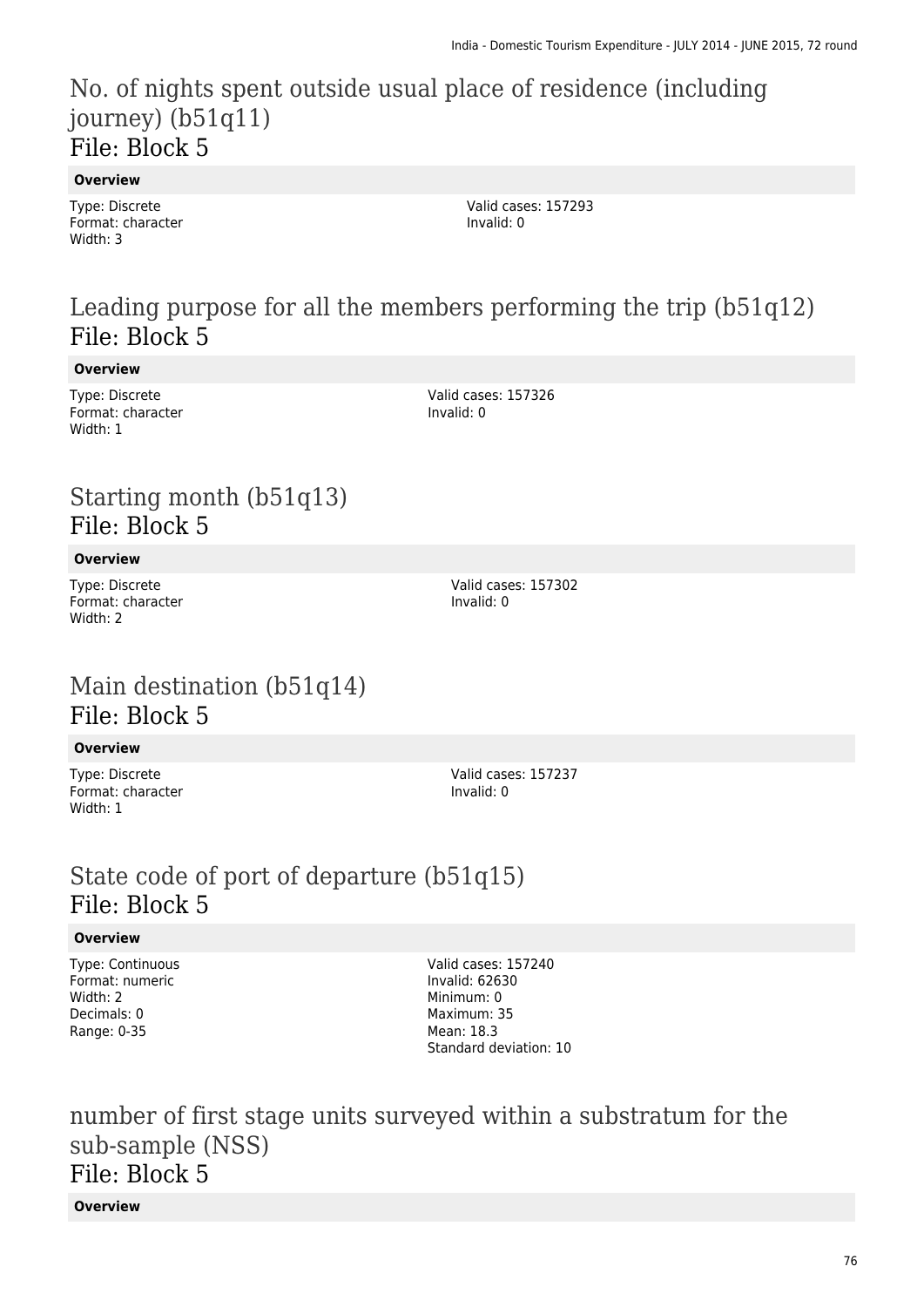# No. of nights spent outside usual place of residence (including journey) (b51q11)
File: Block 5

**Overview**

Type: Discrete
Format: character
Width: 3

Valid cases: 157293
Invalid: 0

# Leading purpose for all the members performing the trip (b51q12)
File: Block 5

**Overview**

Type: Discrete
Format: character
Width: 1

Valid cases: 157326
Invalid: 0

# Starting month (b51q13)
File: Block 5

**Overview**

Type: Discrete
Format: character
Width: 2

Valid cases: 157302
Invalid: 0

# Main destination (b51q14)
File: Block 5

**Overview**

Type: Discrete
Format: character
Width: 1

Valid cases: 157237
Invalid: 0

# State code of port of departure (b51q15)
File: Block 5

**Overview**

Type: Continuous
Format: numeric
Width: 2
Decimals: 0
Range: 0-35

Valid cases: 157240
Invalid: 62630
Minimum: 0
Maximum: 35
Mean: 18.3
Standard deviation: 10

# number of first stage units surveyed within a substratum for the sub-sample (NSS)
File: Block 5

**Overview**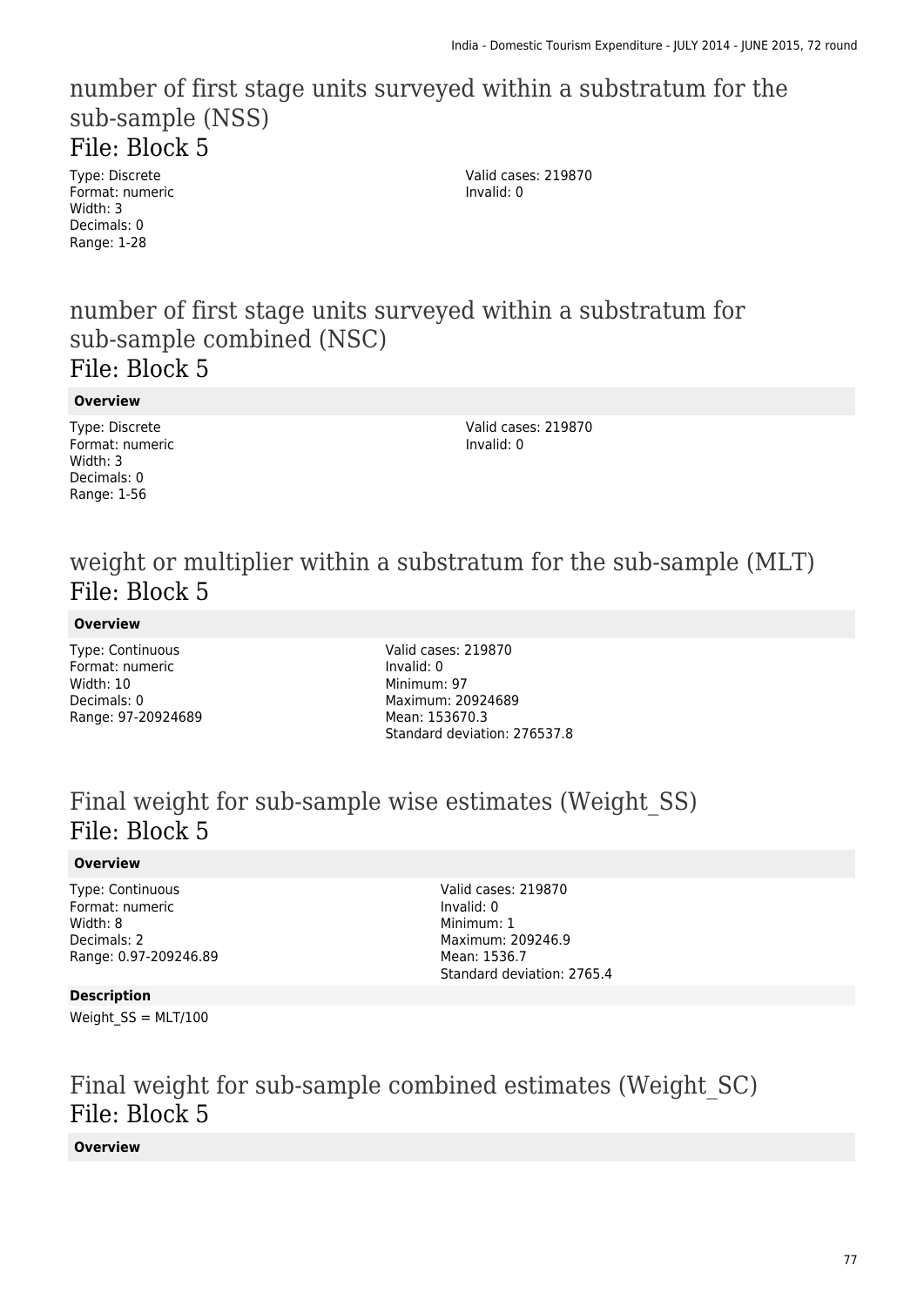# number of first stage units surveyed within a substratum for the sub-sample (NSS)

## File: Block 5

Type: Discrete
Format: numeric
Width: 3
Decimals: 0
Range: 1-28

Valid cases: 219870
Invalid: 0

# number of first stage units surveyed within a substratum for sub-sample combined (NSC)

## File: Block 5

**Overview**

Type: Discrete
Format: numeric
Width: 3
Decimals: 0
Range: 1-56

Valid cases: 219870
Invalid: 0

# weight or multiplier within a substratum for the sub-sample (MLT)

## File: Block 5

**Overview**

Type: Continuous
Format: numeric
Width: 10
Decimals: 0
Range: 97-20924689

Valid cases: 219870
Invalid: 0
Minimum: 97
Maximum: 20924689
Mean: 153670.3
Standard deviation: 276537.8

# Final weight for sub-sample wise estimates (Weight_SS)

## File: Block 5

**Overview**

Type: Continuous
Format: numeric
Width: 8
Decimals: 2
Range: 0.97-209246.89

Valid cases: 219870
Invalid: 0
Minimum: 1
Maximum: 209246.9
Mean: 1536.7
Standard deviation: 2765.4

**Description**

Weight_SS = MLT/100

# Final weight for sub-sample combined estimates (Weight_SC)

## File: Block 5

**Overview**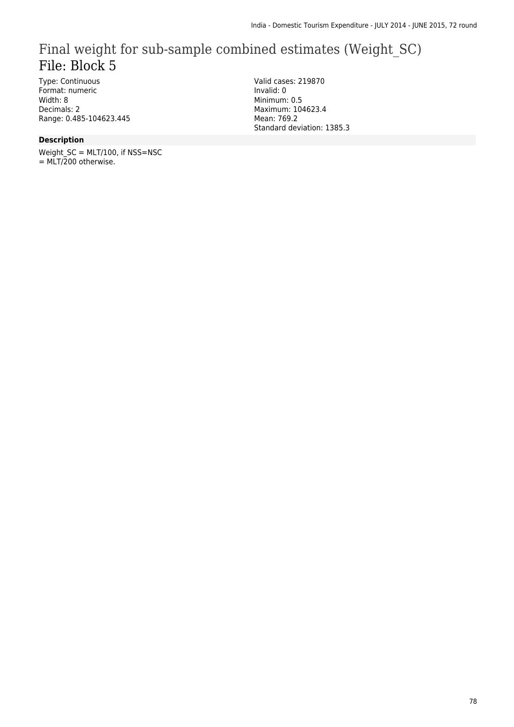# Final weight for sub-sample combined estimates (Weight_SC)

## File: Block 5

Type: Continuous
Format: numeric
Width: 8
Decimals: 2
Range: 0.485-104623.445

Valid cases: 219870
Invalid: 0
Minimum: 0.5
Maximum: 104623.4
Mean: 769.2
Standard deviation: 1385.3

**Description**

Weight_SC = MLT/100, if NSS=NSC
= MLT/200 otherwise.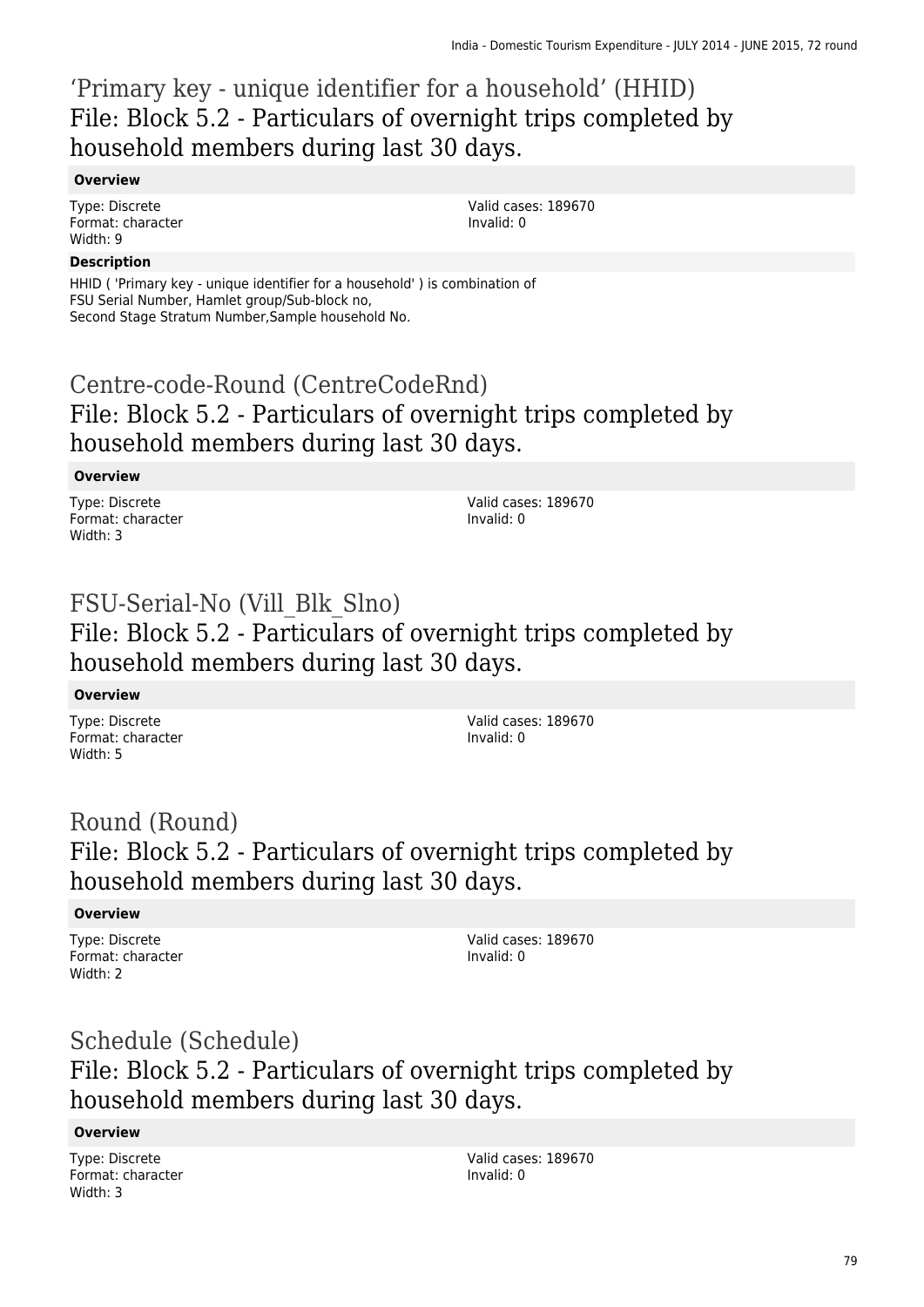## ‘Primary key - unique identifier for a household’ (HHID)
## File: Block 5.2 - Particulars of overnight trips completed by household members during last 30 days.

**Overview**

Type: Discrete
Format: character
Width: 9

Valid cases: 189670
Invalid: 0

**Description**

HHID ( 'Primary key - unique identifier for a household' ) is combination of
FSU Serial Number, Hamlet group/Sub-block no,
Second Stage Stratum Number,Sample household No.

## Centre-code-Round (CentreCodeRnd)
## File: Block 5.2 - Particulars of overnight trips completed by household members during last 30 days.

**Overview**

Type: Discrete
Format: character
Width: 3

Valid cases: 189670
Invalid: 0

## FSU-Serial-No (Vill_Blk_Slno)
## File: Block 5.2 - Particulars of overnight trips completed by household members during last 30 days.

**Overview**

Type: Discrete
Format: character
Width: 5

Valid cases: 189670
Invalid: 0

## Round (Round)
## File: Block 5.2 - Particulars of overnight trips completed by household members during last 30 days.

**Overview**

Type: Discrete
Format: character
Width: 2

Valid cases: 189670
Invalid: 0

## Schedule (Schedule)
## File: Block 5.2 - Particulars of overnight trips completed by household members during last 30 days.

**Overview**

Type: Discrete
Format: character
Width: 3

Valid cases: 189670
Invalid: 0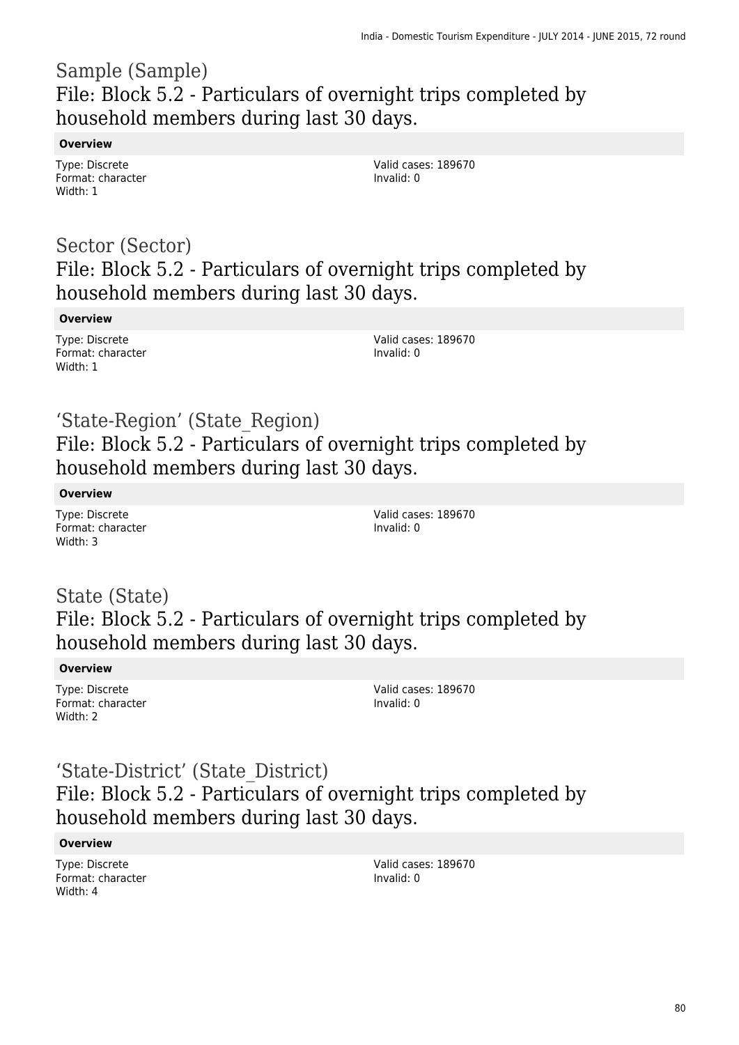## Sample (Sample)

### File: Block 5.2 - Particulars of overnight trips completed by household members during last 30 days.

**Overview**

Type: Discrete
Format: character
Width: 1

Valid cases: 189670
Invalid: 0

## Sector (Sector)

### File: Block 5.2 - Particulars of overnight trips completed by household members during last 30 days.

**Overview**

Type: Discrete
Format: character
Width: 1

Valid cases: 189670
Invalid: 0

## 'State-Region' (State_Region)

### File: Block 5.2 - Particulars of overnight trips completed by household members during last 30 days.

**Overview**

Type: Discrete
Format: character
Width: 3

Valid cases: 189670
Invalid: 0

## State (State)

### File: Block 5.2 - Particulars of overnight trips completed by household members during last 30 days.

**Overview**

Type: Discrete
Format: character
Width: 2

Valid cases: 189670
Invalid: 0

## 'State-District' (State_District)

### File: Block 5.2 - Particulars of overnight trips completed by household members during last 30 days.

**Overview**

Type: Discrete
Format: character
Width: 4

Valid cases: 189670
Invalid: 0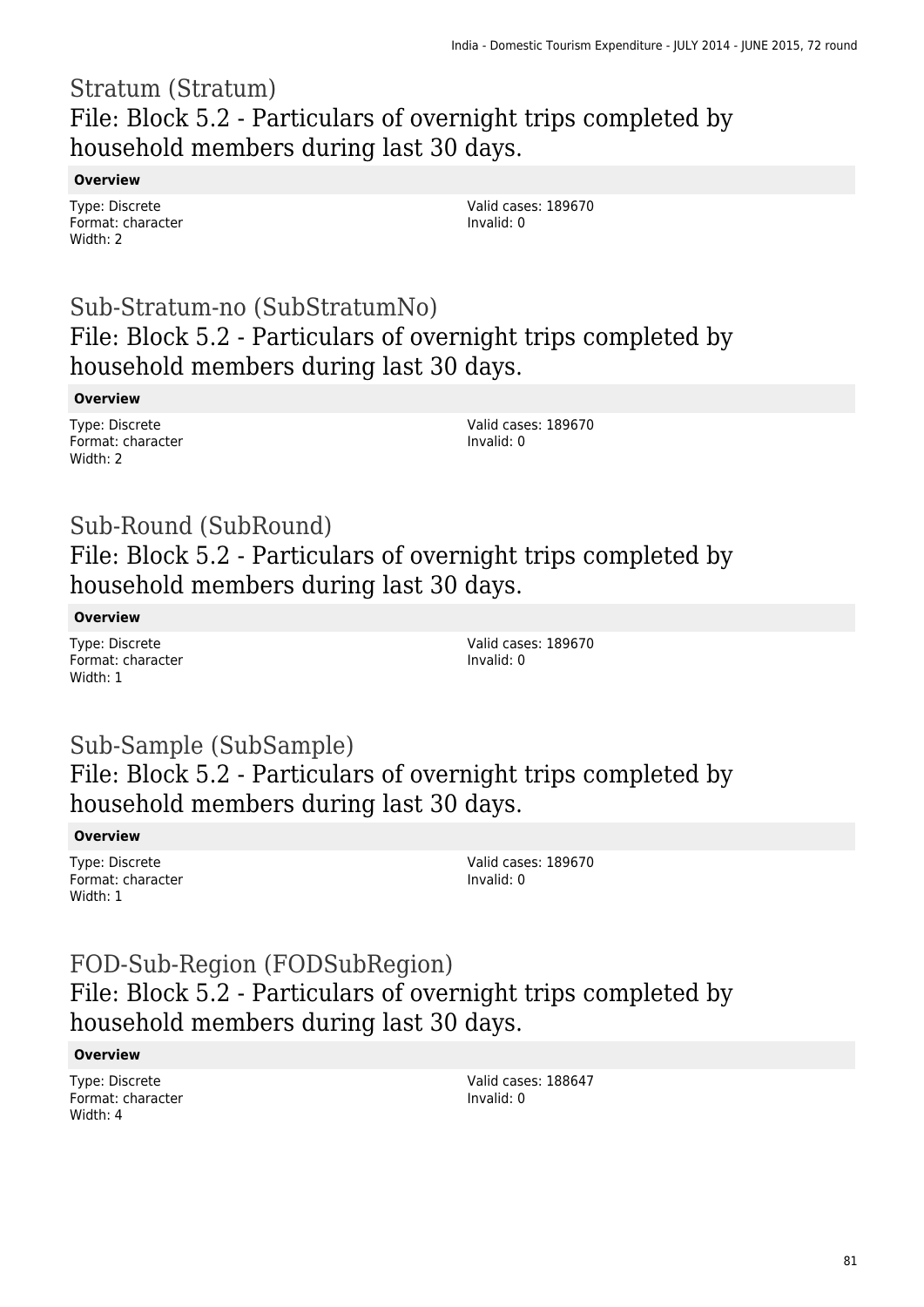## Stratum (Stratum)
## File: Block 5.2 - Particulars of overnight trips completed by household members during last 30 days.

**Overview**

Type: Discrete
Format: character
Width: 2

Valid cases: 189670
Invalid: 0

## Sub-Stratum-no (SubStratumNo)
## File: Block 5.2 - Particulars of overnight trips completed by household members during last 30 days.

**Overview**

Type: Discrete
Format: character
Width: 2

Valid cases: 189670
Invalid: 0

## Sub-Round (SubRound)
## File: Block 5.2 - Particulars of overnight trips completed by household members during last 30 days.

**Overview**

Type: Discrete
Format: character
Width: 1

Valid cases: 189670
Invalid: 0

## Sub-Sample (SubSample)
## File: Block 5.2 - Particulars of overnight trips completed by household members during last 30 days.

**Overview**

Type: Discrete
Format: character
Width: 1

Valid cases: 189670
Invalid: 0

## FOD-Sub-Region (FODSubRegion)
## File: Block 5.2 - Particulars of overnight trips completed by household members during last 30 days.

**Overview**

Type: Discrete
Format: character
Width: 4

Valid cases: 188647
Invalid: 0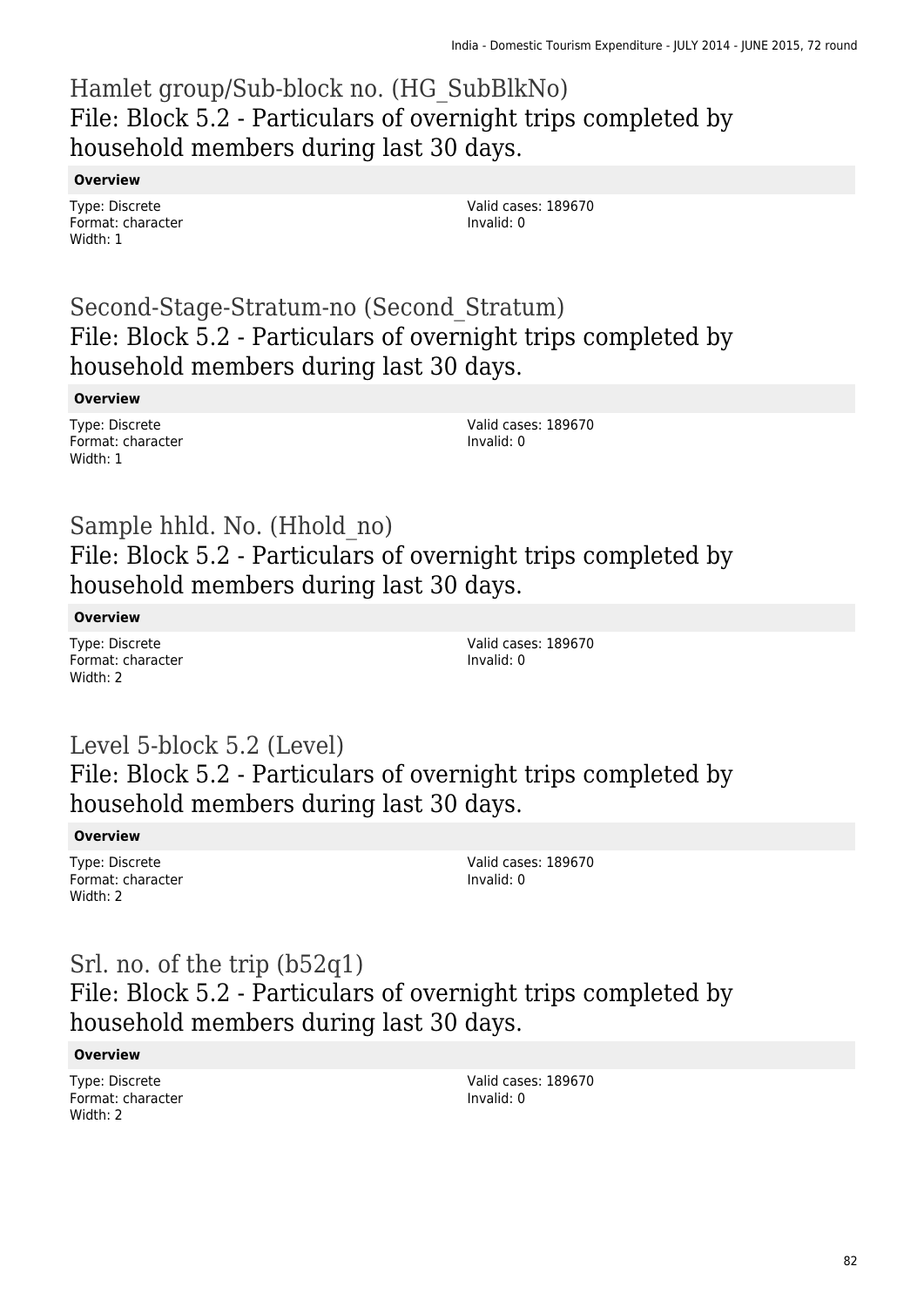# Hamlet group/Sub-block no. (HG_SubBlkNo)
## File: Block 5.2 - Particulars of overnight trips completed by household members during last 30 days.

**Overview**

Type: Discrete
Format: character
Width: 1

Valid cases: 189670
Invalid: 0

# Second-Stage-Stratum-no (Second_Stratum)
## File: Block 5.2 - Particulars of overnight trips completed by household members during last 30 days.

**Overview**

Type: Discrete
Format: character
Width: 1

Valid cases: 189670
Invalid: 0

# Sample hhld. No. (Hhold_no)
## File: Block 5.2 - Particulars of overnight trips completed by household members during last 30 days.

**Overview**

Type: Discrete
Format: character
Width: 2

Valid cases: 189670
Invalid: 0

# Level 5-block 5.2 (Level)
## File: Block 5.2 - Particulars of overnight trips completed by household members during last 30 days.

**Overview**

Type: Discrete
Format: character
Width: 2

Valid cases: 189670
Invalid: 0

# Srl. no. of the trip (b52q1)
## File: Block 5.2 - Particulars of overnight trips completed by household members during last 30 days.

**Overview**

Type: Discrete
Format: character
Width: 2

Valid cases: 189670
Invalid: 0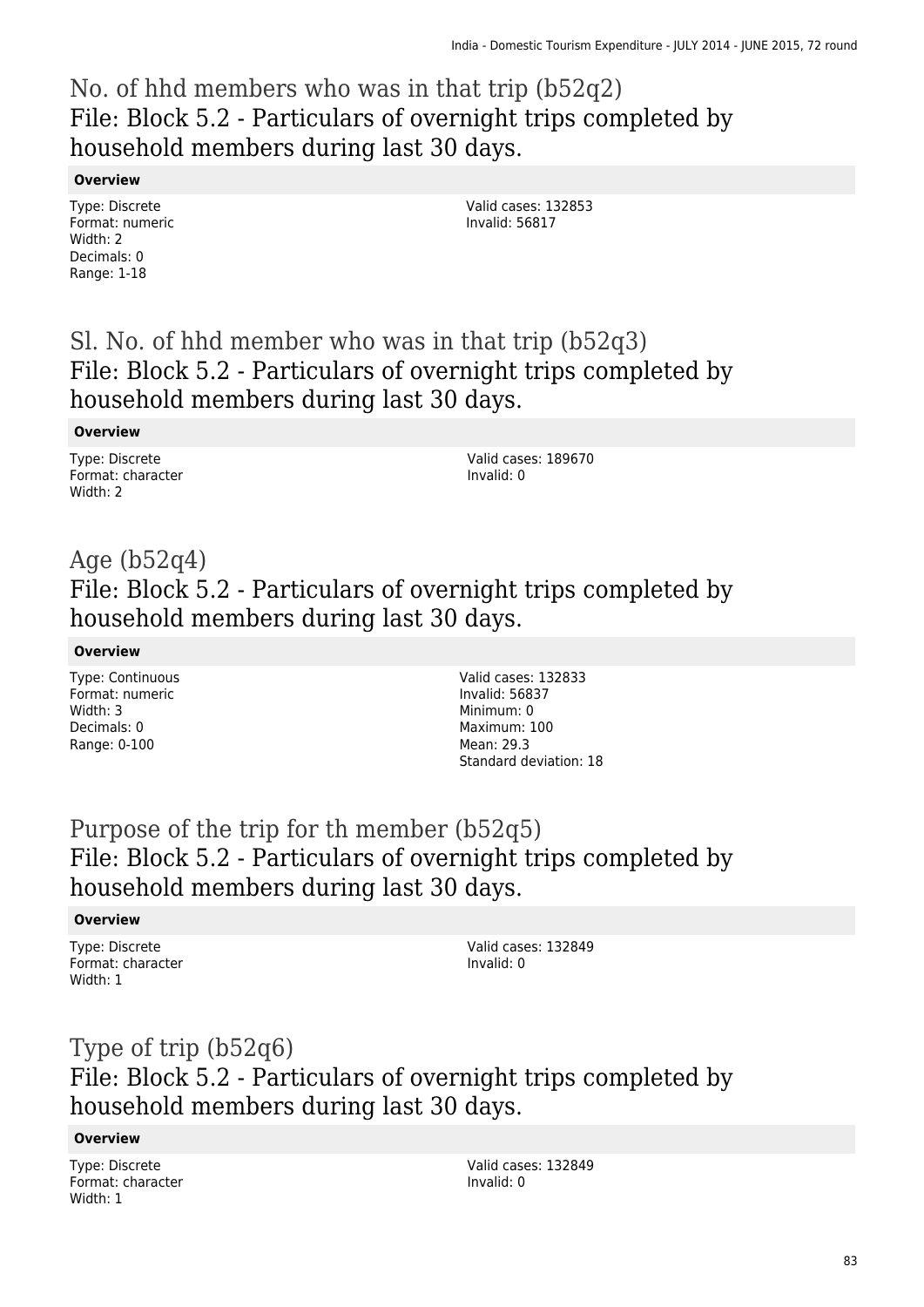## No. of hhd members who was in that trip (b52q2)
## File: Block 5.2 - Particulars of overnight trips completed by household members during last 30 days.

**Overview**

Type: Discrete
Format: numeric
Width: 2
Decimals: 0
Range: 1-18

Valid cases: 132853
Invalid: 56817

## Sl. No. of hhd member who was in that trip (b52q3)
## File: Block 5.2 - Particulars of overnight trips completed by household members during last 30 days.

**Overview**

Type: Discrete
Format: character
Width: 2

Valid cases: 189670
Invalid: 0

## Age (b52q4)
## File: Block 5.2 - Particulars of overnight trips completed by household members during last 30 days.

**Overview**

Type: Continuous
Format: numeric
Width: 3
Decimals: 0
Range: 0-100

Valid cases: 132833
Invalid: 56837
Minimum: 0
Maximum: 100
Mean: 29.3
Standard deviation: 18

## Purpose of the trip for th member (b52q5)
## File: Block 5.2 - Particulars of overnight trips completed by household members during last 30 days.

**Overview**

Type: Discrete
Format: character
Width: 1

Valid cases: 132849
Invalid: 0

## Type of trip (b52q6)
## File: Block 5.2 - Particulars of overnight trips completed by household members during last 30 days.

**Overview**

Type: Discrete
Format: character
Width: 1

Valid cases: 132849
Invalid: 0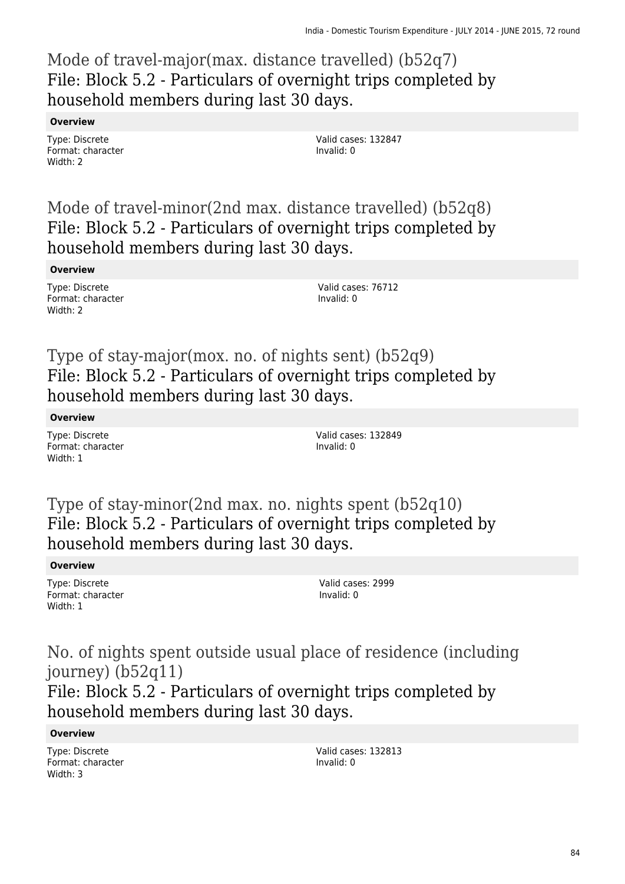## Mode of travel-major(max. distance travelled) (b52q7)
### File: Block 5.2 - Particulars of overnight trips completed by household members during last 30 days.

**Overview**

Type: Discrete
Format: character
Width: 2

Valid cases: 132847
Invalid: 0

## Mode of travel-minor(2nd max. distance travelled) (b52q8)
### File: Block 5.2 - Particulars of overnight trips completed by household members during last 30 days.

**Overview**

Type: Discrete
Format: character
Width: 2

Valid cases: 76712
Invalid: 0

## Type of stay-major(mox. no. of nights sent) (b52q9)
### File: Block 5.2 - Particulars of overnight trips completed by household members during last 30 days.

**Overview**

Type: Discrete
Format: character
Width: 1

Valid cases: 132849
Invalid: 0

## Type of stay-minor(2nd max. no. nights spent (b52q10)
### File: Block 5.2 - Particulars of overnight trips completed by household members during last 30 days.

**Overview**

Type: Discrete
Format: character
Width: 1

Valid cases: 2999
Invalid: 0

## No. of nights spent outside usual place of residence (including journey) (b52q11)
### File: Block 5.2 - Particulars of overnight trips completed by household members during last 30 days.

**Overview**

Type: Discrete
Format: character
Width: 3

Valid cases: 132813
Invalid: 0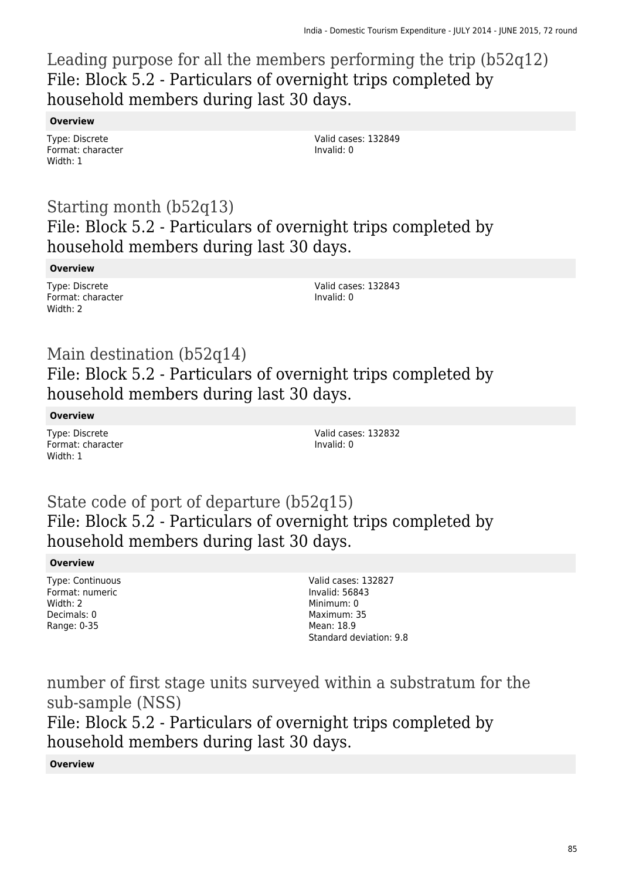## Leading purpose for all the members performing the trip (b52q12)
### File: Block 5.2 - Particulars of overnight trips completed by household members during last 30 days.

**Overview**

Type: Discrete
Format: character
Width: 1

Valid cases: 132849
Invalid: 0

## Starting month (b52q13)
### File: Block 5.2 - Particulars of overnight trips completed by household members during last 30 days.

**Overview**

Type: Discrete
Format: character
Width: 2

Valid cases: 132843
Invalid: 0

## Main destination (b52q14)
### File: Block 5.2 - Particulars of overnight trips completed by household members during last 30 days.

**Overview**

Type: Discrete
Format: character
Width: 1

Valid cases: 132832
Invalid: 0

## State code of port of departure (b52q15)
### File: Block 5.2 - Particulars of overnight trips completed by household members during last 30 days.

**Overview**

Type: Continuous
Format: numeric
Width: 2
Decimals: 0
Range: 0-35

Valid cases: 132827
Invalid: 56843
Minimum: 0
Maximum: 35
Mean: 18.9
Standard deviation: 9.8

## number of first stage units surveyed within a substratum for the sub-sample (NSS)
### File: Block 5.2 - Particulars of overnight trips completed by household members during last 30 days.

**Overview**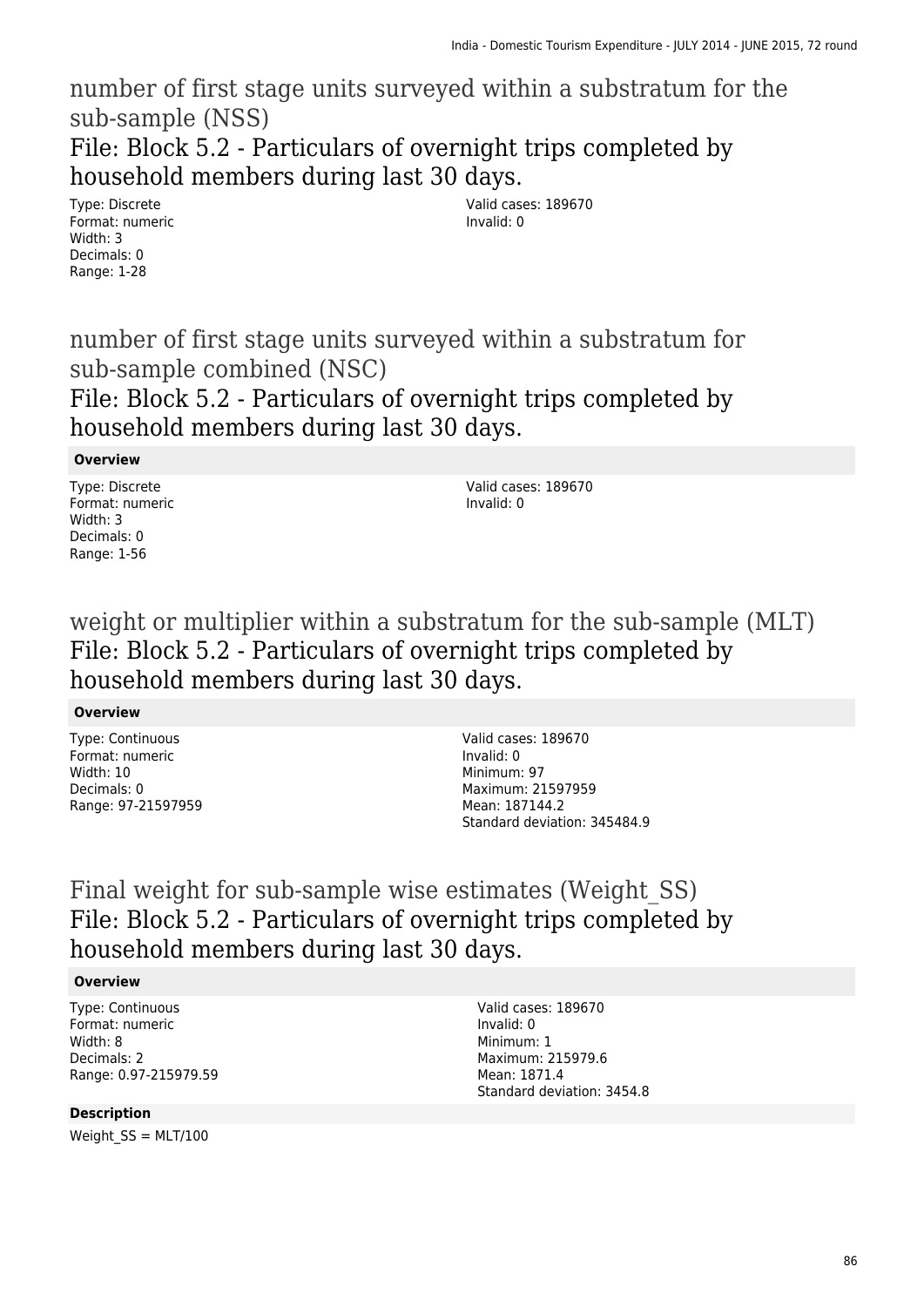## number of first stage units surveyed within a substratum for the sub-sample (NSS)

### File: Block 5.2 - Particulars of overnight trips completed by household members during last 30 days.

Type: Discrete
Format: numeric
Width: 3
Decimals: 0
Range: 1-28

Valid cases: 189670
Invalid: 0

## number of first stage units surveyed within a substratum for sub-sample combined (NSC)

### File: Block 5.2 - Particulars of overnight trips completed by household members during last 30 days.

**Overview**

Type: Discrete
Format: numeric
Width: 3
Decimals: 0
Range: 1-56

Valid cases: 189670
Invalid: 0

## weight or multiplier within a substratum for the sub-sample (MLT)

### File: Block 5.2 - Particulars of overnight trips completed by household members during last 30 days.

**Overview**

Type: Continuous
Format: numeric
Width: 10
Decimals: 0
Range: 97-21597959

Valid cases: 189670
Invalid: 0
Minimum: 97
Maximum: 21597959
Mean: 187144.2
Standard deviation: 345484.9

## Final weight for sub-sample wise estimates (Weight_SS)

### File: Block 5.2 - Particulars of overnight trips completed by household members during last 30 days.

**Overview**

Type: Continuous
Format: numeric
Width: 8
Decimals: 2
Range: 0.97-215979.59

Valid cases: 189670
Invalid: 0
Minimum: 1
Maximum: 215979.6
Mean: 1871.4
Standard deviation: 3454.8

**Description**

Weight_SS = MLT/100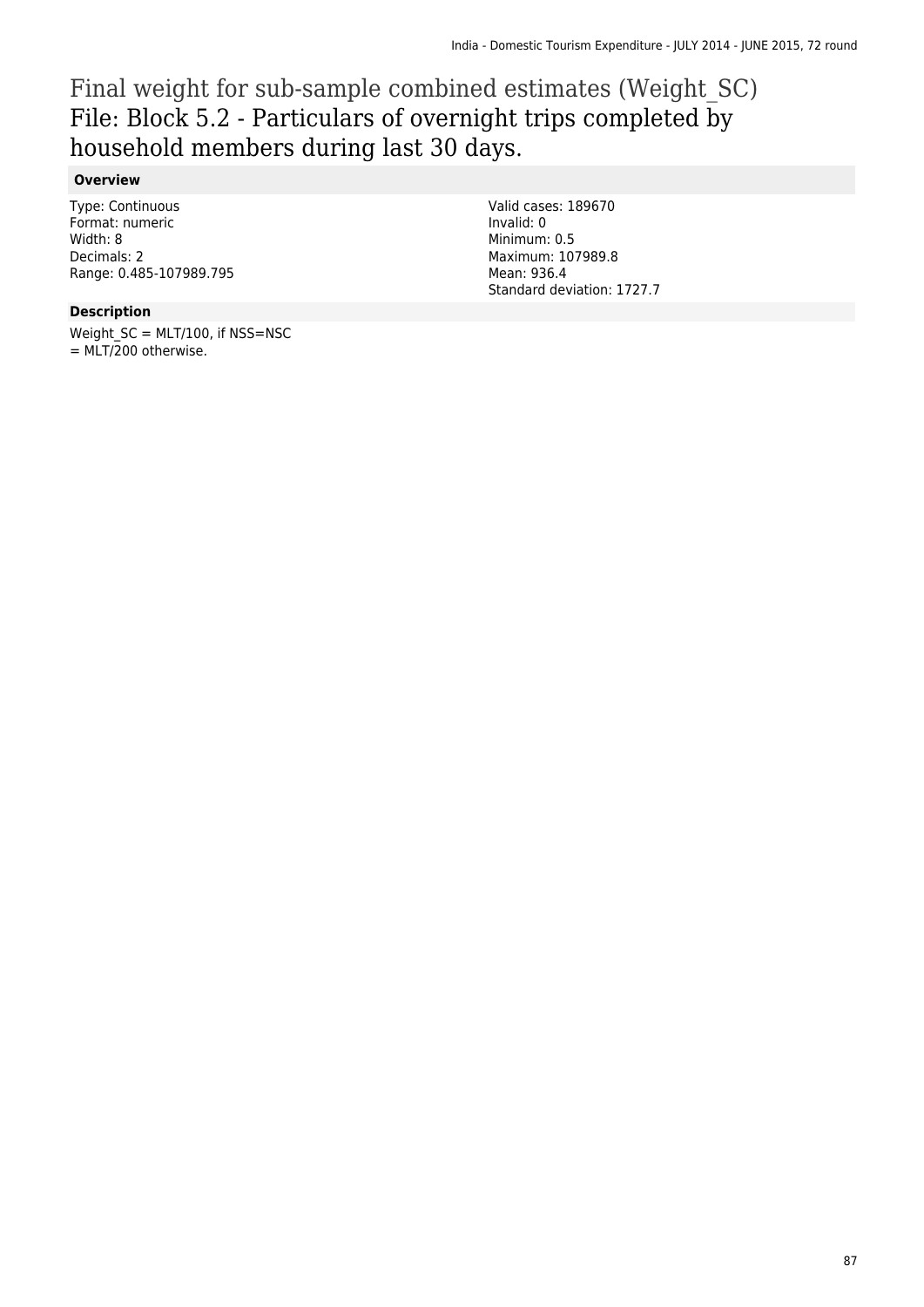# Final weight for sub-sample combined estimates (Weight_SC)

## File: Block 5.2 - Particulars of overnight trips completed by household members during last 30 days.

### Overview

Type: Continuous
Format: numeric
Width: 8
Decimals: 2
Range: 0.485-107989.795

Valid cases: 189670
Invalid: 0
Minimum: 0.5
Maximum: 107989.8
Mean: 936.4
Standard deviation: 1727.7

### Description

Weight_SC = MLT/100, if NSS=NSC
= MLT/200 otherwise.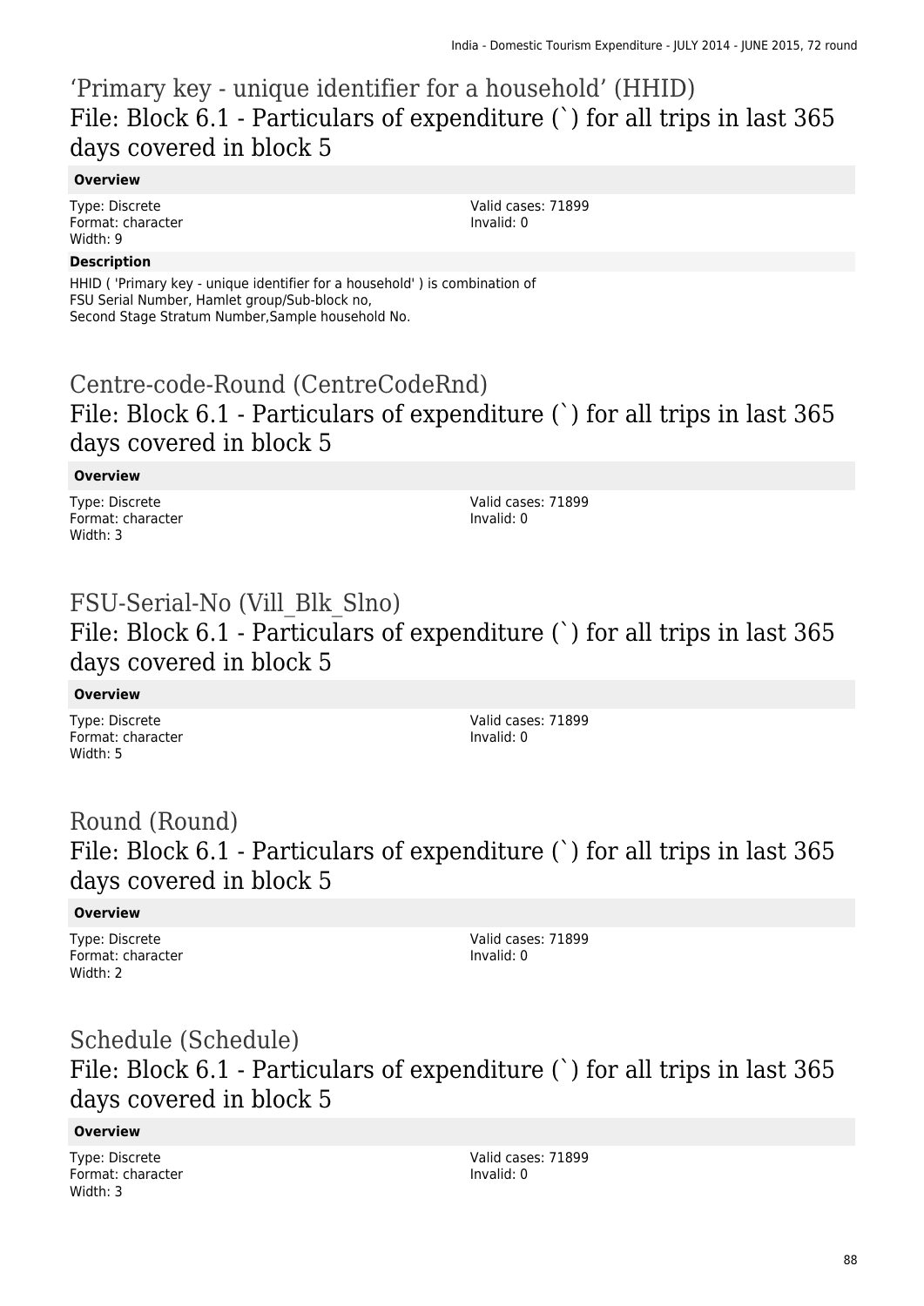## 'Primary key - unique identifier for a household' (HHID)
## File: Block 6.1 - Particulars of expenditure (`) for all trips in last 365 days covered in block 5

**Overview**

Type: Discrete
Format: character
Width: 9

Valid cases: 71899
Invalid: 0

**Description**

HHID ( 'Primary key - unique identifier for a household' ) is combination of FSU Serial Number, Hamlet group/Sub-block no, Second Stage Stratum Number,Sample household No.

## Centre-code-Round (CentreCodeRnd)
## File: Block 6.1 - Particulars of expenditure (`) for all trips in last 365 days covered in block 5

**Overview**

Type: Discrete
Format: character
Width: 3

Valid cases: 71899
Invalid: 0

## FSU-Serial-No (Vill_Blk_Slno)
## File: Block 6.1 - Particulars of expenditure (`) for all trips in last 365 days covered in block 5

**Overview**

Type: Discrete
Format: character
Width: 5

Valid cases: 71899
Invalid: 0

## Round (Round)
## File: Block 6.1 - Particulars of expenditure (`) for all trips in last 365 days covered in block 5

**Overview**

Type: Discrete
Format: character
Width: 2

Valid cases: 71899
Invalid: 0

## Schedule (Schedule)
## File: Block 6.1 - Particulars of expenditure (`) for all trips in last 365 days covered in block 5

**Overview**

Type: Discrete
Format: character
Width: 3

Valid cases: 71899
Invalid: 0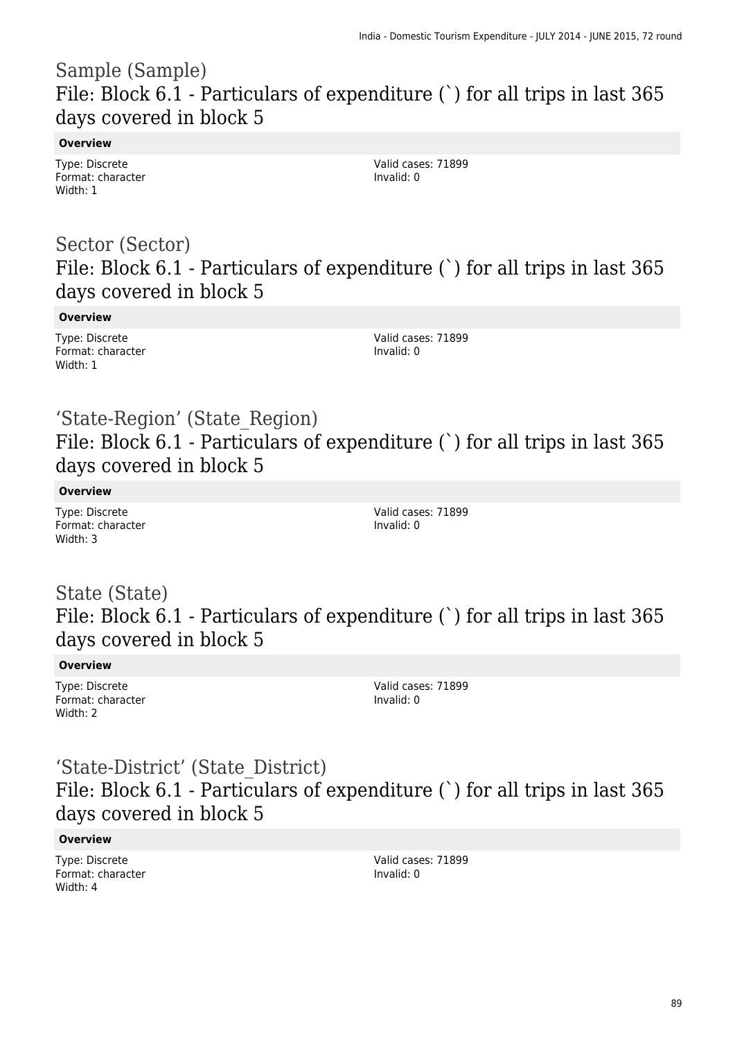## Sample (Sample)
### File: Block 6.1 - Particulars of expenditure (`) for all trips in last 365 days covered in block 5

**Overview**

Type: Discrete
Format: character
Width: 1

Valid cases: 71899
Invalid: 0

## Sector (Sector)
### File: Block 6.1 - Particulars of expenditure (`) for all trips in last 365 days covered in block 5

**Overview**

Type: Discrete
Format: character
Width: 1

Valid cases: 71899
Invalid: 0

## 'State-Region' (State_Region)
### File: Block 6.1 - Particulars of expenditure (`) for all trips in last 365 days covered in block 5

**Overview**

Type: Discrete
Format: character
Width: 3

Valid cases: 71899
Invalid: 0

## State (State)
### File: Block 6.1 - Particulars of expenditure (`) for all trips in last 365 days covered in block 5

**Overview**

Type: Discrete
Format: character
Width: 2

Valid cases: 71899
Invalid: 0

## 'State-District' (State_District)
### File: Block 6.1 - Particulars of expenditure (`) for all trips in last 365 days covered in block 5

**Overview**

Type: Discrete
Format: character
Width: 4

Valid cases: 71899
Invalid: 0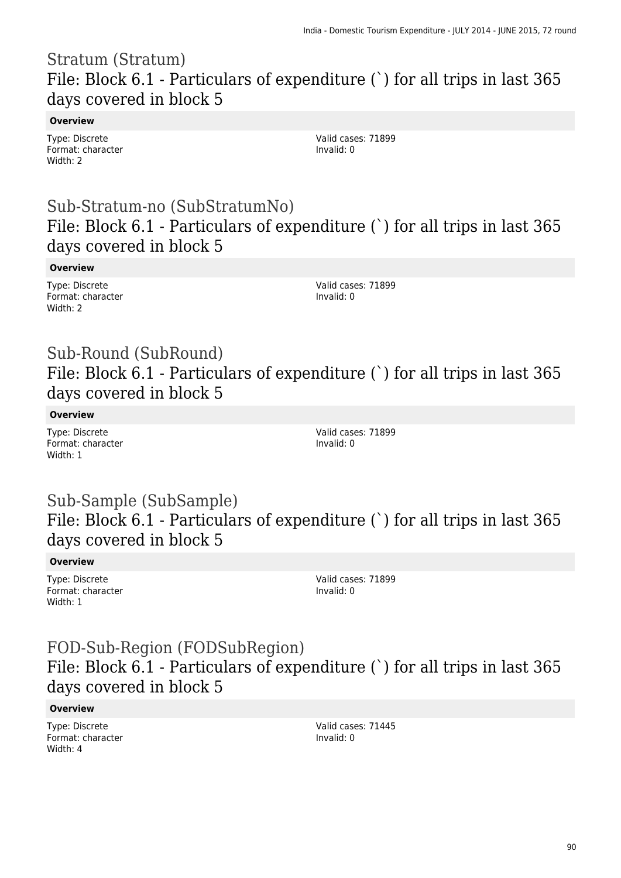## Stratum (Stratum)

### File: Block 6.1 - Particulars of expenditure (`) for all trips in last 365 days covered in block 5

**Overview**

Type: Discrete
Format: character
Width: 2

Valid cases: 71899
Invalid: 0

## Sub-Stratum-no (SubStratumNo)

### File: Block 6.1 - Particulars of expenditure (`) for all trips in last 365 days covered in block 5

**Overview**

Type: Discrete
Format: character
Width: 2

Valid cases: 71899
Invalid: 0

## Sub-Round (SubRound)

### File: Block 6.1 - Particulars of expenditure (`) for all trips in last 365 days covered in block 5

**Overview**

Type: Discrete
Format: character
Width: 1

Valid cases: 71899
Invalid: 0

## Sub-Sample (SubSample)

### File: Block 6.1 - Particulars of expenditure (`) for all trips in last 365 days covered in block 5

**Overview**

Type: Discrete
Format: character
Width: 1

Valid cases: 71899
Invalid: 0

## FOD-Sub-Region (FODSubRegion)

### File: Block 6.1 - Particulars of expenditure (`) for all trips in last 365 days covered in block 5

**Overview**

Type: Discrete
Format: character
Width: 4

Valid cases: 71445
Invalid: 0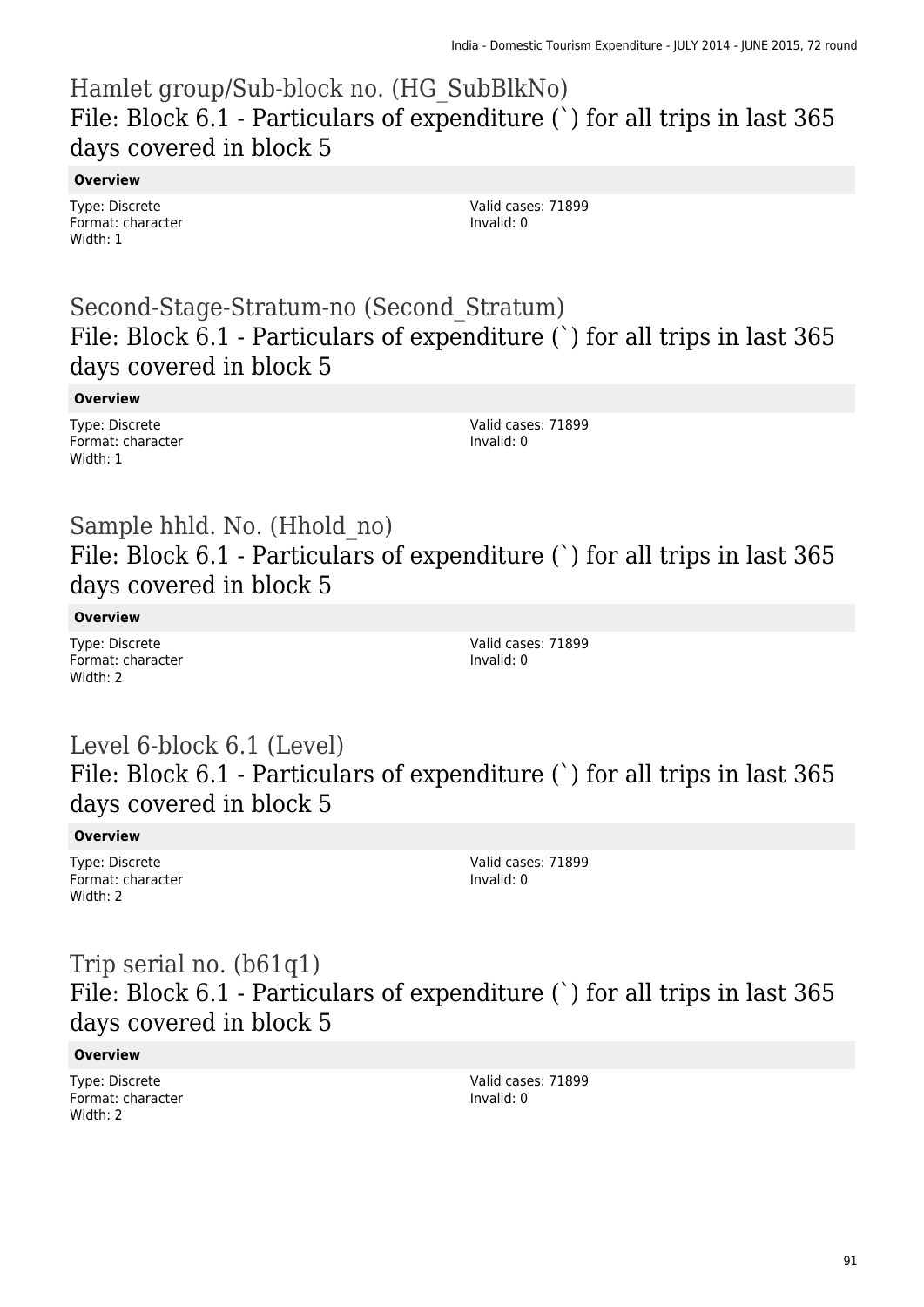## Hamlet group/Sub-block no. (HG_SubBlkNo)
### File: Block 6.1 - Particulars of expenditure (`) for all trips in last 365 days covered in block 5

**Overview**

Type: Discrete
Format: character
Width: 1

Valid cases: 71899
Invalid: 0

## Second-Stage-Stratum-no (Second_Stratum)
### File: Block 6.1 - Particulars of expenditure (`) for all trips in last 365 days covered in block 5

**Overview**

Type: Discrete
Format: character
Width: 1

Valid cases: 71899
Invalid: 0

## Sample hhld. No. (Hhold_no)
### File: Block 6.1 - Particulars of expenditure (`) for all trips in last 365 days covered in block 5

**Overview**

Type: Discrete
Format: character
Width: 2

Valid cases: 71899
Invalid: 0

## Level 6-block 6.1 (Level)
### File: Block 6.1 - Particulars of expenditure (`) for all trips in last 365 days covered in block 5

**Overview**

Type: Discrete
Format: character
Width: 2

Valid cases: 71899
Invalid: 0

## Trip serial no. (b61q1)
### File: Block 6.1 - Particulars of expenditure (`) for all trips in last 365 days covered in block 5

**Overview**

Type: Discrete
Format: character
Width: 2

Valid cases: 71899
Invalid: 0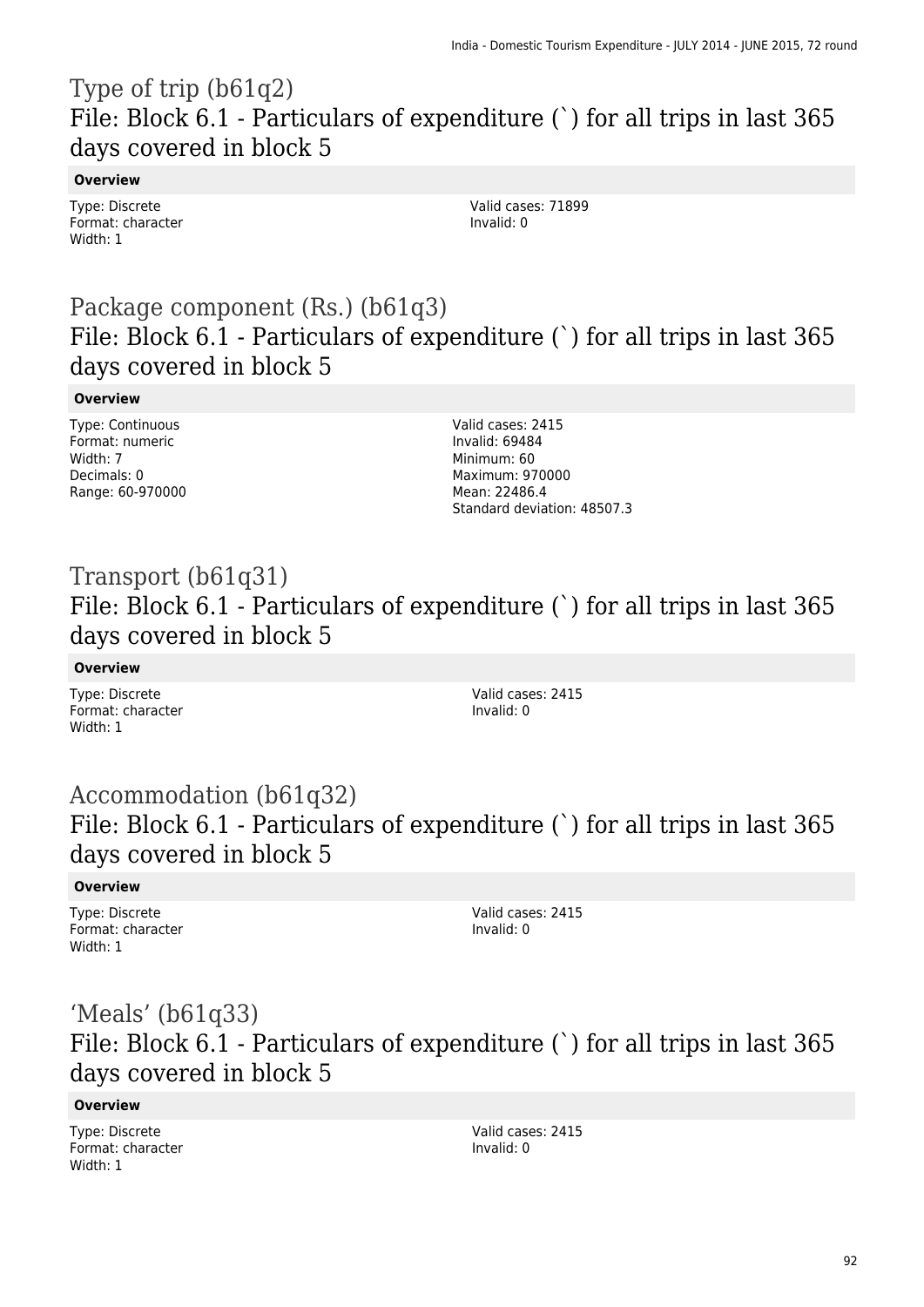## Type of trip (b61q2)

### File: Block 6.1 - Particulars of expenditure (`) for all trips in last 365 days covered in block 5

**Overview**

Type: Discrete
Format: character
Width: 1

Valid cases: 71899
Invalid: 0

## Package component (Rs.) (b61q3)

### File: Block 6.1 - Particulars of expenditure (`) for all trips in last 365 days covered in block 5

**Overview**

Type: Continuous
Format: numeric
Width: 7
Decimals: 0
Range: 60-970000

Valid cases: 2415
Invalid: 69484
Minimum: 60
Maximum: 970000
Mean: 22486.4
Standard deviation: 48507.3

## Transport (b61q31)

### File: Block 6.1 - Particulars of expenditure (`) for all trips in last 365 days covered in block 5

**Overview**

Type: Discrete
Format: character
Width: 1

Valid cases: 2415
Invalid: 0

## Accommodation (b61q32)

### File: Block 6.1 - Particulars of expenditure (`) for all trips in last 365 days covered in block 5

**Overview**

Type: Discrete
Format: character
Width: 1

Valid cases: 2415
Invalid: 0

## 'Meals' (b61q33)

### File: Block 6.1 - Particulars of expenditure (`) for all trips in last 365 days covered in block 5

**Overview**

Type: Discrete
Format: character
Width: 1

Valid cases: 2415
Invalid: 0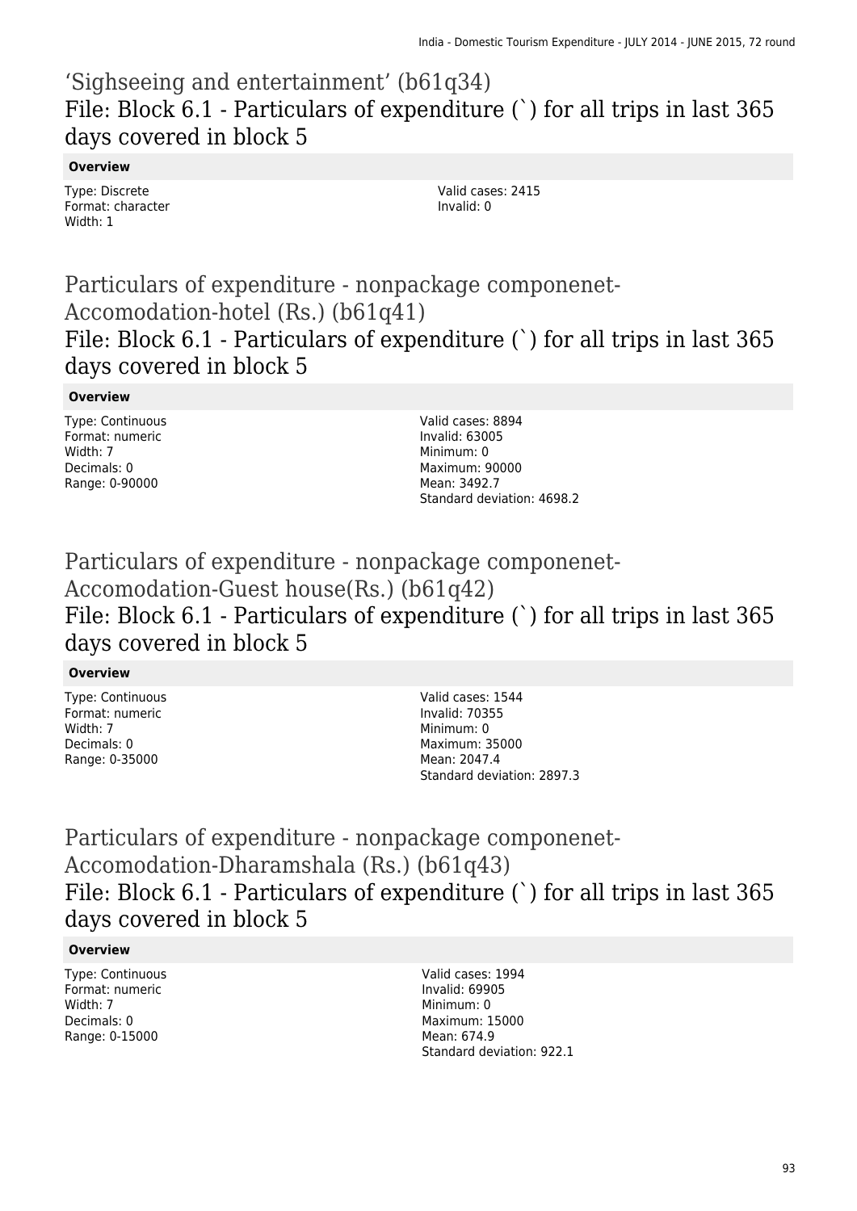## ‘Sighseeing and entertainment’ (b61q34)

### File: Block 6.1 - Particulars of expenditure (`) for all trips in last 365 days covered in block 5

**Overview**

Type: Discrete
Format: character
Width: 1

Valid cases: 2415
Invalid: 0

## Particulars of expenditure - nonpackage componenet-Accomodation-hotel (Rs.) (b61q41)

### File: Block 6.1 - Particulars of expenditure (`) for all trips in last 365 days covered in block 5

**Overview**

Type: Continuous
Format: numeric
Width: 7
Decimals: 0
Range: 0-90000

Valid cases: 8894
Invalid: 63005
Minimum: 0
Maximum: 90000
Mean: 3492.7
Standard deviation: 4698.2

## Particulars of expenditure - nonpackage componenet-Accomodation-Guest house(Rs.) (b61q42)

### File: Block 6.1 - Particulars of expenditure (`) for all trips in last 365 days covered in block 5

**Overview**

Type: Continuous
Format: numeric
Width: 7
Decimals: 0
Range: 0-35000

Valid cases: 1544
Invalid: 70355
Minimum: 0
Maximum: 35000
Mean: 2047.4
Standard deviation: 2897.3

## Particulars of expenditure - nonpackage componenet-Accomodation-Dharamshala (Rs.) (b61q43)

### File: Block 6.1 - Particulars of expenditure (`) for all trips in last 365 days covered in block 5

**Overview**

Type: Continuous
Format: numeric
Width: 7
Decimals: 0
Range: 0-15000

Valid cases: 1994
Invalid: 69905
Minimum: 0
Maximum: 15000
Mean: 674.9
Standard deviation: 922.1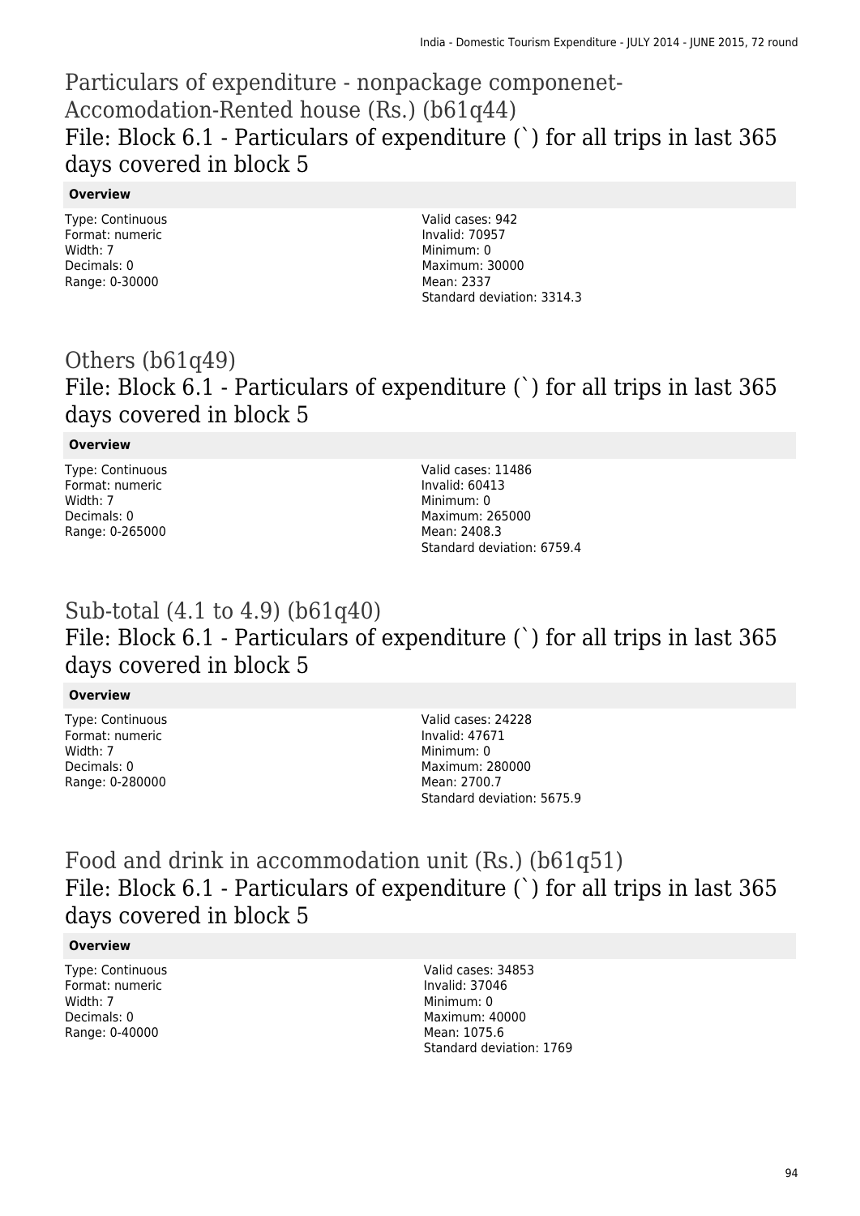## Particulars of expenditure - nonpackage componenet-Accomodation-Rented house (Rs.) (b61q44)

### File: Block 6.1 - Particulars of expenditure (`) for all trips in last 365 days covered in block 5

**Overview**

Type: Continuous
Format: numeric
Width: 7
Decimals: 0
Range: 0-30000

Valid cases: 942
Invalid: 70957
Minimum: 0
Maximum: 30000
Mean: 2337
Standard deviation: 3314.3

## Others (b61q49)

### File: Block 6.1 - Particulars of expenditure (`) for all trips in last 365 days covered in block 5

**Overview**

Type: Continuous
Format: numeric
Width: 7
Decimals: 0
Range: 0-265000

Valid cases: 11486
Invalid: 60413
Minimum: 0
Maximum: 265000
Mean: 2408.3
Standard deviation: 6759.4

## Sub-total (4.1 to 4.9) (b61q40)

### File: Block 6.1 - Particulars of expenditure (`) for all trips in last 365 days covered in block 5

**Overview**

Type: Continuous
Format: numeric
Width: 7
Decimals: 0
Range: 0-280000

Valid cases: 24228
Invalid: 47671
Minimum: 0
Maximum: 280000
Mean: 2700.7
Standard deviation: 5675.9

## Food and drink in accommodation unit (Rs.) (b61q51)

### File: Block 6.1 - Particulars of expenditure (`) for all trips in last 365 days covered in block 5

**Overview**

Type: Continuous
Format: numeric
Width: 7
Decimals: 0
Range: 0-40000

Valid cases: 34853
Invalid: 37046
Minimum: 0
Maximum: 40000
Mean: 1075.6
Standard deviation: 1769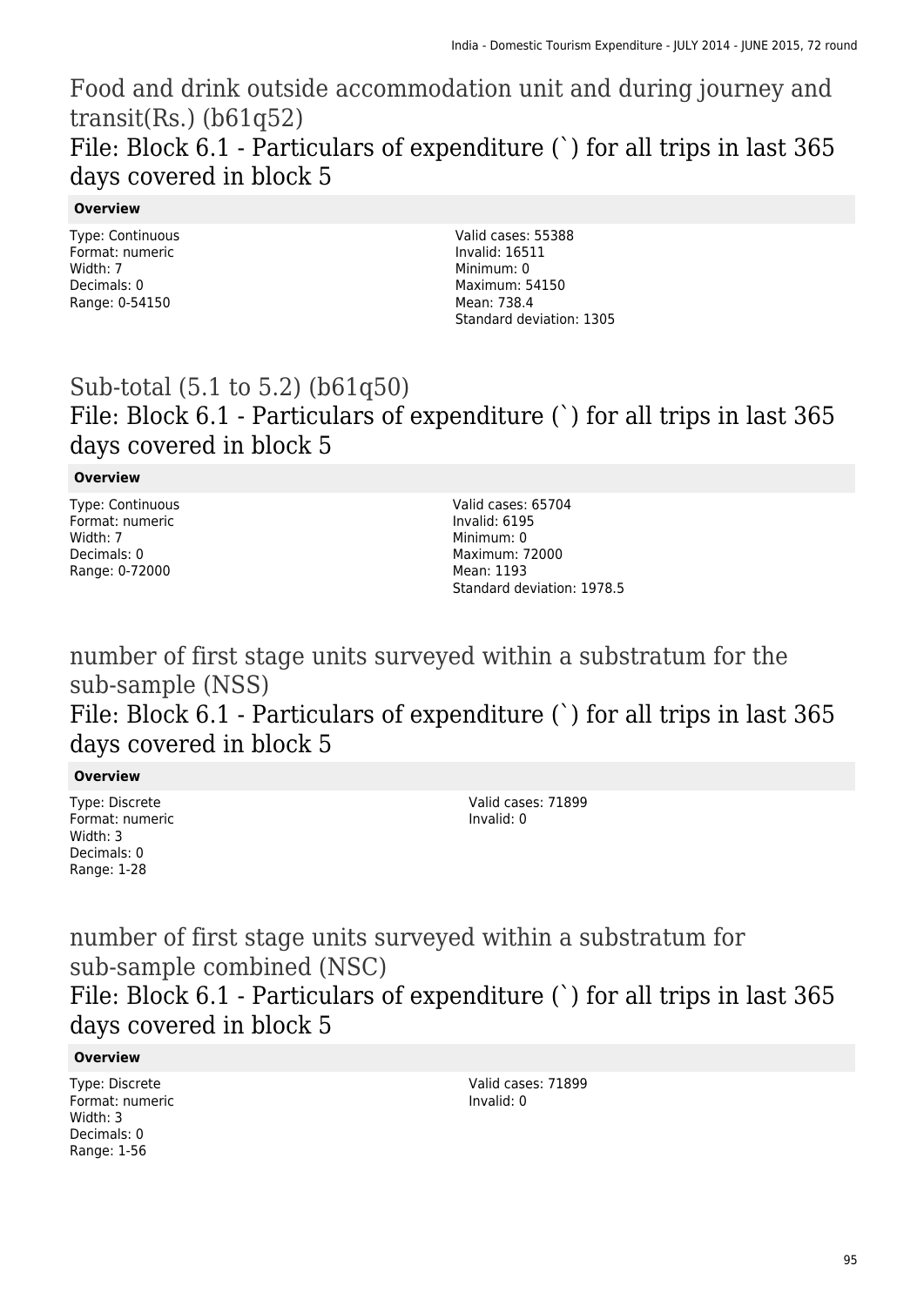# Food and drink outside accommodation unit and during journey and transit(Rs.) (b61q52)

## File: Block 6.1 - Particulars of expenditure (`) for all trips in last 365 days covered in block 5

**Overview**

Type: Continuous
Format: numeric
Width: 7
Decimals: 0
Range: 0-54150

Valid cases: 55388
Invalid: 16511
Minimum: 0
Maximum: 54150
Mean: 738.4
Standard deviation: 1305

# Sub-total (5.1 to 5.2) (b61q50)

## File: Block 6.1 - Particulars of expenditure (`) for all trips in last 365 days covered in block 5

**Overview**

Type: Continuous
Format: numeric
Width: 7
Decimals: 0
Range: 0-72000

Valid cases: 65704
Invalid: 6195
Minimum: 0
Maximum: 72000
Mean: 1193
Standard deviation: 1978.5

# number of first stage units surveyed within a substratum for the sub-sample (NSS)

## File: Block 6.1 - Particulars of expenditure (`) for all trips in last 365 days covered in block 5

**Overview**

Type: Discrete
Format: numeric
Width: 3
Decimals: 0
Range: 1-28

Valid cases: 71899
Invalid: 0

# number of first stage units surveyed within a substratum for sub-sample combined (NSC)

## File: Block 6.1 - Particulars of expenditure (`) for all trips in last 365 days covered in block 5

**Overview**

Type: Discrete
Format: numeric
Width: 3
Decimals: 0
Range: 1-56

Valid cases: 71899
Invalid: 0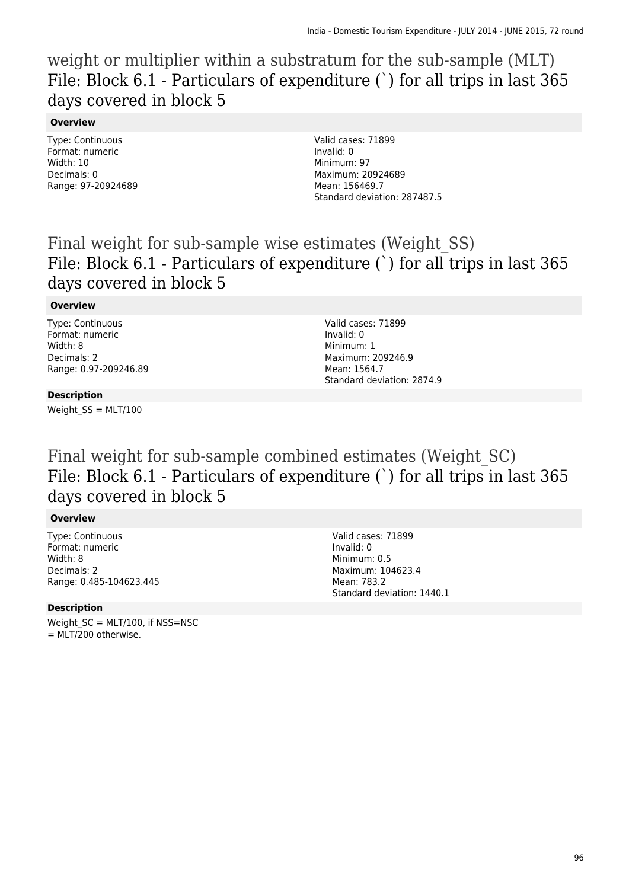## weight or multiplier within a substratum for the sub-sample (MLT)
## File: Block 6.1 - Particulars of expenditure (`) for all trips in last 365 days covered in block 5

**Overview**

Type: Continuous
Format: numeric
Width: 10
Decimals: 0
Range: 97-20924689

Valid cases: 71899
Invalid: 0
Minimum: 97
Maximum: 20924689
Mean: 156469.7
Standard deviation: 287487.5

## Final weight for sub-sample wise estimates (Weight_SS)
## File: Block 6.1 - Particulars of expenditure (`) for all trips in last 365 days covered in block 5

**Overview**

Type: Continuous
Format: numeric
Width: 8
Decimals: 2
Range: 0.97-209246.89

Valid cases: 71899
Invalid: 0
Minimum: 1
Maximum: 209246.9
Mean: 1564.7
Standard deviation: 2874.9

**Description**

Weight_SS = MLT/100

## Final weight for sub-sample combined estimates (Weight_SC)
## File: Block 6.1 - Particulars of expenditure (`) for all trips in last 365 days covered in block 5

**Overview**

Type: Continuous
Format: numeric
Width: 8
Decimals: 2
Range: 0.485-104623.445

Valid cases: 71899
Invalid: 0
Minimum: 0.5
Maximum: 104623.4
Mean: 783.2
Standard deviation: 1440.1

**Description**

Weight_SC = MLT/100, if NSS=NSC
= MLT/200 otherwise.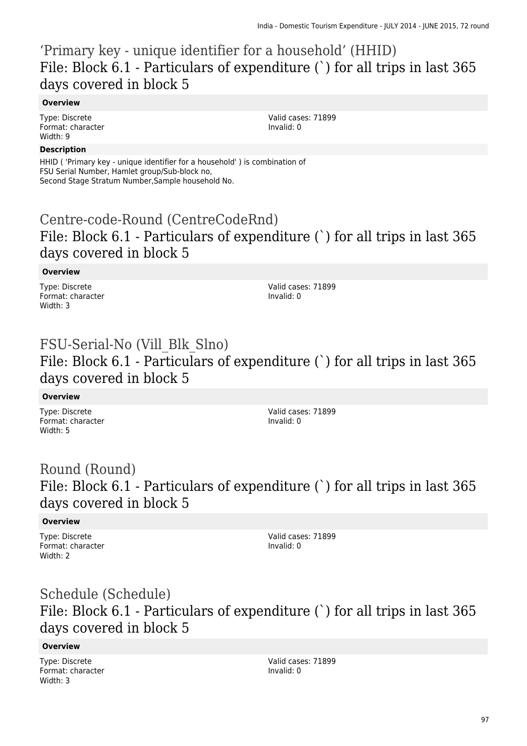## 'Primary key - unique identifier for a household' (HHID)
### File: Block 6.1 - Particulars of expenditure (`) for all trips in last 365 days covered in block 5

**Overview**

Type: Discrete
Format: character
Width: 9

Valid cases: 71899
Invalid: 0

**Description**

HHID ( 'Primary key - unique identifier for a household' ) is combination of FSU Serial Number, Hamlet group/Sub-block no, Second Stage Stratum Number,Sample household No.

## Centre-code-Round (CentreCodeRnd)
### File: Block 6.1 - Particulars of expenditure (`) for all trips in last 365 days covered in block 5

**Overview**

Type: Discrete
Format: character
Width: 3

Valid cases: 71899
Invalid: 0

## FSU-Serial-No (Vill_Blk_Slno)
### File: Block 6.1 - Particulars of expenditure (`) for all trips in last 365 days covered in block 5

**Overview**

Type: Discrete
Format: character
Width: 5

Valid cases: 71899
Invalid: 0

## Round (Round)
### File: Block 6.1 - Particulars of expenditure (`) for all trips in last 365 days covered in block 5

**Overview**

Type: Discrete
Format: character
Width: 2

Valid cases: 71899
Invalid: 0

## Schedule (Schedule)
### File: Block 6.1 - Particulars of expenditure (`) for all trips in last 365 days covered in block 5

**Overview**

Type: Discrete
Format: character
Width: 3

Valid cases: 71899
Invalid: 0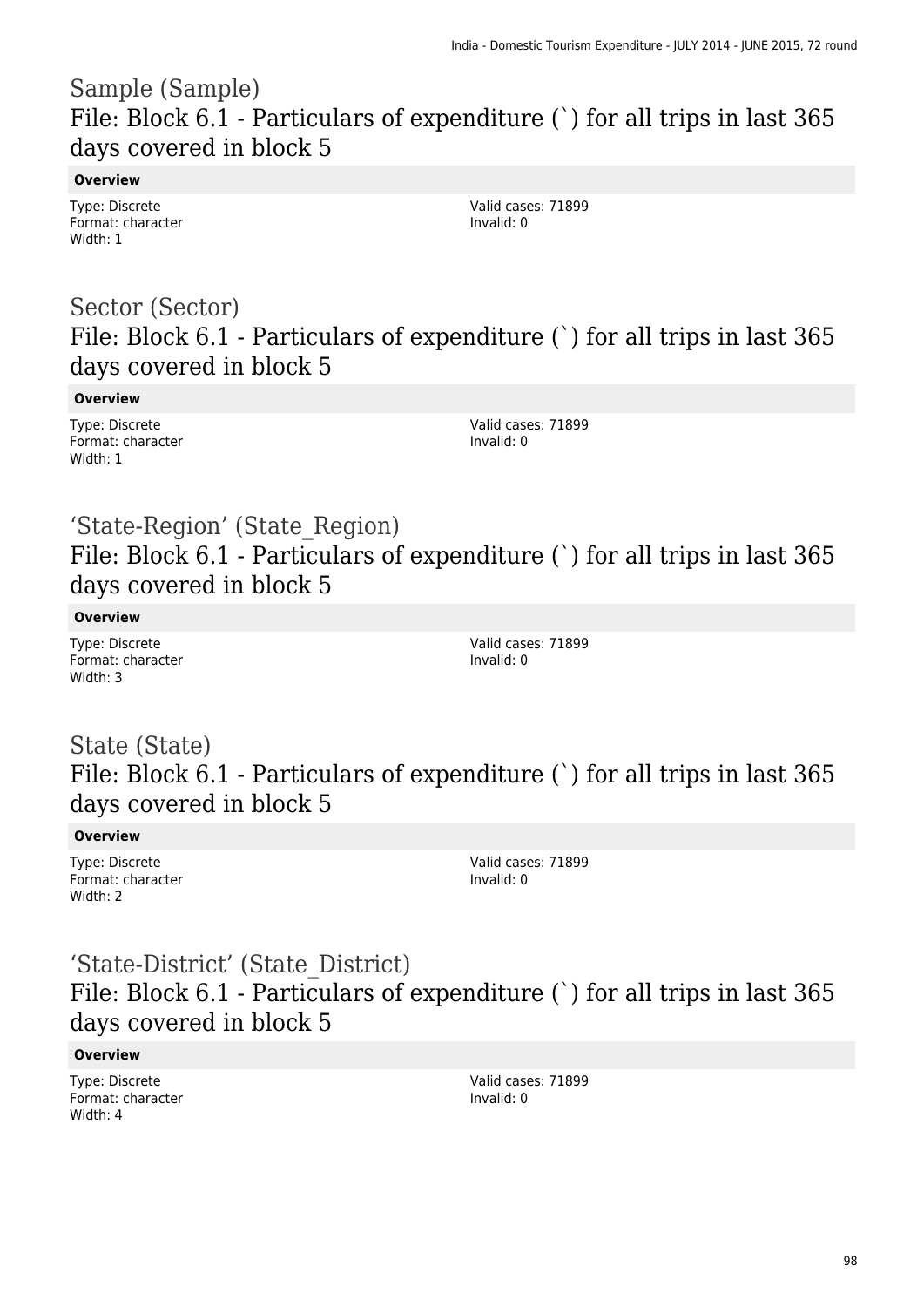## Sample (Sample)
## File: Block 6.1 - Particulars of expenditure (`) for all trips in last 365 days covered in block 5

**Overview**

Type: Discrete
Format: character
Width: 1

Valid cases: 71899
Invalid: 0

## Sector (Sector)
## File: Block 6.1 - Particulars of expenditure (`) for all trips in last 365 days covered in block 5

**Overview**

Type: Discrete
Format: character
Width: 1

Valid cases: 71899
Invalid: 0

## 'State-Region' (State_Region)
## File: Block 6.1 - Particulars of expenditure (`) for all trips in last 365 days covered in block 5

**Overview**

Type: Discrete
Format: character
Width: 3

Valid cases: 71899
Invalid: 0

## State (State)
## File: Block 6.1 - Particulars of expenditure (`) for all trips in last 365 days covered in block 5

**Overview**

Type: Discrete
Format: character
Width: 2

Valid cases: 71899
Invalid: 0

## 'State-District' (State_District)
## File: Block 6.1 - Particulars of expenditure (`) for all trips in last 365 days covered in block 5

**Overview**

Type: Discrete
Format: character
Width: 4

Valid cases: 71899
Invalid: 0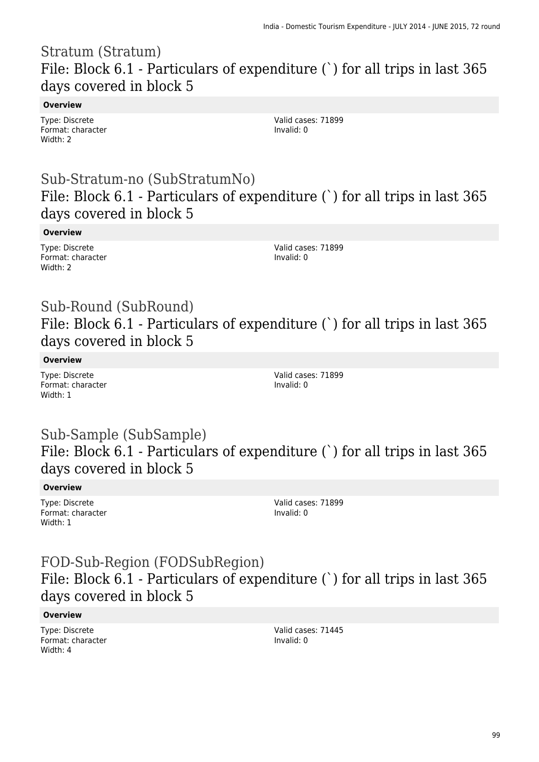## Stratum (Stratum)

### File: Block 6.1 - Particulars of expenditure (`) for all trips in last 365 days covered in block 5

**Overview**

Type: Discrete
Format: character
Width: 2

Valid cases: 71899
Invalid: 0

## Sub-Stratum-no (SubStratumNo)

### File: Block 6.1 - Particulars of expenditure (`) for all trips in last 365 days covered in block 5

**Overview**

Type: Discrete
Format: character
Width: 2

Valid cases: 71899
Invalid: 0

## Sub-Round (SubRound)

### File: Block 6.1 - Particulars of expenditure (`) for all trips in last 365 days covered in block 5

**Overview**

Type: Discrete
Format: character
Width: 1

Valid cases: 71899
Invalid: 0

## Sub-Sample (SubSample)

### File: Block 6.1 - Particulars of expenditure (`) for all trips in last 365 days covered in block 5

**Overview**

Type: Discrete
Format: character
Width: 1

Valid cases: 71899
Invalid: 0

## FOD-Sub-Region (FODSubRegion)

### File: Block 6.1 - Particulars of expenditure (`) for all trips in last 365 days covered in block 5

**Overview**

Type: Discrete
Format: character
Width: 4

Valid cases: 71445
Invalid: 0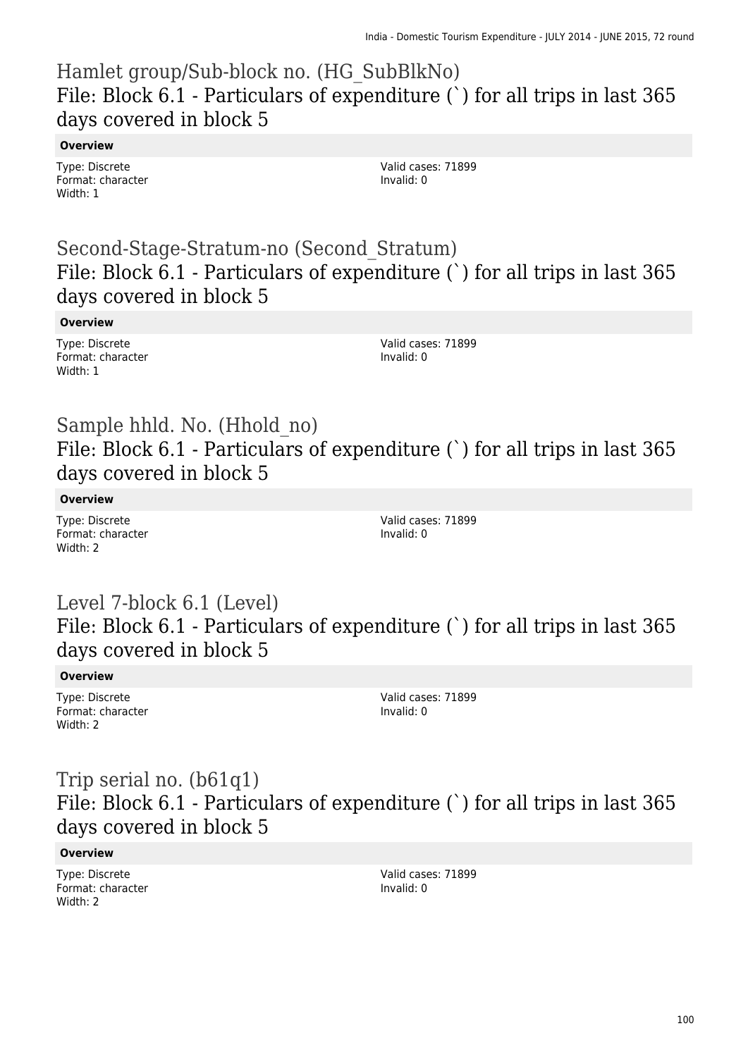## Hamlet group/Sub-block no. (HG_SubBlkNo)
### File: Block 6.1 - Particulars of expenditure (`) for all trips in last 365 days covered in block 5

**Overview**

Type: Discrete
Format: character
Width: 1

Valid cases: 71899
Invalid: 0

## Second-Stage-Stratum-no (Second_Stratum)
### File: Block 6.1 - Particulars of expenditure (`) for all trips in last 365 days covered in block 5

**Overview**

Type: Discrete
Format: character
Width: 1

Valid cases: 71899
Invalid: 0

## Sample hhld. No. (Hhold_no)
### File: Block 6.1 - Particulars of expenditure (`) for all trips in last 365 days covered in block 5

**Overview**

Type: Discrete
Format: character
Width: 2

Valid cases: 71899
Invalid: 0

## Level 7-block 6.1 (Level)
### File: Block 6.1 - Particulars of expenditure (`) for all trips in last 365 days covered in block 5

**Overview**

Type: Discrete
Format: character
Width: 2

Valid cases: 71899
Invalid: 0

## Trip serial no. (b61q1)
### File: Block 6.1 - Particulars of expenditure (`) for all trips in last 365 days covered in block 5

**Overview**

Type: Discrete
Format: character
Width: 2

Valid cases: 71899
Invalid: 0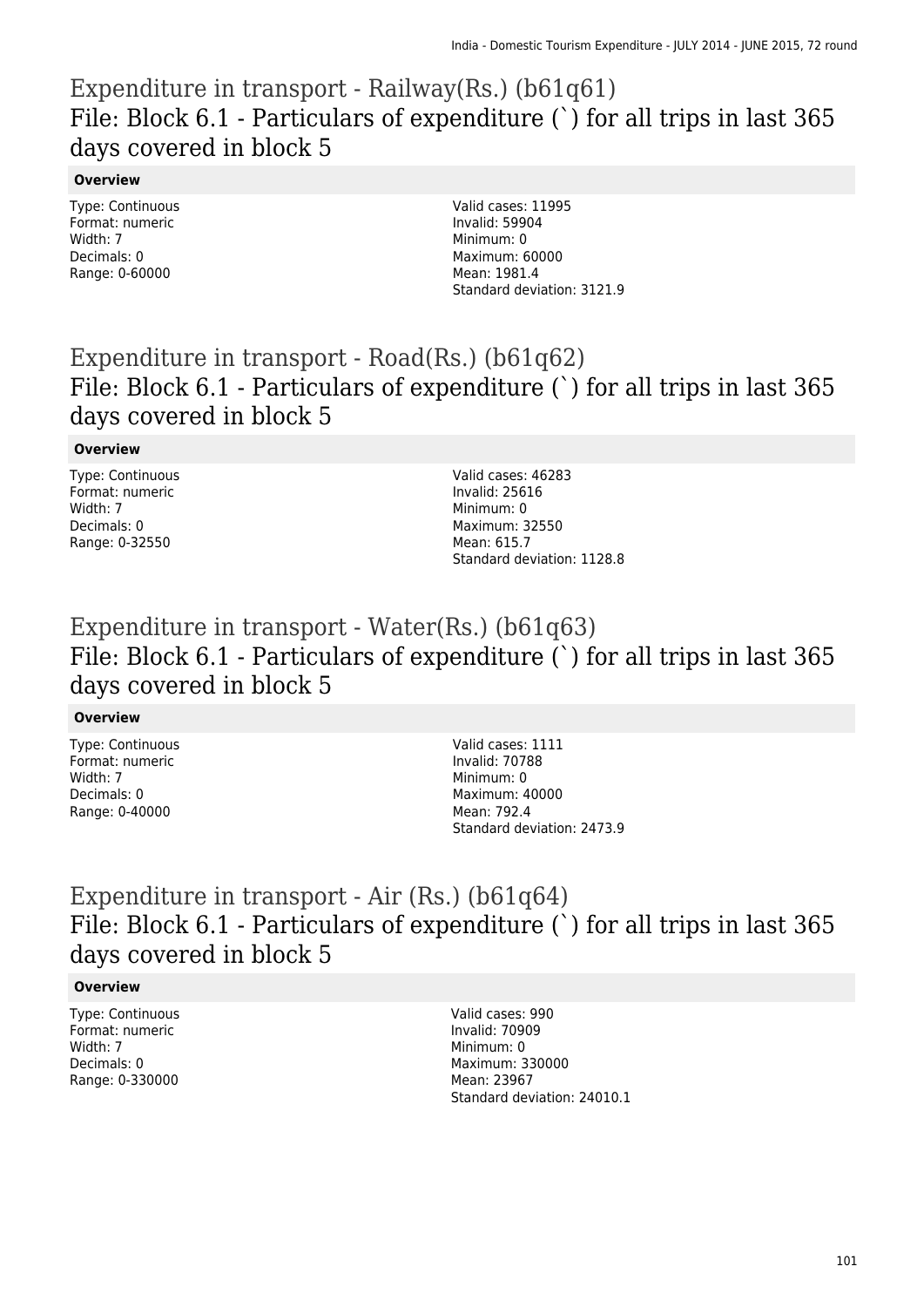## Expenditure in transport - Railway(Rs.) (b61q61)
## File: Block 6.1 - Particulars of expenditure (`) for all trips in last 365 days covered in block 5

**Overview**

Type: Continuous
Format: numeric
Width: 7
Decimals: 0
Range: 0-60000

Valid cases: 11995
Invalid: 59904
Minimum: 0
Maximum: 60000
Mean: 1981.4
Standard deviation: 3121.9

## Expenditure in transport - Road(Rs.) (b61q62)
## File: Block 6.1 - Particulars of expenditure (`) for all trips in last 365 days covered in block 5

**Overview**

Type: Continuous
Format: numeric
Width: 7
Decimals: 0
Range: 0-32550

Valid cases: 46283
Invalid: 25616
Minimum: 0
Maximum: 32550
Mean: 615.7
Standard deviation: 1128.8

## Expenditure in transport - Water(Rs.) (b61q63)
## File: Block 6.1 - Particulars of expenditure (`) for all trips in last 365 days covered in block 5

**Overview**

Type: Continuous
Format: numeric
Width: 7
Decimals: 0
Range: 0-40000

Valid cases: 1111
Invalid: 70788
Minimum: 0
Maximum: 40000
Mean: 792.4
Standard deviation: 2473.9

## Expenditure in transport - Air (Rs.) (b61q64)
## File: Block 6.1 - Particulars of expenditure (`) for all trips in last 365 days covered in block 5

**Overview**

Type: Continuous
Format: numeric
Width: 7
Decimals: 0
Range: 0-330000

Valid cases: 990
Invalid: 70909
Minimum: 0
Maximum: 330000
Mean: 23967
Standard deviation: 24010.1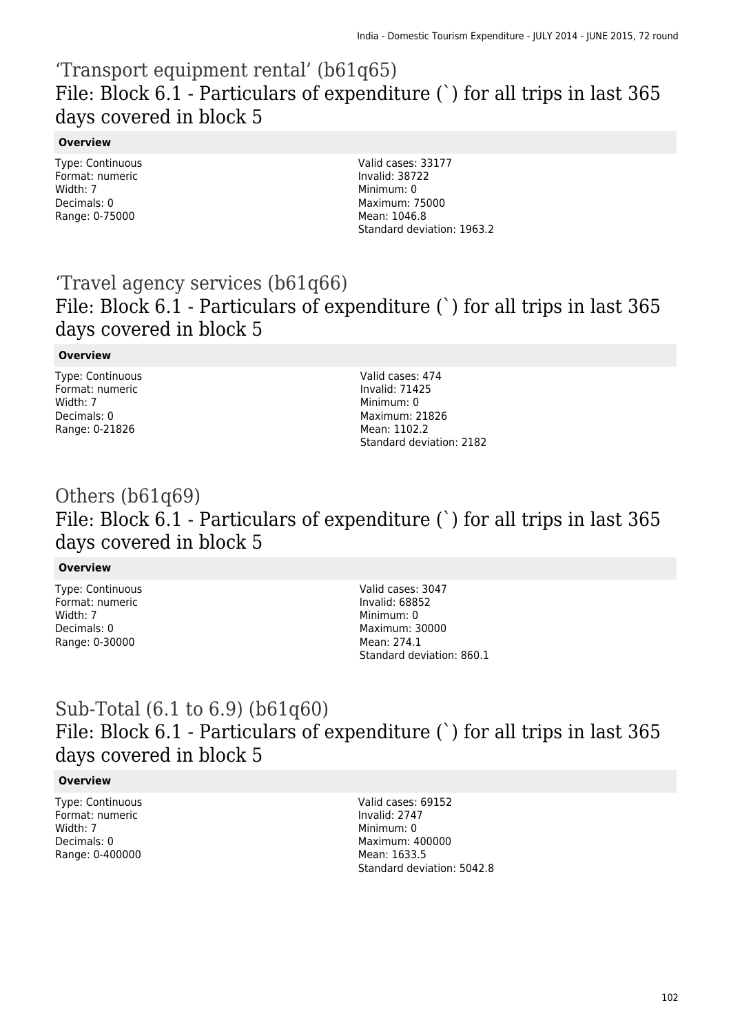## ‘Transport equipment rental’ (b61q65)

## File: Block 6.1 - Particulars of expenditure (`) for all trips in last 365 days covered in block 5

**Overview**

Type: Continuous
Format: numeric
Width: 7
Decimals: 0
Range: 0-75000

Valid cases: 33177
Invalid: 38722
Minimum: 0
Maximum: 75000
Mean: 1046.8
Standard deviation: 1963.2

## ‘Travel agency services (b61q66)

## File: Block 6.1 - Particulars of expenditure (`) for all trips in last 365 days covered in block 5

**Overview**

Type: Continuous
Format: numeric
Width: 7
Decimals: 0
Range: 0-21826

Valid cases: 474
Invalid: 71425
Minimum: 0
Maximum: 21826
Mean: 1102.2
Standard deviation: 2182

## Others (b61q69)

## File: Block 6.1 - Particulars of expenditure (`) for all trips in last 365 days covered in block 5

**Overview**

Type: Continuous
Format: numeric
Width: 7
Decimals: 0
Range: 0-30000

Valid cases: 3047
Invalid: 68852
Minimum: 0
Maximum: 30000
Mean: 274.1
Standard deviation: 860.1

## Sub-Total (6.1 to 6.9) (b61q60)

## File: Block 6.1 - Particulars of expenditure (`) for all trips in last 365 days covered in block 5

**Overview**

Type: Continuous
Format: numeric
Width: 7
Decimals: 0
Range: 0-400000

Valid cases: 69152
Invalid: 2747
Minimum: 0
Maximum: 400000
Mean: 1633.5
Standard deviation: 5042.8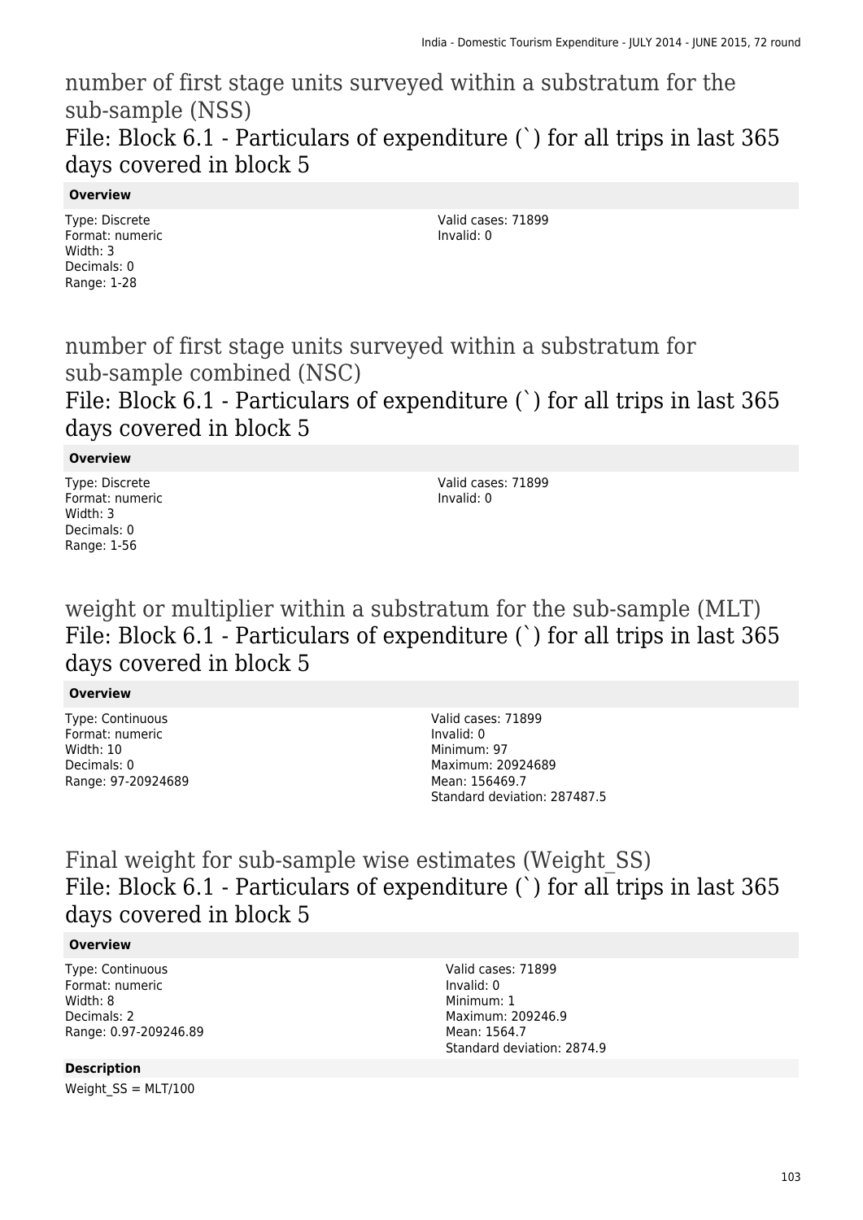## number of first stage units surveyed within a substratum for the sub-sample (NSS)

### File: Block 6.1 - Particulars of expenditure (`) for all trips in last 365 days covered in block 5

**Overview**

Type: Discrete
Format: numeric
Width: 3
Decimals: 0
Range: 1-28

Valid cases: 71899
Invalid: 0

## number of first stage units surveyed within a substratum for sub-sample combined (NSC)

### File: Block 6.1 - Particulars of expenditure (`) for all trips in last 365 days covered in block 5

**Overview**

Type: Discrete
Format: numeric
Width: 3
Decimals: 0
Range: 1-56

Valid cases: 71899
Invalid: 0

## weight or multiplier within a substratum for the sub-sample (MLT)

### File: Block 6.1 - Particulars of expenditure (`) for all trips in last 365 days covered in block 5

**Overview**

Type: Continuous
Format: numeric
Width: 10
Decimals: 0
Range: 97-20924689

Valid cases: 71899
Invalid: 0
Minimum: 97
Maximum: 20924689
Mean: 156469.7
Standard deviation: 287487.5

## Final weight for sub-sample wise estimates (Weight_SS)

### File: Block 6.1 - Particulars of expenditure (`) for all trips in last 365 days covered in block 5

**Overview**

Type: Continuous
Format: numeric
Width: 8
Decimals: 2
Range: 0.97-209246.89

Valid cases: 71899
Invalid: 0
Minimum: 1
Maximum: 209246.9
Mean: 1564.7
Standard deviation: 2874.9

**Description**

Weight_SS = MLT/100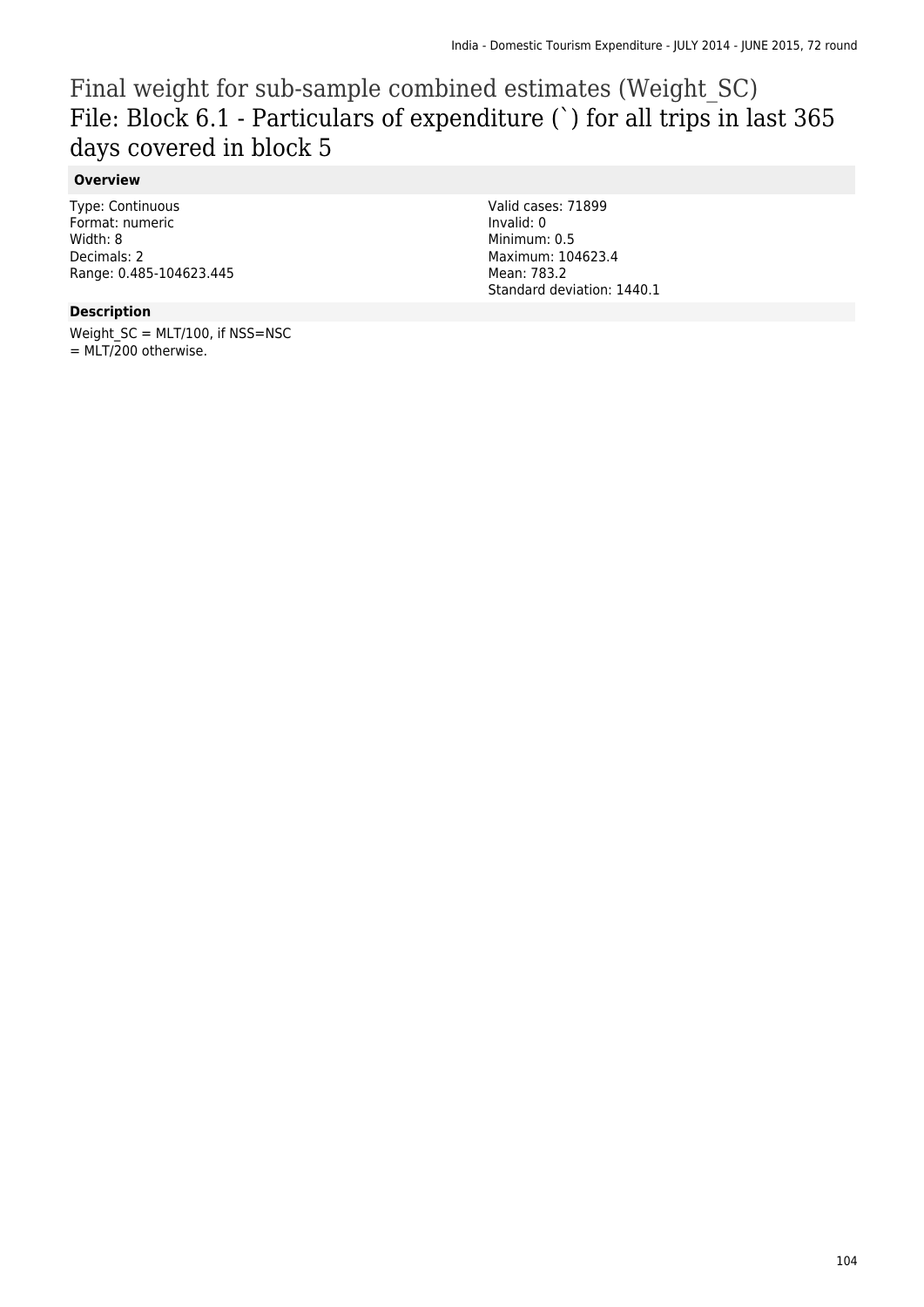# Final weight for sub-sample combined estimates (Weight_SC)

## File: Block 6.1 - Particulars of expenditure (`) for all trips in last 365 days covered in block 5

### Overview

Type: Continuous
Format: numeric
Width: 8
Decimals: 2
Range: 0.485-104623.445

Valid cases: 71899
Invalid: 0
Minimum: 0.5
Maximum: 104623.4
Mean: 783.2
Standard deviation: 1440.1

### Description

Weight_SC = MLT/100, if NSS=NSC
= MLT/200 otherwise.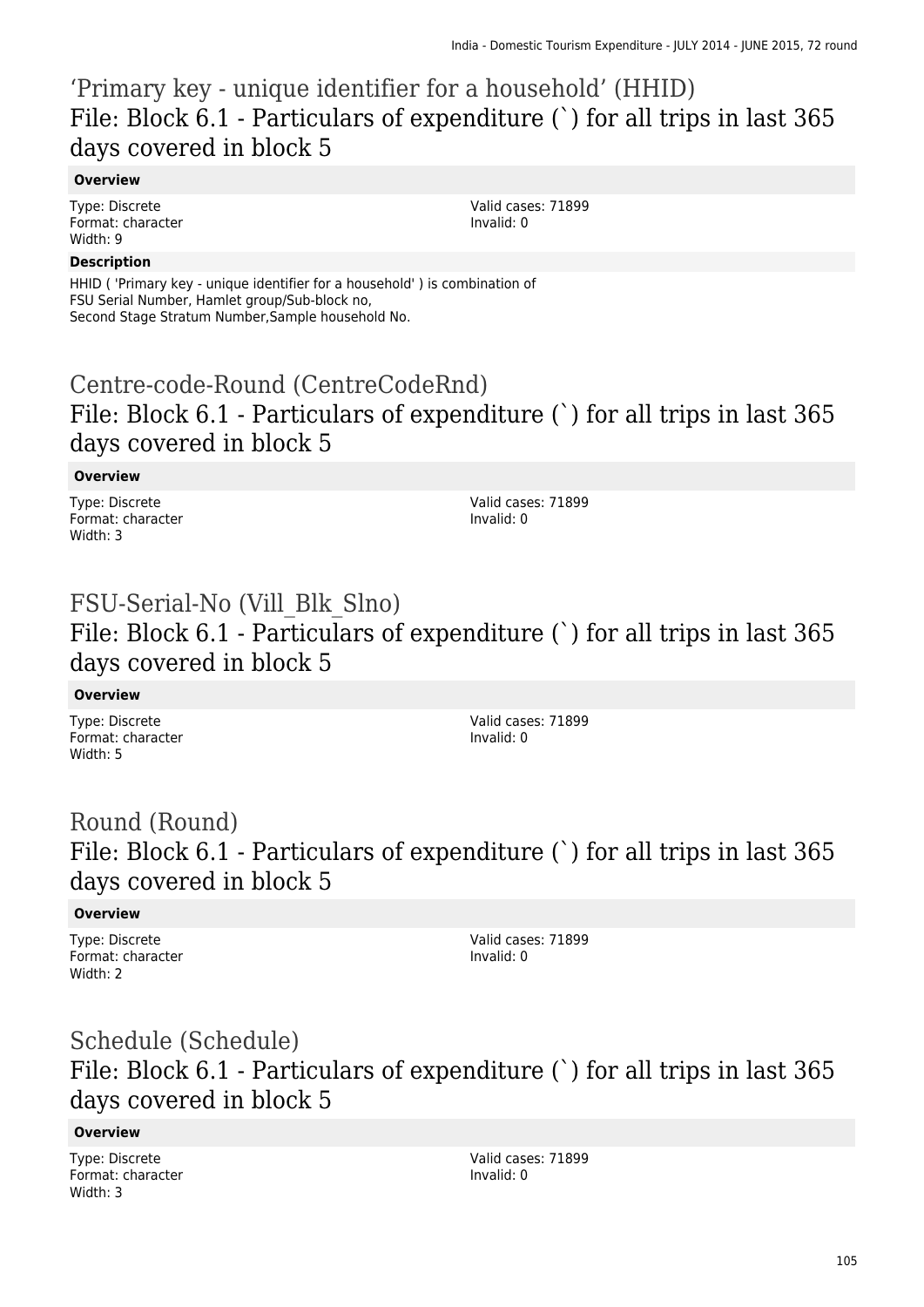## 'Primary key - unique identifier for a household' (HHID)
### File: Block 6.1 - Particulars of expenditure (`) for all trips in last 365 days covered in block 5

**Overview**

Type: Discrete
Format: character
Width: 9

Valid cases: 71899
Invalid: 0

**Description**

HHID ( 'Primary key - unique identifier for a household' ) is combination of FSU Serial Number, Hamlet group/Sub-block no, Second Stage Stratum Number,Sample household No.

## Centre-code-Round (CentreCodeRnd)
### File: Block 6.1 - Particulars of expenditure (`) for all trips in last 365 days covered in block 5

**Overview**

Type: Discrete
Format: character
Width: 3

Valid cases: 71899
Invalid: 0

## FSU-Serial-No (Vill_Blk_Slno)
### File: Block 6.1 - Particulars of expenditure (`) for all trips in last 365 days covered in block 5

**Overview**

Type: Discrete
Format: character
Width: 5

Valid cases: 71899
Invalid: 0

## Round (Round)
### File: Block 6.1 - Particulars of expenditure (`) for all trips in last 365 days covered in block 5

**Overview**

Type: Discrete
Format: character
Width: 2

Valid cases: 71899
Invalid: 0

## Schedule (Schedule)
### File: Block 6.1 - Particulars of expenditure (`) for all trips in last 365 days covered in block 5

**Overview**

Type: Discrete
Format: character
Width: 3

Valid cases: 71899
Invalid: 0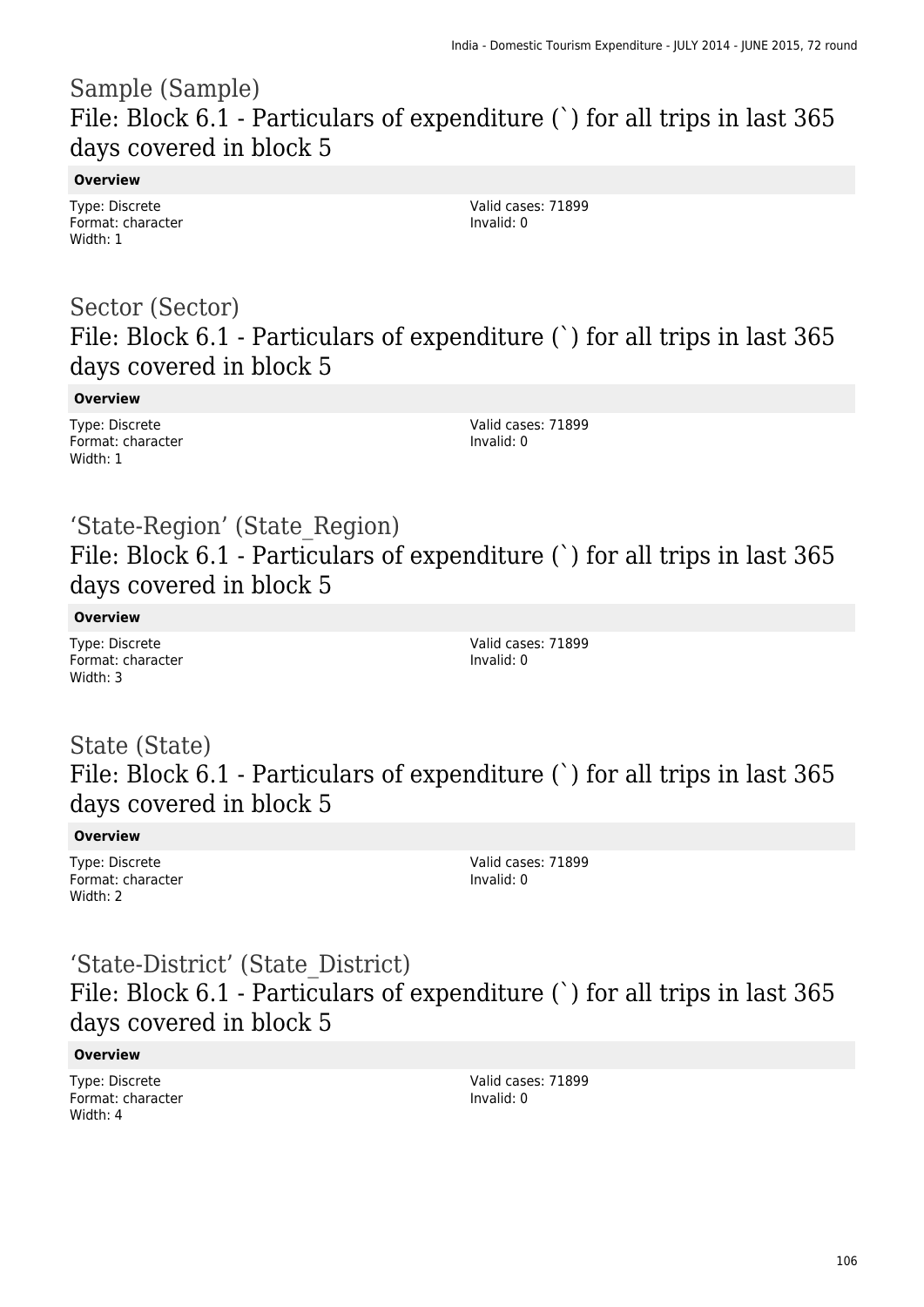## Sample (Sample)
## File: Block 6.1 - Particulars of expenditure (`) for all trips in last 365 days covered in block 5

**Overview**

Type: Discrete
Format: character
Width: 1

Valid cases: 71899
Invalid: 0

## Sector (Sector)
## File: Block 6.1 - Particulars of expenditure (`) for all trips in last 365 days covered in block 5

**Overview**

Type: Discrete
Format: character
Width: 1

Valid cases: 71899
Invalid: 0

## 'State-Region' (State_Region)
## File: Block 6.1 - Particulars of expenditure (`) for all trips in last 365 days covered in block 5

**Overview**

Type: Discrete
Format: character
Width: 3

Valid cases: 71899
Invalid: 0

## State (State)
## File: Block 6.1 - Particulars of expenditure (`) for all trips in last 365 days covered in block 5

**Overview**

Type: Discrete
Format: character
Width: 2

Valid cases: 71899
Invalid: 0

## 'State-District' (State_District)
## File: Block 6.1 - Particulars of expenditure (`) for all trips in last 365 days covered in block 5

**Overview**

Type: Discrete
Format: character
Width: 4

Valid cases: 71899
Invalid: 0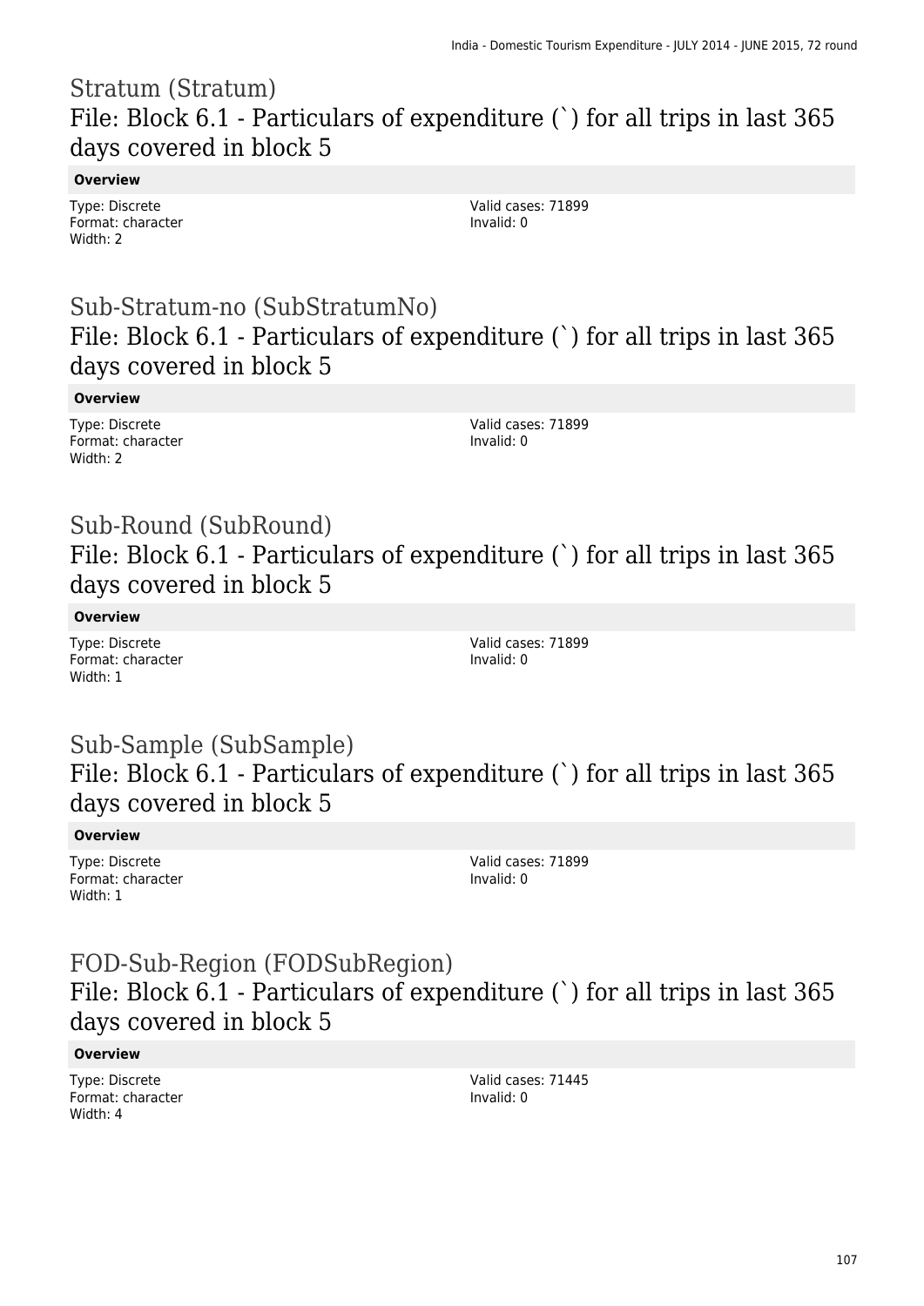## Stratum (Stratum)
## File: Block 6.1 - Particulars of expenditure (`) for all trips in last 365 days covered in block 5

**Overview**

Type: Discrete
Format: character
Width: 2

Valid cases: 71899
Invalid: 0

## Sub-Stratum-no (SubStratumNo)
## File: Block 6.1 - Particulars of expenditure (`) for all trips in last 365 days covered in block 5

**Overview**

Type: Discrete
Format: character
Width: 2

Valid cases: 71899
Invalid: 0

## Sub-Round (SubRound)
## File: Block 6.1 - Particulars of expenditure (`) for all trips in last 365 days covered in block 5

**Overview**

Type: Discrete
Format: character
Width: 1

Valid cases: 71899
Invalid: 0

## Sub-Sample (SubSample)
## File: Block 6.1 - Particulars of expenditure (`) for all trips in last 365 days covered in block 5

**Overview**

Type: Discrete
Format: character
Width: 1

Valid cases: 71899
Invalid: 0

## FOD-Sub-Region (FODSubRegion)
## File: Block 6.1 - Particulars of expenditure (`) for all trips in last 365 days covered in block 5

**Overview**

Type: Discrete
Format: character
Width: 4

Valid cases: 71445
Invalid: 0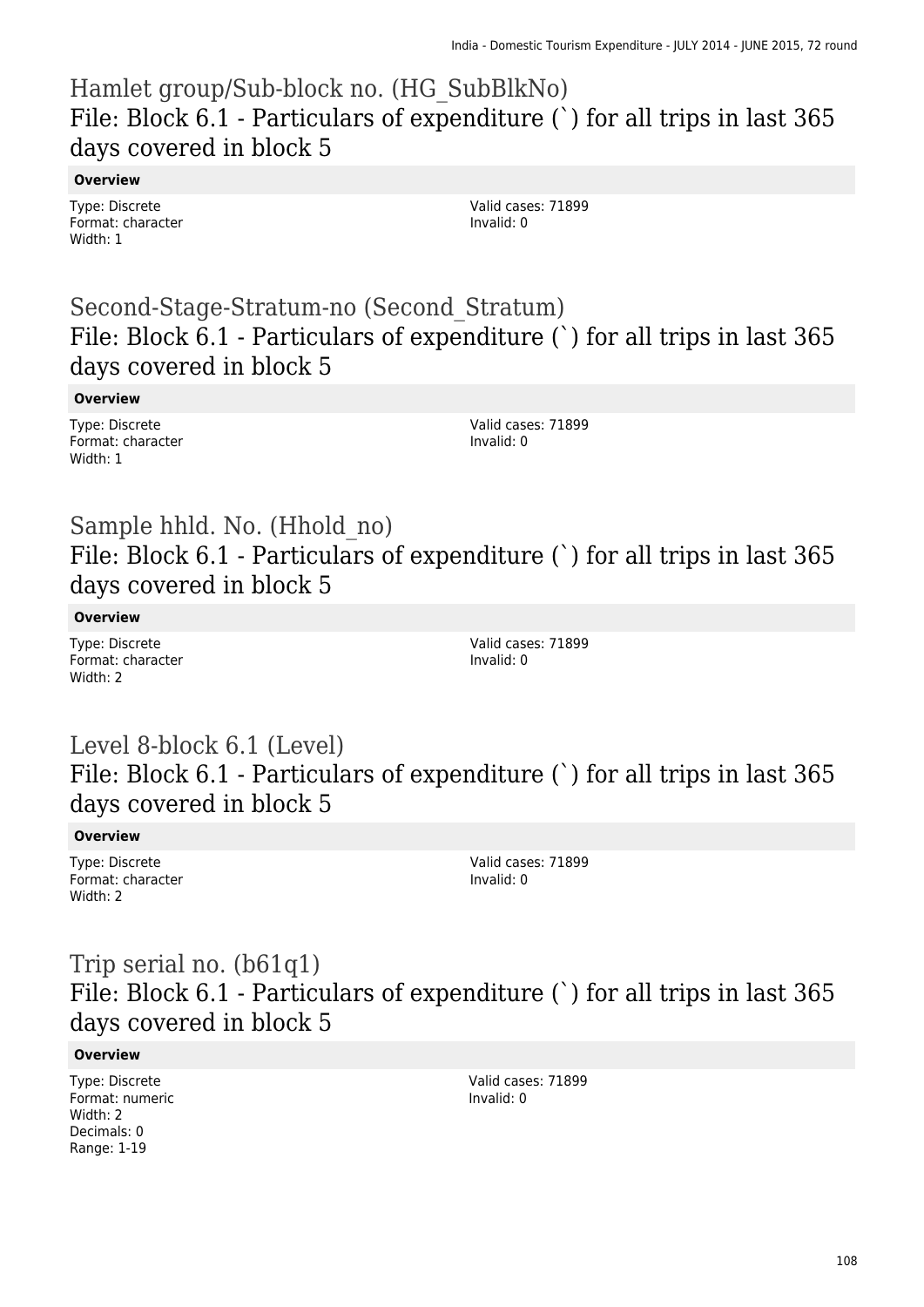## Hamlet group/Sub-block no. (HG_SubBlkNo)
## File: Block 6.1 - Particulars of expenditure (`) for all trips in last 365 days covered in block 5

**Overview**

Type: Discrete
Format: character
Width: 1

Valid cases: 71899
Invalid: 0

## Second-Stage-Stratum-no (Second_Stratum)
## File: Block 6.1 - Particulars of expenditure (`) for all trips in last 365 days covered in block 5

**Overview**

Type: Discrete
Format: character
Width: 1

Valid cases: 71899
Invalid: 0

## Sample hhld. No. (Hhold_no)
## File: Block 6.1 - Particulars of expenditure (`) for all trips in last 365 days covered in block 5

**Overview**

Type: Discrete
Format: character
Width: 2

Valid cases: 71899
Invalid: 0

## Level 8-block 6.1 (Level)
## File: Block 6.1 - Particulars of expenditure (`) for all trips in last 365 days covered in block 5

**Overview**

Type: Discrete
Format: character
Width: 2

Valid cases: 71899
Invalid: 0

## Trip serial no. (b61q1)
## File: Block 6.1 - Particulars of expenditure (`) for all trips in last 365 days covered in block 5

**Overview**

Type: Discrete
Format: numeric
Width: 2
Decimals: 0
Range: 1-19

Valid cases: 71899
Invalid: 0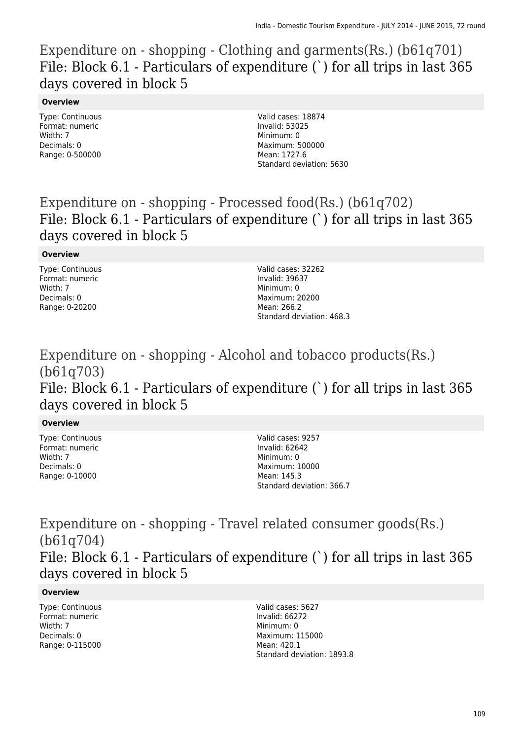## Expenditure on - shopping - Clothing and garments(Rs.) (b61q701)

### File: Block 6.1 - Particulars of expenditure (`) for all trips in last 365 days covered in block 5

**Overview**

Type: Continuous
Format: numeric
Width: 7
Decimals: 0
Range: 0-500000

Valid cases: 18874
Invalid: 53025
Minimum: 0
Maximum: 500000
Mean: 1727.6
Standard deviation: 5630

## Expenditure on - shopping - Processed food(Rs.) (b61q702)

### File: Block 6.1 - Particulars of expenditure (`) for all trips in last 365 days covered in block 5

**Overview**

Type: Continuous
Format: numeric
Width: 7
Decimals: 0
Range: 0-20200

Valid cases: 32262
Invalid: 39637
Minimum: 0
Maximum: 20200
Mean: 266.2
Standard deviation: 468.3

## Expenditure on - shopping - Alcohol and tobacco products(Rs.) (b61q703)

### File: Block 6.1 - Particulars of expenditure (`) for all trips in last 365 days covered in block 5

**Overview**

Type: Continuous
Format: numeric
Width: 7
Decimals: 0
Range: 0-10000

Valid cases: 9257
Invalid: 62642
Minimum: 0
Maximum: 10000
Mean: 145.3
Standard deviation: 366.7

## Expenditure on - shopping - Travel related consumer goods(Rs.) (b61q704)

### File: Block 6.1 - Particulars of expenditure (`) for all trips in last 365 days covered in block 5

**Overview**

Type: Continuous
Format: numeric
Width: 7
Decimals: 0
Range: 0-115000

Valid cases: 5627
Invalid: 66272
Minimum: 0
Maximum: 115000
Mean: 420.1
Standard deviation: 1893.8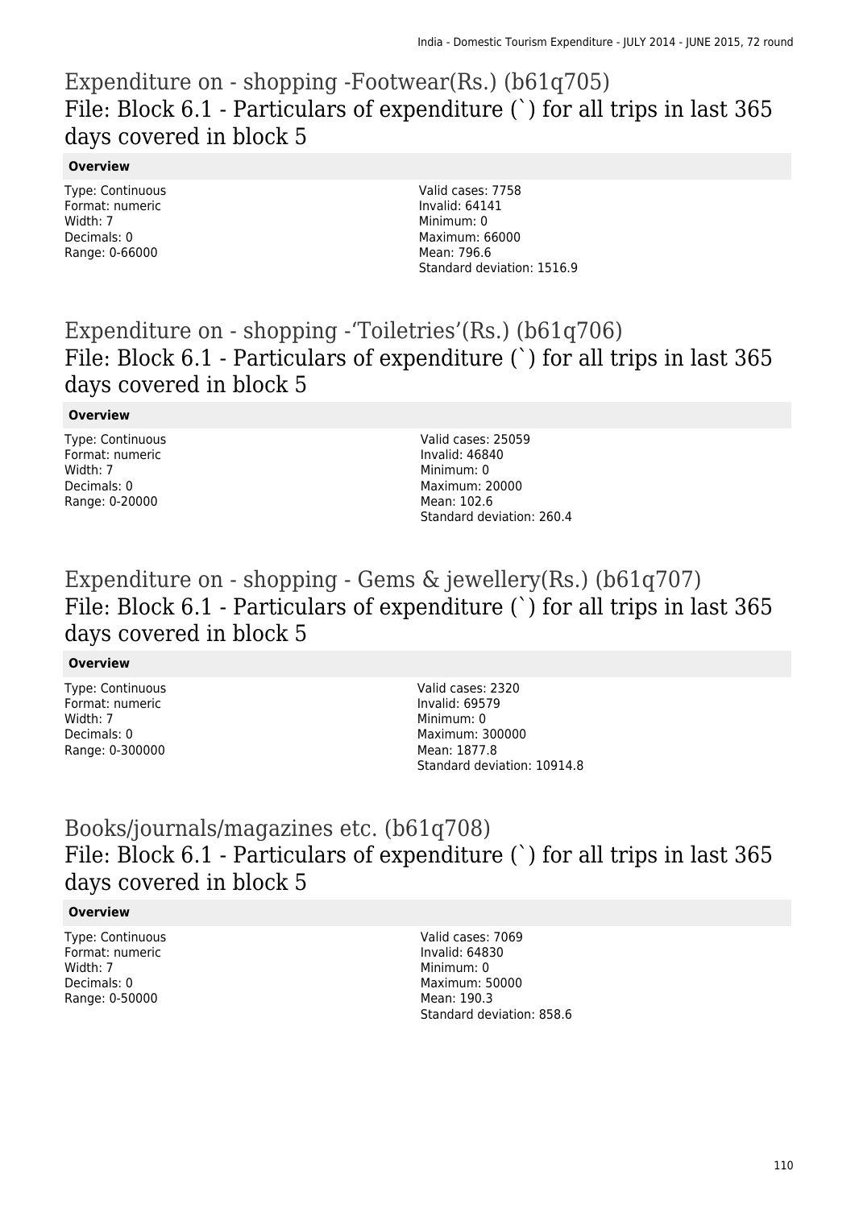## Expenditure on - shopping -Footwear(Rs.) (b61q705)

File: Block 6.1 - Particulars of expenditure (`) for all trips in last 365 days covered in block 5

**Overview**

Type: Continuous
Format: numeric
Width: 7
Decimals: 0
Range: 0-66000

Valid cases: 7758
Invalid: 64141
Minimum: 0
Maximum: 66000
Mean: 796.6
Standard deviation: 1516.9

## Expenditure on - shopping -'Toiletries'(Rs.) (b61q706)

File: Block 6.1 - Particulars of expenditure (`) for all trips in last 365 days covered in block 5

**Overview**

Type: Continuous
Format: numeric
Width: 7
Decimals: 0
Range: 0-20000

Valid cases: 25059
Invalid: 46840
Minimum: 0
Maximum: 20000
Mean: 102.6
Standard deviation: 260.4

## Expenditure on - shopping - Gems & jewellery(Rs.) (b61q707)

File: Block 6.1 - Particulars of expenditure (`) for all trips in last 365 days covered in block 5

**Overview**

Type: Continuous
Format: numeric
Width: 7
Decimals: 0
Range: 0-300000

Valid cases: 2320
Invalid: 69579
Minimum: 0
Maximum: 300000
Mean: 1877.8
Standard deviation: 10914.8

## Books/journals/magazines etc. (b61q708)

File: Block 6.1 - Particulars of expenditure (`) for all trips in last 365 days covered in block 5

**Overview**

Type: Continuous
Format: numeric
Width: 7
Decimals: 0
Range: 0-50000

Valid cases: 7069
Invalid: 64830
Minimum: 0
Maximum: 50000
Mean: 190.3
Standard deviation: 858.6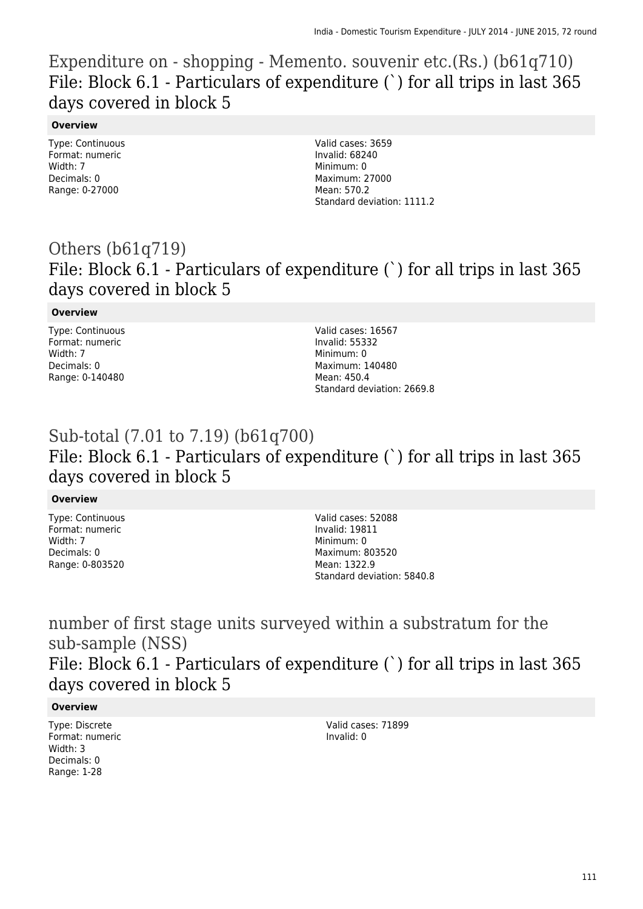## Expenditure on - shopping - Memento. souvenir etc.(Rs.) (b61q710)

### File: Block 6.1 - Particulars of expenditure (`) for all trips in last 365 days covered in block 5

**Overview**

Type: Continuous
Format: numeric
Width: 7
Decimals: 0
Range: 0-27000

Valid cases: 3659
Invalid: 68240
Minimum: 0
Maximum: 27000
Mean: 570.2
Standard deviation: 1111.2

## Others (b61q719)

### File: Block 6.1 - Particulars of expenditure (`) for all trips in last 365 days covered in block 5

**Overview**

Type: Continuous
Format: numeric
Width: 7
Decimals: 0
Range: 0-140480

Valid cases: 16567
Invalid: 55332
Minimum: 0
Maximum: 140480
Mean: 450.4
Standard deviation: 2669.8

## Sub-total (7.01 to 7.19) (b61q700)

### File: Block 6.1 - Particulars of expenditure (`) for all trips in last 365 days covered in block 5

**Overview**

Type: Continuous
Format: numeric
Width: 7
Decimals: 0
Range: 0-803520

Valid cases: 52088
Invalid: 19811
Minimum: 0
Maximum: 803520
Mean: 1322.9
Standard deviation: 5840.8

## number of first stage units surveyed within a substratum for the sub-sample (NSS)

### File: Block 6.1 - Particulars of expenditure (`) for all trips in last 365 days covered in block 5

**Overview**

Type: Discrete
Format: numeric
Width: 3
Decimals: 0
Range: 1-28

Valid cases: 71899
Invalid: 0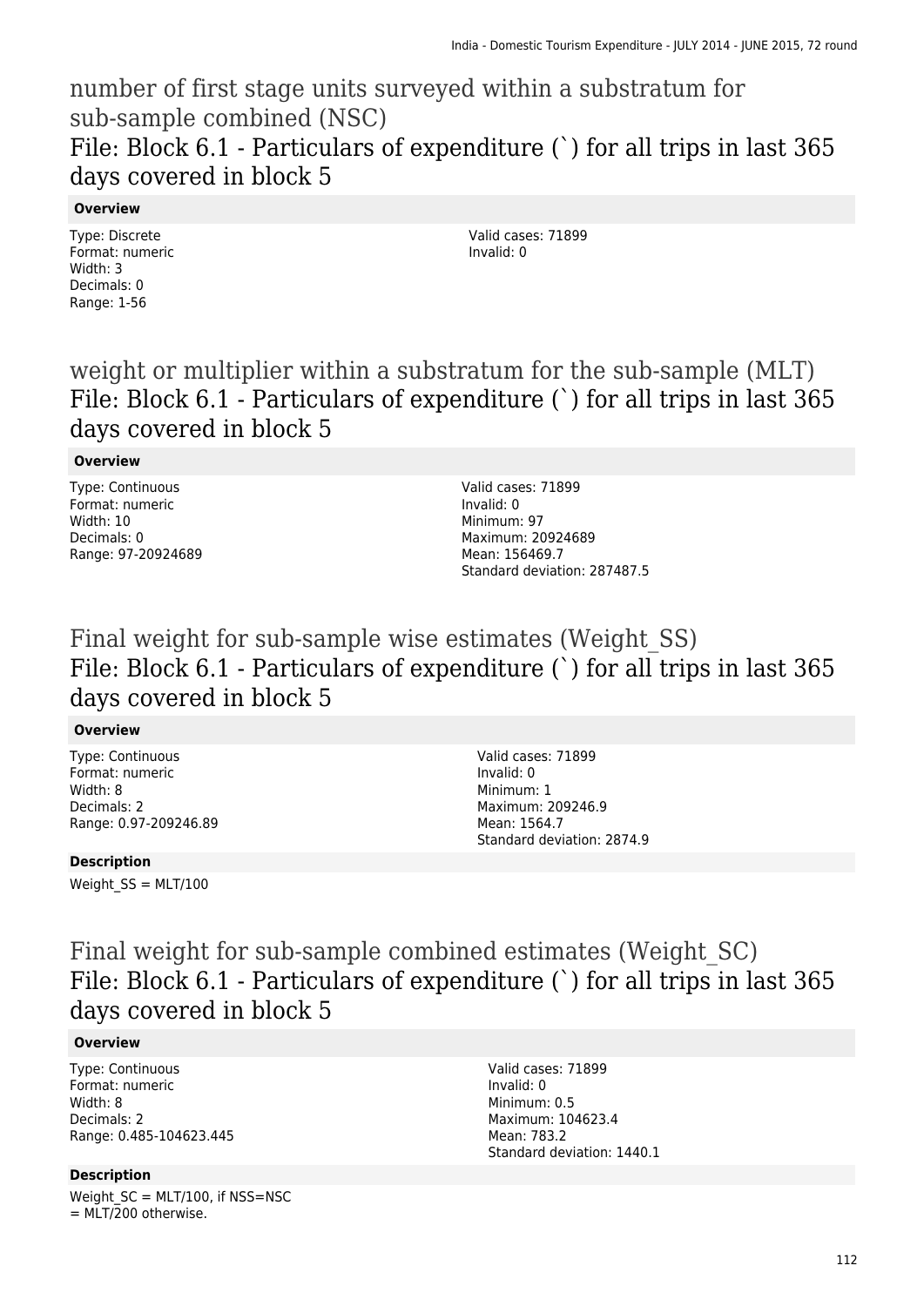# number of first stage units surveyed within a substratum for sub-sample combined (NSC)

## File: Block 6.1 - Particulars of expenditure (`) for all trips in last 365 days covered in block 5

**Overview**

Type: Discrete
Format: numeric
Width: 3
Decimals: 0
Range: 1-56

Valid cases: 71899
Invalid: 0

# weight or multiplier within a substratum for the sub-sample (MLT)

## File: Block 6.1 - Particulars of expenditure (`) for all trips in last 365 days covered in block 5

**Overview**

Type: Continuous
Format: numeric
Width: 10
Decimals: 0
Range: 97-20924689

Valid cases: 71899
Invalid: 0
Minimum: 97
Maximum: 20924689
Mean: 156469.7
Standard deviation: 287487.5

# Final weight for sub-sample wise estimates (Weight_SS)

## File: Block 6.1 - Particulars of expenditure (`) for all trips in last 365 days covered in block 5

**Overview**

Type: Continuous
Format: numeric
Width: 8
Decimals: 2
Range: 0.97-209246.89

Valid cases: 71899
Invalid: 0
Minimum: 1
Maximum: 209246.9
Mean: 1564.7
Standard deviation: 2874.9

**Description**

Weight_SS = MLT/100

# Final weight for sub-sample combined estimates (Weight_SC)

## File: Block 6.1 - Particulars of expenditure (`) for all trips in last 365 days covered in block 5

**Overview**

Type: Continuous
Format: numeric
Width: 8
Decimals: 2
Range: 0.485-104623.445

Valid cases: 71899
Invalid: 0
Minimum: 0.5
Maximum: 104623.4
Mean: 783.2
Standard deviation: 1440.1

**Description**

Weight_SC = MLT/100, if NSS=NSC
= MLT/200 otherwise.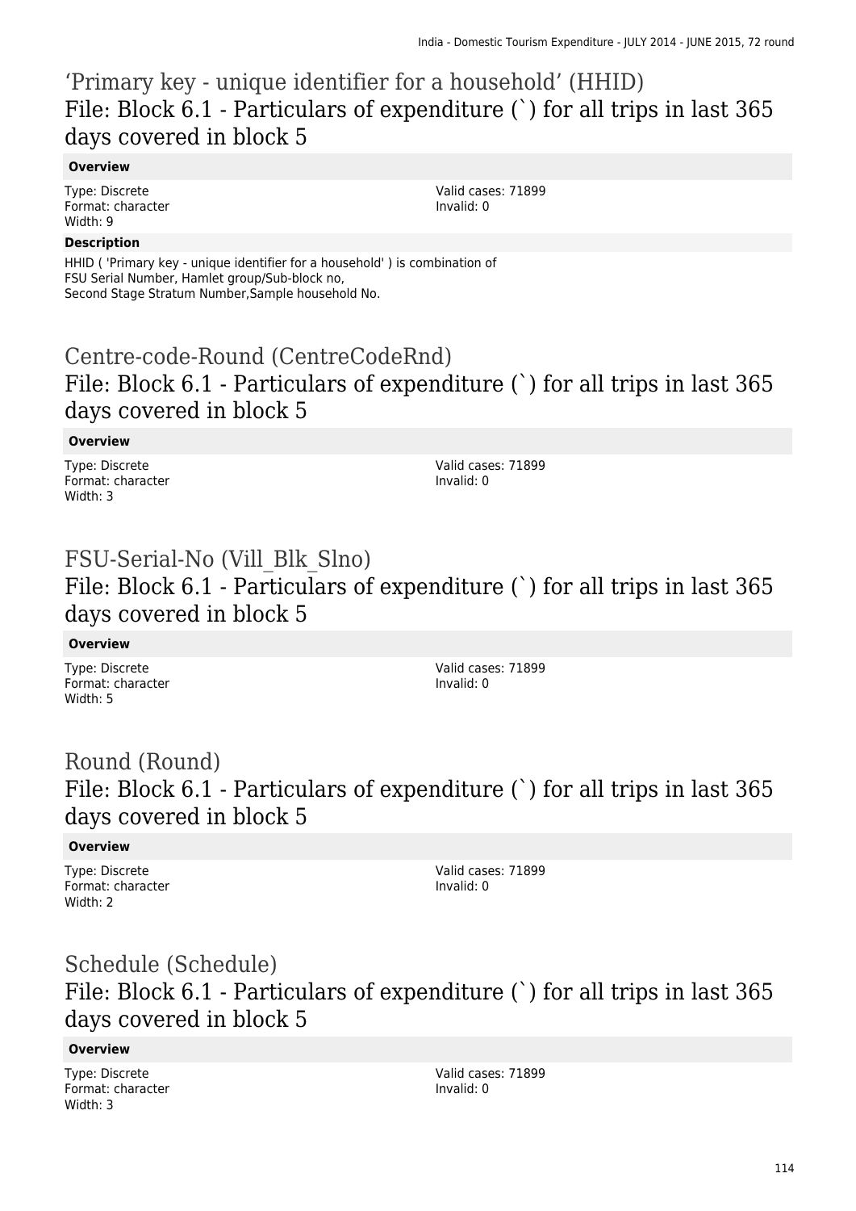## ‘Primary key - unique identifier for a household’ (HHID)
## File: Block 6.1 - Particulars of expenditure (`) for all trips in last 365 days covered in block 5

**Overview**

Type: Discrete
Format: character
Width: 9

Valid cases: 71899
Invalid: 0

**Description**

HHID ( 'Primary key - unique identifier for a household' ) is combination of
FSU Serial Number, Hamlet group/Sub-block no,
Second Stage Stratum Number,Sample household No.

## Centre-code-Round (CentreCodeRnd)
## File: Block 6.1 - Particulars of expenditure (`) for all trips in last 365 days covered in block 5

**Overview**

Type: Discrete
Format: character
Width: 3

Valid cases: 71899
Invalid: 0

## FSU-Serial-No (Vill_Blk_Slno)
## File: Block 6.1 - Particulars of expenditure (`) for all trips in last 365 days covered in block 5

**Overview**

Type: Discrete
Format: character
Width: 5

Valid cases: 71899
Invalid: 0

## Round (Round)
## File: Block 6.1 - Particulars of expenditure (`) for all trips in last 365 days covered in block 5

**Overview**

Type: Discrete
Format: character
Width: 2

Valid cases: 71899
Invalid: 0

## Schedule (Schedule)
## File: Block 6.1 - Particulars of expenditure (`) for all trips in last 365 days covered in block 5

**Overview**

Type: Discrete
Format: character
Width: 3

Valid cases: 71899
Invalid: 0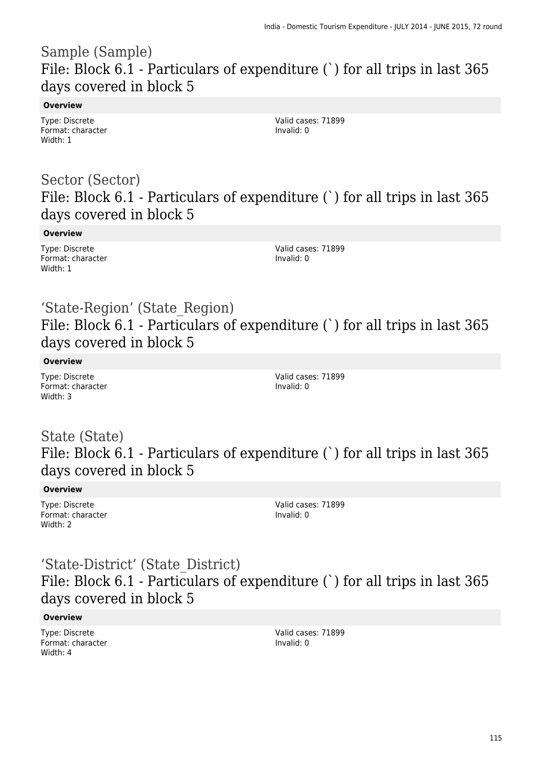# Sample (Sample)

## File: Block 6.1 - Particulars of expenditure (`) for all trips in last 365 days covered in block 5

**Overview**

Type: Discrete
Format: character
Width: 1

Valid cases: 71899
Invalid: 0

# Sector (Sector)

## File: Block 6.1 - Particulars of expenditure (`) for all trips in last 365 days covered in block 5

**Overview**

Type: Discrete
Format: character
Width: 1

Valid cases: 71899
Invalid: 0

# ‘State-Region’ (State_Region)

## File: Block 6.1 - Particulars of expenditure (`) for all trips in last 365 days covered in block 5

**Overview**

Type: Discrete
Format: character
Width: 3

Valid cases: 71899
Invalid: 0

# State (State)

## File: Block 6.1 - Particulars of expenditure (`) for all trips in last 365 days covered in block 5

**Overview**

Type: Discrete
Format: character
Width: 2

Valid cases: 71899
Invalid: 0

# ‘State-District’ (State_District)

## File: Block 6.1 - Particulars of expenditure (`) for all trips in last 365 days covered in block 5

**Overview**

Type: Discrete
Format: character
Width: 4

Valid cases: 71899
Invalid: 0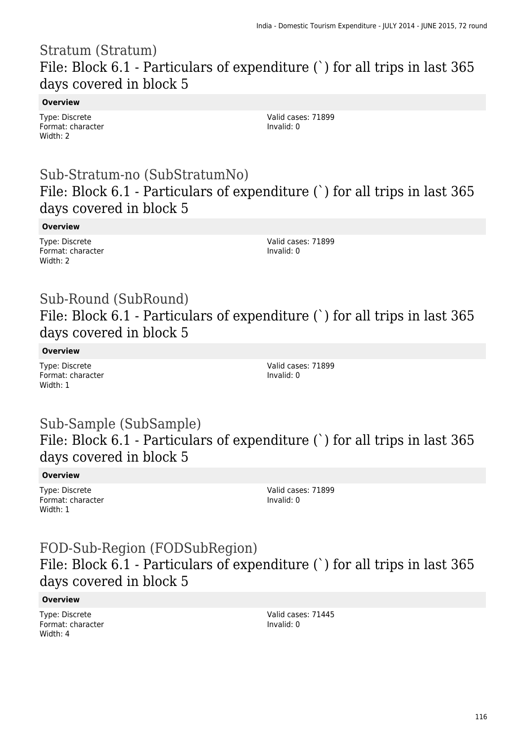## Stratum (Stratum)
## File: Block 6.1 - Particulars of expenditure (`) for all trips in last 365 days covered in block 5

**Overview**

Type: Discrete
Format: character
Width: 2

Valid cases: 71899
Invalid: 0

## Sub-Stratum-no (SubStratumNo)
## File: Block 6.1 - Particulars of expenditure (`) for all trips in last 365 days covered in block 5

**Overview**

Type: Discrete
Format: character
Width: 2

Valid cases: 71899
Invalid: 0

## Sub-Round (SubRound)
## File: Block 6.1 - Particulars of expenditure (`) for all trips in last 365 days covered in block 5

**Overview**

Type: Discrete
Format: character
Width: 1

Valid cases: 71899
Invalid: 0

## Sub-Sample (SubSample)
## File: Block 6.1 - Particulars of expenditure (`) for all trips in last 365 days covered in block 5

**Overview**

Type: Discrete
Format: character
Width: 1

Valid cases: 71899
Invalid: 0

## FOD-Sub-Region (FODSubRegion)
## File: Block 6.1 - Particulars of expenditure (`) for all trips in last 365 days covered in block 5

**Overview**

Type: Discrete
Format: character
Width: 4

Valid cases: 71445
Invalid: 0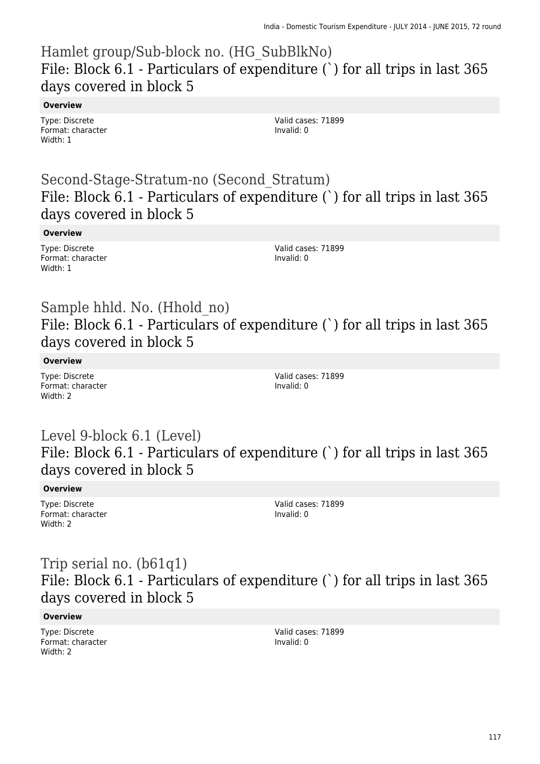## Hamlet group/Sub-block no. (HG_SubBlkNo)
## File: Block 6.1 - Particulars of expenditure (`) for all trips in last 365 days covered in block 5

**Overview**

Type: Discrete
Format: character
Width: 1

Valid cases: 71899
Invalid: 0

## Second-Stage-Stratum-no (Second_Stratum)
## File: Block 6.1 - Particulars of expenditure (`) for all trips in last 365 days covered in block 5

**Overview**

Type: Discrete
Format: character
Width: 1

Valid cases: 71899
Invalid: 0

## Sample hhld. No. (Hhold_no)
## File: Block 6.1 - Particulars of expenditure (`) for all trips in last 365 days covered in block 5

**Overview**

Type: Discrete
Format: character
Width: 2

Valid cases: 71899
Invalid: 0

## Level 9-block 6.1 (Level)
## File: Block 6.1 - Particulars of expenditure (`) for all trips in last 365 days covered in block 5

**Overview**

Type: Discrete
Format: character
Width: 2

Valid cases: 71899
Invalid: 0

## Trip serial no. (b61q1)
## File: Block 6.1 - Particulars of expenditure (`) for all trips in last 365 days covered in block 5

**Overview**

Type: Discrete
Format: character
Width: 2

Valid cases: 71899
Invalid: 0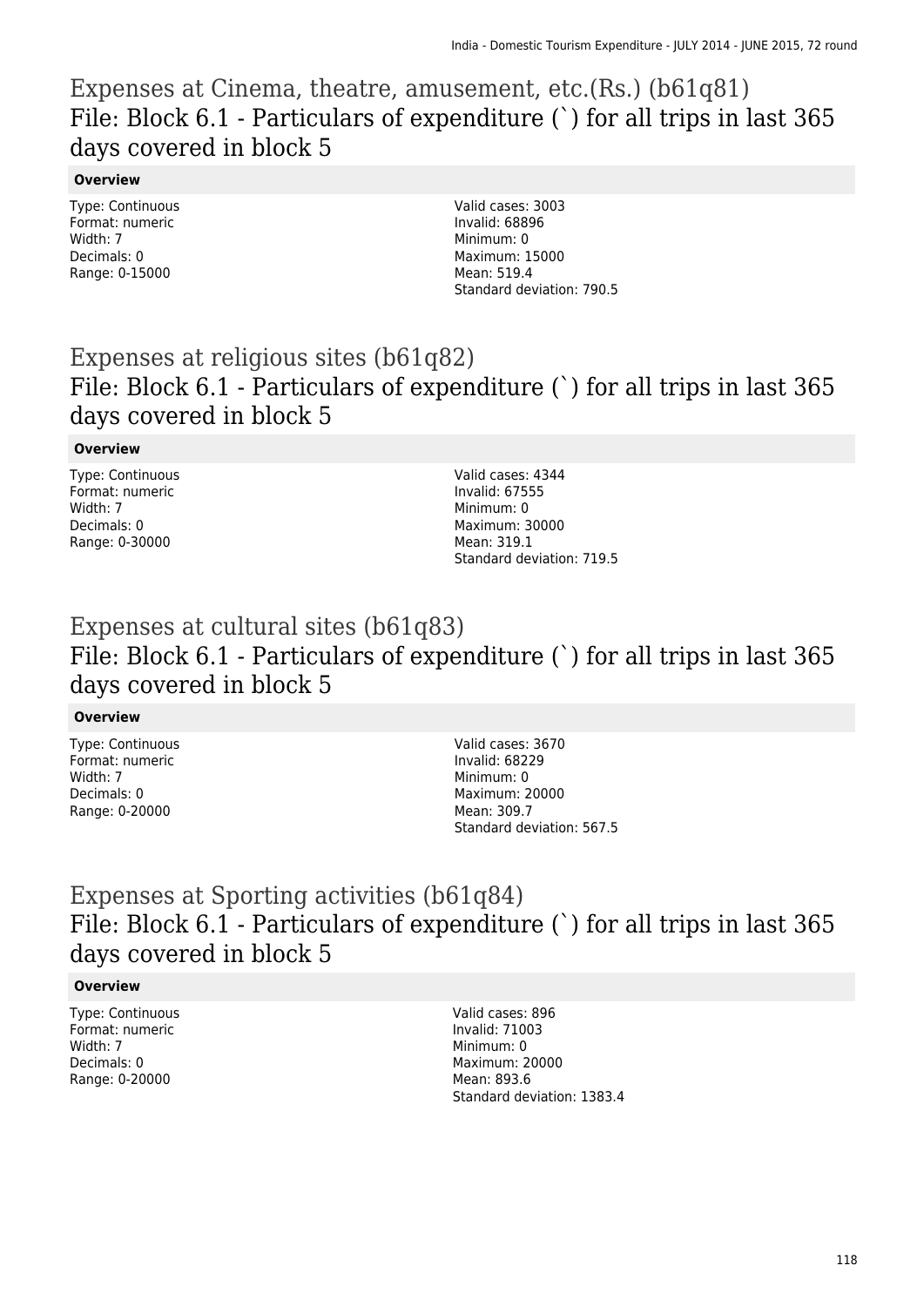## Expenses at Cinema, theatre, amusement, etc.(Rs.) (b61q81)
## File: Block 6.1 - Particulars of expenditure (`) for all trips in last 365 days covered in block 5

**Overview**

Type: Continuous
Format: numeric
Width: 7
Decimals: 0
Range: 0-15000

Valid cases: 3003
Invalid: 68896
Minimum: 0
Maximum: 15000
Mean: 519.4
Standard deviation: 790.5

## Expenses at religious sites (b61q82)
## File: Block 6.1 - Particulars of expenditure (`) for all trips in last 365 days covered in block 5

**Overview**

Type: Continuous
Format: numeric
Width: 7
Decimals: 0
Range: 0-30000

Valid cases: 4344
Invalid: 67555
Minimum: 0
Maximum: 30000
Mean: 319.1
Standard deviation: 719.5

## Expenses at cultural sites (b61q83)
## File: Block 6.1 - Particulars of expenditure (`) for all trips in last 365 days covered in block 5

**Overview**

Type: Continuous
Format: numeric
Width: 7
Decimals: 0
Range: 0-20000

Valid cases: 3670
Invalid: 68229
Minimum: 0
Maximum: 20000
Mean: 309.7
Standard deviation: 567.5

## Expenses at Sporting activities (b61q84)
## File: Block 6.1 - Particulars of expenditure (`) for all trips in last 365 days covered in block 5

**Overview**

Type: Continuous
Format: numeric
Width: 7
Decimals: 0
Range: 0-20000

Valid cases: 896
Invalid: 71003
Minimum: 0
Maximum: 20000
Mean: 893.6
Standard deviation: 1383.4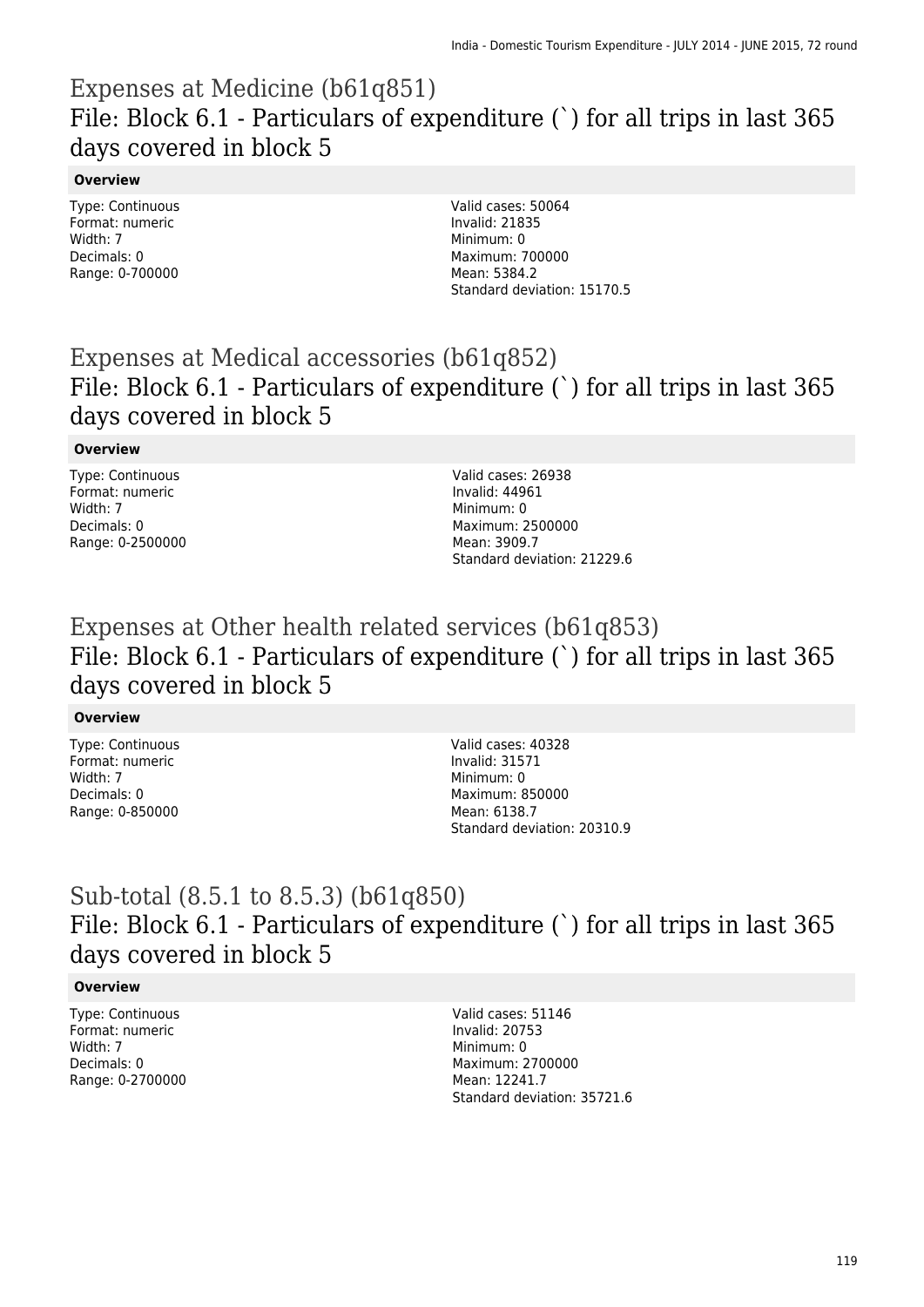## Expenses at Medicine (b61q851)
## File: Block 6.1 - Particulars of expenditure (`) for all trips in last 365 days covered in block 5

**Overview**

Type: Continuous
Format: numeric
Width: 7
Decimals: 0
Range: 0-700000

Valid cases: 50064
Invalid: 21835
Minimum: 0
Maximum: 700000
Mean: 5384.2
Standard deviation: 15170.5

## Expenses at Medical accessories (b61q852)
## File: Block 6.1 - Particulars of expenditure (`) for all trips in last 365 days covered in block 5

**Overview**

Type: Continuous
Format: numeric
Width: 7
Decimals: 0
Range: 0-2500000

Valid cases: 26938
Invalid: 44961
Minimum: 0
Maximum: 2500000
Mean: 3909.7
Standard deviation: 21229.6

## Expenses at Other health related services (b61q853)
## File: Block 6.1 - Particulars of expenditure (`) for all trips in last 365 days covered in block 5

**Overview**

Type: Continuous
Format: numeric
Width: 7
Decimals: 0
Range: 0-850000

Valid cases: 40328
Invalid: 31571
Minimum: 0
Maximum: 850000
Mean: 6138.7
Standard deviation: 20310.9

## Sub-total (8.5.1 to 8.5.3) (b61q850)
## File: Block 6.1 - Particulars of expenditure (`) for all trips in last 365 days covered in block 5

**Overview**

Type: Continuous
Format: numeric
Width: 7
Decimals: 0
Range: 0-2700000

Valid cases: 51146
Invalid: 20753
Minimum: 0
Maximum: 2700000
Mean: 12241.7
Standard deviation: 35721.6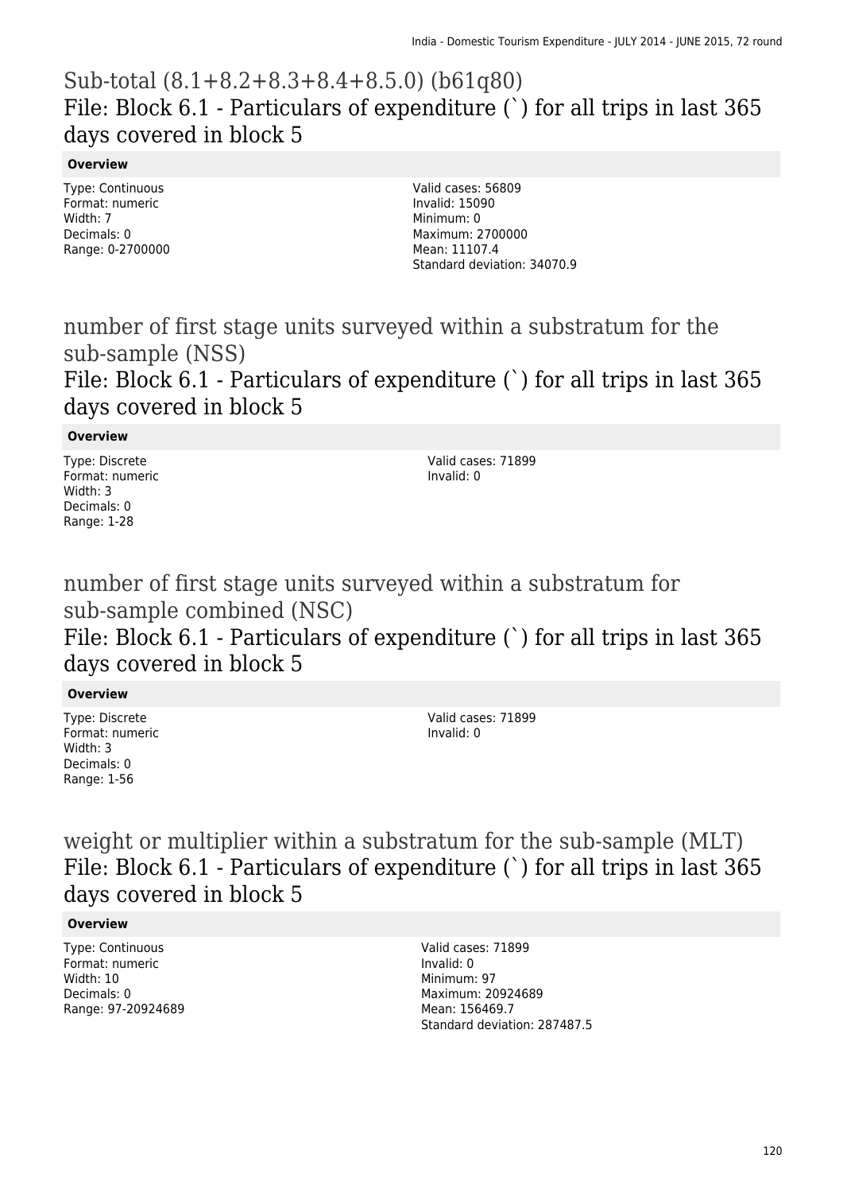## Sub-total (8.1+8.2+8.3+8.4+8.5.0) (b61q80)

### File: Block 6.1 - Particulars of expenditure (`) for all trips in last 365 days covered in block 5

**Overview**

Type: Continuous
Format: numeric
Width: 7
Decimals: 0
Range: 0-2700000

Valid cases: 56809
Invalid: 15090
Minimum: 0
Maximum: 2700000
Mean: 11107.4
Standard deviation: 34070.9

## number of first stage units surveyed within a substratum for the sub-sample (NSS)

### File: Block 6.1 - Particulars of expenditure (`) for all trips in last 365 days covered in block 5

**Overview**

Type: Discrete
Format: numeric
Width: 3
Decimals: 0
Range: 1-28

Valid cases: 71899
Invalid: 0

## number of first stage units surveyed within a substratum for sub-sample combined (NSC)

### File: Block 6.1 - Particulars of expenditure (`) for all trips in last 365 days covered in block 5

**Overview**

Type: Discrete
Format: numeric
Width: 3
Decimals: 0
Range: 1-56

Valid cases: 71899
Invalid: 0

## weight or multiplier within a substratum for the sub-sample (MLT)

### File: Block 6.1 - Particulars of expenditure (`) for all trips in last 365 days covered in block 5

**Overview**

Type: Continuous
Format: numeric
Width: 10
Decimals: 0
Range: 97-20924689

Valid cases: 71899
Invalid: 0
Minimum: 97
Maximum: 20924689
Mean: 156469.7
Standard deviation: 287487.5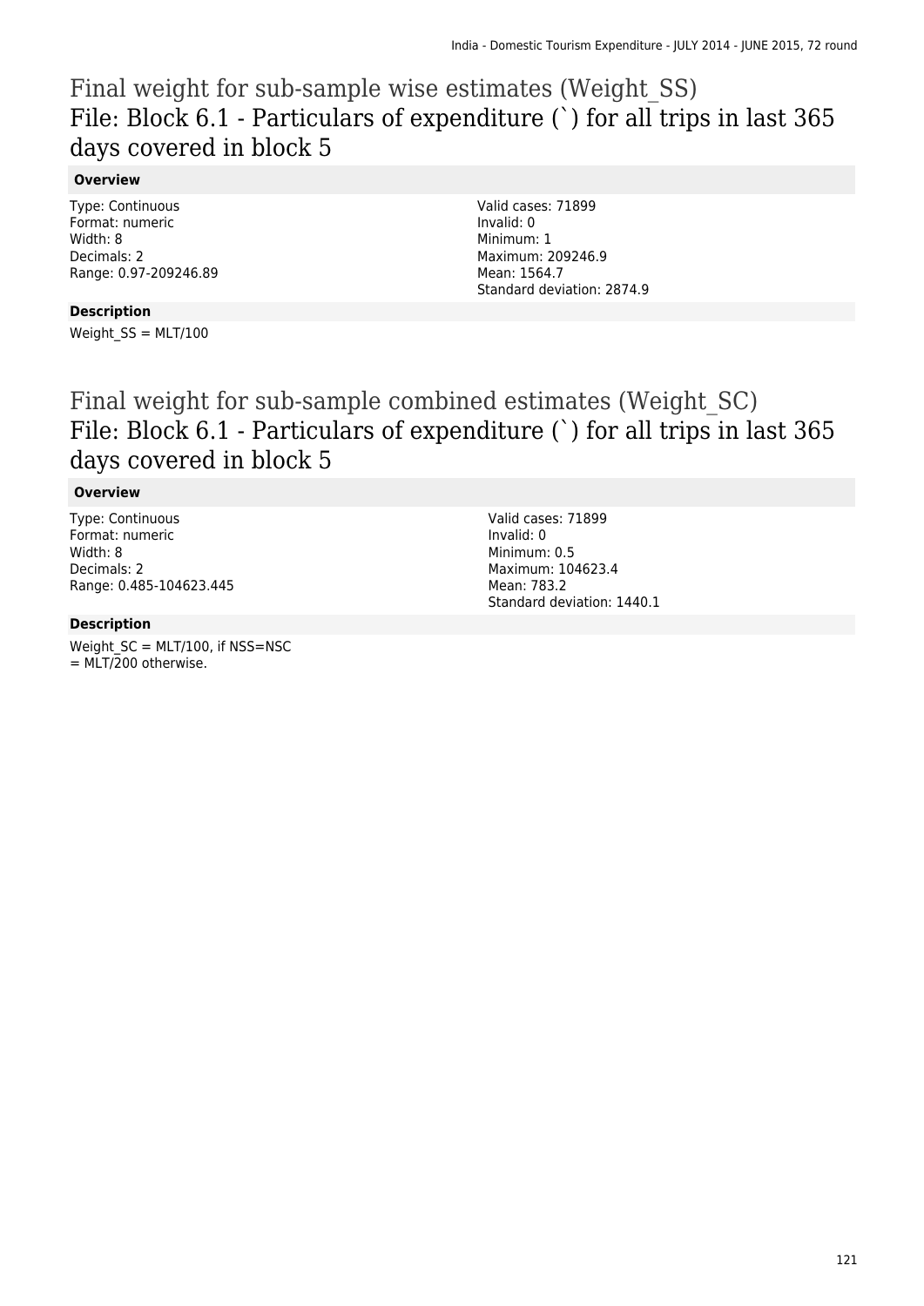# Final weight for sub-sample wise estimates (Weight_SS)

## File: Block 6.1 - Particulars of expenditure (`) for all trips in last 365 days covered in block 5

### Overview

Type: Continuous
Format: numeric
Width: 8
Decimals: 2
Range: 0.97-209246.89

Valid cases: 71899
Invalid: 0
Minimum: 1
Maximum: 209246.9
Mean: 1564.7
Standard deviation: 2874.9

### Description

Weight_SS = MLT/100

# Final weight for sub-sample combined estimates (Weight_SC)

## File: Block 6.1 - Particulars of expenditure (`) for all trips in last 365 days covered in block 5

### Overview

Type: Continuous
Format: numeric
Width: 8
Decimals: 2
Range: 0.485-104623.445

Valid cases: 71899
Invalid: 0
Minimum: 0.5
Maximum: 104623.4
Mean: 783.2
Standard deviation: 1440.1

### Description

Weight_SC = MLT/100, if NSS=NSC
= MLT/200 otherwise.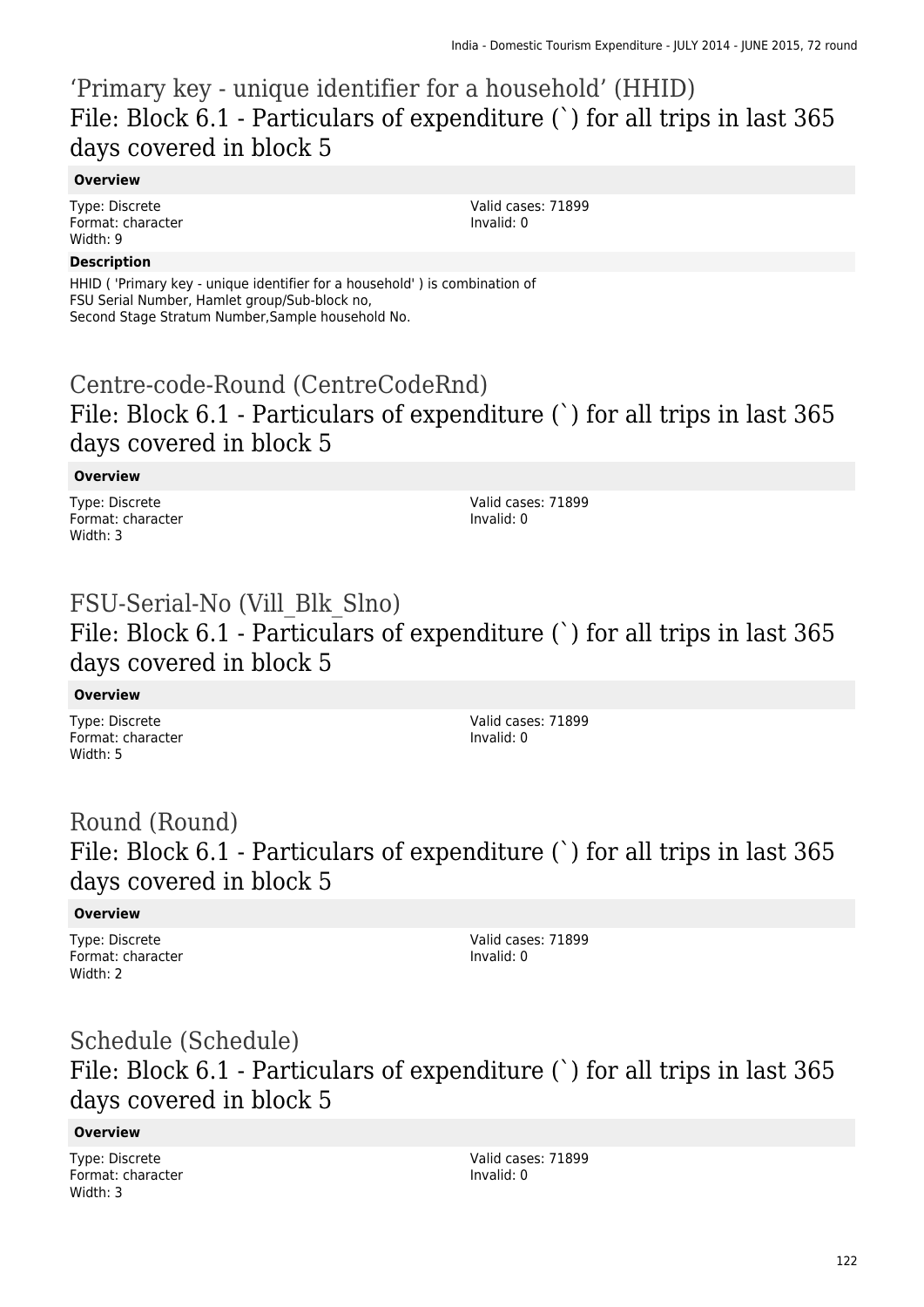## ‘Primary key - unique identifier for a household’ (HHID)
## File: Block 6.1 - Particulars of expenditure (`) for all trips in last 365 days covered in block 5

**Overview**

Type: Discrete
Format: character
Width: 9

Valid cases: 71899
Invalid: 0

**Description**

HHID ( 'Primary key - unique identifier for a household' ) is combination of FSU Serial Number, Hamlet group/Sub-block no, Second Stage Stratum Number,Sample household No.

## Centre-code-Round (CentreCodeRnd)
## File: Block 6.1 - Particulars of expenditure (`) for all trips in last 365 days covered in block 5

**Overview**

Type: Discrete
Format: character
Width: 3

Valid cases: 71899
Invalid: 0

## FSU-Serial-No (Vill_Blk_Slno)
## File: Block 6.1 - Particulars of expenditure (`) for all trips in last 365 days covered in block 5

**Overview**

Type: Discrete
Format: character
Width: 5

Valid cases: 71899
Invalid: 0

## Round (Round)
## File: Block 6.1 - Particulars of expenditure (`) for all trips in last 365 days covered in block 5

**Overview**

Type: Discrete
Format: character
Width: 2

Valid cases: 71899
Invalid: 0

## Schedule (Schedule)
## File: Block 6.1 - Particulars of expenditure (`) for all trips in last 365 days covered in block 5

**Overview**

Type: Discrete
Format: character
Width: 3

Valid cases: 71899
Invalid: 0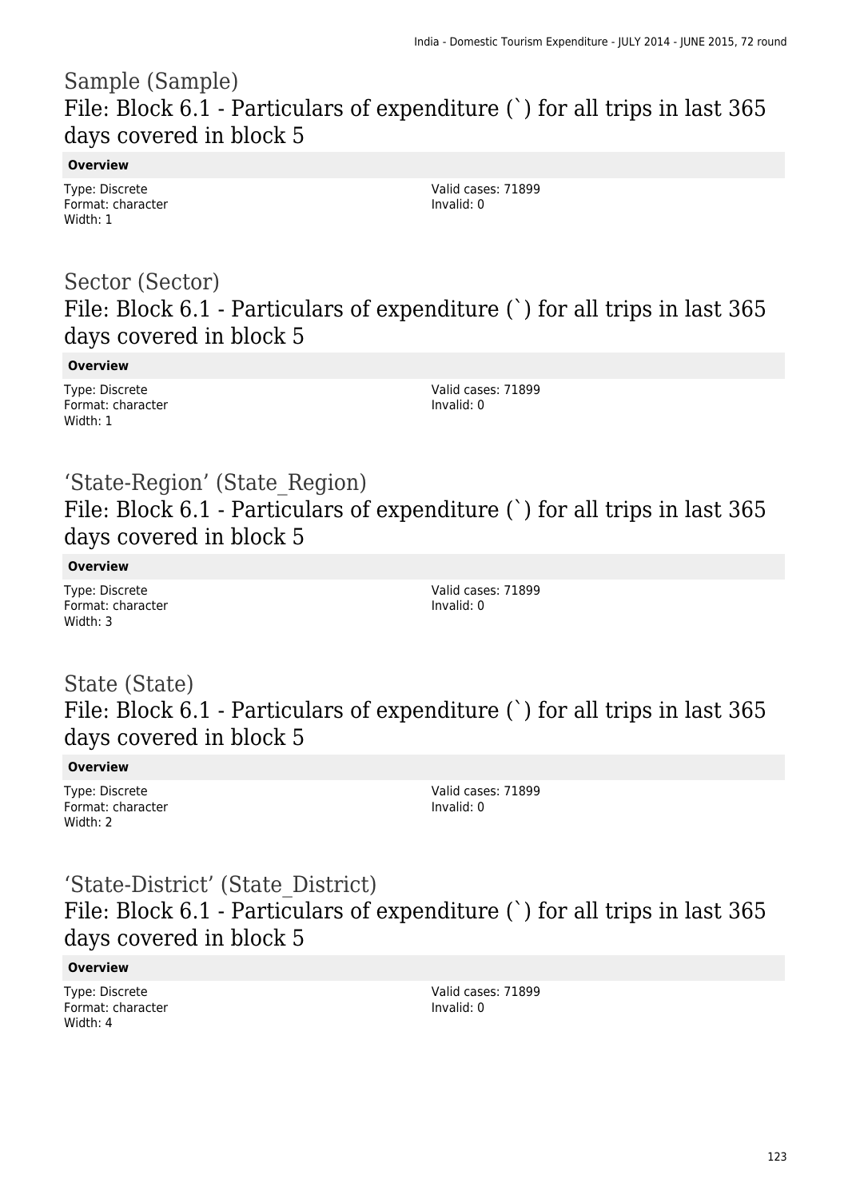## Sample (Sample)
## File: Block 6.1 - Particulars of expenditure (`) for all trips in last 365 days covered in block 5

**Overview**

Type: Discrete
Format: character
Width: 1

Valid cases: 71899
Invalid: 0

## Sector (Sector)
## File: Block 6.1 - Particulars of expenditure (`) for all trips in last 365 days covered in block 5

**Overview**

Type: Discrete
Format: character
Width: 1

Valid cases: 71899
Invalid: 0

## 'State-Region' (State_Region)
## File: Block 6.1 - Particulars of expenditure (`) for all trips in last 365 days covered in block 5

**Overview**

Type: Discrete
Format: character
Width: 3

Valid cases: 71899
Invalid: 0

## State (State)
## File: Block 6.1 - Particulars of expenditure (`) for all trips in last 365 days covered in block 5

**Overview**

Type: Discrete
Format: character
Width: 2

Valid cases: 71899
Invalid: 0

## 'State-District' (State_District)
## File: Block 6.1 - Particulars of expenditure (`) for all trips in last 365 days covered in block 5

**Overview**

Type: Discrete
Format: character
Width: 4

Valid cases: 71899
Invalid: 0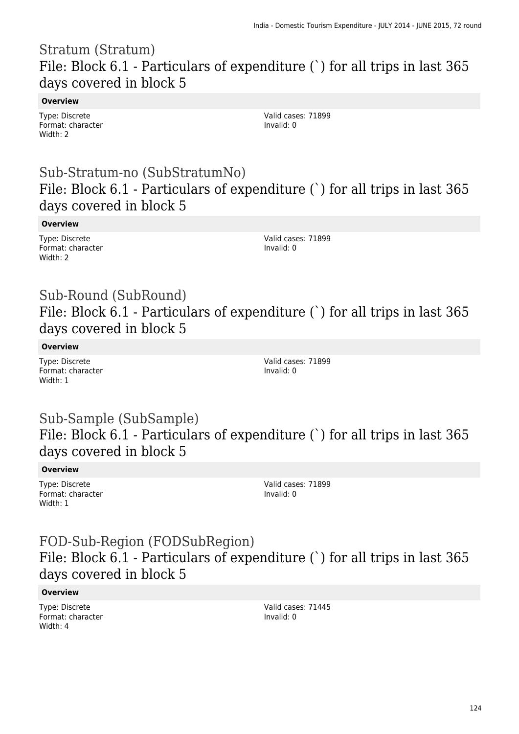## Stratum (Stratum)
## File: Block 6.1 - Particulars of expenditure (`) for all trips in last 365 days covered in block 5

**Overview**

Type: Discrete
Format: character
Width: 2

Valid cases: 71899
Invalid: 0

## Sub-Stratum-no (SubStratumNo)
## File: Block 6.1 - Particulars of expenditure (`) for all trips in last 365 days covered in block 5

**Overview**

Type: Discrete
Format: character
Width: 2

Valid cases: 71899
Invalid: 0

## Sub-Round (SubRound)
## File: Block 6.1 - Particulars of expenditure (`) for all trips in last 365 days covered in block 5

**Overview**

Type: Discrete
Format: character
Width: 1

Valid cases: 71899
Invalid: 0

## Sub-Sample (SubSample)
## File: Block 6.1 - Particulars of expenditure (`) for all trips in last 365 days covered in block 5

**Overview**

Type: Discrete
Format: character
Width: 1

Valid cases: 71899
Invalid: 0

## FOD-Sub-Region (FODSubRegion)
## File: Block 6.1 - Particulars of expenditure (`) for all trips in last 365 days covered in block 5

**Overview**

Type: Discrete
Format: character
Width: 4

Valid cases: 71445
Invalid: 0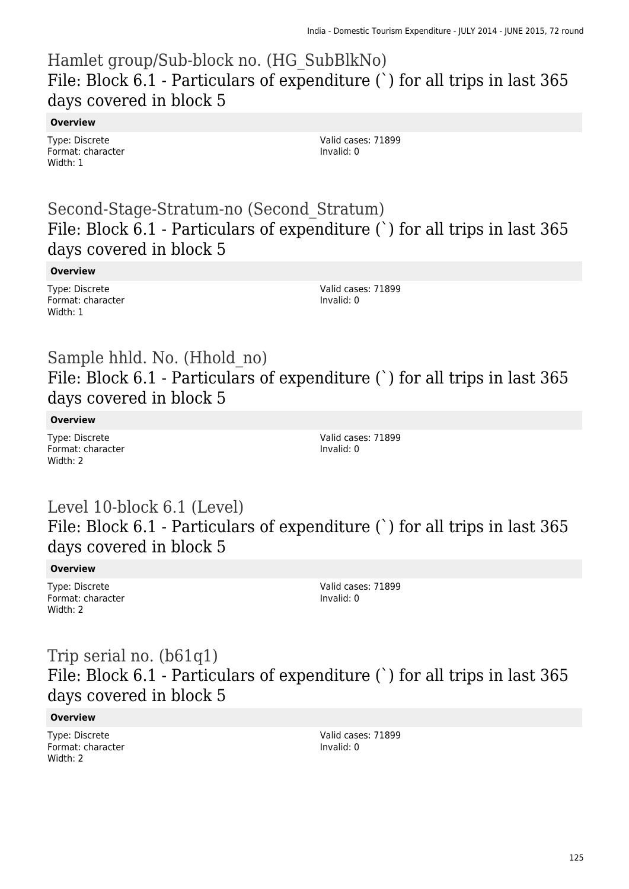## Hamlet group/Sub-block no. (HG_SubBlkNo)
### File: Block 6.1 - Particulars of expenditure (`) for all trips in last 365 days covered in block 5

**Overview**

Type: Discrete
Format: character
Width: 1

Valid cases: 71899
Invalid: 0

## Second-Stage-Stratum-no (Second_Stratum)
### File: Block 6.1 - Particulars of expenditure (`) for all trips in last 365 days covered in block 5

**Overview**

Type: Discrete
Format: character
Width: 1

Valid cases: 71899
Invalid: 0

## Sample hhld. No. (Hhold_no)
### File: Block 6.1 - Particulars of expenditure (`) for all trips in last 365 days covered in block 5

**Overview**

Type: Discrete
Format: character
Width: 2

Valid cases: 71899
Invalid: 0

## Level 10-block 6.1 (Level)
### File: Block 6.1 - Particulars of expenditure (`) for all trips in last 365 days covered in block 5

**Overview**

Type: Discrete
Format: character
Width: 2

Valid cases: 71899
Invalid: 0

## Trip serial no. (b61q1)
### File: Block 6.1 - Particulars of expenditure (`) for all trips in last 365 days covered in block 5

**Overview**

Type: Discrete
Format: character
Width: 2

Valid cases: 71899
Invalid: 0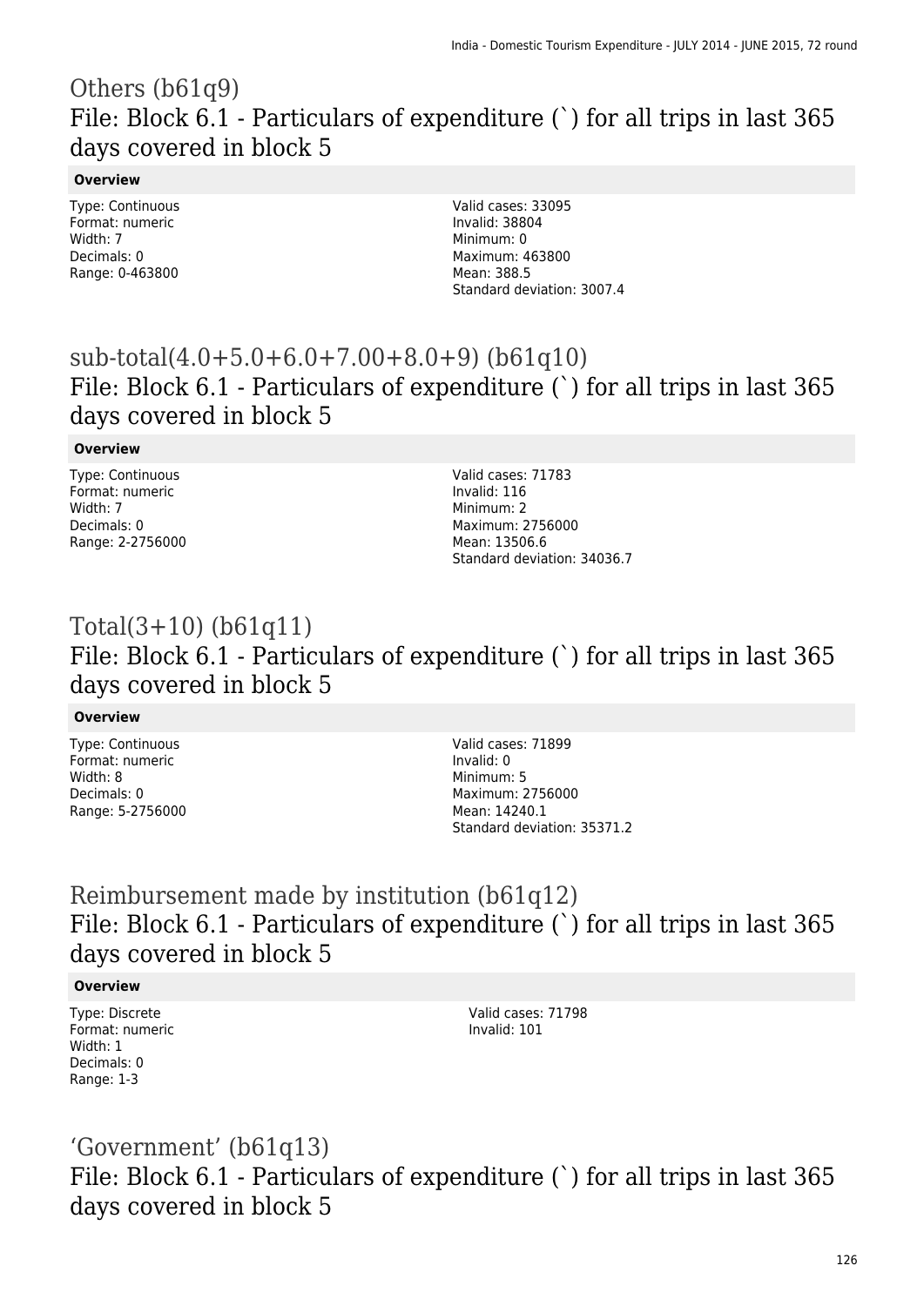## Others (b61q9)

### File: Block 6.1 - Particulars of expenditure (`) for all trips in last 365 days covered in block 5

**Overview**

Type: Continuous
Format: numeric
Width: 7
Decimals: 0
Range: 0-463800

Valid cases: 33095
Invalid: 38804
Minimum: 0
Maximum: 463800
Mean: 388.5
Standard deviation: 3007.4

## sub-total(4.0+5.0+6.0+7.00+8.0+9) (b61q10)

### File: Block 6.1 - Particulars of expenditure (`) for all trips in last 365 days covered in block 5

**Overview**

Type: Continuous
Format: numeric
Width: 7
Decimals: 0
Range: 2-2756000

Valid cases: 71783
Invalid: 116
Minimum: 2
Maximum: 2756000
Mean: 13506.6
Standard deviation: 34036.7

## Total(3+10) (b61q11)

### File: Block 6.1 - Particulars of expenditure (`) for all trips in last 365 days covered in block 5

**Overview**

Type: Continuous
Format: numeric
Width: 8
Decimals: 0
Range: 5-2756000

Valid cases: 71899
Invalid: 0
Minimum: 5
Maximum: 2756000
Mean: 14240.1
Standard deviation: 35371.2

## Reimbursement made by institution (b61q12)

### File: Block 6.1 - Particulars of expenditure (`) for all trips in last 365 days covered in block 5

**Overview**

Type: Discrete
Format: numeric
Width: 1
Decimals: 0
Range: 1-3

Valid cases: 71798
Invalid: 101

## ‘Government’ (b61q13)

### File: Block 6.1 - Particulars of expenditure (`) for all trips in last 365 days covered in block 5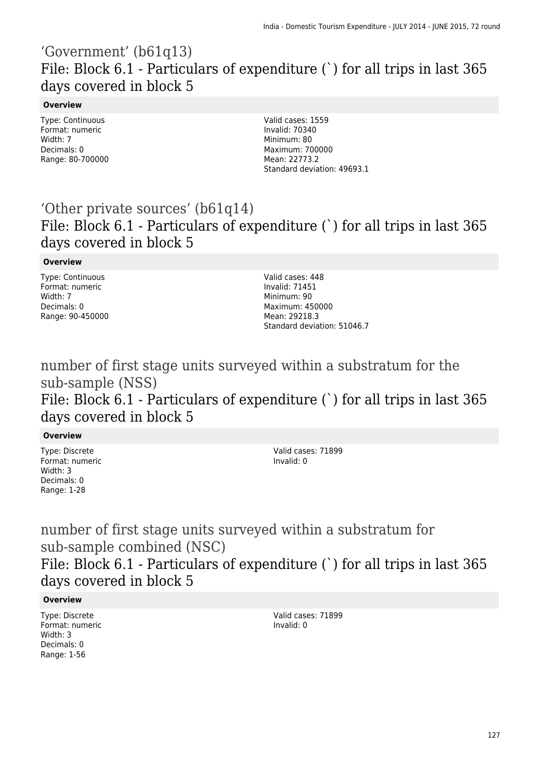## ‘Government’ (b61q13)

### File: Block 6.1 - Particulars of expenditure (`) for all trips in last 365 days covered in block 5

**Overview**

Type: Continuous
Format: numeric
Width: 7
Decimals: 0
Range: 80-700000

Valid cases: 1559
Invalid: 70340
Minimum: 80
Maximum: 700000
Mean: 22773.2
Standard deviation: 49693.1

## ‘Other private sources’ (b61q14)

### File: Block 6.1 - Particulars of expenditure (`) for all trips in last 365 days covered in block 5

**Overview**

Type: Continuous
Format: numeric
Width: 7
Decimals: 0
Range: 90-450000

Valid cases: 448
Invalid: 71451
Minimum: 90
Maximum: 450000
Mean: 29218.3
Standard deviation: 51046.7

## number of first stage units surveyed within a substratum for the sub-sample (NSS)

### File: Block 6.1 - Particulars of expenditure (`) for all trips in last 365 days covered in block 5

**Overview**

Type: Discrete
Format: numeric
Width: 3
Decimals: 0
Range: 1-28

Valid cases: 71899
Invalid: 0

## number of first stage units surveyed within a substratum for sub-sample combined (NSC)

### File: Block 6.1 - Particulars of expenditure (`) for all trips in last 365 days covered in block 5

**Overview**

Type: Discrete
Format: numeric
Width: 3
Decimals: 0
Range: 1-56

Valid cases: 71899
Invalid: 0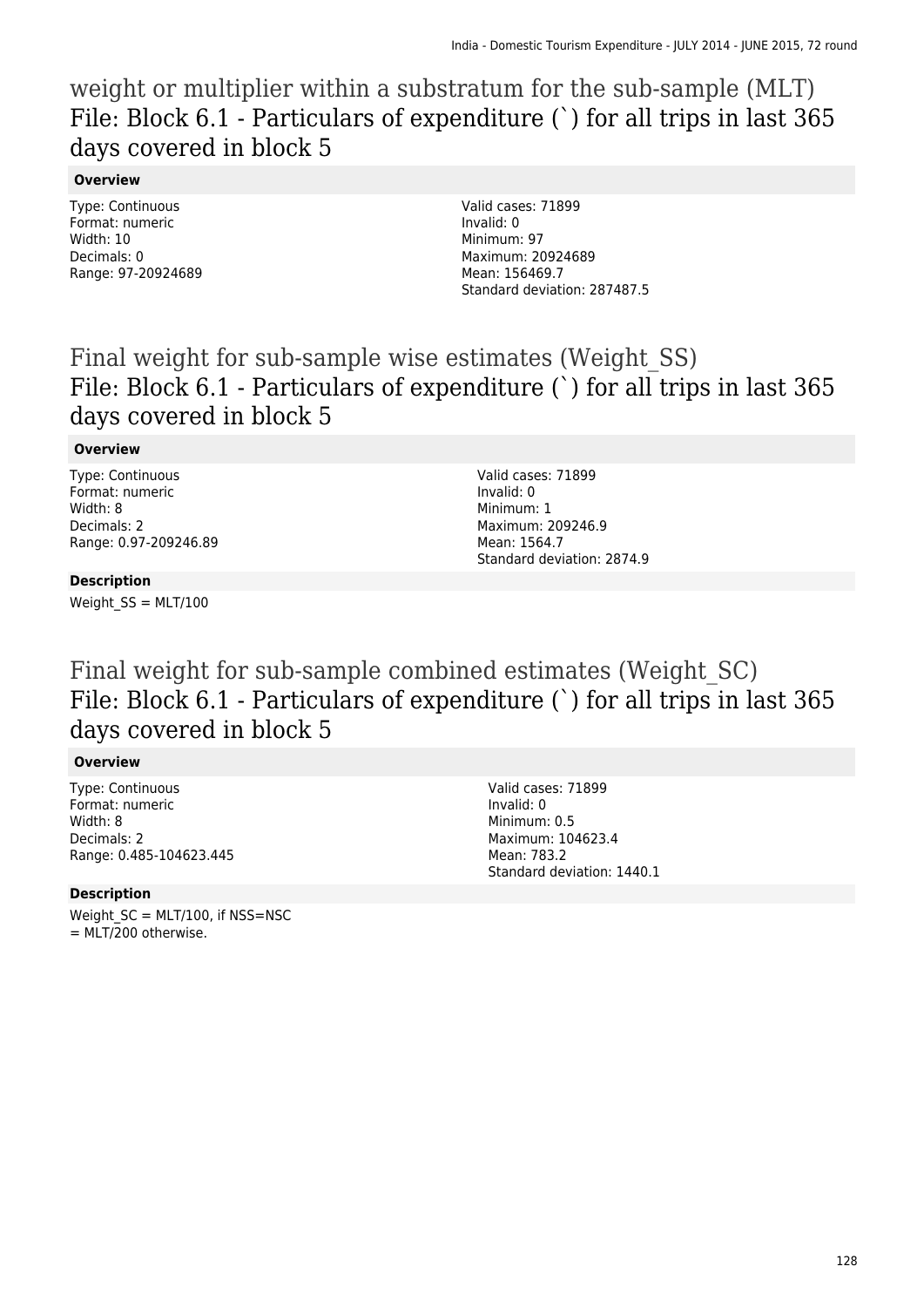# weight or multiplier within a substratum for the sub-sample (MLT)
## File: Block 6.1 - Particulars of expenditure (`) for all trips in last 365 days covered in block 5

### Overview

Type: Continuous
Format: numeric
Width: 10
Decimals: 0
Range: 97-20924689

Valid cases: 71899
Invalid: 0
Minimum: 97
Maximum: 20924689
Mean: 156469.7
Standard deviation: 287487.5

# Final weight for sub-sample wise estimates (Weight_SS)
## File: Block 6.1 - Particulars of expenditure (`) for all trips in last 365 days covered in block 5

### Overview

Type: Continuous
Format: numeric
Width: 8
Decimals: 2
Range: 0.97-209246.89

Valid cases: 71899
Invalid: 0
Minimum: 1
Maximum: 209246.9
Mean: 1564.7
Standard deviation: 2874.9

### Description

Weight_SS = MLT/100

# Final weight for sub-sample combined estimates (Weight_SC)
## File: Block 6.1 - Particulars of expenditure (`) for all trips in last 365 days covered in block 5

### Overview

Type: Continuous
Format: numeric
Width: 8
Decimals: 2
Range: 0.485-104623.445

Valid cases: 71899
Invalid: 0
Minimum: 0.5
Maximum: 104623.4
Mean: 783.2
Standard deviation: 1440.1

### Description

Weight_SC = MLT/100, if NSS=NSC
= MLT/200 otherwise.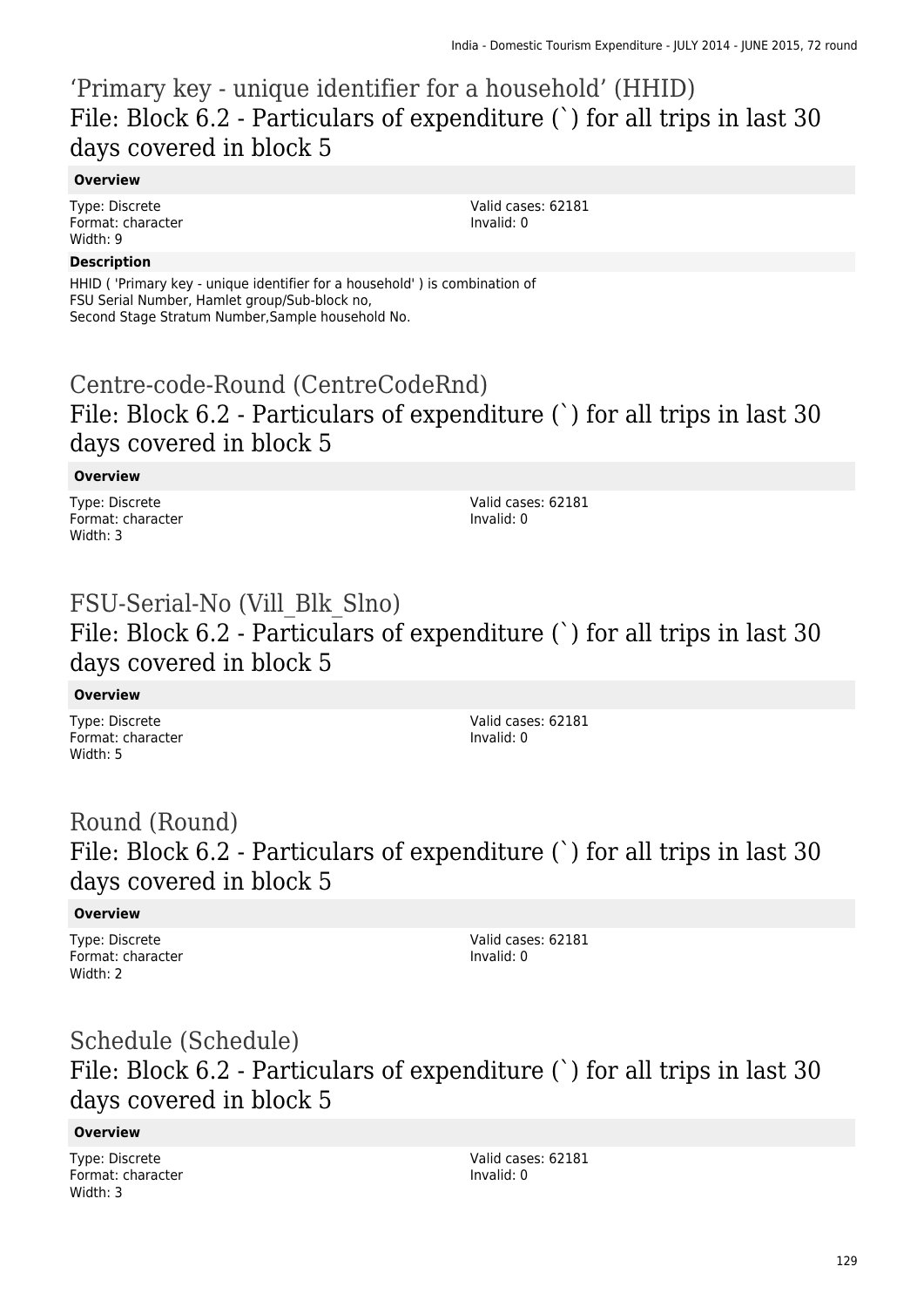## 'Primary key - unique identifier for a household' (HHID)
## File: Block 6.2 - Particulars of expenditure (`) for all trips in last 30 days covered in block 5

**Overview**

Type: Discrete
Format: character
Width: 9

Valid cases: 62181
Invalid: 0

**Description**

HHID ( 'Primary key - unique identifier for a household' ) is combination of FSU Serial Number, Hamlet group/Sub-block no, Second Stage Stratum Number,Sample household No.

## Centre-code-Round (CentreCodeRnd)
## File: Block 6.2 - Particulars of expenditure (`) for all trips in last 30 days covered in block 5

**Overview**

Type: Discrete
Format: character
Width: 3

Valid cases: 62181
Invalid: 0

## FSU-Serial-No (Vill_Blk_Slno)
## File: Block 6.2 - Particulars of expenditure (`) for all trips in last 30 days covered in block 5

**Overview**

Type: Discrete
Format: character
Width: 5

Valid cases: 62181
Invalid: 0

## Round (Round)
## File: Block 6.2 - Particulars of expenditure (`) for all trips in last 30 days covered in block 5

**Overview**

Type: Discrete
Format: character
Width: 2

Valid cases: 62181
Invalid: 0

## Schedule (Schedule)
## File: Block 6.2 - Particulars of expenditure (`) for all trips in last 30 days covered in block 5

**Overview**

Type: Discrete
Format: character
Width: 3

Valid cases: 62181
Invalid: 0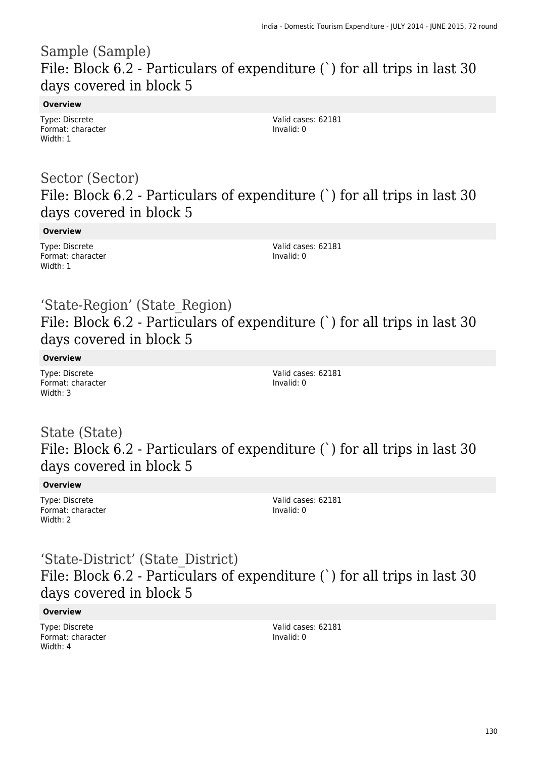## Sample (Sample)
## File: Block 6.2 - Particulars of expenditure (`) for all trips in last 30 days covered in block 5

**Overview**

Type: Discrete
Format: character
Width: 1

Valid cases: 62181
Invalid: 0

## Sector (Sector)
## File: Block 6.2 - Particulars of expenditure (`) for all trips in last 30 days covered in block 5

**Overview**

Type: Discrete
Format: character
Width: 1

Valid cases: 62181
Invalid: 0

## 'State-Region' (State_Region)
## File: Block 6.2 - Particulars of expenditure (`) for all trips in last 30 days covered in block 5

**Overview**

Type: Discrete
Format: character
Width: 3

Valid cases: 62181
Invalid: 0

## State (State)
## File: Block 6.2 - Particulars of expenditure (`) for all trips in last 30 days covered in block 5

**Overview**

Type: Discrete
Format: character
Width: 2

Valid cases: 62181
Invalid: 0

## 'State-District' (State_District)
## File: Block 6.2 - Particulars of expenditure (`) for all trips in last 30 days covered in block 5

**Overview**

Type: Discrete
Format: character
Width: 4

Valid cases: 62181
Invalid: 0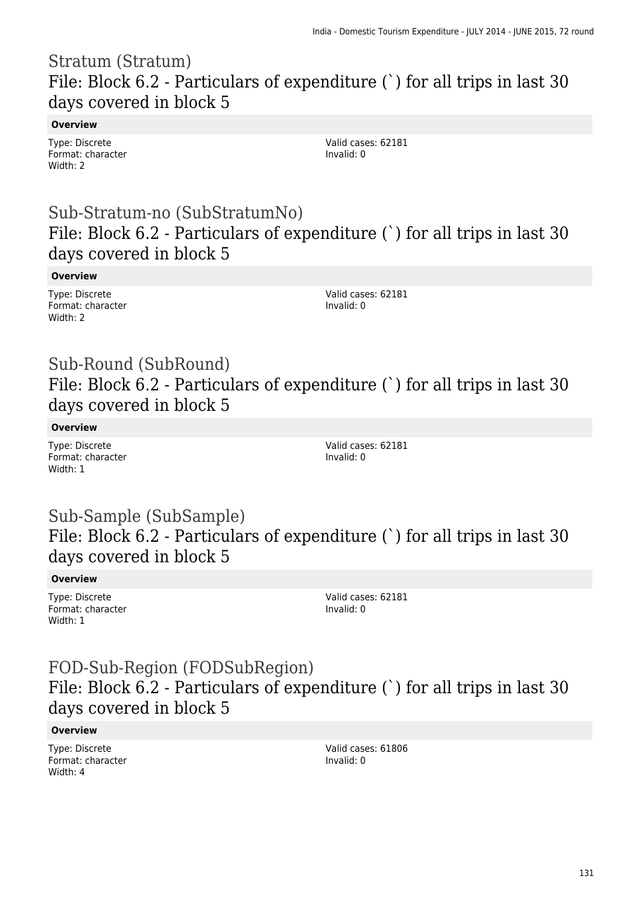## Stratum (Stratum)
## File: Block 6.2 - Particulars of expenditure (`) for all trips in last 30 days covered in block 5

**Overview**

Type: Discrete
Format: character
Width: 2

Valid cases: 62181
Invalid: 0

## Sub-Stratum-no (SubStratumNo)
## File: Block 6.2 - Particulars of expenditure (`) for all trips in last 30 days covered in block 5

**Overview**

Type: Discrete
Format: character
Width: 2

Valid cases: 62181
Invalid: 0

## Sub-Round (SubRound)
## File: Block 6.2 - Particulars of expenditure (`) for all trips in last 30 days covered in block 5

**Overview**

Type: Discrete
Format: character
Width: 1

Valid cases: 62181
Invalid: 0

## Sub-Sample (SubSample)
## File: Block 6.2 - Particulars of expenditure (`) for all trips in last 30 days covered in block 5

**Overview**

Type: Discrete
Format: character
Width: 1

Valid cases: 62181
Invalid: 0

## FOD-Sub-Region (FODSubRegion)
## File: Block 6.2 - Particulars of expenditure (`) for all trips in last 30 days covered in block 5

**Overview**

Type: Discrete
Format: character
Width: 4

Valid cases: 61806
Invalid: 0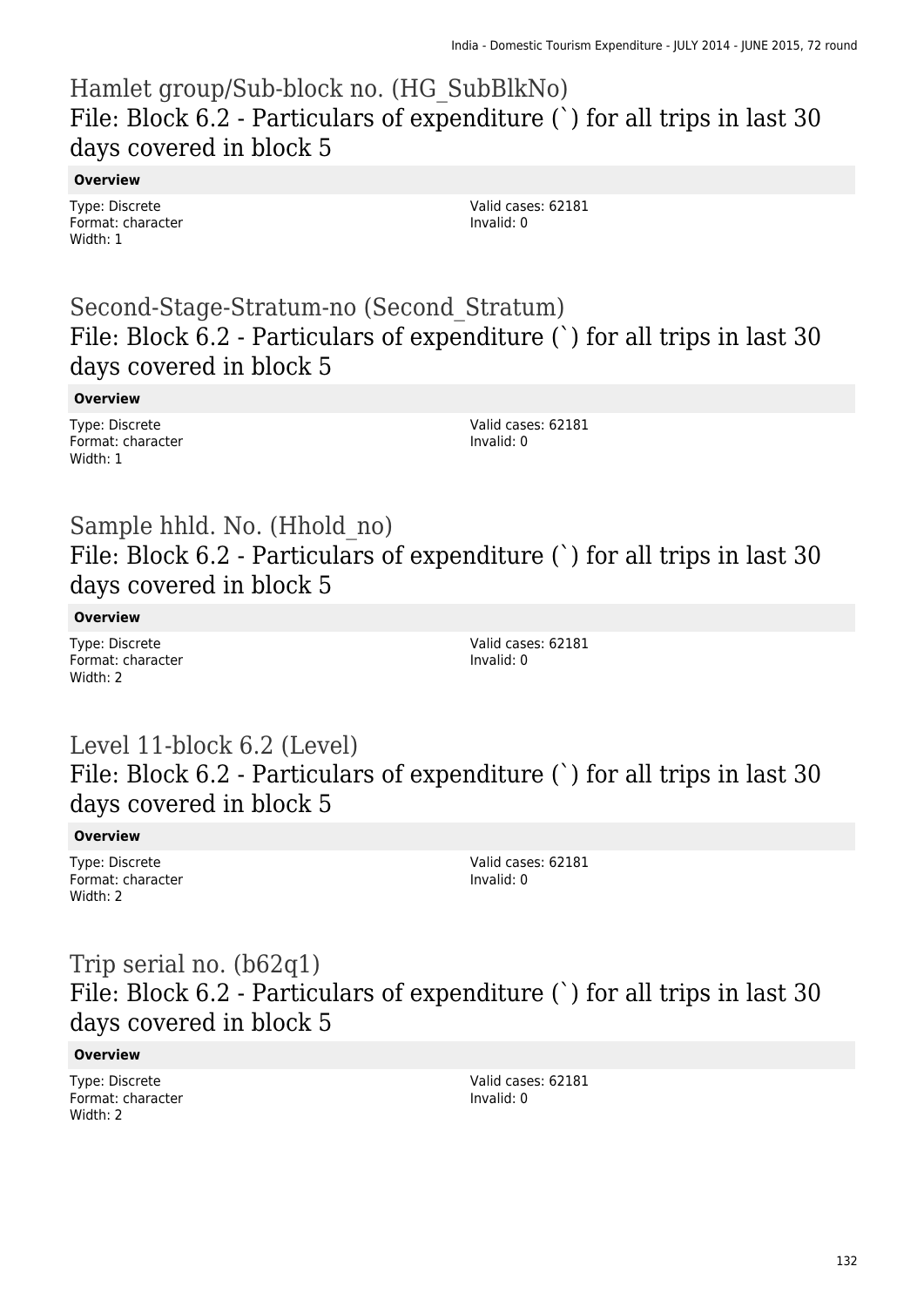## Hamlet group/Sub-block no. (HG_SubBlkNo)
### File: Block 6.2 - Particulars of expenditure (`) for all trips in last 30 days covered in block 5

**Overview**

Type: Discrete
Format: character
Width: 1

Valid cases: 62181
Invalid: 0

## Second-Stage-Stratum-no (Second_Stratum)
### File: Block 6.2 - Particulars of expenditure (`) for all trips in last 30 days covered in block 5

**Overview**

Type: Discrete
Format: character
Width: 1

Valid cases: 62181
Invalid: 0

## Sample hhld. No. (Hhold_no)
### File: Block 6.2 - Particulars of expenditure (`) for all trips in last 30 days covered in block 5

**Overview**

Type: Discrete
Format: character
Width: 2

Valid cases: 62181
Invalid: 0

## Level 11-block 6.2 (Level)
### File: Block 6.2 - Particulars of expenditure (`) for all trips in last 30 days covered in block 5

**Overview**

Type: Discrete
Format: character
Width: 2

Valid cases: 62181
Invalid: 0

## Trip serial no. (b62q1)
### File: Block 6.2 - Particulars of expenditure (`) for all trips in last 30 days covered in block 5

**Overview**

Type: Discrete
Format: character
Width: 2

Valid cases: 62181
Invalid: 0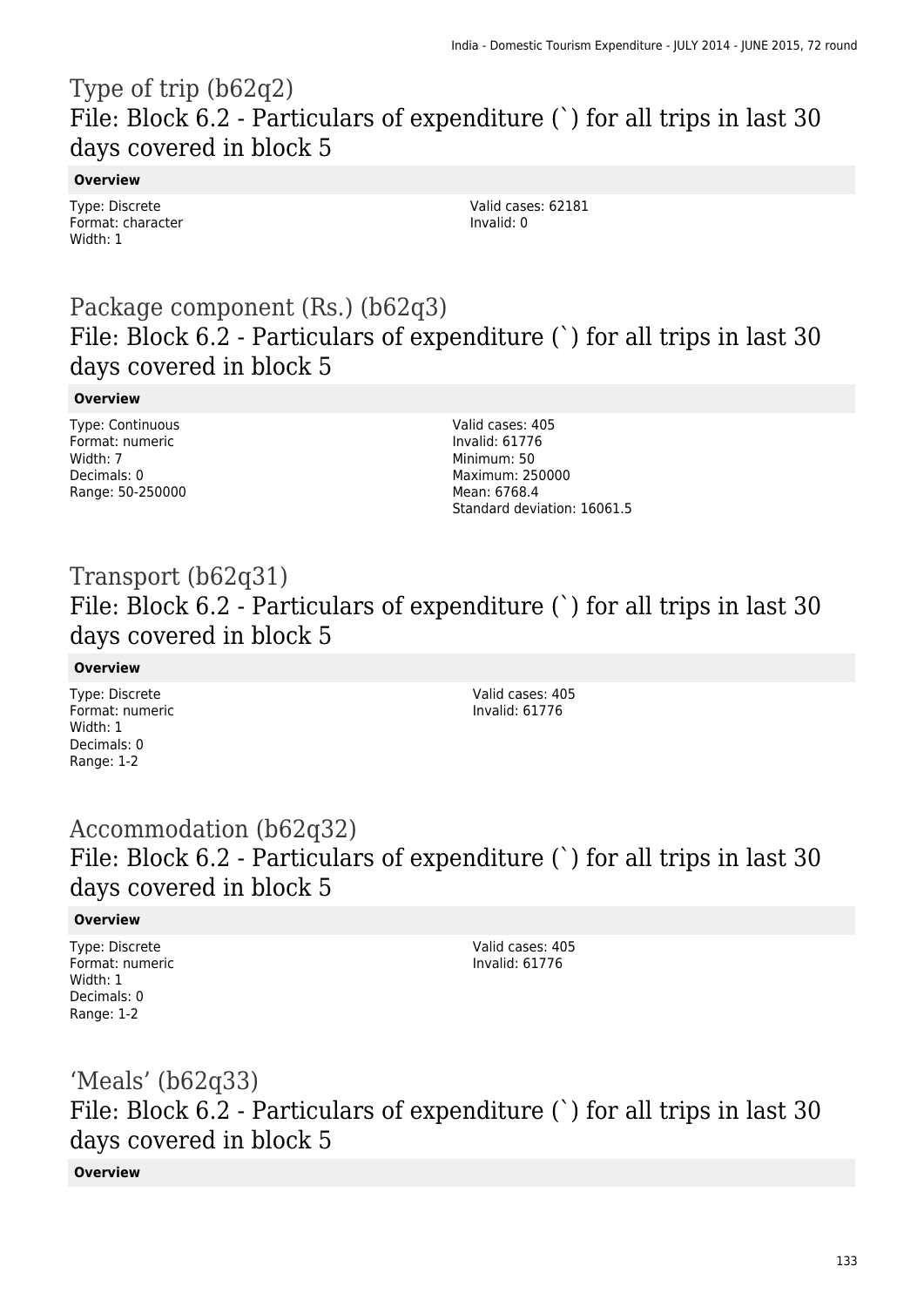# Type of trip (b62q2)
## File: Block 6.2 - Particulars of expenditure (`) for all trips in last 30 days covered in block 5

**Overview**

Type: Discrete
Format: character
Width: 1

Valid cases: 62181
Invalid: 0

# Package component (Rs.) (b62q3)
## File: Block 6.2 - Particulars of expenditure (`) for all trips in last 30 days covered in block 5

**Overview**

Type: Continuous
Format: numeric
Width: 7
Decimals: 0
Range: 50-250000

Valid cases: 405
Invalid: 61776
Minimum: 50
Maximum: 250000
Mean: 6768.4
Standard deviation: 16061.5

# Transport (b62q31)
## File: Block 6.2 - Particulars of expenditure (`) for all trips in last 30 days covered in block 5

**Overview**

Type: Discrete
Format: numeric
Width: 1
Decimals: 0
Range: 1-2

Valid cases: 405
Invalid: 61776

# Accommodation (b62q32)
## File: Block 6.2 - Particulars of expenditure (`) for all trips in last 30 days covered in block 5

**Overview**

Type: Discrete
Format: numeric
Width: 1
Decimals: 0
Range: 1-2

Valid cases: 405
Invalid: 61776

# 'Meals' (b62q33)
## File: Block 6.2 - Particulars of expenditure (`) for all trips in last 30 days covered in block 5

**Overview**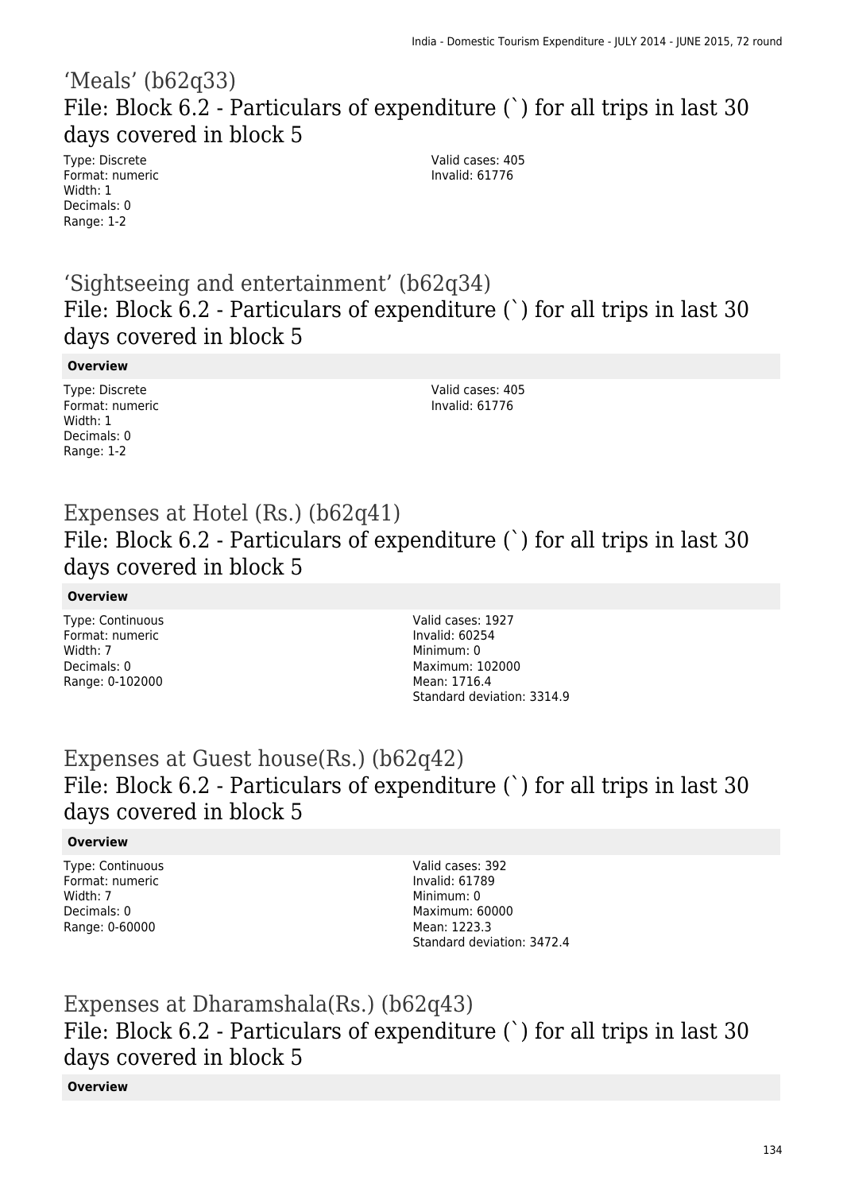## ‘Meals’ (b62q33)

### File: Block 6.2 - Particulars of expenditure (`) for all trips in last 30 days covered in block 5

Type: Discrete
Format: numeric
Width: 1
Decimals: 0
Range: 1-2

Valid cases: 405
Invalid: 61776

## ‘Sightseeing and entertainment’ (b62q34)

### File: Block 6.2 - Particulars of expenditure (`) for all trips in last 30 days covered in block 5

**Overview**

Type: Discrete
Format: numeric
Width: 1
Decimals: 0
Range: 1-2

Valid cases: 405
Invalid: 61776

## Expenses at Hotel (Rs.) (b62q41)

### File: Block 6.2 - Particulars of expenditure (`) for all trips in last 30 days covered in block 5

**Overview**

Type: Continuous
Format: numeric
Width: 7
Decimals: 0
Range: 0-102000

Valid cases: 1927
Invalid: 60254
Minimum: 0
Maximum: 102000
Mean: 1716.4
Standard deviation: 3314.9

## Expenses at Guest house(Rs.) (b62q42)

### File: Block 6.2 - Particulars of expenditure (`) for all trips in last 30 days covered in block 5

**Overview**

Type: Continuous
Format: numeric
Width: 7
Decimals: 0
Range: 0-60000

Valid cases: 392
Invalid: 61789
Minimum: 0
Maximum: 60000
Mean: 1223.3
Standard deviation: 3472.4

## Expenses at Dharamshala(Rs.) (b62q43)

### File: Block 6.2 - Particulars of expenditure (`) for all trips in last 30 days covered in block 5

**Overview**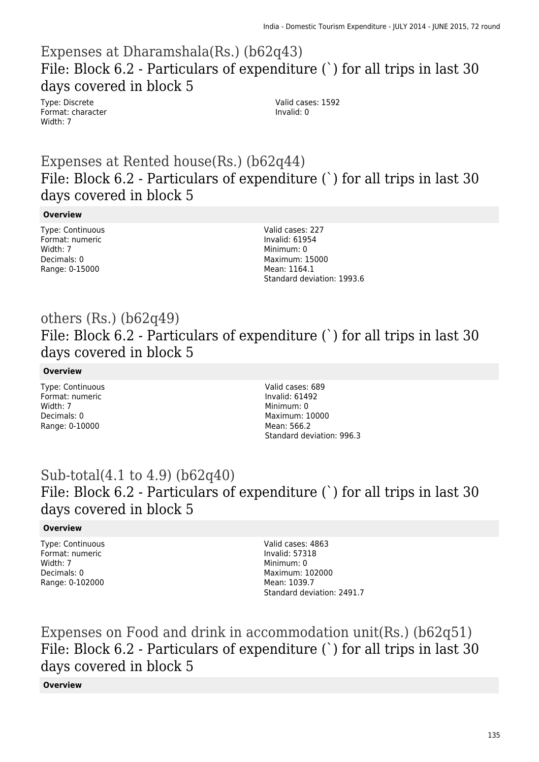# Expenses at Dharamshala(Rs.) (b62q43)

## File: Block 6.2 - Particulars of expenditure (`) for all trips in last 30 days covered in block 5

Type: Discrete
Format: character
Width: 7

Valid cases: 1592
Invalid: 0

# Expenses at Rented house(Rs.) (b62q44)

## File: Block 6.2 - Particulars of expenditure (`) for all trips in last 30 days covered in block 5

**Overview**

Type: Continuous
Format: numeric
Width: 7
Decimals: 0
Range: 0-15000

Valid cases: 227
Invalid: 61954
Minimum: 0
Maximum: 15000
Mean: 1164.1
Standard deviation: 1993.6

# others (Rs.) (b62q49)

## File: Block 6.2 - Particulars of expenditure (`) for all trips in last 30 days covered in block 5

**Overview**

Type: Continuous
Format: numeric
Width: 7
Decimals: 0
Range: 0-10000

Valid cases: 689
Invalid: 61492
Minimum: 0
Maximum: 10000
Mean: 566.2
Standard deviation: 996.3

# Sub-total(4.1 to 4.9) (b62q40)

## File: Block 6.2 - Particulars of expenditure (`) for all trips in last 30 days covered in block 5

**Overview**

Type: Continuous
Format: numeric
Width: 7
Decimals: 0
Range: 0-102000

Valid cases: 4863
Invalid: 57318
Minimum: 0
Maximum: 102000
Mean: 1039.7
Standard deviation: 2491.7

# Expenses on Food and drink in accommodation unit(Rs.) (b62q51)

## File: Block 6.2 - Particulars of expenditure (`) for all trips in last 30 days covered in block 5

**Overview**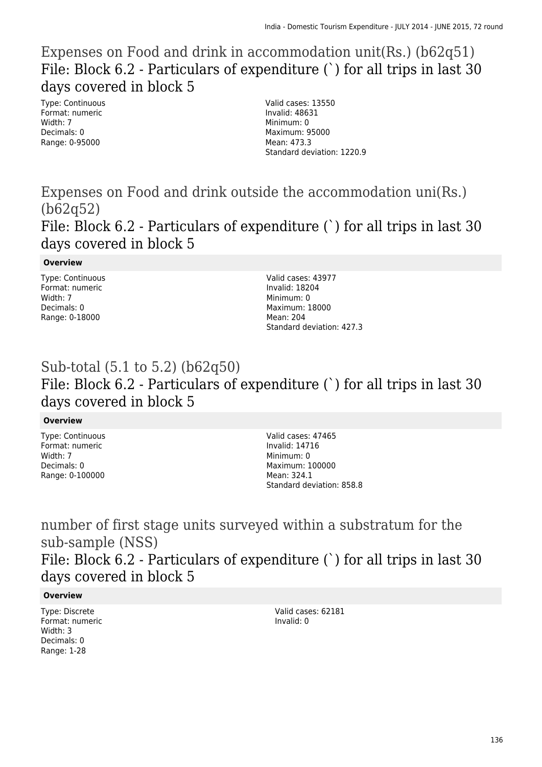## Expenses on Food and drink in accommodation unit(Rs.) (b62q51)

### File: Block 6.2 - Particulars of expenditure (`) for all trips in last 30 days covered in block 5

Type: Continuous
Format: numeric
Width: 7
Decimals: 0
Range: 0-95000

Valid cases: 13550
Invalid: 48631
Minimum: 0
Maximum: 95000
Mean: 473.3
Standard deviation: 1220.9

## Expenses on Food and drink outside the accommodation uni(Rs.) (b62q52)

### File: Block 6.2 - Particulars of expenditure (`) for all trips in last 30 days covered in block 5

**Overview**

Type: Continuous
Format: numeric
Width: 7
Decimals: 0
Range: 0-18000

Valid cases: 43977
Invalid: 18204
Minimum: 0
Maximum: 18000
Mean: 204
Standard deviation: 427.3

## Sub-total (5.1 to 5.2) (b62q50)

### File: Block 6.2 - Particulars of expenditure (`) for all trips in last 30 days covered in block 5

**Overview**

Type: Continuous
Format: numeric
Width: 7
Decimals: 0
Range: 0-100000

Valid cases: 47465
Invalid: 14716
Minimum: 0
Maximum: 100000
Mean: 324.1
Standard deviation: 858.8

## number of first stage units surveyed within a substratum for the sub-sample (NSS)

### File: Block 6.2 - Particulars of expenditure (`) for all trips in last 30 days covered in block 5

**Overview**

Type: Discrete
Format: numeric
Width: 3
Decimals: 0
Range: 1-28

Valid cases: 62181
Invalid: 0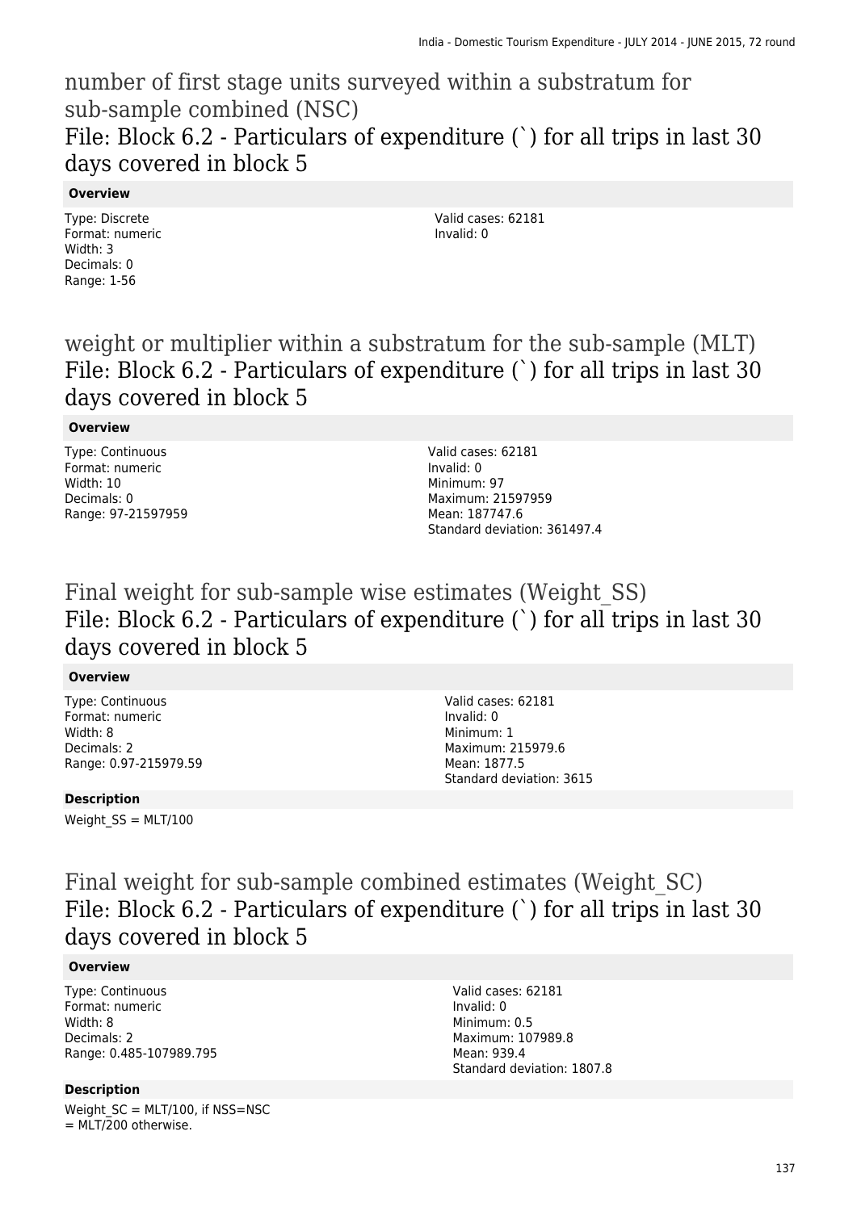## number of first stage units surveyed within a substratum for sub-sample combined (NSC)
### File: Block 6.2 - Particulars of expenditure (`) for all trips in last 30 days covered in block 5

**Overview**

Type: Discrete
Format: numeric
Width: 3
Decimals: 0
Range: 1-56

Valid cases: 62181
Invalid: 0

## weight or multiplier within a substratum for the sub-sample (MLT)
### File: Block 6.2 - Particulars of expenditure (`) for all trips in last 30 days covered in block 5

**Overview**

Type: Continuous
Format: numeric
Width: 10
Decimals: 0
Range: 97-21597959

Valid cases: 62181
Invalid: 0
Minimum: 97
Maximum: 21597959
Mean: 187747.6
Standard deviation: 361497.4

## Final weight for sub-sample wise estimates (Weight_SS)
### File: Block 6.2 - Particulars of expenditure (`) for all trips in last 30 days covered in block 5

**Overview**

Type: Continuous
Format: numeric
Width: 8
Decimals: 2
Range: 0.97-215979.59

Valid cases: 62181
Invalid: 0
Minimum: 1
Maximum: 215979.6
Mean: 1877.5
Standard deviation: 3615

**Description**

Weight_SS = MLT/100

## Final weight for sub-sample combined estimates (Weight_SC)
### File: Block 6.2 - Particulars of expenditure (`) for all trips in last 30 days covered in block 5

**Overview**

Type: Continuous
Format: numeric
Width: 8
Decimals: 2
Range: 0.485-107989.795

Valid cases: 62181
Invalid: 0
Minimum: 0.5
Maximum: 107989.8
Mean: 939.4
Standard deviation: 1807.8

**Description**

Weight_SC = MLT/100, if NSS=NSC
= MLT/200 otherwise.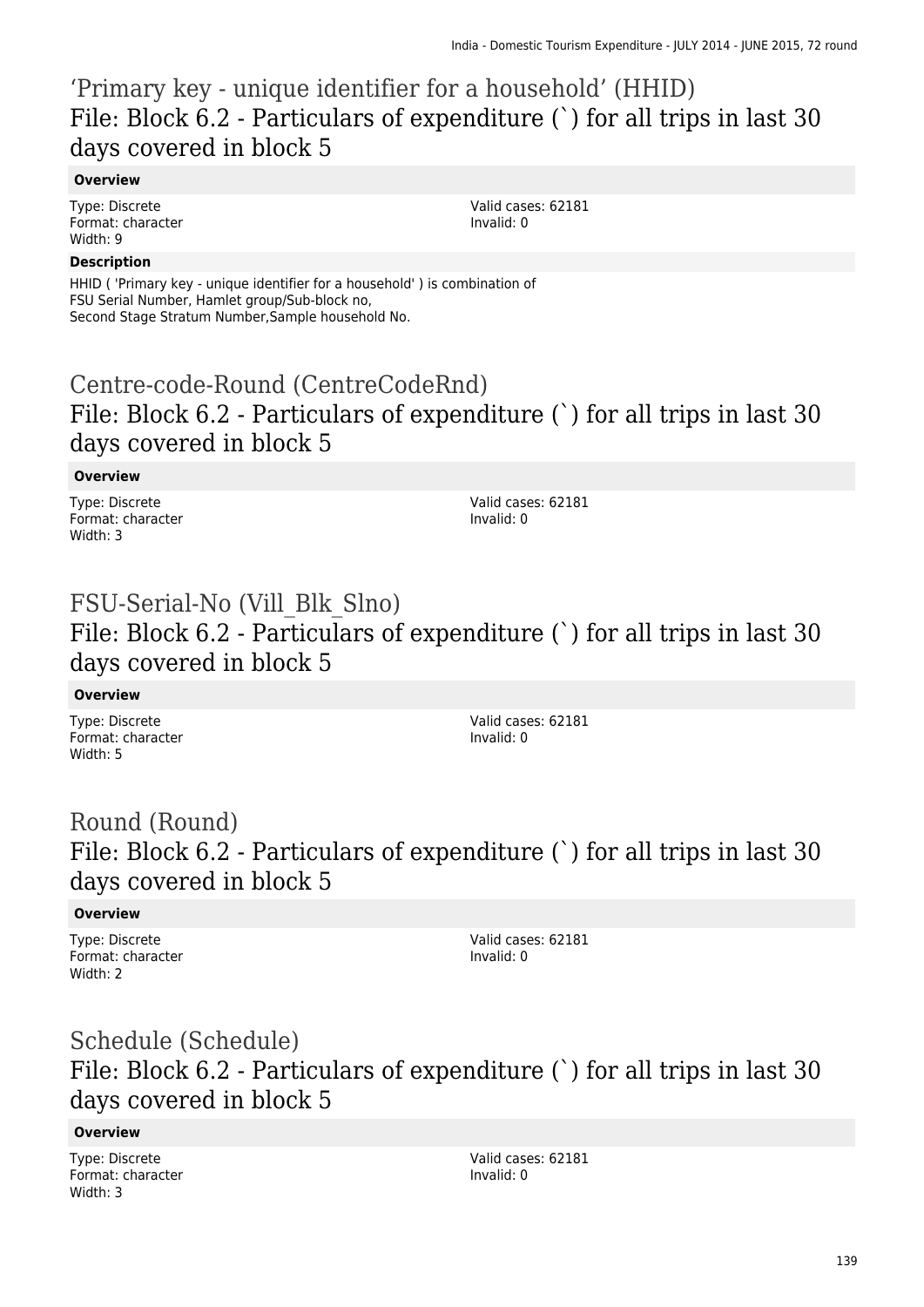## ‘Primary key - unique identifier for a household’ (HHID)
File: Block 6.2 - Particulars of expenditure (`) for all trips in last 30 days covered in block 5

**Overview**

Type: Discrete
Format: character
Width: 9

Valid cases: 62181
Invalid: 0

**Description**

HHID ( 'Primary key - unique identifier for a household' ) is combination of FSU Serial Number, Hamlet group/Sub-block no, Second Stage Stratum Number,Sample household No.

## Centre-code-Round (CentreCodeRnd)
File: Block 6.2 - Particulars of expenditure (`) for all trips in last 30 days covered in block 5

**Overview**

Type: Discrete
Format: character
Width: 3

Valid cases: 62181
Invalid: 0

## FSU-Serial-No (Vill_Blk_Slno)
File: Block 6.2 - Particulars of expenditure (`) for all trips in last 30 days covered in block 5

**Overview**

Type: Discrete
Format: character
Width: 5

Valid cases: 62181
Invalid: 0

## Round (Round)
File: Block 6.2 - Particulars of expenditure (`) for all trips in last 30 days covered in block 5

**Overview**

Type: Discrete
Format: character
Width: 2

Valid cases: 62181
Invalid: 0

## Schedule (Schedule)
File: Block 6.2 - Particulars of expenditure (`) for all trips in last 30 days covered in block 5

**Overview**

Type: Discrete
Format: character
Width: 3

Valid cases: 62181
Invalid: 0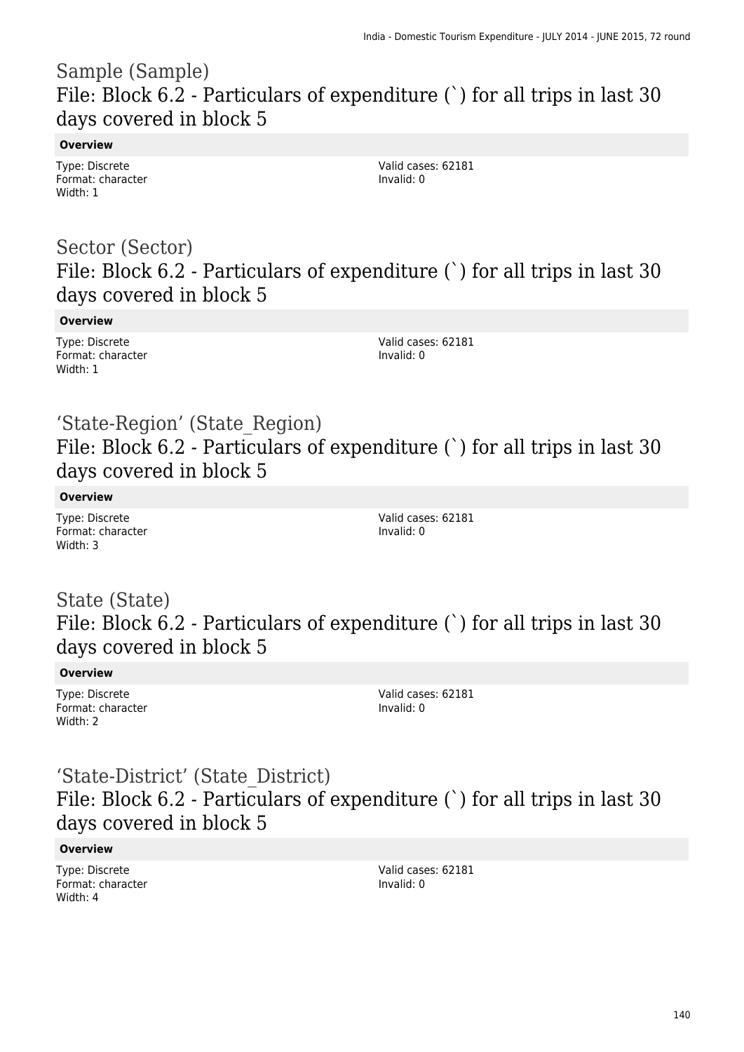## Sample (Sample)

### File: Block 6.2 - Particulars of expenditure (`) for all trips in last 30 days covered in block 5

**Overview**

Type: Discrete
Format: character
Width: 1

Valid cases: 62181
Invalid: 0

## Sector (Sector)

### File: Block 6.2 - Particulars of expenditure (`) for all trips in last 30 days covered in block 5

**Overview**

Type: Discrete
Format: character
Width: 1

Valid cases: 62181
Invalid: 0

## 'State-Region' (State_Region)

### File: Block 6.2 - Particulars of expenditure (`) for all trips in last 30 days covered in block 5

**Overview**

Type: Discrete
Format: character
Width: 3

Valid cases: 62181
Invalid: 0

## State (State)

### File: Block 6.2 - Particulars of expenditure (`) for all trips in last 30 days covered in block 5

**Overview**

Type: Discrete
Format: character
Width: 2

Valid cases: 62181
Invalid: 0

## 'State-District' (State_District)

### File: Block 6.2 - Particulars of expenditure (`) for all trips in last 30 days covered in block 5

**Overview**

Type: Discrete
Format: character
Width: 4

Valid cases: 62181
Invalid: 0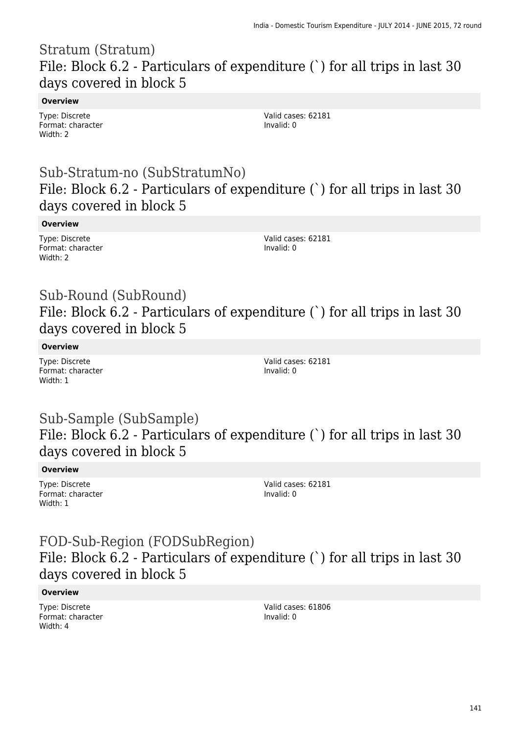## Stratum (Stratum)
## File: Block 6.2 - Particulars of expenditure (`) for all trips in last 30 days covered in block 5

**Overview**

Type: Discrete
Format: character
Width: 2

Valid cases: 62181
Invalid: 0

## Sub-Stratum-no (SubStratumNo)
## File: Block 6.2 - Particulars of expenditure (`) for all trips in last 30 days covered in block 5

**Overview**

Type: Discrete
Format: character
Width: 2

Valid cases: 62181
Invalid: 0

## Sub-Round (SubRound)
## File: Block 6.2 - Particulars of expenditure (`) for all trips in last 30 days covered in block 5

**Overview**

Type: Discrete
Format: character
Width: 1

Valid cases: 62181
Invalid: 0

## Sub-Sample (SubSample)
## File: Block 6.2 - Particulars of expenditure (`) for all trips in last 30 days covered in block 5

**Overview**

Type: Discrete
Format: character
Width: 1

Valid cases: 62181
Invalid: 0

## FOD-Sub-Region (FODSubRegion)
## File: Block 6.2 - Particulars of expenditure (`) for all trips in last 30 days covered in block 5

**Overview**

Type: Discrete
Format: character
Width: 4

Valid cases: 61806
Invalid: 0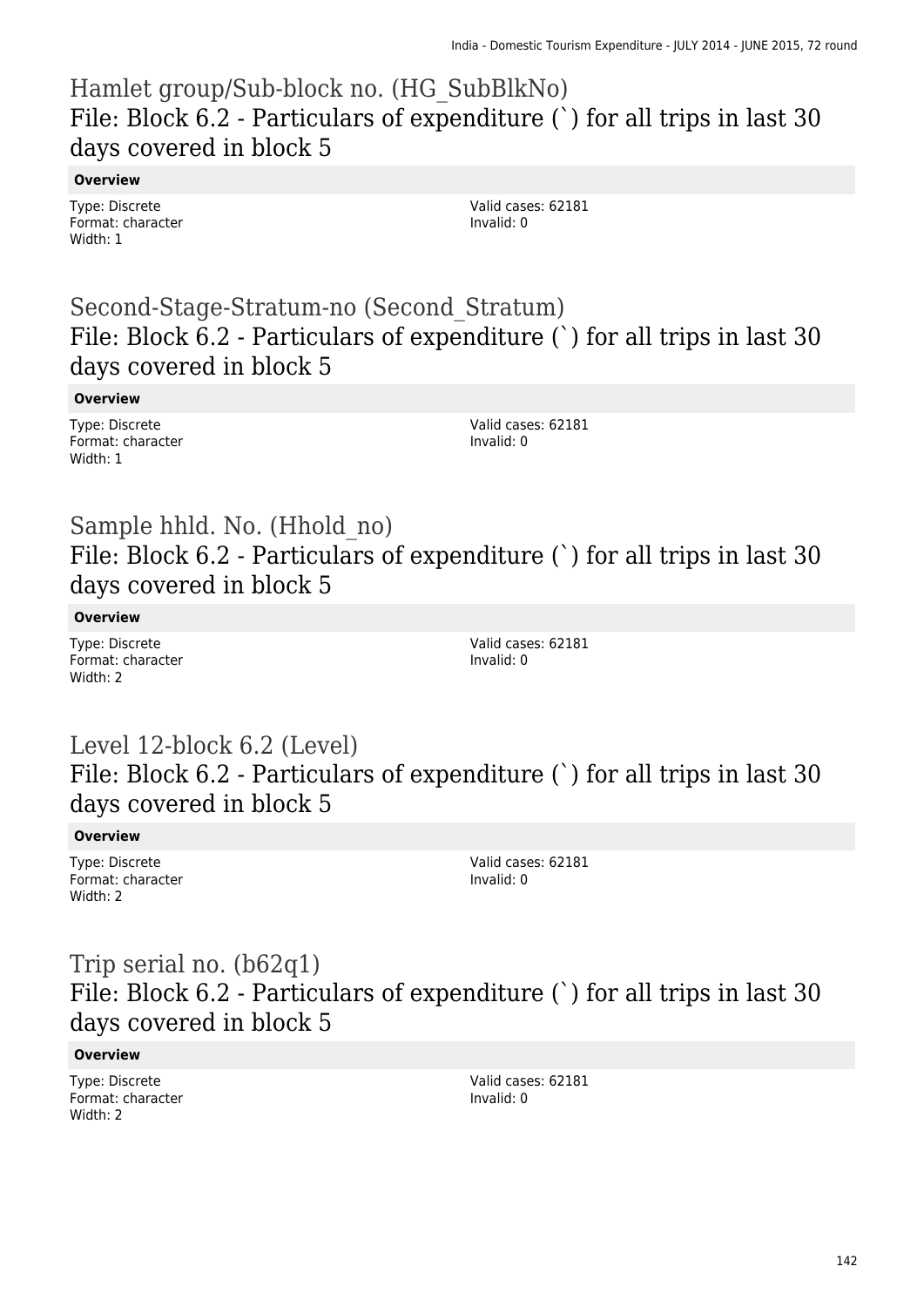## Hamlet group/Sub-block no. (HG_SubBlkNo)
### File: Block 6.2 - Particulars of expenditure (`) for all trips in last 30 days covered in block 5

**Overview**

Type: Discrete
Format: character
Width: 1

Valid cases: 62181
Invalid: 0

## Second-Stage-Stratum-no (Second_Stratum)
### File: Block 6.2 - Particulars of expenditure (`) for all trips in last 30 days covered in block 5

**Overview**

Type: Discrete
Format: character
Width: 1

Valid cases: 62181
Invalid: 0

## Sample hhld. No. (Hhold_no)
### File: Block 6.2 - Particulars of expenditure (`) for all trips in last 30 days covered in block 5

**Overview**

Type: Discrete
Format: character
Width: 2

Valid cases: 62181
Invalid: 0

## Level 12-block 6.2 (Level)
### File: Block 6.2 - Particulars of expenditure (`) for all trips in last 30 days covered in block 5

**Overview**

Type: Discrete
Format: character
Width: 2

Valid cases: 62181
Invalid: 0

## Trip serial no. (b62q1)
### File: Block 6.2 - Particulars of expenditure (`) for all trips in last 30 days covered in block 5

**Overview**

Type: Discrete
Format: character
Width: 2

Valid cases: 62181
Invalid: 0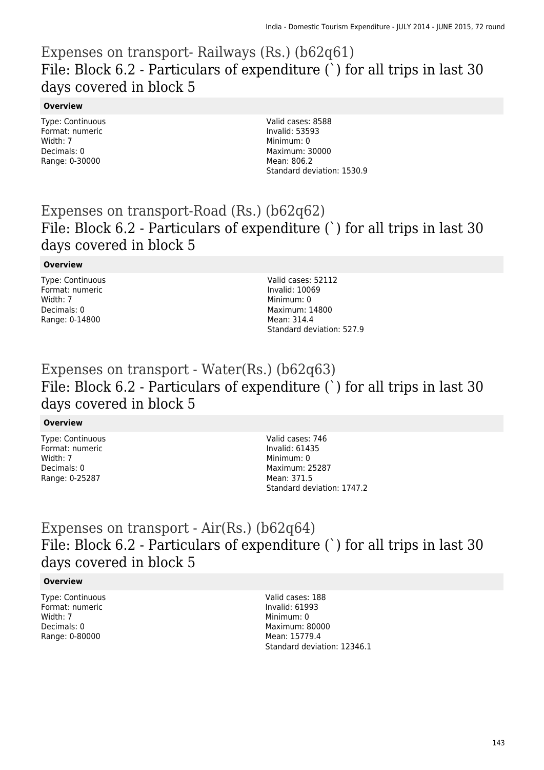## Expenses on transport- Railways (Rs.) (b62q61)
## File: Block 6.2 - Particulars of expenditure (`) for all trips in last 30 days covered in block 5

**Overview**

Type: Continuous
Format: numeric
Width: 7
Decimals: 0
Range: 0-30000

Valid cases: 8588
Invalid: 53593
Minimum: 0
Maximum: 30000
Mean: 806.2
Standard deviation: 1530.9

## Expenses on transport-Road (Rs.) (b62q62)
## File: Block 6.2 - Particulars of expenditure (`) for all trips in last 30 days covered in block 5

**Overview**

Type: Continuous
Format: numeric
Width: 7
Decimals: 0
Range: 0-14800

Valid cases: 52112
Invalid: 10069
Minimum: 0
Maximum: 14800
Mean: 314.4
Standard deviation: 527.9

## Expenses on transport - Water(Rs.) (b62q63)
## File: Block 6.2 - Particulars of expenditure (`) for all trips in last 30 days covered in block 5

**Overview**

Type: Continuous
Format: numeric
Width: 7
Decimals: 0
Range: 0-25287

Valid cases: 746
Invalid: 61435
Minimum: 0
Maximum: 25287
Mean: 371.5
Standard deviation: 1747.2

## Expenses on transport - Air(Rs.) (b62q64)
## File: Block 6.2 - Particulars of expenditure (`) for all trips in last 30 days covered in block 5

**Overview**

Type: Continuous
Format: numeric
Width: 7
Decimals: 0
Range: 0-80000

Valid cases: 188
Invalid: 61993
Minimum: 0
Maximum: 80000
Mean: 15779.4
Standard deviation: 12346.1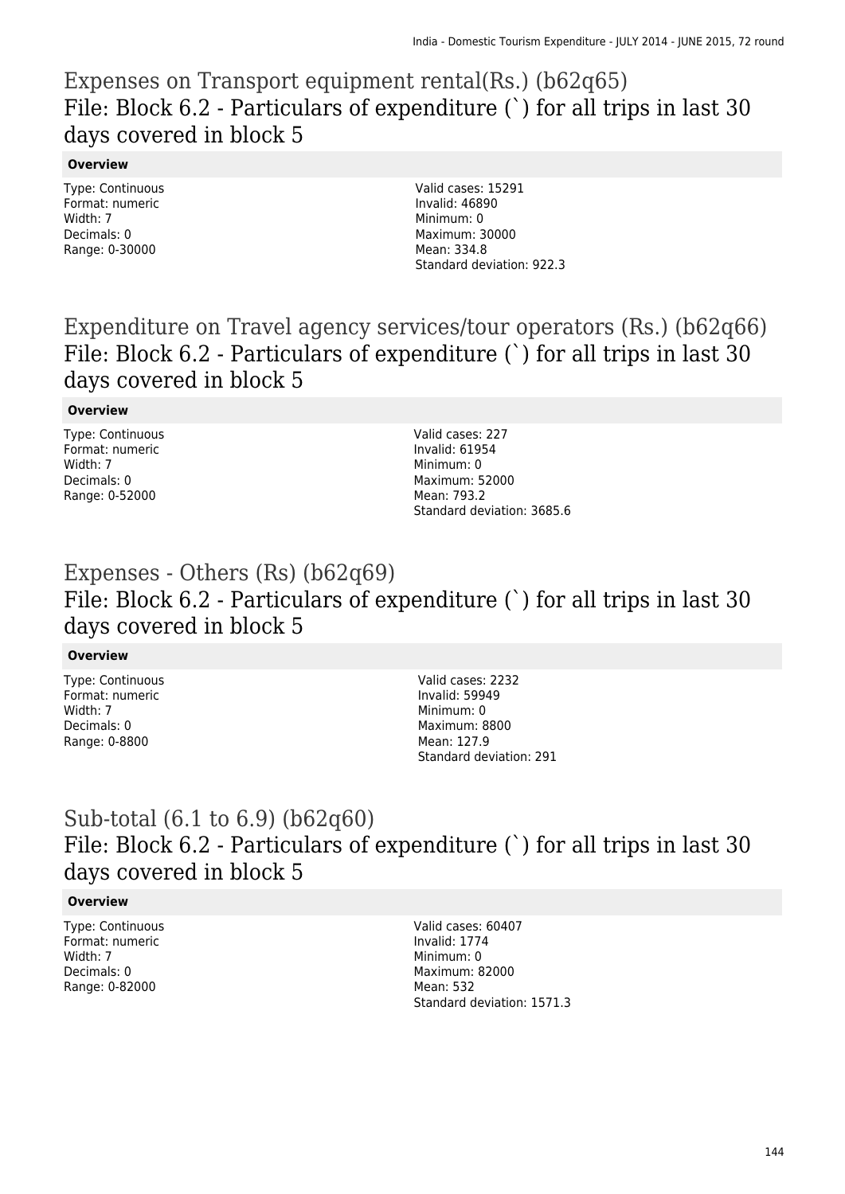# Expenses on Transport equipment rental(Rs.) (b62q65)

## File: Block 6.2 - Particulars of expenditure (`) for all trips in last 30 days covered in block 5

**Overview**

Type: Continuous
Format: numeric
Width: 7
Decimals: 0
Range: 0-30000

Valid cases: 15291
Invalid: 46890
Minimum: 0
Maximum: 30000
Mean: 334.8
Standard deviation: 922.3

# Expenditure on Travel agency services/tour operators (Rs.) (b62q66)

## File: Block 6.2 - Particulars of expenditure (`) for all trips in last 30 days covered in block 5

**Overview**

Type: Continuous
Format: numeric
Width: 7
Decimals: 0
Range: 0-52000

Valid cases: 227
Invalid: 61954
Minimum: 0
Maximum: 52000
Mean: 793.2
Standard deviation: 3685.6

# Expenses - Others (Rs) (b62q69)

## File: Block 6.2 - Particulars of expenditure (`) for all trips in last 30 days covered in block 5

**Overview**

Type: Continuous
Format: numeric
Width: 7
Decimals: 0
Range: 0-8800

Valid cases: 2232
Invalid: 59949
Minimum: 0
Maximum: 8800
Mean: 127.9
Standard deviation: 291

# Sub-total (6.1 to 6.9) (b62q60)

## File: Block 6.2 - Particulars of expenditure (`) for all trips in last 30 days covered in block 5

**Overview**

Type: Continuous
Format: numeric
Width: 7
Decimals: 0
Range: 0-82000

Valid cases: 60407
Invalid: 1774
Minimum: 0
Maximum: 82000
Mean: 532
Standard deviation: 1571.3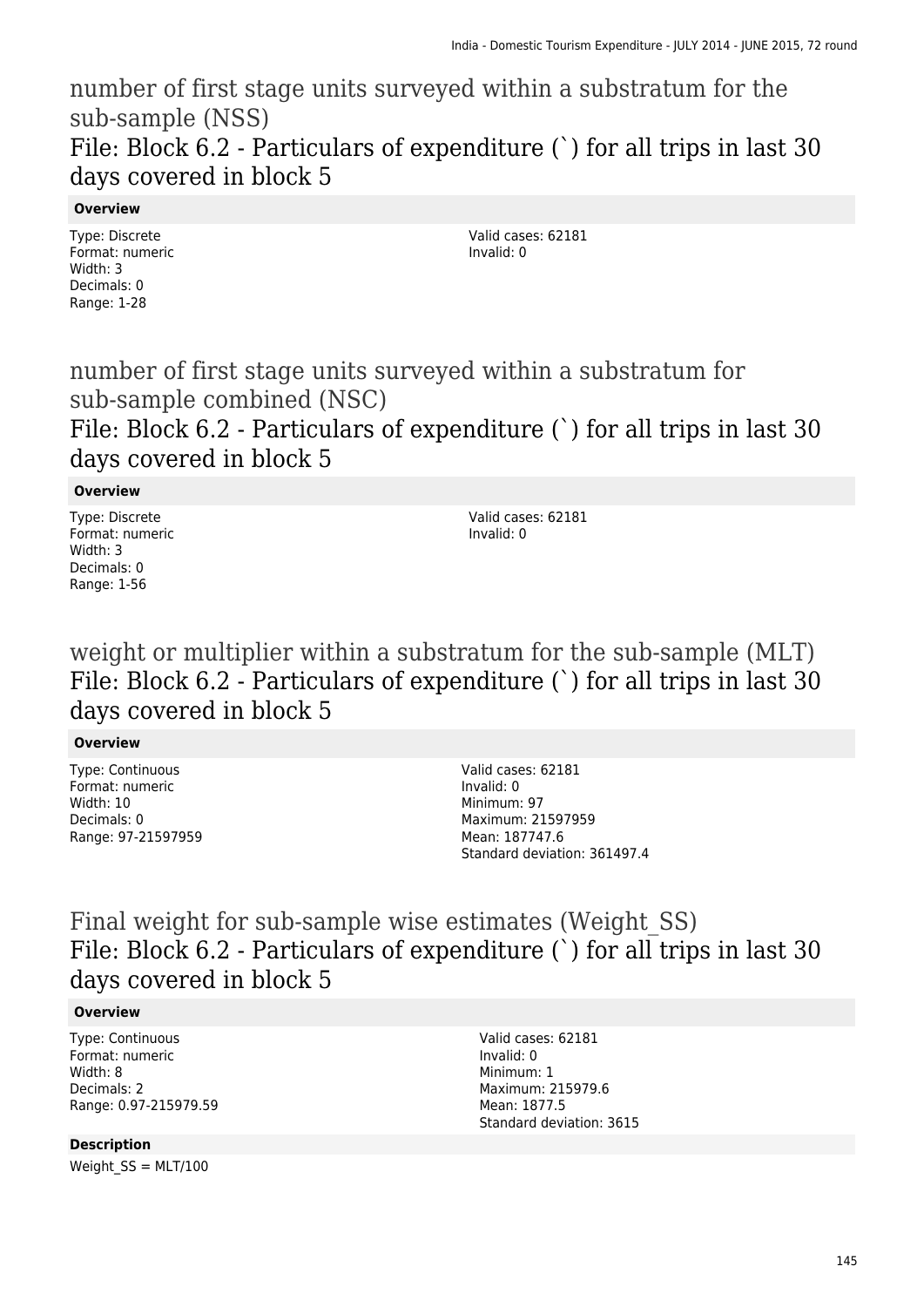## number of first stage units surveyed within a substratum for the sub-sample (NSS)

### File: Block 6.2 - Particulars of expenditure (`) for all trips in last 30 days covered in block 5

**Overview**

Type: Discrete
Format: numeric
Width: 3
Decimals: 0
Range: 1-28

Valid cases: 62181
Invalid: 0

## number of first stage units surveyed within a substratum for sub-sample combined (NSC)

### File: Block 6.2 - Particulars of expenditure (`) for all trips in last 30 days covered in block 5

**Overview**

Type: Discrete
Format: numeric
Width: 3
Decimals: 0
Range: 1-56

Valid cases: 62181
Invalid: 0

## weight or multiplier within a substratum for the sub-sample (MLT)

### File: Block 6.2 - Particulars of expenditure (`) for all trips in last 30 days covered in block 5

**Overview**

Type: Continuous
Format: numeric
Width: 10
Decimals: 0
Range: 97-21597959

Valid cases: 62181
Invalid: 0
Minimum: 97
Maximum: 21597959
Mean: 187747.6
Standard deviation: 361497.4

## Final weight for sub-sample wise estimates (Weight_SS)

### File: Block 6.2 - Particulars of expenditure (`) for all trips in last 30 days covered in block 5

**Overview**

Type: Continuous
Format: numeric
Width: 8
Decimals: 2
Range: 0.97-215979.59

Valid cases: 62181
Invalid: 0
Minimum: 1
Maximum: 215979.6
Mean: 1877.5
Standard deviation: 3615

**Description**

Weight_SS = MLT/100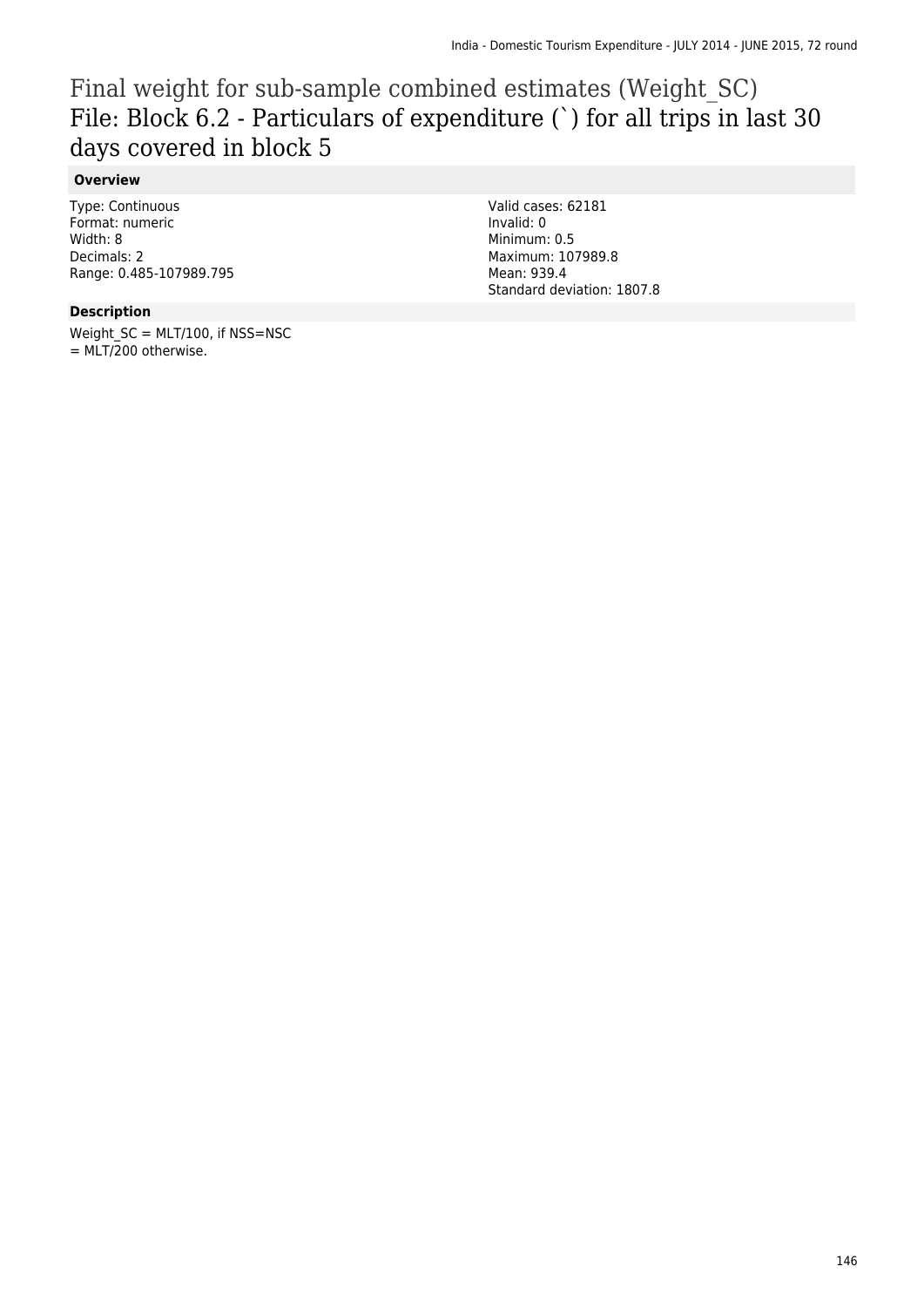# Final weight for sub-sample combined estimates (Weight_SC)
## File: Block 6.2 - Particulars of expenditure (`) for all trips in last 30 days covered in block 5

### Overview

Type: Continuous
Format: numeric
Width: 8
Decimals: 2
Range: 0.485-107989.795

Valid cases: 62181
Invalid: 0
Minimum: 0.5
Maximum: 107989.8
Mean: 939.4
Standard deviation: 1807.8

### Description

Weight_SC = MLT/100, if NSS=NSC
= MLT/200 otherwise.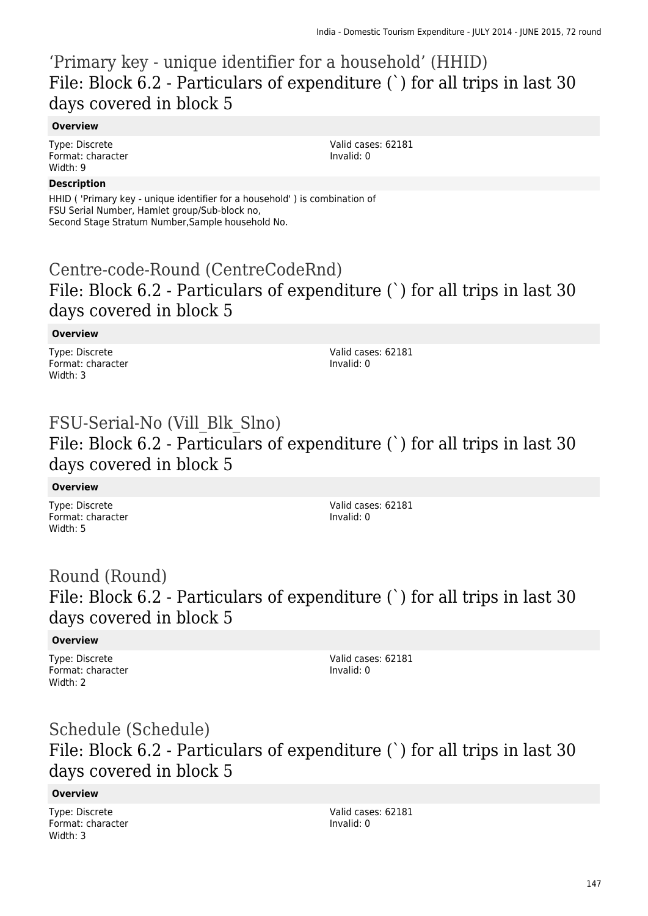## 'Primary key - unique identifier for a household' (HHID)
## File: Block 6.2 - Particulars of expenditure (`) for all trips in last 30 days covered in block 5

**Overview**

Type: Discrete
Format: character
Width: 9

Valid cases: 62181
Invalid: 0

**Description**

HHID ( 'Primary key - unique identifier for a household' ) is combination of FSU Serial Number, Hamlet group/Sub-block no, Second Stage Stratum Number,Sample household No.

## Centre-code-Round (CentreCodeRnd)
## File: Block 6.2 - Particulars of expenditure (`) for all trips in last 30 days covered in block 5

**Overview**

Type: Discrete
Format: character
Width: 3

Valid cases: 62181
Invalid: 0

## FSU-Serial-No (Vill_Blk_Slno)
## File: Block 6.2 - Particulars of expenditure (`) for all trips in last 30 days covered in block 5

**Overview**

Type: Discrete
Format: character
Width: 5

Valid cases: 62181
Invalid: 0

## Round (Round)
## File: Block 6.2 - Particulars of expenditure (`) for all trips in last 30 days covered in block 5

**Overview**

Type: Discrete
Format: character
Width: 2

Valid cases: 62181
Invalid: 0

## Schedule (Schedule)
## File: Block 6.2 - Particulars of expenditure (`) for all trips in last 30 days covered in block 5

**Overview**

Type: Discrete
Format: character
Width: 3

Valid cases: 62181
Invalid: 0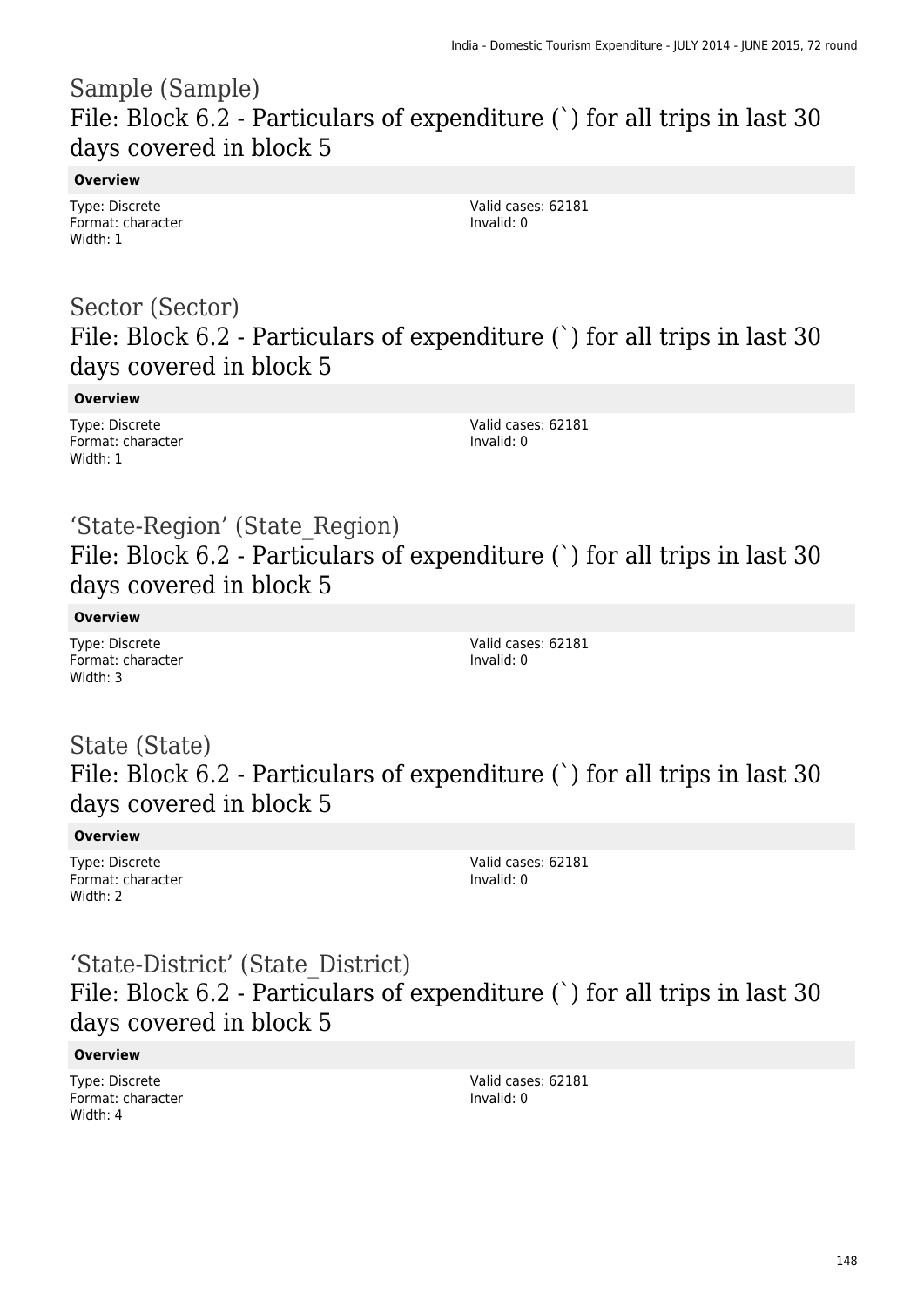## Sample (Sample)
## File: Block 6.2 - Particulars of expenditure (`) for all trips in last 30 days covered in block 5

**Overview**

Type: Discrete
Format: character
Width: 1

Valid cases: 62181
Invalid: 0

## Sector (Sector)
## File: Block 6.2 - Particulars of expenditure (`) for all trips in last 30 days covered in block 5

**Overview**

Type: Discrete
Format: character
Width: 1

Valid cases: 62181
Invalid: 0

## 'State-Region' (State_Region)
## File: Block 6.2 - Particulars of expenditure (`) for all trips in last 30 days covered in block 5

**Overview**

Type: Discrete
Format: character
Width: 3

Valid cases: 62181
Invalid: 0

## State (State)
## File: Block 6.2 - Particulars of expenditure (`) for all trips in last 30 days covered in block 5

**Overview**

Type: Discrete
Format: character
Width: 2

Valid cases: 62181
Invalid: 0

## 'State-District' (State_District)
## File: Block 6.2 - Particulars of expenditure (`) for all trips in last 30 days covered in block 5

**Overview**

Type: Discrete
Format: character
Width: 4

Valid cases: 62181
Invalid: 0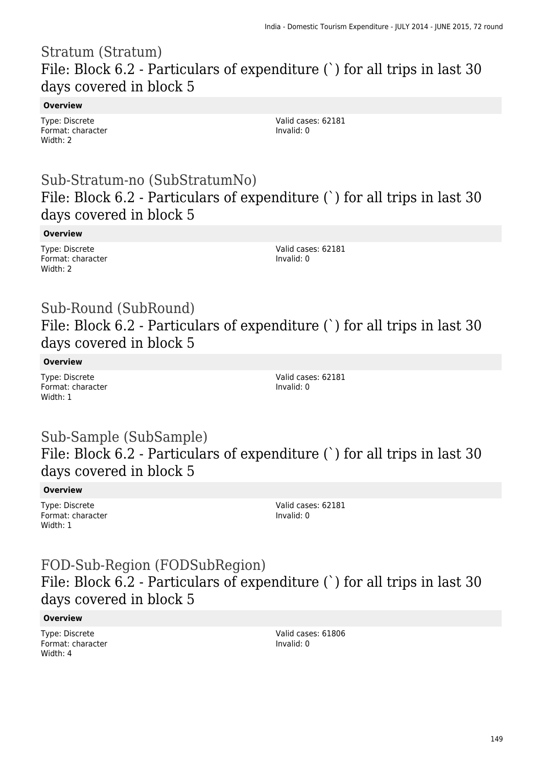## Stratum (Stratum)
## File: Block 6.2 - Particulars of expenditure (`) for all trips in last 30 days covered in block 5

**Overview**

Type: Discrete
Format: character
Width: 2

Valid cases: 62181
Invalid: 0

## Sub-Stratum-no (SubStratumNo)
## File: Block 6.2 - Particulars of expenditure (`) for all trips in last 30 days covered in block 5

**Overview**

Type: Discrete
Format: character
Width: 2

Valid cases: 62181
Invalid: 0

## Sub-Round (SubRound)
## File: Block 6.2 - Particulars of expenditure (`) for all trips in last 30 days covered in block 5

**Overview**

Type: Discrete
Format: character
Width: 1

Valid cases: 62181
Invalid: 0

## Sub-Sample (SubSample)
## File: Block 6.2 - Particulars of expenditure (`) for all trips in last 30 days covered in block 5

**Overview**

Type: Discrete
Format: character
Width: 1

Valid cases: 62181
Invalid: 0

## FOD-Sub-Region (FODSubRegion)
## File: Block 6.2 - Particulars of expenditure (`) for all trips in last 30 days covered in block 5

**Overview**

Type: Discrete
Format: character
Width: 4

Valid cases: 61806
Invalid: 0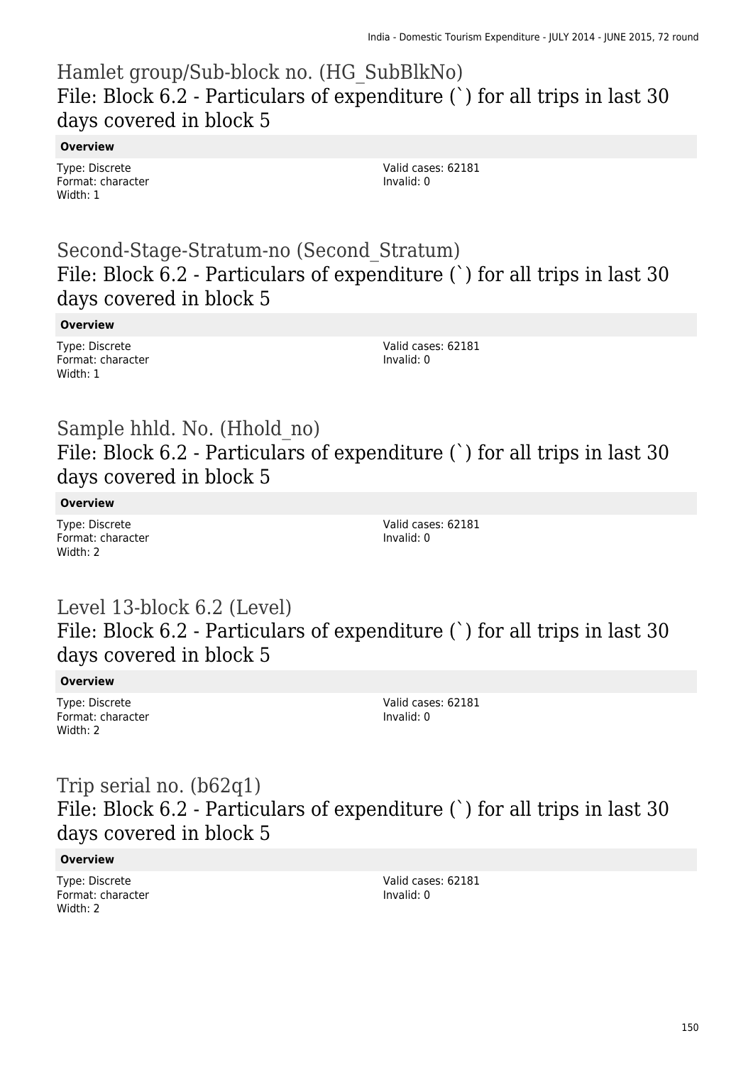## Hamlet group/Sub-block no. (HG_SubBlkNo)
## File: Block 6.2 - Particulars of expenditure (`) for all trips in last 30 days covered in block 5

**Overview**

Type: Discrete
Format: character
Width: 1

Valid cases: 62181
Invalid: 0

## Second-Stage-Stratum-no (Second_Stratum)
## File: Block 6.2 - Particulars of expenditure (`) for all trips in last 30 days covered in block 5

**Overview**

Type: Discrete
Format: character
Width: 1

Valid cases: 62181
Invalid: 0

## Sample hhld. No. (Hhold_no)
## File: Block 6.2 - Particulars of expenditure (`) for all trips in last 30 days covered in block 5

**Overview**

Type: Discrete
Format: character
Width: 2

Valid cases: 62181
Invalid: 0

## Level 13-block 6.2 (Level)
## File: Block 6.2 - Particulars of expenditure (`) for all trips in last 30 days covered in block 5

**Overview**

Type: Discrete
Format: character
Width: 2

Valid cases: 62181
Invalid: 0

## Trip serial no. (b62q1)
## File: Block 6.2 - Particulars of expenditure (`) for all trips in last 30 days covered in block 5

**Overview**

Type: Discrete
Format: character
Width: 2

Valid cases: 62181
Invalid: 0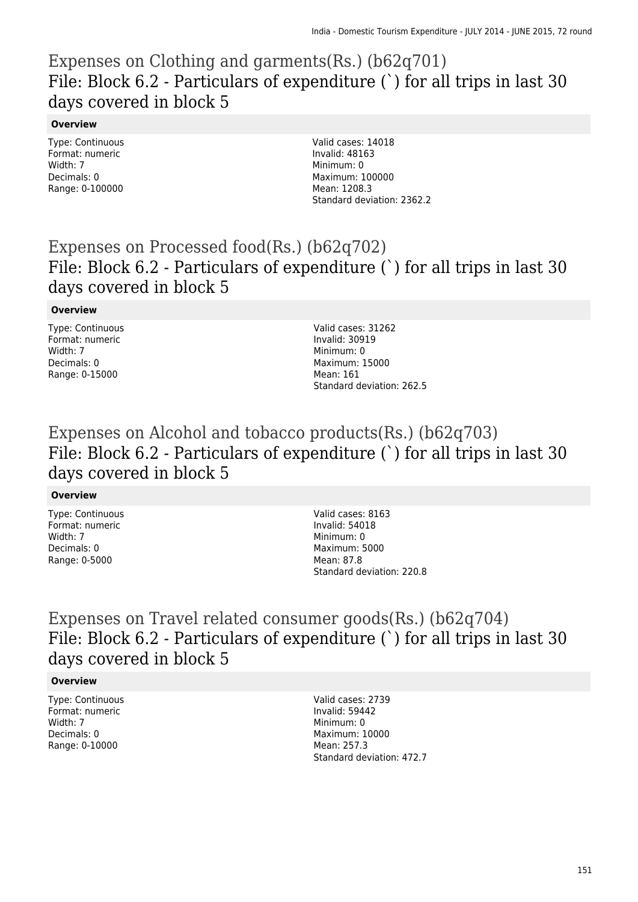## Expenses on Clothing and garments(Rs.) (b62q701)

### File: Block 6.2 - Particulars of expenditure (`) for all trips in last 30 days covered in block 5

**Overview**

Type: Continuous
Format: numeric
Width: 7
Decimals: 0
Range: 0-100000

Valid cases: 14018
Invalid: 48163
Minimum: 0
Maximum: 100000
Mean: 1208.3
Standard deviation: 2362.2

## Expenses on Processed food(Rs.) (b62q702)

### File: Block 6.2 - Particulars of expenditure (`) for all trips in last 30 days covered in block 5

**Overview**

Type: Continuous
Format: numeric
Width: 7
Decimals: 0
Range: 0-15000

Valid cases: 31262
Invalid: 30919
Minimum: 0
Maximum: 15000
Mean: 161
Standard deviation: 262.5

## Expenses on Alcohol and tobacco products(Rs.) (b62q703)

### File: Block 6.2 - Particulars of expenditure (`) for all trips in last 30 days covered in block 5

**Overview**

Type: Continuous
Format: numeric
Width: 7
Decimals: 0
Range: 0-5000

Valid cases: 8163
Invalid: 54018
Minimum: 0
Maximum: 5000
Mean: 87.8
Standard deviation: 220.8

## Expenses on Travel related consumer goods(Rs.) (b62q704)

### File: Block 6.2 - Particulars of expenditure (`) for all trips in last 30 days covered in block 5

**Overview**

Type: Continuous
Format: numeric
Width: 7
Decimals: 0
Range: 0-10000

Valid cases: 2739
Invalid: 59442
Minimum: 0
Maximum: 10000
Mean: 257.3
Standard deviation: 472.7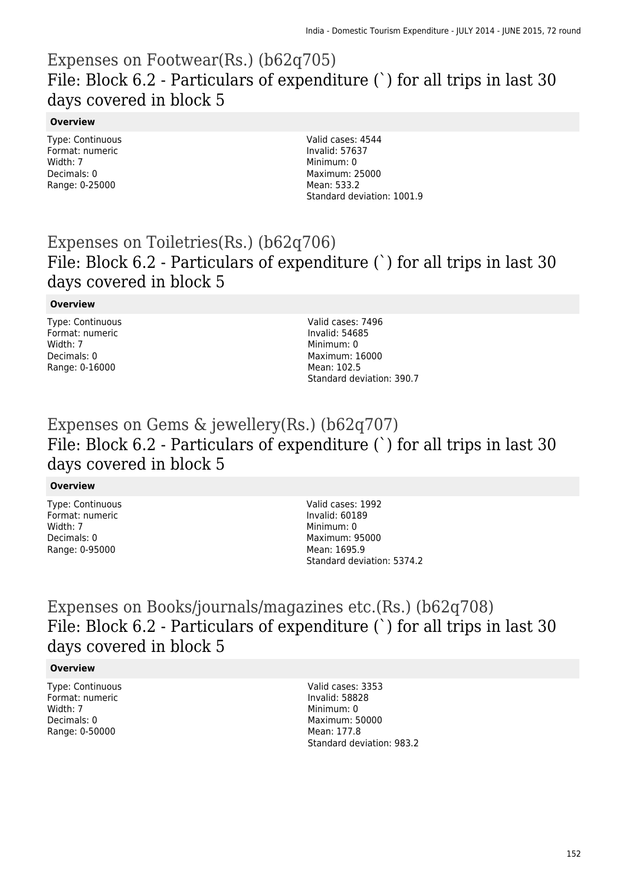## Expenses on Footwear(Rs.) (b62q705)

### File: Block 6.2 - Particulars of expenditure (`) for all trips in last 30 days covered in block 5

**Overview**

Type: Continuous
Format: numeric
Width: 7
Decimals: 0
Range: 0-25000

Valid cases: 4544
Invalid: 57637
Minimum: 0
Maximum: 25000
Mean: 533.2
Standard deviation: 1001.9

## Expenses on Toiletries(Rs.) (b62q706)

### File: Block 6.2 - Particulars of expenditure (`) for all trips in last 30 days covered in block 5

**Overview**

Type: Continuous
Format: numeric
Width: 7
Decimals: 0
Range: 0-16000

Valid cases: 7496
Invalid: 54685
Minimum: 0
Maximum: 16000
Mean: 102.5
Standard deviation: 390.7

## Expenses on Gems & jewellery(Rs.) (b62q707)

### File: Block 6.2 - Particulars of expenditure (`) for all trips in last 30 days covered in block 5

**Overview**

Type: Continuous
Format: numeric
Width: 7
Decimals: 0
Range: 0-95000

Valid cases: 1992
Invalid: 60189
Minimum: 0
Maximum: 95000
Mean: 1695.9
Standard deviation: 5374.2

## Expenses on Books/journals/magazines etc.(Rs.) (b62q708)

### File: Block 6.2 - Particulars of expenditure (`) for all trips in last 30 days covered in block 5

**Overview**

Type: Continuous
Format: numeric
Width: 7
Decimals: 0
Range: 0-50000

Valid cases: 3353
Invalid: 58828
Minimum: 0
Maximum: 50000
Mean: 177.8
Standard deviation: 983.2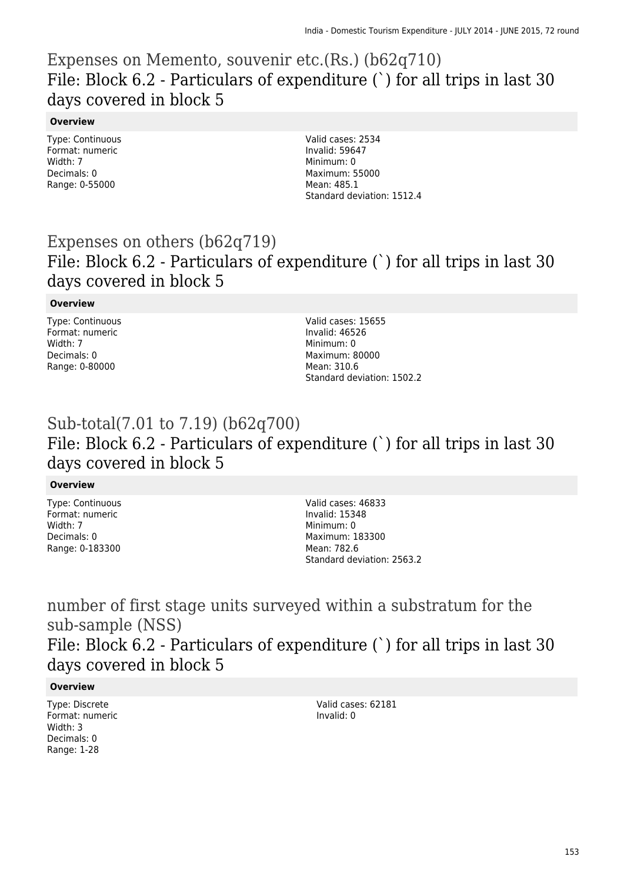# Expenses on Memento, souvenir etc.(Rs.) (b62q710)

## File: Block 6.2 - Particulars of expenditure (`) for all trips in last 30 days covered in block 5

**Overview**

Type: Continuous
Format: numeric
Width: 7
Decimals: 0
Range: 0-55000

Valid cases: 2534
Invalid: 59647
Minimum: 0
Maximum: 55000
Mean: 485.1
Standard deviation: 1512.4

# Expenses on others (b62q719)

## File: Block 6.2 - Particulars of expenditure (`) for all trips in last 30 days covered in block 5

**Overview**

Type: Continuous
Format: numeric
Width: 7
Decimals: 0
Range: 0-80000

Valid cases: 15655
Invalid: 46526
Minimum: 0
Maximum: 80000
Mean: 310.6
Standard deviation: 1502.2

# Sub-total(7.01 to 7.19) (b62q700)

## File: Block 6.2 - Particulars of expenditure (`) for all trips in last 30 days covered in block 5

**Overview**

Type: Continuous
Format: numeric
Width: 7
Decimals: 0
Range: 0-183300

Valid cases: 46833
Invalid: 15348
Minimum: 0
Maximum: 183300
Mean: 782.6
Standard deviation: 2563.2

# number of first stage units surveyed within a substratum for the sub-sample (NSS)

## File: Block 6.2 - Particulars of expenditure (`) for all trips in last 30 days covered in block 5

**Overview**

Type: Discrete
Format: numeric
Width: 3
Decimals: 0
Range: 1-28

Valid cases: 62181
Invalid: 0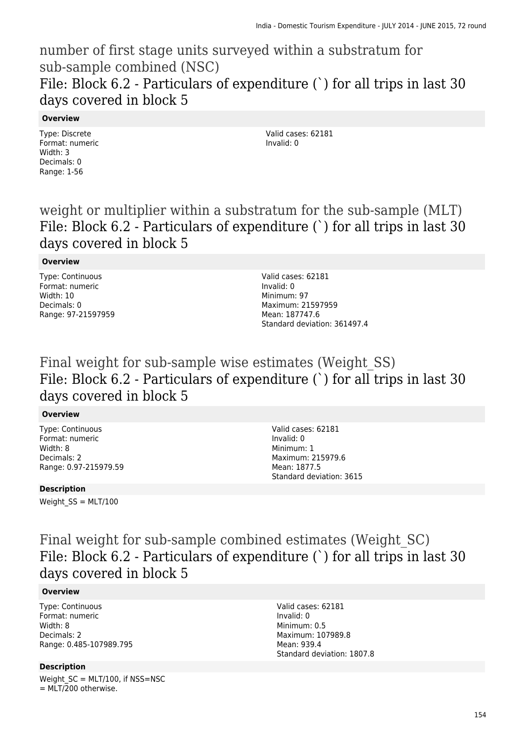## number of first stage units surveyed within a substratum for sub-sample combined (NSC)

### File: Block 6.2 - Particulars of expenditure (`) for all trips in last 30 days covered in block 5

**Overview**

Type: Discrete
Format: numeric
Width: 3
Decimals: 0
Range: 1-56

Valid cases: 62181
Invalid: 0

## weight or multiplier within a substratum for the sub-sample (MLT)

### File: Block 6.2 - Particulars of expenditure (`) for all trips in last 30 days covered in block 5

**Overview**

Type: Continuous
Format: numeric
Width: 10
Decimals: 0
Range: 97-21597959

Valid cases: 62181
Invalid: 0
Minimum: 97
Maximum: 21597959
Mean: 187747.6
Standard deviation: 361497.4

## Final weight for sub-sample wise estimates (Weight_SS)

### File: Block 6.2 - Particulars of expenditure (`) for all trips in last 30 days covered in block 5

**Overview**

Type: Continuous
Format: numeric
Width: 8
Decimals: 2
Range: 0.97-215979.59

Valid cases: 62181
Invalid: 0
Minimum: 1
Maximum: 215979.6
Mean: 1877.5
Standard deviation: 3615

**Description**

Weight_SS = MLT/100

## Final weight for sub-sample combined estimates (Weight_SC)

### File: Block 6.2 - Particulars of expenditure (`) for all trips in last 30 days covered in block 5

**Overview**

Type: Continuous
Format: numeric
Width: 8
Decimals: 2
Range: 0.485-107989.795

Valid cases: 62181
Invalid: 0
Minimum: 0.5
Maximum: 107989.8
Mean: 939.4
Standard deviation: 1807.8

**Description**

Weight_SC = MLT/100, if NSS=NSC
= MLT/200 otherwise.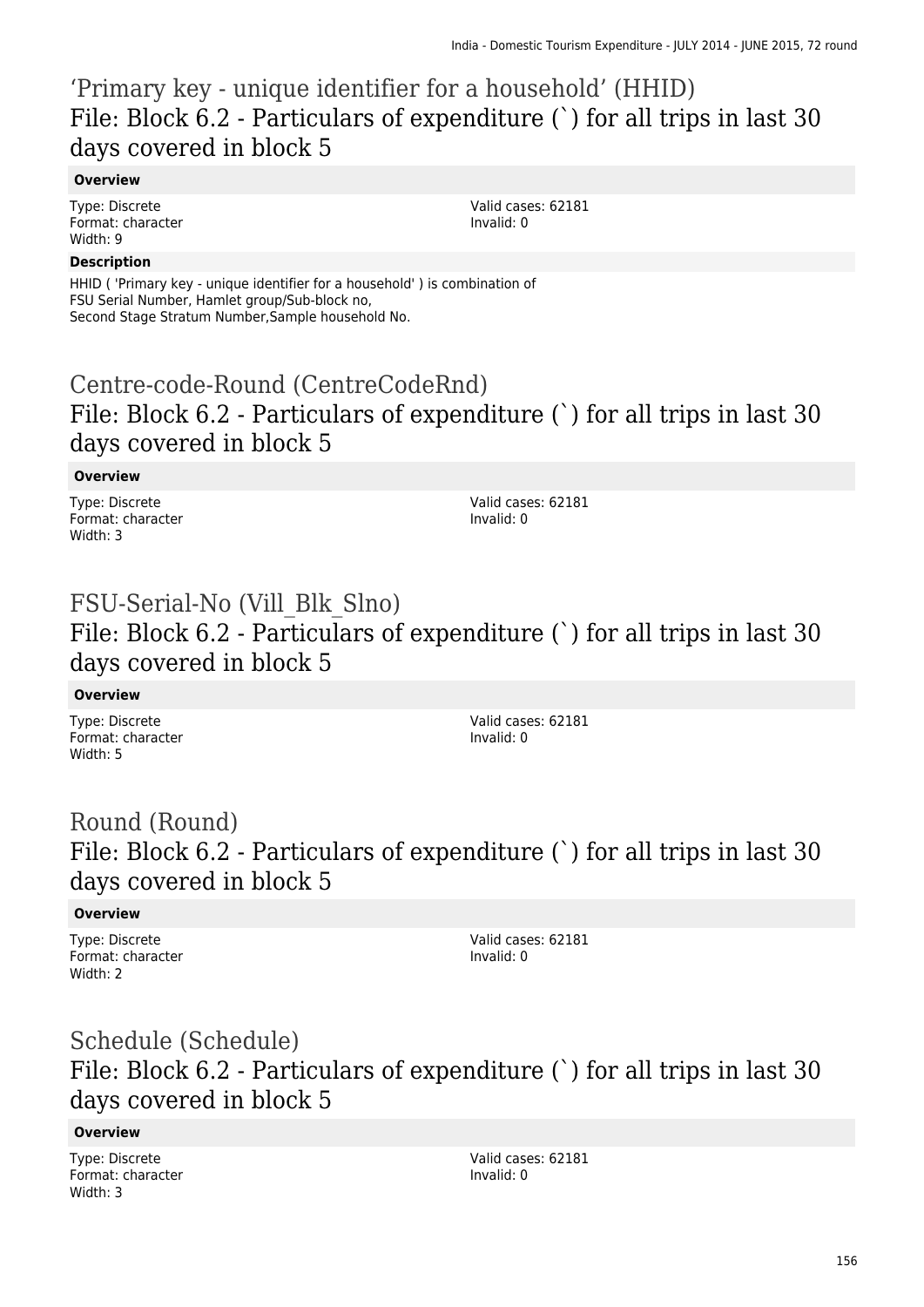## 'Primary key - unique identifier for a household' (HHID)
## File: Block 6.2 - Particulars of expenditure (`) for all trips in last 30 days covered in block 5

**Overview**

Type: Discrete
Format: character
Width: 9

Valid cases: 62181
Invalid: 0

**Description**

HHID ( 'Primary key - unique identifier for a household' ) is combination of FSU Serial Number, Hamlet group/Sub-block no, Second Stage Stratum Number,Sample household No.

## Centre-code-Round (CentreCodeRnd)
## File: Block 6.2 - Particulars of expenditure (`) for all trips in last 30 days covered in block 5

**Overview**

Type: Discrete
Format: character
Width: 3

Valid cases: 62181
Invalid: 0

## FSU-Serial-No (Vill_Blk_Slno)
## File: Block 6.2 - Particulars of expenditure (`) for all trips in last 30 days covered in block 5

**Overview**

Type: Discrete
Format: character
Width: 5

Valid cases: 62181
Invalid: 0

## Round (Round)
## File: Block 6.2 - Particulars of expenditure (`) for all trips in last 30 days covered in block 5

**Overview**

Type: Discrete
Format: character
Width: 2

Valid cases: 62181
Invalid: 0

## Schedule (Schedule)
## File: Block 6.2 - Particulars of expenditure (`) for all trips in last 30 days covered in block 5

**Overview**

Type: Discrete
Format: character
Width: 3

Valid cases: 62181
Invalid: 0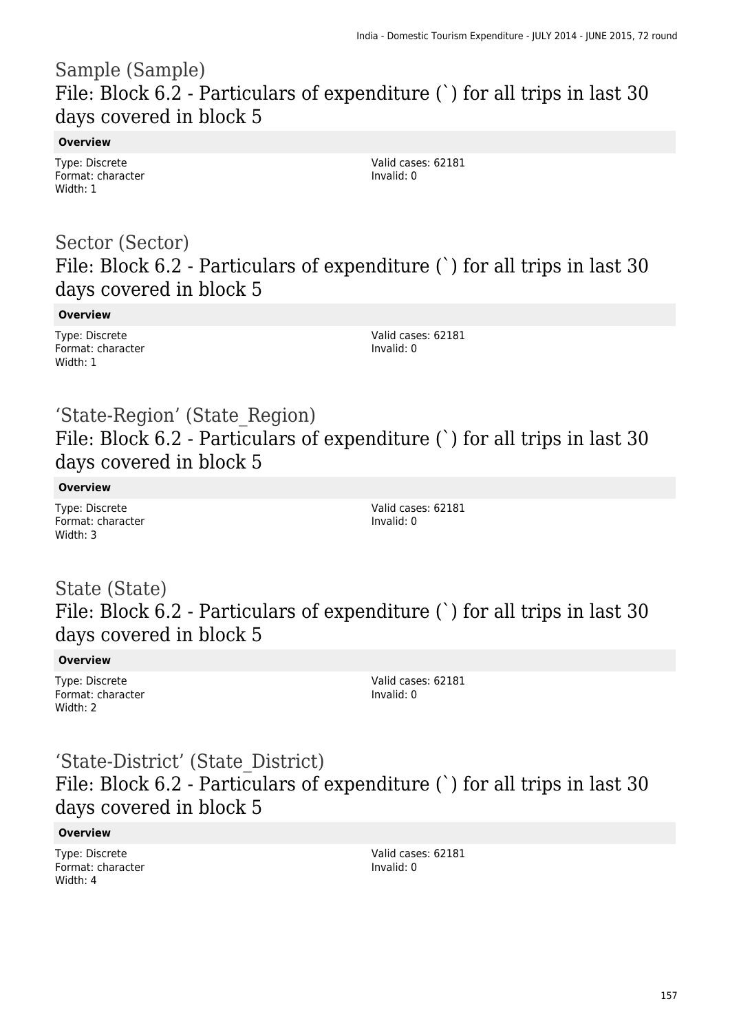# Sample (Sample)
## File: Block 6.2 - Particulars of expenditure (`) for all trips in last 30 days covered in block 5

**Overview**

Type: Discrete
Format: character
Width: 1

Valid cases: 62181
Invalid: 0

# Sector (Sector)
## File: Block 6.2 - Particulars of expenditure (`) for all trips in last 30 days covered in block 5

**Overview**

Type: Discrete
Format: character
Width: 1

Valid cases: 62181
Invalid: 0

# 'State-Region' (State_Region)
## File: Block 6.2 - Particulars of expenditure (`) for all trips in last 30 days covered in block 5

**Overview**

Type: Discrete
Format: character
Width: 3

Valid cases: 62181
Invalid: 0

# State (State)
## File: Block 6.2 - Particulars of expenditure (`) for all trips in last 30 days covered in block 5

**Overview**

Type: Discrete
Format: character
Width: 2

Valid cases: 62181
Invalid: 0

# 'State-District' (State_District)
## File: Block 6.2 - Particulars of expenditure (`) for all trips in last 30 days covered in block 5

**Overview**

Type: Discrete
Format: character
Width: 4

Valid cases: 62181
Invalid: 0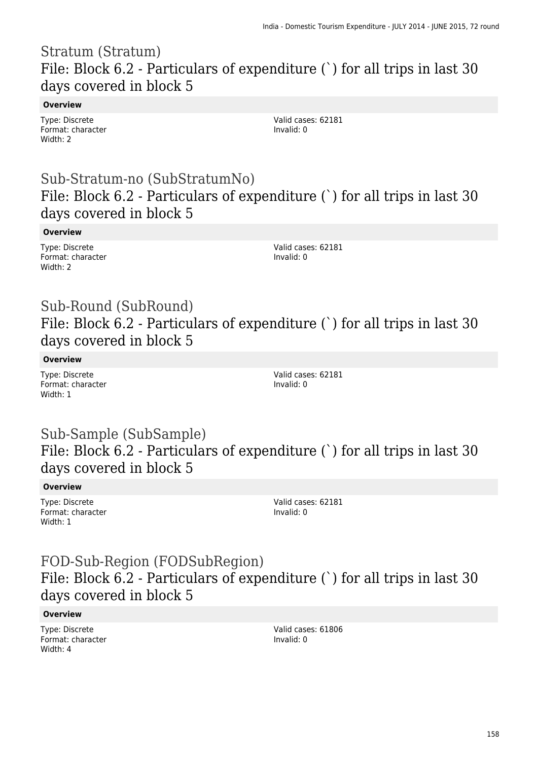## Stratum (Stratum)
## File: Block 6.2 - Particulars of expenditure (`) for all trips in last 30 days covered in block 5

**Overview**

Type: Discrete
Format: character
Width: 2

Valid cases: 62181
Invalid: 0

## Sub-Stratum-no (SubStratumNo)
## File: Block 6.2 - Particulars of expenditure (`) for all trips in last 30 days covered in block 5

**Overview**

Type: Discrete
Format: character
Width: 2

Valid cases: 62181
Invalid: 0

## Sub-Round (SubRound)
## File: Block 6.2 - Particulars of expenditure (`) for all trips in last 30 days covered in block 5

**Overview**

Type: Discrete
Format: character
Width: 1

Valid cases: 62181
Invalid: 0

## Sub-Sample (SubSample)
## File: Block 6.2 - Particulars of expenditure (`) for all trips in last 30 days covered in block 5

**Overview**

Type: Discrete
Format: character
Width: 1

Valid cases: 62181
Invalid: 0

## FOD-Sub-Region (FODSubRegion)
## File: Block 6.2 - Particulars of expenditure (`) for all trips in last 30 days covered in block 5

**Overview**

Type: Discrete
Format: character
Width: 4

Valid cases: 61806
Invalid: 0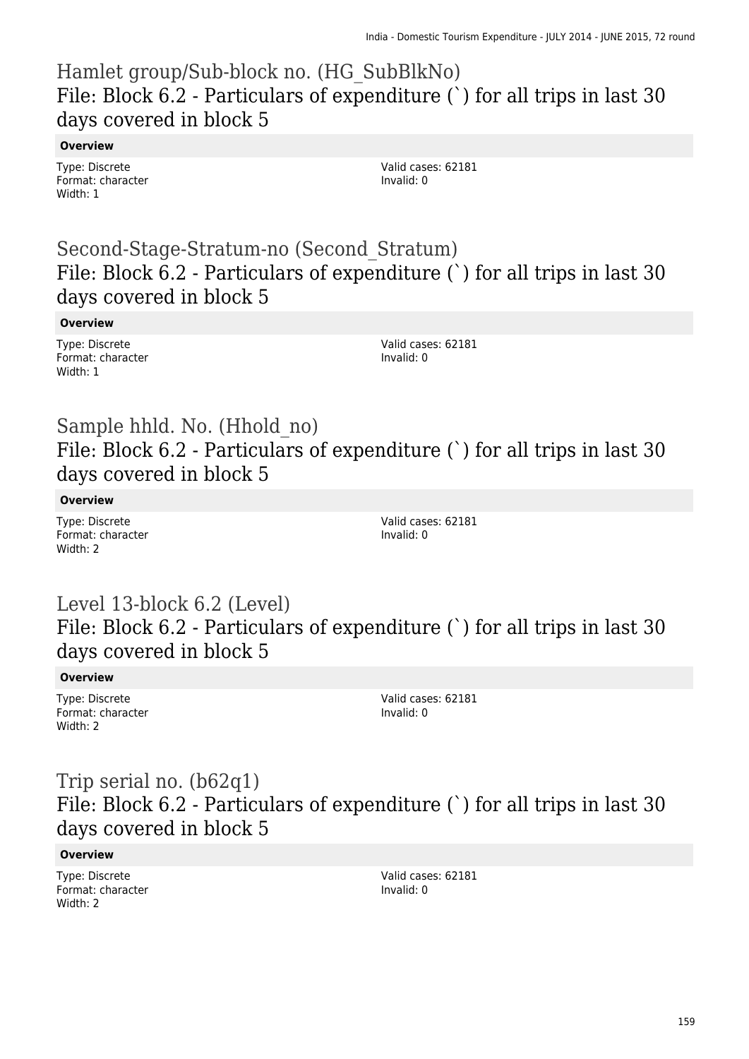## Hamlet group/Sub-block no. (HG_SubBlkNo)
### File: Block 6.2 - Particulars of expenditure (`) for all trips in last 30 days covered in block 5

**Overview**

Type: Discrete
Format: character
Width: 1

Valid cases: 62181
Invalid: 0

## Second-Stage-Stratum-no (Second_Stratum)
### File: Block 6.2 - Particulars of expenditure (`) for all trips in last 30 days covered in block 5

**Overview**

Type: Discrete
Format: character
Width: 1

Valid cases: 62181
Invalid: 0

## Sample hhld. No. (Hhold_no)
### File: Block 6.2 - Particulars of expenditure (`) for all trips in last 30 days covered in block 5

**Overview**

Type: Discrete
Format: character
Width: 2

Valid cases: 62181
Invalid: 0

## Level 13-block 6.2 (Level)
### File: Block 6.2 - Particulars of expenditure (`) for all trips in last 30 days covered in block 5

**Overview**

Type: Discrete
Format: character
Width: 2

Valid cases: 62181
Invalid: 0

## Trip serial no. (b62q1)
### File: Block 6.2 - Particulars of expenditure (`) for all trips in last 30 days covered in block 5

**Overview**

Type: Discrete
Format: character
Width: 2

Valid cases: 62181
Invalid: 0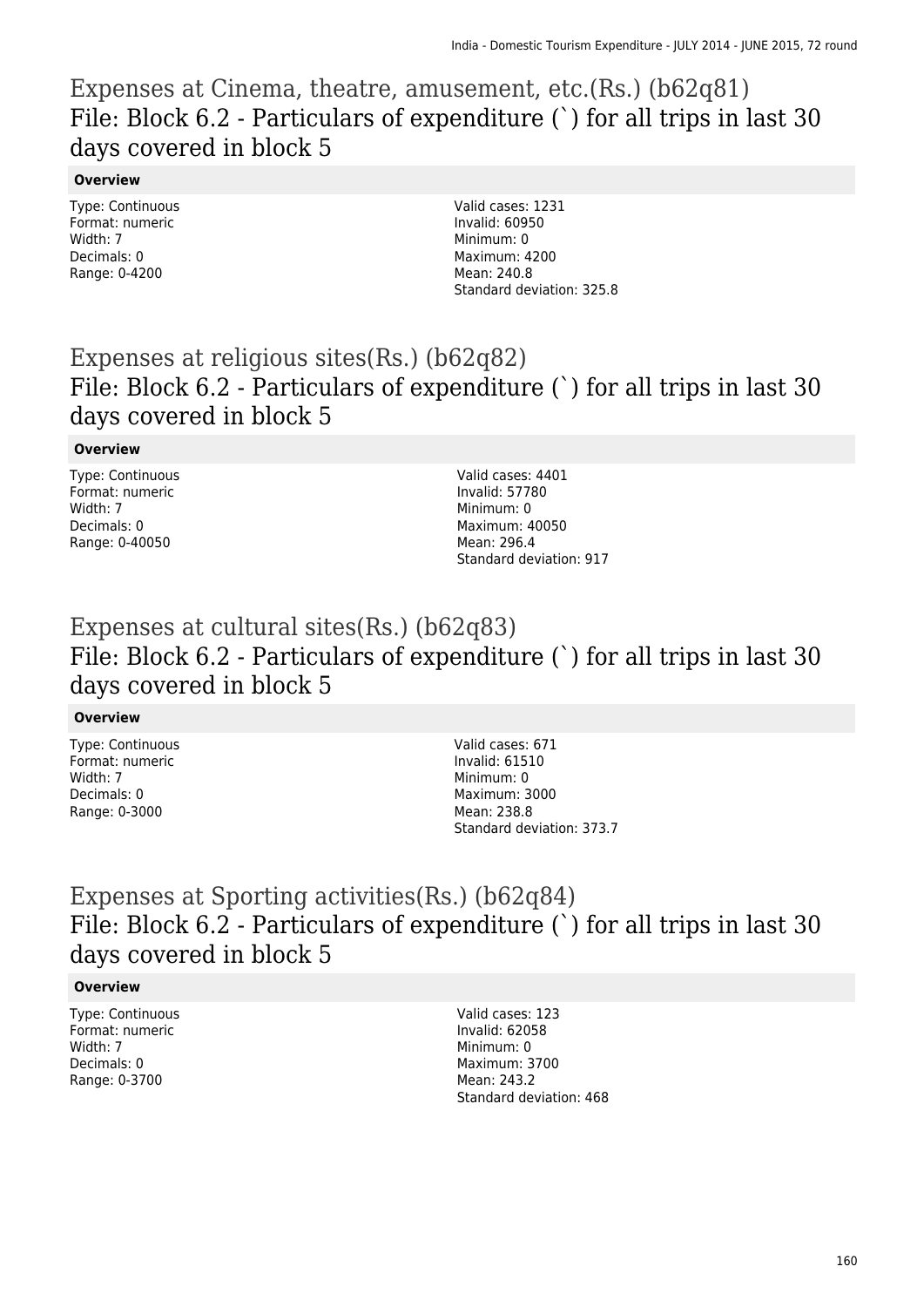## Expenses at Cinema, theatre, amusement, etc.(Rs.) (b62q81)
### File: Block 6.2 - Particulars of expenditure (`) for all trips in last 30 days covered in block 5

**Overview**

Type: Continuous
Format: numeric
Width: 7
Decimals: 0
Range: 0-4200

Valid cases: 1231
Invalid: 60950
Minimum: 0
Maximum: 4200
Mean: 240.8
Standard deviation: 325.8

## Expenses at religious sites(Rs.) (b62q82)
### File: Block 6.2 - Particulars of expenditure (`) for all trips in last 30 days covered in block 5

**Overview**

Type: Continuous
Format: numeric
Width: 7
Decimals: 0
Range: 0-40050

Valid cases: 4401
Invalid: 57780
Minimum: 0
Maximum: 40050
Mean: 296.4
Standard deviation: 917

## Expenses at cultural sites(Rs.) (b62q83)
### File: Block 6.2 - Particulars of expenditure (`) for all trips in last 30 days covered in block 5

**Overview**

Type: Continuous
Format: numeric
Width: 7
Decimals: 0
Range: 0-3000

Valid cases: 671
Invalid: 61510
Minimum: 0
Maximum: 3000
Mean: 238.8
Standard deviation: 373.7

## Expenses at Sporting activities(Rs.) (b62q84)
### File: Block 6.2 - Particulars of expenditure (`) for all trips in last 30 days covered in block 5

**Overview**

Type: Continuous
Format: numeric
Width: 7
Decimals: 0
Range: 0-3700

Valid cases: 123
Invalid: 62058
Minimum: 0
Maximum: 3700
Mean: 243.2
Standard deviation: 468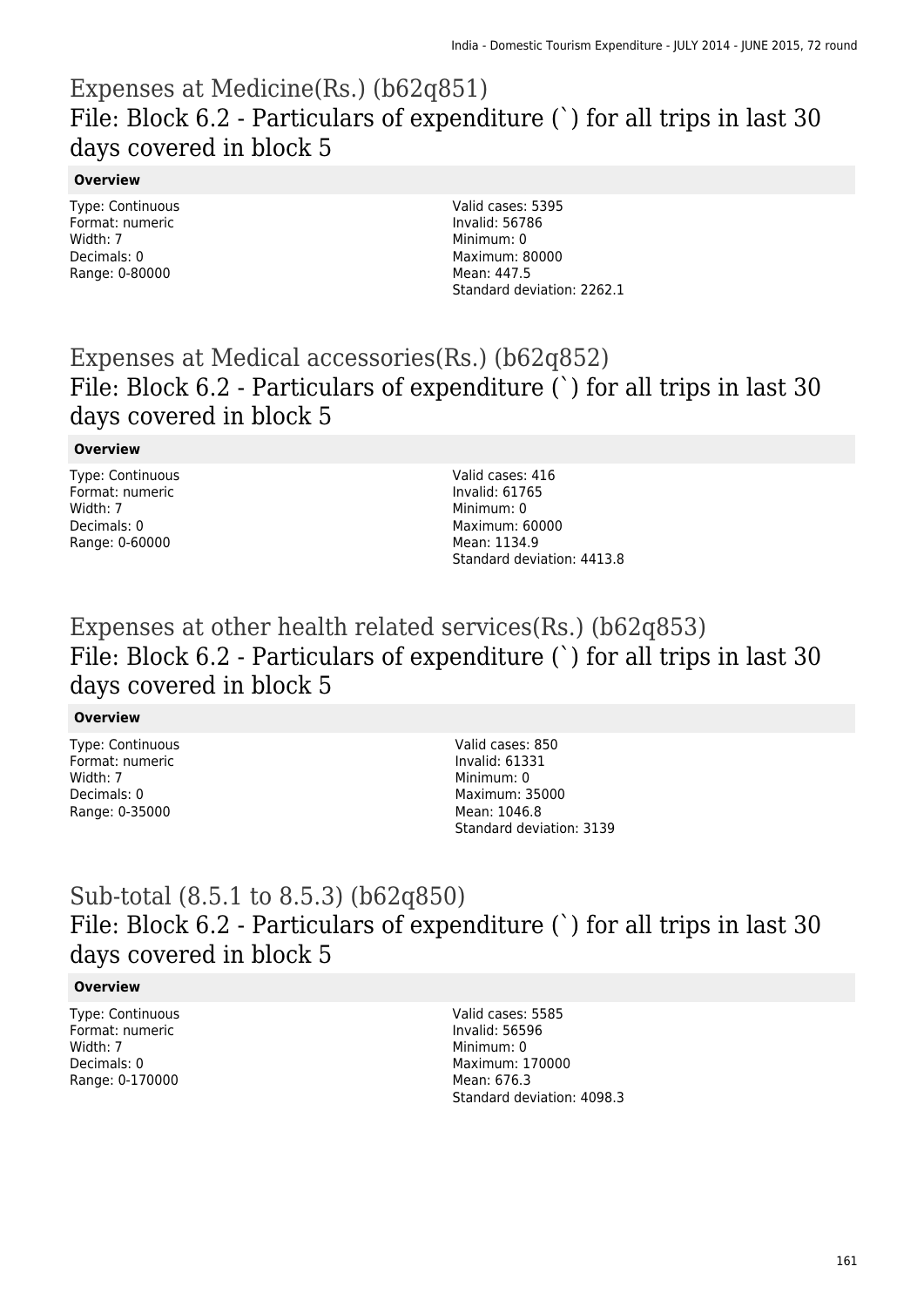# Expenses at Medicine(Rs.) (b62q851)
## File: Block 6.2 - Particulars of expenditure (`) for all trips in last 30 days covered in block 5

**Overview**

Type: Continuous
Format: numeric
Width: 7
Decimals: 0
Range: 0-80000

Valid cases: 5395
Invalid: 56786
Minimum: 0
Maximum: 80000
Mean: 447.5
Standard deviation: 2262.1

# Expenses at Medical accessories(Rs.) (b62q852)
## File: Block 6.2 - Particulars of expenditure (`) for all trips in last 30 days covered in block 5

**Overview**

Type: Continuous
Format: numeric
Width: 7
Decimals: 0
Range: 0-60000

Valid cases: 416
Invalid: 61765
Minimum: 0
Maximum: 60000
Mean: 1134.9
Standard deviation: 4413.8

# Expenses at other health related services(Rs.) (b62q853)
## File: Block 6.2 - Particulars of expenditure (`) for all trips in last 30 days covered in block 5

**Overview**

Type: Continuous
Format: numeric
Width: 7
Decimals: 0
Range: 0-35000

Valid cases: 850
Invalid: 61331
Minimum: 0
Maximum: 35000
Mean: 1046.8
Standard deviation: 3139

# Sub-total (8.5.1 to 8.5.3) (b62q850)
## File: Block 6.2 - Particulars of expenditure (`) for all trips in last 30 days covered in block 5

**Overview**

Type: Continuous
Format: numeric
Width: 7
Decimals: 0
Range: 0-170000

Valid cases: 5585
Invalid: 56596
Minimum: 0
Maximum: 170000
Mean: 676.3
Standard deviation: 4098.3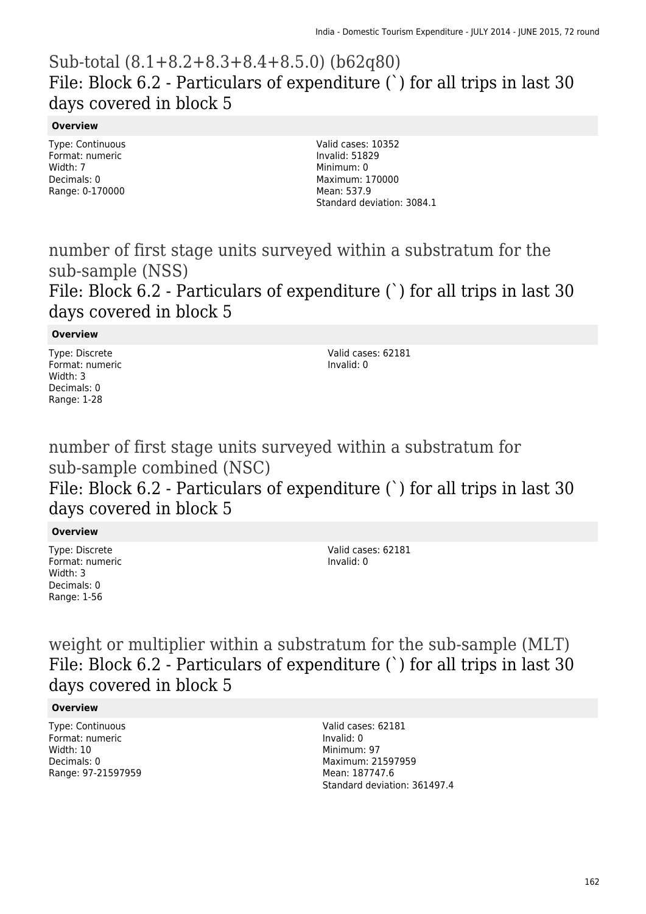## Sub-total (8.1+8.2+8.3+8.4+8.5.0) (b62q80)

### File: Block 6.2 - Particulars of expenditure (`) for all trips in last 30 days covered in block 5

**Overview**

Type: Continuous
Format: numeric
Width: 7
Decimals: 0
Range: 0-170000

Valid cases: 10352
Invalid: 51829
Minimum: 0
Maximum: 170000
Mean: 537.9
Standard deviation: 3084.1

## number of first stage units surveyed within a substratum for the sub-sample (NSS)

### File: Block 6.2 - Particulars of expenditure (`) for all trips in last 30 days covered in block 5

**Overview**

Type: Discrete
Format: numeric
Width: 3
Decimals: 0
Range: 1-28

Valid cases: 62181
Invalid: 0

## number of first stage units surveyed within a substratum for sub-sample combined (NSC)

### File: Block 6.2 - Particulars of expenditure (`) for all trips in last 30 days covered in block 5

**Overview**

Type: Discrete
Format: numeric
Width: 3
Decimals: 0
Range: 1-56

Valid cases: 62181
Invalid: 0

## weight or multiplier within a substratum for the sub-sample (MLT)

### File: Block 6.2 - Particulars of expenditure (`) for all trips in last 30 days covered in block 5

**Overview**

Type: Continuous
Format: numeric
Width: 10
Decimals: 0
Range: 97-21597959

Valid cases: 62181
Invalid: 0
Minimum: 97
Maximum: 21597959
Mean: 187747.6
Standard deviation: 361497.4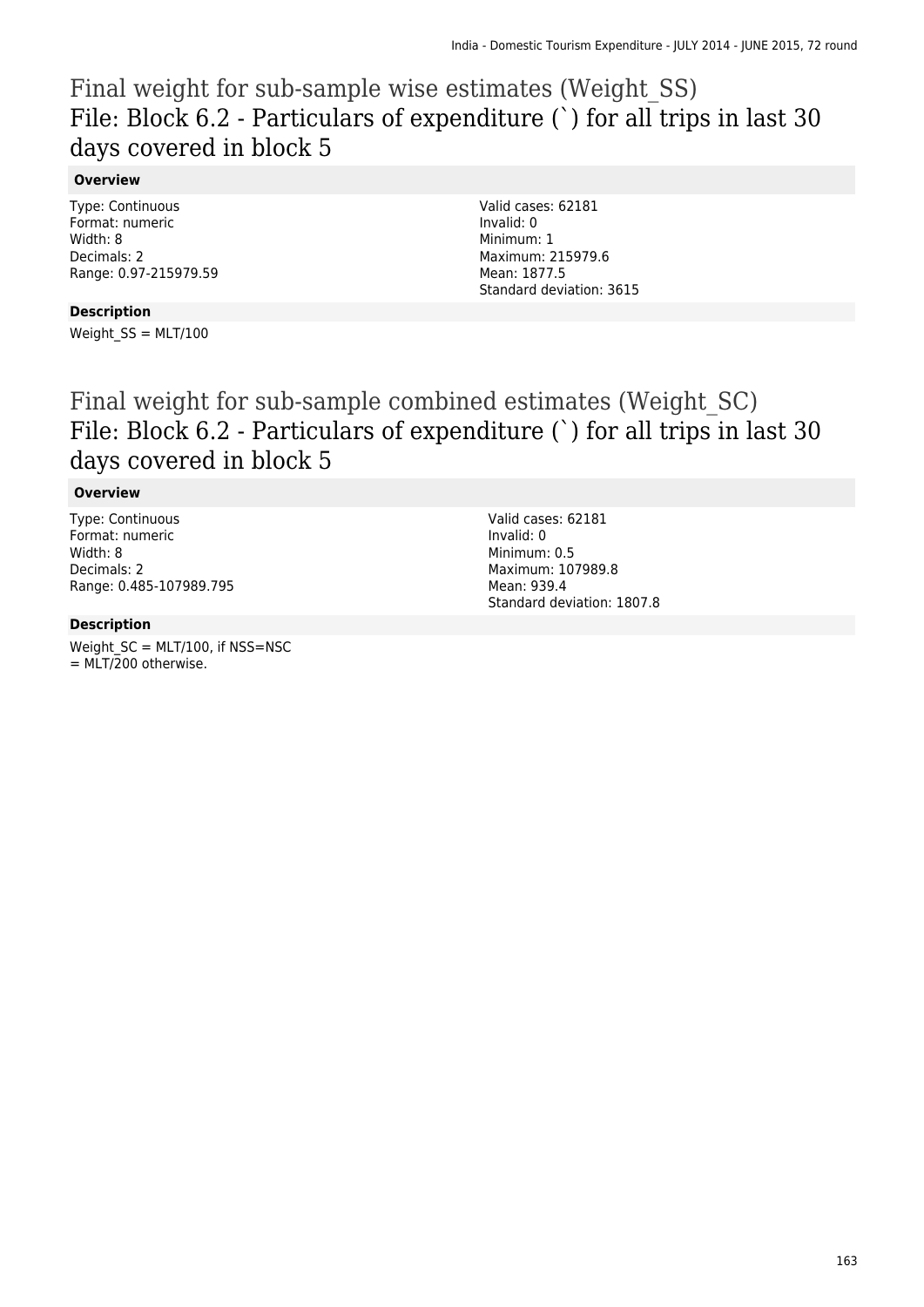# Final weight for sub-sample wise estimates (Weight_SS)

## File: Block 6.2 - Particulars of expenditure (`) for all trips in last 30 days covered in block 5

### Overview

Type: Continuous
Format: numeric
Width: 8
Decimals: 2
Range: 0.97-215979.59

Valid cases: 62181
Invalid: 0
Minimum: 1
Maximum: 215979.6
Mean: 1877.5
Standard deviation: 3615

### Description

Weight_SS = MLT/100

# Final weight for sub-sample combined estimates (Weight_SC)

## File: Block 6.2 - Particulars of expenditure (`) for all trips in last 30 days covered in block 5

### Overview

Type: Continuous
Format: numeric
Width: 8
Decimals: 2
Range: 0.485-107989.795

Valid cases: 62181
Invalid: 0
Minimum: 0.5
Maximum: 107989.8
Mean: 939.4
Standard deviation: 1807.8

### Description

Weight_SC = MLT/100, if NSS=NSC
= MLT/200 otherwise.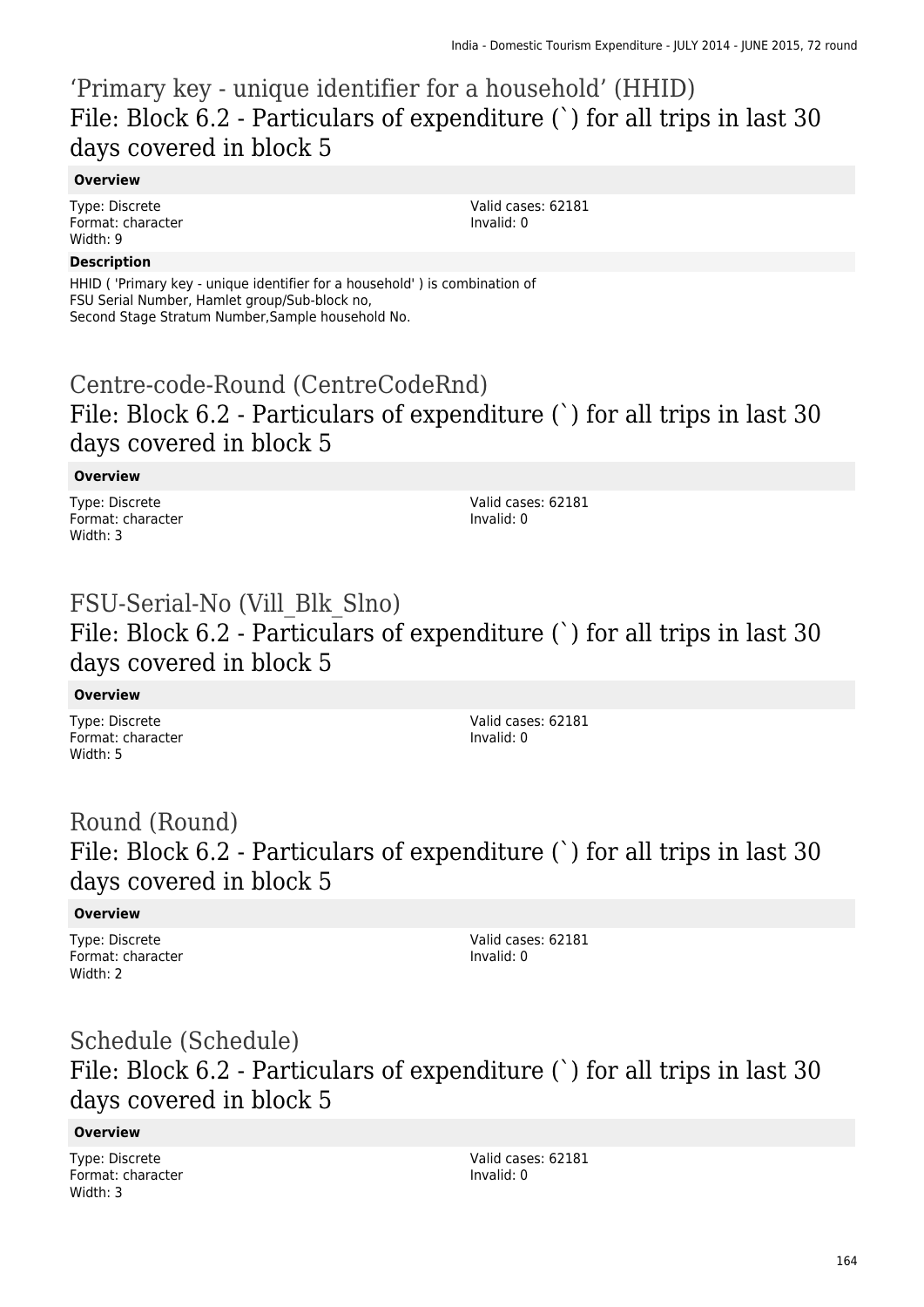## ‘Primary key - unique identifier for a household’ (HHID)
### File: Block 6.2 - Particulars of expenditure (`) for all trips in last 30 days covered in block 5

**Overview**

Type: Discrete
Format: character
Width: 9

Valid cases: 62181
Invalid: 0

**Description**

HHID ( 'Primary key - unique identifier for a household' ) is combination of
FSU Serial Number, Hamlet group/Sub-block no,
Second Stage Stratum Number,Sample household No.

## Centre-code-Round (CentreCodeRnd)
### File: Block 6.2 - Particulars of expenditure (`) for all trips in last 30 days covered in block 5

**Overview**

Type: Discrete
Format: character
Width: 3

Valid cases: 62181
Invalid: 0

## FSU-Serial-No (Vill_Blk_Slno)
### File: Block 6.2 - Particulars of expenditure (`) for all trips in last 30 days covered in block 5

**Overview**

Type: Discrete
Format: character
Width: 5

Valid cases: 62181
Invalid: 0

## Round (Round)
### File: Block 6.2 - Particulars of expenditure (`) for all trips in last 30 days covered in block 5

**Overview**

Type: Discrete
Format: character
Width: 2

Valid cases: 62181
Invalid: 0

## Schedule (Schedule)
### File: Block 6.2 - Particulars of expenditure (`) for all trips in last 30 days covered in block 5

**Overview**

Type: Discrete
Format: character
Width: 3

Valid cases: 62181
Invalid: 0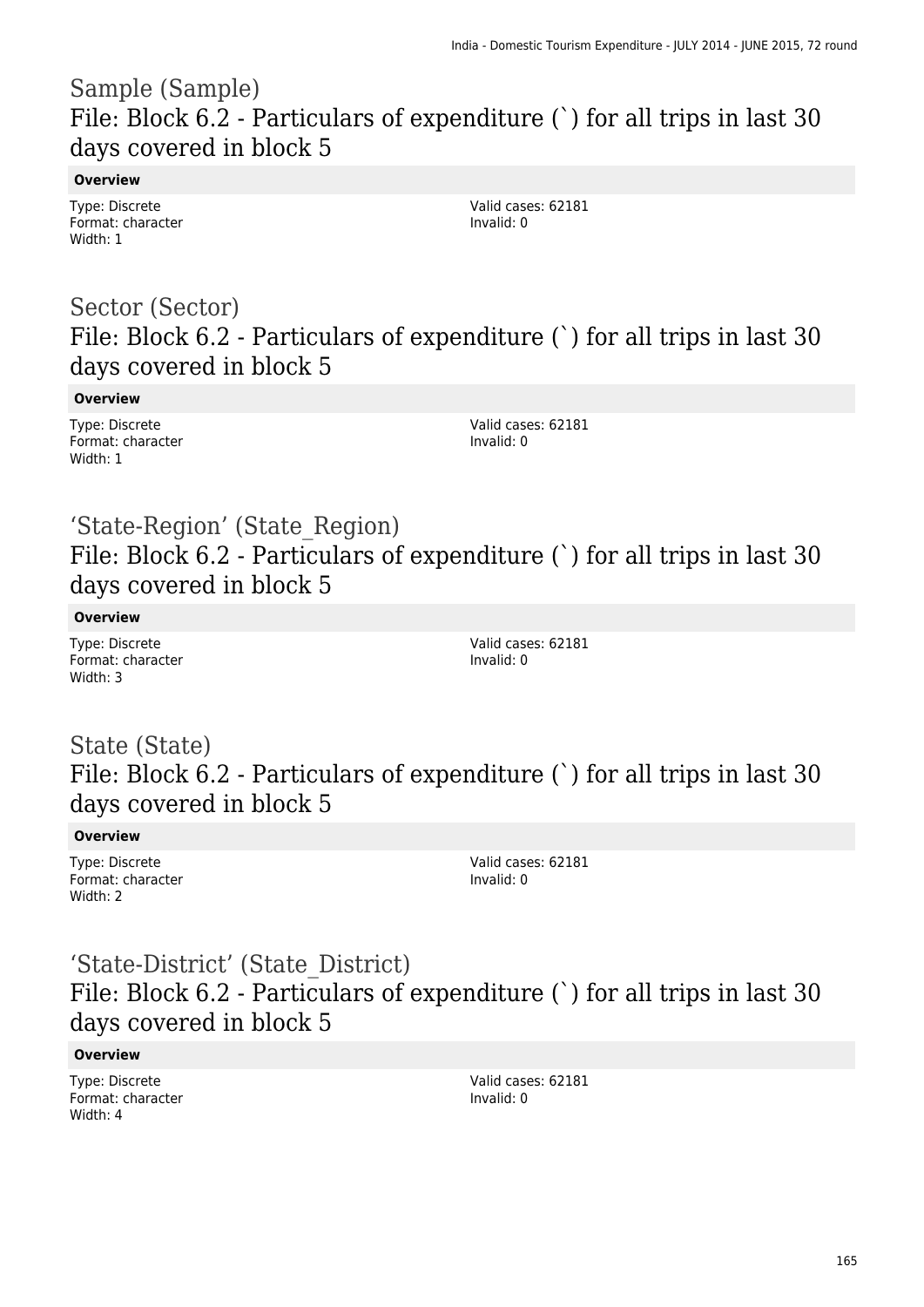# Sample (Sample)
## File: Block 6.2 - Particulars of expenditure (`) for all trips in last 30 days covered in block 5

**Overview**

Type: Discrete
Format: character
Width: 1

Valid cases: 62181
Invalid: 0

# Sector (Sector)
## File: Block 6.2 - Particulars of expenditure (`) for all trips in last 30 days covered in block 5

**Overview**

Type: Discrete
Format: character
Width: 1

Valid cases: 62181
Invalid: 0

# 'State-Region' (State_Region)
## File: Block 6.2 - Particulars of expenditure (`) for all trips in last 30 days covered in block 5

**Overview**

Type: Discrete
Format: character
Width: 3

Valid cases: 62181
Invalid: 0

# State (State)
## File: Block 6.2 - Particulars of expenditure (`) for all trips in last 30 days covered in block 5

**Overview**

Type: Discrete
Format: character
Width: 2

Valid cases: 62181
Invalid: 0

# 'State-District' (State_District)
## File: Block 6.2 - Particulars of expenditure (`) for all trips in last 30 days covered in block 5

**Overview**

Type: Discrete
Format: character
Width: 4

Valid cases: 62181
Invalid: 0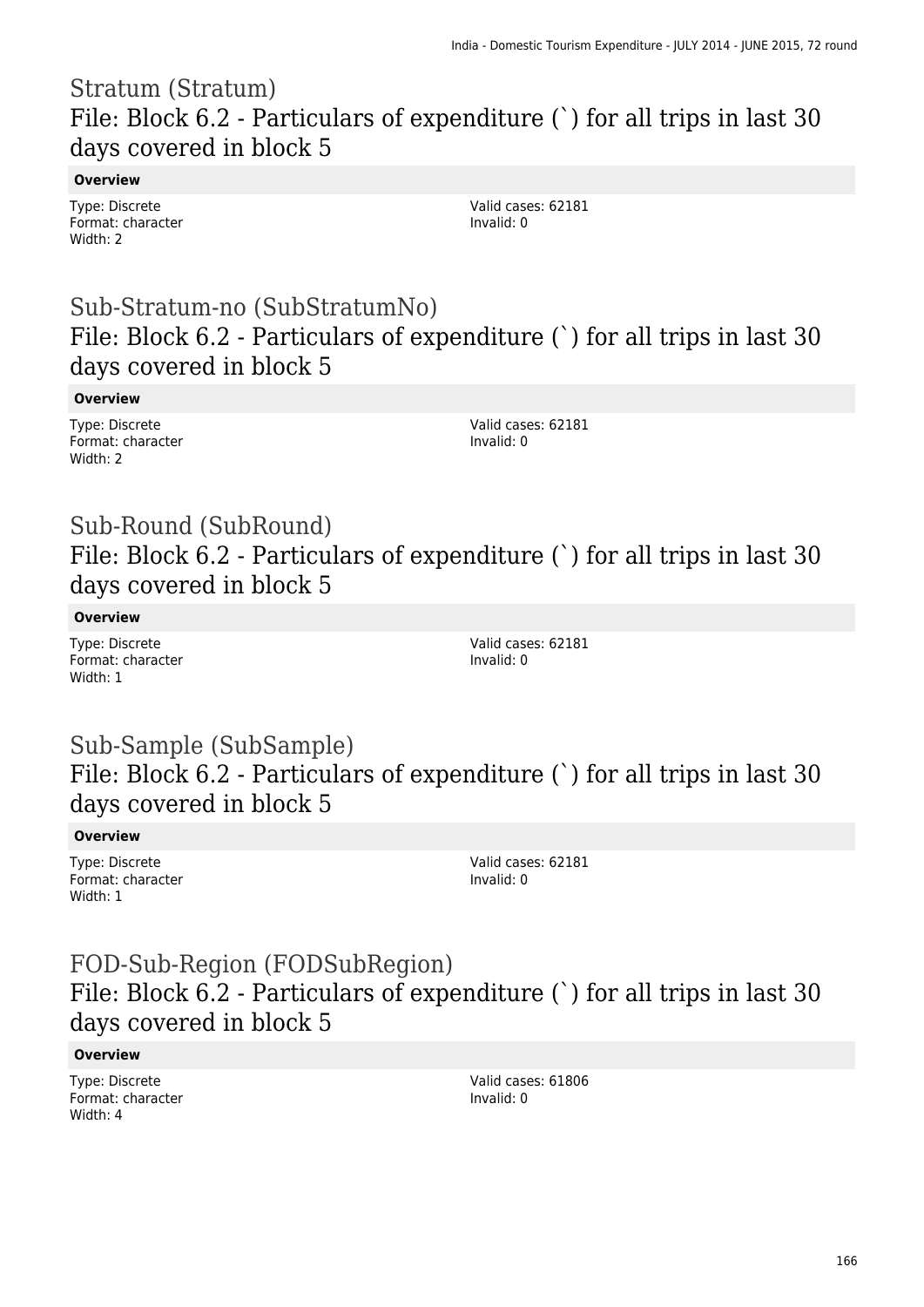## Stratum (Stratum)
## File: Block 6.2 - Particulars of expenditure (`) for all trips in last 30 days covered in block 5

**Overview**

Type: Discrete
Format: character
Width: 2

Valid cases: 62181
Invalid: 0

## Sub-Stratum-no (SubStratumNo)
## File: Block 6.2 - Particulars of expenditure (`) for all trips in last 30 days covered in block 5

**Overview**

Type: Discrete
Format: character
Width: 2

Valid cases: 62181
Invalid: 0

## Sub-Round (SubRound)
## File: Block 6.2 - Particulars of expenditure (`) for all trips in last 30 days covered in block 5

**Overview**

Type: Discrete
Format: character
Width: 1

Valid cases: 62181
Invalid: 0

## Sub-Sample (SubSample)
## File: Block 6.2 - Particulars of expenditure (`) for all trips in last 30 days covered in block 5

**Overview**

Type: Discrete
Format: character
Width: 1

Valid cases: 62181
Invalid: 0

## FOD-Sub-Region (FODSubRegion)
## File: Block 6.2 - Particulars of expenditure (`) for all trips in last 30 days covered in block 5

**Overview**

Type: Discrete
Format: character
Width: 4

Valid cases: 61806
Invalid: 0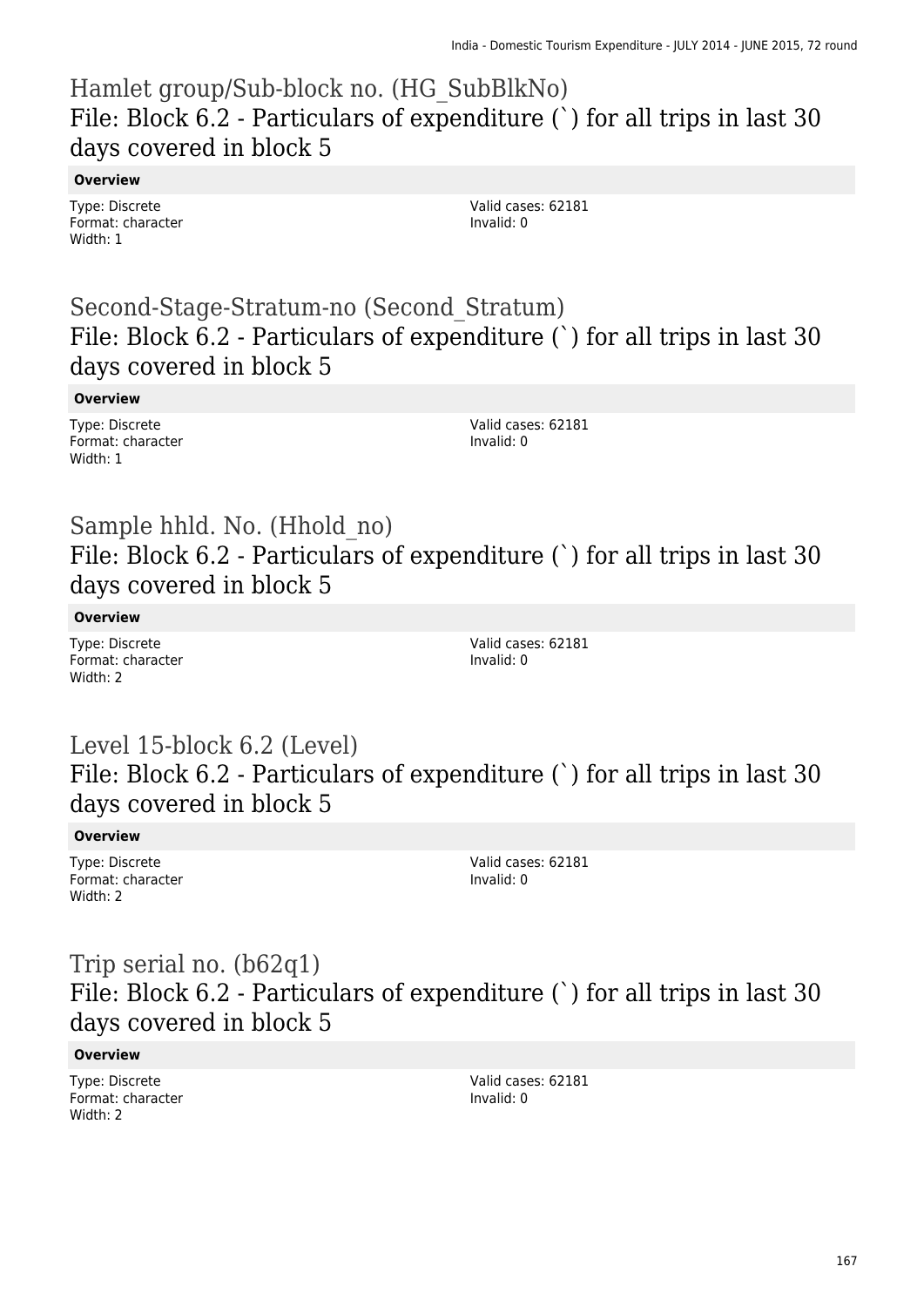## Hamlet group/Sub-block no. (HG_SubBlkNo)
### File: Block 6.2 - Particulars of expenditure (`) for all trips in last 30 days covered in block 5

**Overview**

Type: Discrete
Format: character
Width: 1

Valid cases: 62181
Invalid: 0

## Second-Stage-Stratum-no (Second_Stratum)
### File: Block 6.2 - Particulars of expenditure (`) for all trips in last 30 days covered in block 5

**Overview**

Type: Discrete
Format: character
Width: 1

Valid cases: 62181
Invalid: 0

## Sample hhld. No. (Hhold_no)
### File: Block 6.2 - Particulars of expenditure (`) for all trips in last 30 days covered in block 5

**Overview**

Type: Discrete
Format: character
Width: 2

Valid cases: 62181
Invalid: 0

## Level 15-block 6.2 (Level)
### File: Block 6.2 - Particulars of expenditure (`) for all trips in last 30 days covered in block 5

**Overview**

Type: Discrete
Format: character
Width: 2

Valid cases: 62181
Invalid: 0

## Trip serial no. (b62q1)
### File: Block 6.2 - Particulars of expenditure (`) for all trips in last 30 days covered in block 5

**Overview**

Type: Discrete
Format: character
Width: 2

Valid cases: 62181
Invalid: 0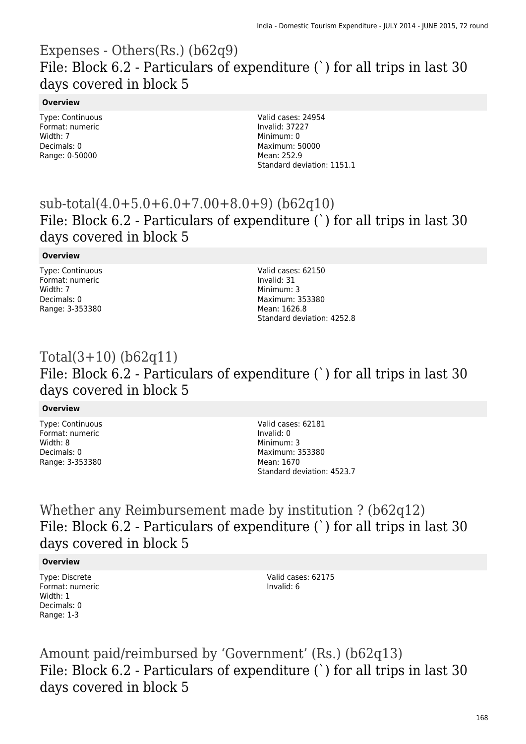## Expenses - Others(Rs.) (b62q9)
### File: Block 6.2 - Particulars of expenditure (`) for all trips in last 30 days covered in block 5

**Overview**

Type: Continuous
Format: numeric
Width: 7
Decimals: 0
Range: 0-50000

Valid cases: 24954
Invalid: 37227
Minimum: 0
Maximum: 50000
Mean: 252.9
Standard deviation: 1151.1

## sub-total(4.0+5.0+6.0+7.00+8.0+9) (b62q10)
### File: Block 6.2 - Particulars of expenditure (`) for all trips in last 30 days covered in block 5

**Overview**

Type: Continuous
Format: numeric
Width: 7
Decimals: 0
Range: 3-353380

Valid cases: 62150
Invalid: 31
Minimum: 3
Maximum: 353380
Mean: 1626.8
Standard deviation: 4252.8

## Total(3+10) (b62q11)
### File: Block 6.2 - Particulars of expenditure (`) for all trips in last 30 days covered in block 5

**Overview**

Type: Continuous
Format: numeric
Width: 8
Decimals: 0
Range: 3-353380

Valid cases: 62181
Invalid: 0
Minimum: 3
Maximum: 353380
Mean: 1670
Standard deviation: 4523.7

## Whether any Reimbursement made by institution ? (b62q12)
### File: Block 6.2 - Particulars of expenditure (`) for all trips in last 30 days covered in block 5

**Overview**

Type: Discrete
Format: numeric
Width: 1
Decimals: 0
Range: 1-3

Valid cases: 62175
Invalid: 6

## Amount paid/reimbursed by 'Government' (Rs.) (b62q13)
### File: Block 6.2 - Particulars of expenditure (`) for all trips in last 30 days covered in block 5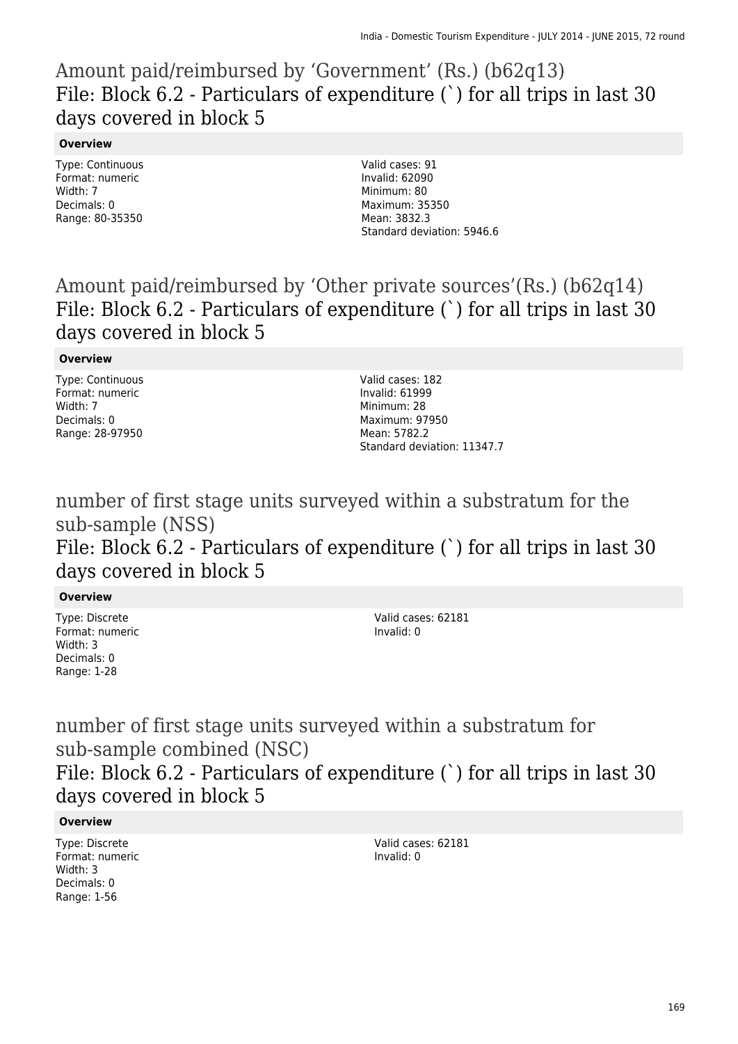## Amount paid/reimbursed by 'Government' (Rs.) (b62q13)

### File: Block 6.2 - Particulars of expenditure (`) for all trips in last 30 days covered in block 5

**Overview**

Type: Continuous
Format: numeric
Width: 7
Decimals: 0
Range: 80-35350

Valid cases: 91
Invalid: 62090
Minimum: 80
Maximum: 35350
Mean: 3832.3
Standard deviation: 5946.6

## Amount paid/reimbursed by 'Other private sources'(Rs.) (b62q14)

### File: Block 6.2 - Particulars of expenditure (`) for all trips in last 30 days covered in block 5

**Overview**

Type: Continuous
Format: numeric
Width: 7
Decimals: 0
Range: 28-97950

Valid cases: 182
Invalid: 61999
Minimum: 28
Maximum: 97950
Mean: 5782.2
Standard deviation: 11347.7

## number of first stage units surveyed within a substratum for the sub-sample (NSS)

### File: Block 6.2 - Particulars of expenditure (`) for all trips in last 30 days covered in block 5

**Overview**

Type: Discrete
Format: numeric
Width: 3
Decimals: 0
Range: 1-28

Valid cases: 62181
Invalid: 0

## number of first stage units surveyed within a substratum for sub-sample combined (NSC)

### File: Block 6.2 - Particulars of expenditure (`) for all trips in last 30 days covered in block 5

**Overview**

Type: Discrete
Format: numeric
Width: 3
Decimals: 0
Range: 1-56

Valid cases: 62181
Invalid: 0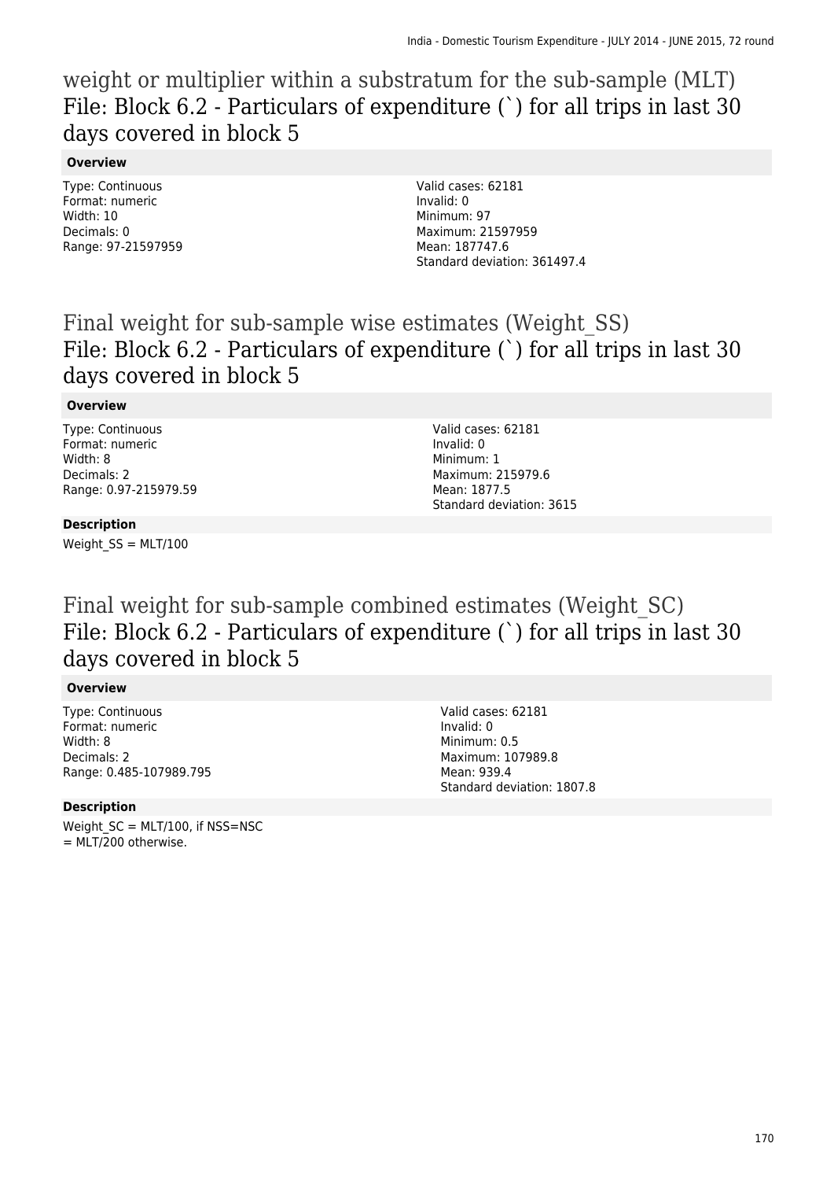## weight or multiplier within a substratum for the sub-sample (MLT)
## File: Block 6.2 - Particulars of expenditure (`) for all trips in last 30 days covered in block 5

### Overview

Type: Continuous
Format: numeric
Width: 10
Decimals: 0
Range: 97-21597959

Valid cases: 62181
Invalid: 0
Minimum: 97
Maximum: 21597959
Mean: 187747.6
Standard deviation: 361497.4

## Final weight for sub-sample wise estimates (Weight_SS)
## File: Block 6.2 - Particulars of expenditure (`) for all trips in last 30 days covered in block 5

### Overview

Type: Continuous
Format: numeric
Width: 8
Decimals: 2
Range: 0.97-215979.59

Valid cases: 62181
Invalid: 0
Minimum: 1
Maximum: 215979.6
Mean: 1877.5
Standard deviation: 3615

### Description

Weight_SS = MLT/100

## Final weight for sub-sample combined estimates (Weight_SC)
## File: Block 6.2 - Particulars of expenditure (`) for all trips in last 30 days covered in block 5

### Overview

Type: Continuous
Format: numeric
Width: 8
Decimals: 2
Range: 0.485-107989.795

Valid cases: 62181
Invalid: 0
Minimum: 0.5
Maximum: 107989.8
Mean: 939.4
Standard deviation: 1807.8

### Description

Weight_SC = MLT/100, if NSS=NSC
= MLT/200 otherwise.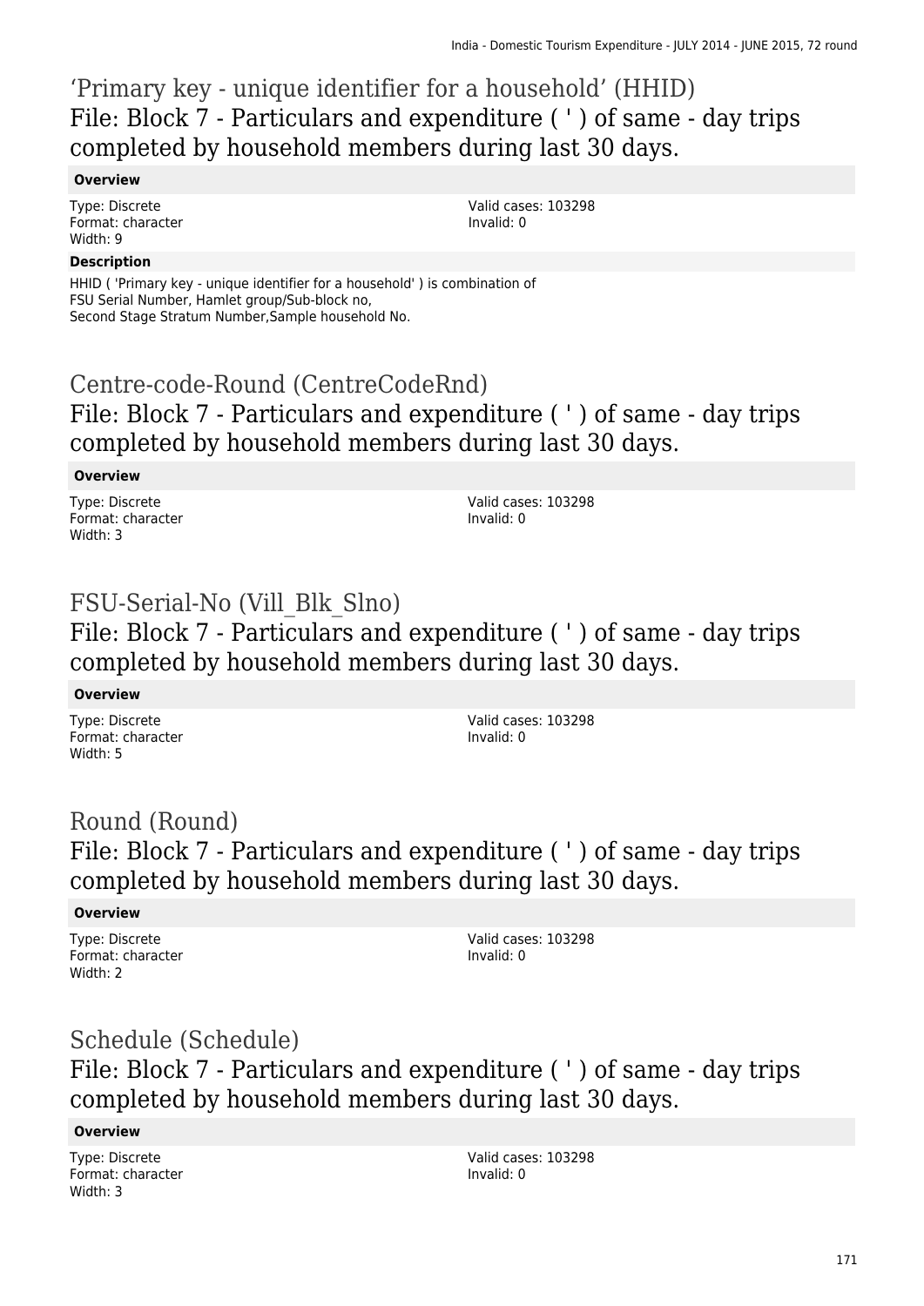## ‘Primary key - unique identifier for a household’ (HHID)
## File: Block 7 - Particulars and expenditure ( ' ) of same - day trips completed by household members during last 30 days.

**Overview**

Type: Discrete
Format: character
Width: 9

Valid cases: 103298
Invalid: 0

**Description**

HHID ( 'Primary key - unique identifier for a household' ) is combination of
FSU Serial Number, Hamlet group/Sub-block no,
Second Stage Stratum Number,Sample household No.

## Centre-code-Round (CentreCodeRnd)
## File: Block 7 - Particulars and expenditure ( ' ) of same - day trips completed by household members during last 30 days.

**Overview**

Type: Discrete
Format: character
Width: 3

Valid cases: 103298
Invalid: 0

## FSU-Serial-No (Vill_Blk_Slno)
## File: Block 7 - Particulars and expenditure ( ' ) of same - day trips completed by household members during last 30 days.

**Overview**

Type: Discrete
Format: character
Width: 5

Valid cases: 103298
Invalid: 0

## Round (Round)
## File: Block 7 - Particulars and expenditure ( ' ) of same - day trips completed by household members during last 30 days.

**Overview**

Type: Discrete
Format: character
Width: 2

Valid cases: 103298
Invalid: 0

## Schedule (Schedule)
## File: Block 7 - Particulars and expenditure ( ' ) of same - day trips completed by household members during last 30 days.

**Overview**

Type: Discrete
Format: character
Width: 3

Valid cases: 103298
Invalid: 0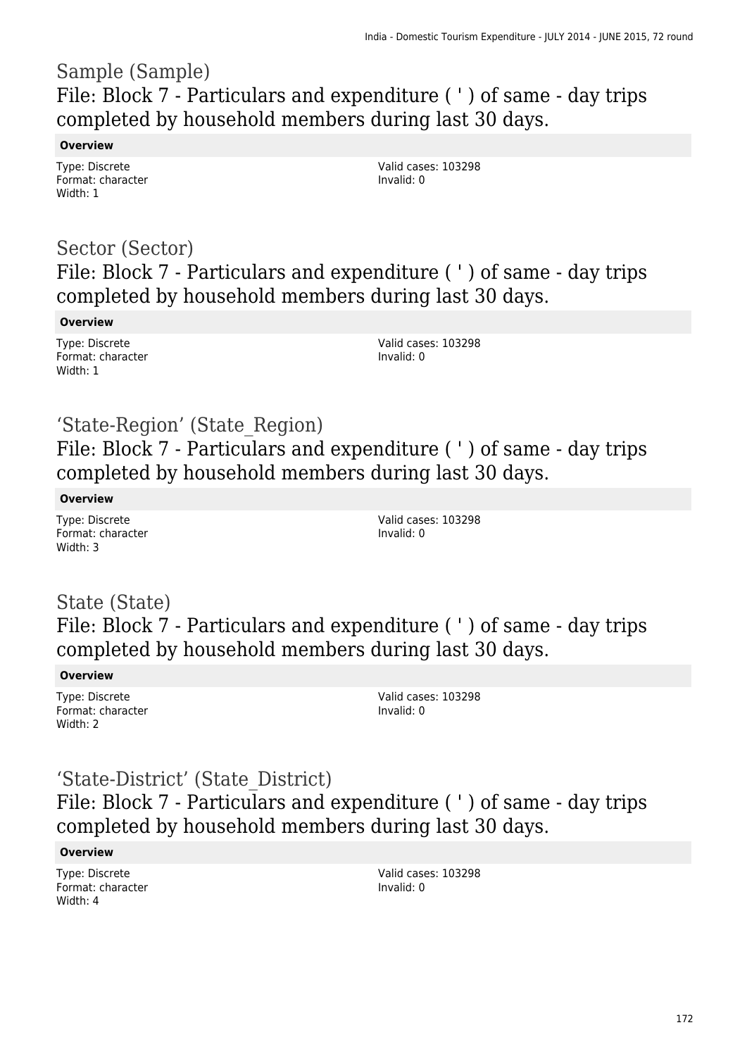## Sample (Sample)
## File: Block 7 - Particulars and expenditure ( ' ) of same - day trips completed by household members during last 30 days.

**Overview**

Type: Discrete
Format: character
Width: 1

Valid cases: 103298
Invalid: 0

## Sector (Sector)
## File: Block 7 - Particulars and expenditure ( ' ) of same - day trips completed by household members during last 30 days.

**Overview**

Type: Discrete
Format: character
Width: 1

Valid cases: 103298
Invalid: 0

## 'State-Region' (State_Region)
## File: Block 7 - Particulars and expenditure ( ' ) of same - day trips completed by household members during last 30 days.

**Overview**

Type: Discrete
Format: character
Width: 3

Valid cases: 103298
Invalid: 0

## State (State)
## File: Block 7 - Particulars and expenditure ( ' ) of same - day trips completed by household members during last 30 days.

**Overview**

Type: Discrete
Format: character
Width: 2

Valid cases: 103298
Invalid: 0

## 'State-District' (State_District)
## File: Block 7 - Particulars and expenditure ( ' ) of same - day trips completed by household members during last 30 days.

**Overview**

Type: Discrete
Format: character
Width: 4

Valid cases: 103298
Invalid: 0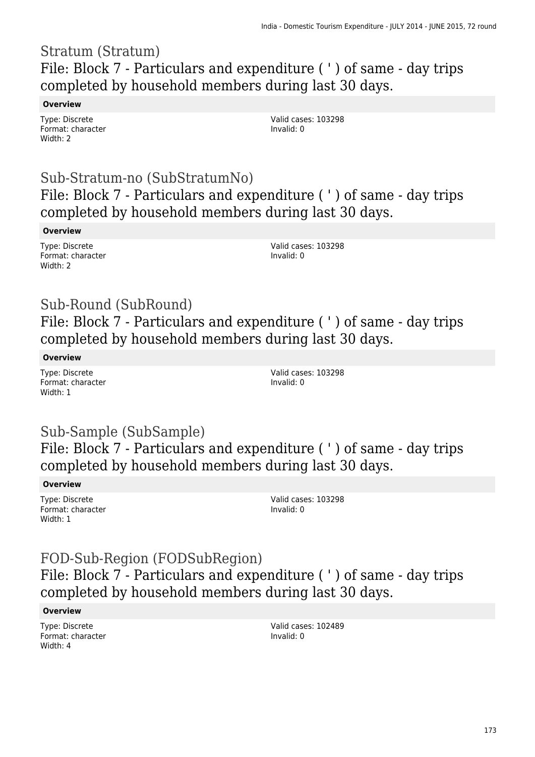## Stratum (Stratum)

### File: Block 7 - Particulars and expenditure ( ' ) of same - day trips completed by household members during last 30 days.

**Overview**

Type: Discrete
Format: character
Width: 2

Valid cases: 103298
Invalid: 0

## Sub-Stratum-no (SubStratumNo)

### File: Block 7 - Particulars and expenditure ( ' ) of same - day trips completed by household members during last 30 days.

**Overview**

Type: Discrete
Format: character
Width: 2

Valid cases: 103298
Invalid: 0

## Sub-Round (SubRound)

### File: Block 7 - Particulars and expenditure ( ' ) of same - day trips completed by household members during last 30 days.

**Overview**

Type: Discrete
Format: character
Width: 1

Valid cases: 103298
Invalid: 0

## Sub-Sample (SubSample)

### File: Block 7 - Particulars and expenditure ( ' ) of same - day trips completed by household members during last 30 days.

**Overview**

Type: Discrete
Format: character
Width: 1

Valid cases: 103298
Invalid: 0

## FOD-Sub-Region (FODSubRegion)

### File: Block 7 - Particulars and expenditure ( ' ) of same - day trips completed by household members during last 30 days.

**Overview**

Type: Discrete
Format: character
Width: 4

Valid cases: 102489
Invalid: 0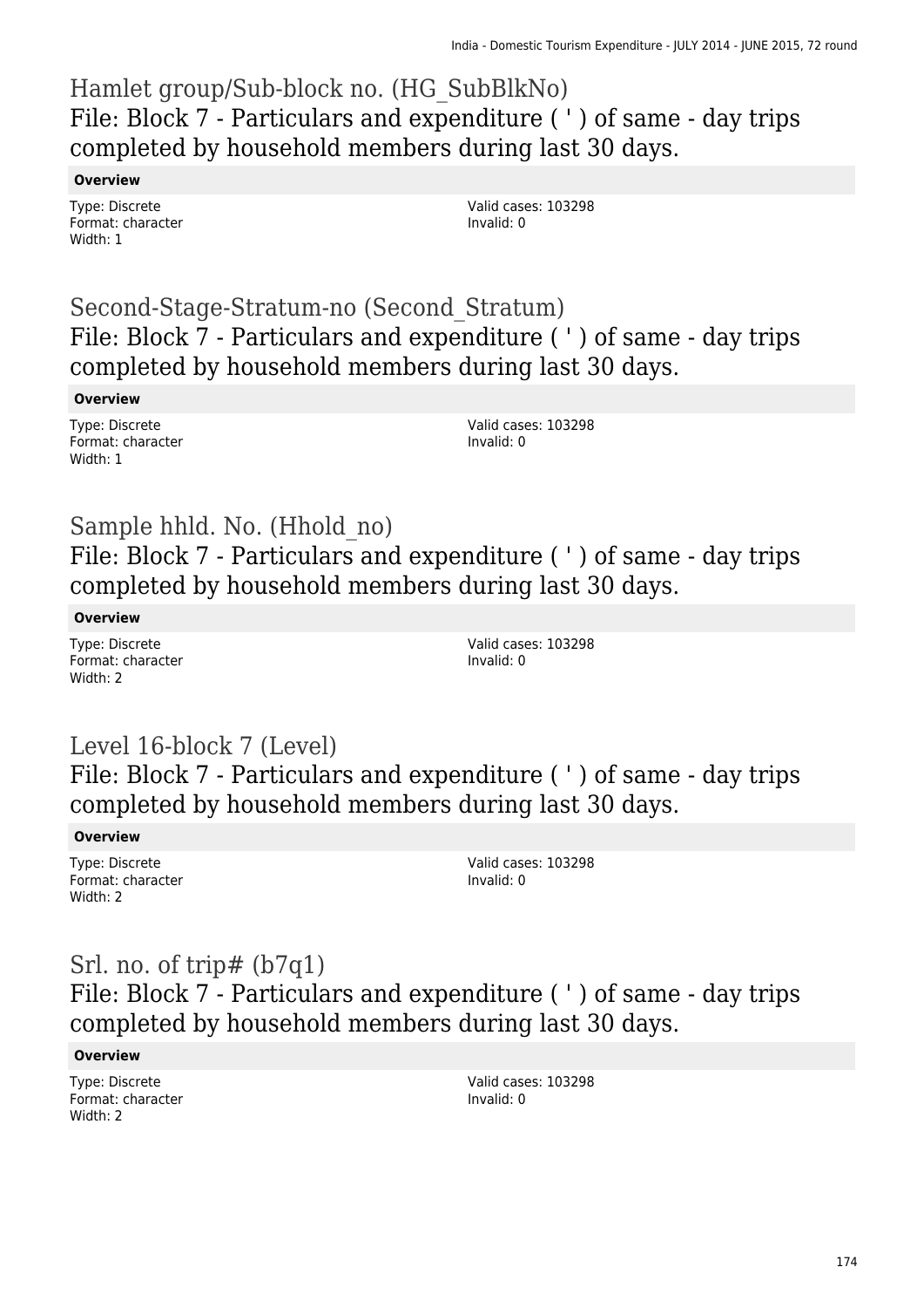## Hamlet group/Sub-block no. (HG_SubBlkNo)
### File: Block 7 - Particulars and expenditure ( ' ) of same - day trips completed by household members during last 30 days.

**Overview**

Type: Discrete
Format: character
Width: 1

Valid cases: 103298
Invalid: 0

## Second-Stage-Stratum-no (Second_Stratum)
### File: Block 7 - Particulars and expenditure ( ' ) of same - day trips completed by household members during last 30 days.

**Overview**

Type: Discrete
Format: character
Width: 1

Valid cases: 103298
Invalid: 0

## Sample hhld. No. (Hhold_no)
### File: Block 7 - Particulars and expenditure ( ' ) of same - day trips completed by household members during last 30 days.

**Overview**

Type: Discrete
Format: character
Width: 2

Valid cases: 103298
Invalid: 0

## Level 16-block 7 (Level)
### File: Block 7 - Particulars and expenditure ( ' ) of same - day trips completed by household members during last 30 days.

**Overview**

Type: Discrete
Format: character
Width: 2

Valid cases: 103298
Invalid: 0

## Srl. no. of trip# (b7q1)
### File: Block 7 - Particulars and expenditure ( ' ) of same - day trips completed by household members during last 30 days.

**Overview**

Type: Discrete
Format: character
Width: 2

Valid cases: 103298
Invalid: 0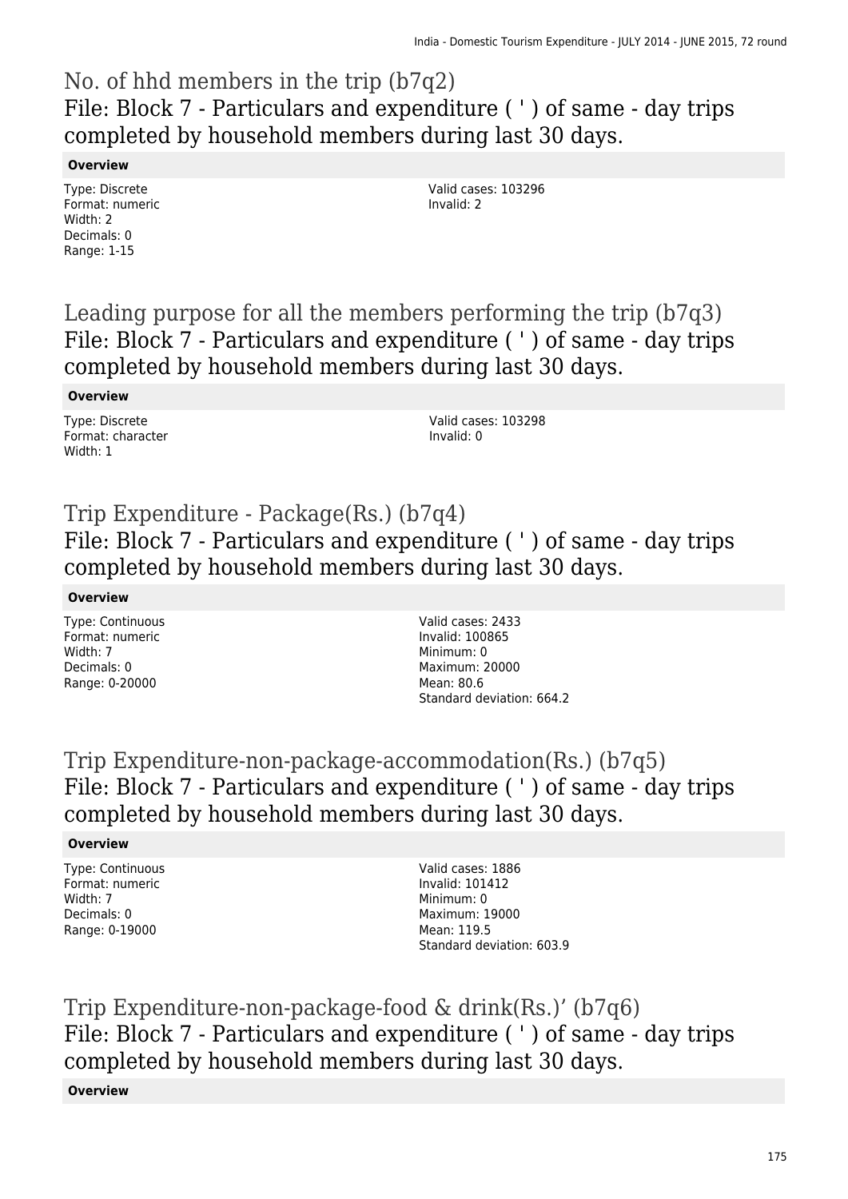## No. of hhd members in the trip (b7q2)

### File: Block 7 - Particulars and expenditure ( ' ) of same - day trips completed by household members during last 30 days.

**Overview**

Type: Discrete
Format: numeric
Width: 2
Decimals: 0
Range: 1-15

Valid cases: 103296
Invalid: 2

## Leading purpose for all the members performing the trip (b7q3)

### File: Block 7 - Particulars and expenditure ( ' ) of same - day trips completed by household members during last 30 days.

**Overview**

Type: Discrete
Format: character
Width: 1

Valid cases: 103298
Invalid: 0

## Trip Expenditure - Package(Rs.) (b7q4)

### File: Block 7 - Particulars and expenditure ( ' ) of same - day trips completed by household members during last 30 days.

**Overview**

Type: Continuous
Format: numeric
Width: 7
Decimals: 0
Range: 0-20000

Valid cases: 2433
Invalid: 100865
Minimum: 0
Maximum: 20000
Mean: 80.6
Standard deviation: 664.2

## Trip Expenditure-non-package-accommodation(Rs.) (b7q5)

### File: Block 7 - Particulars and expenditure ( ' ) of same - day trips completed by household members during last 30 days.

**Overview**

Type: Continuous
Format: numeric
Width: 7
Decimals: 0
Range: 0-19000

Valid cases: 1886
Invalid: 101412
Minimum: 0
Maximum: 19000
Mean: 119.5
Standard deviation: 603.9

## Trip Expenditure-non-package-food & drink(Rs.)' (b7q6)

### File: Block 7 - Particulars and expenditure ( ' ) of same - day trips completed by household members during last 30 days.

**Overview**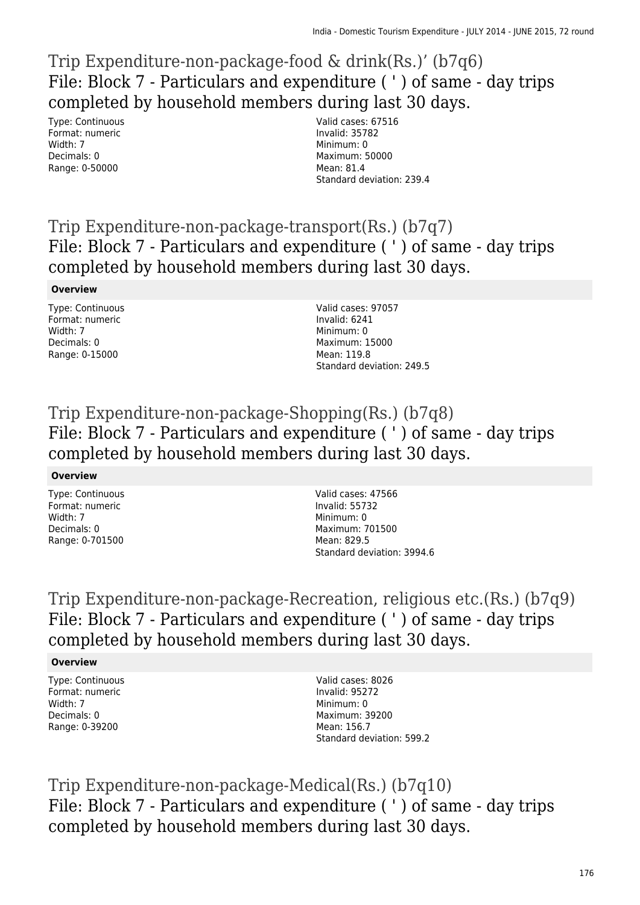## Trip Expenditure-non-package-food & drink(Rs.)’ (b7q6)

### File: Block 7 - Particulars and expenditure ( ' ) of same - day trips completed by household members during last 30 days.

Type: Continuous
Format: numeric
Width: 7
Decimals: 0
Range: 0-50000

Valid cases: 67516
Invalid: 35782
Minimum: 0
Maximum: 50000
Mean: 81.4
Standard deviation: 239.4

## Trip Expenditure-non-package-transport(Rs.) (b7q7)

### File: Block 7 - Particulars and expenditure ( ' ) of same - day trips completed by household members during last 30 days.

**Overview**

Type: Continuous
Format: numeric
Width: 7
Decimals: 0
Range: 0-15000

Valid cases: 97057
Invalid: 6241
Minimum: 0
Maximum: 15000
Mean: 119.8
Standard deviation: 249.5

## Trip Expenditure-non-package-Shopping(Rs.) (b7q8)

### File: Block 7 - Particulars and expenditure ( ' ) of same - day trips completed by household members during last 30 days.

**Overview**

Type: Continuous
Format: numeric
Width: 7
Decimals: 0
Range: 0-701500

Valid cases: 47566
Invalid: 55732
Minimum: 0
Maximum: 701500
Mean: 829.5
Standard deviation: 3994.6

## Trip Expenditure-non-package-Recreation, religious etc.(Rs.) (b7q9)

### File: Block 7 - Particulars and expenditure ( ' ) of same - day trips completed by household members during last 30 days.

**Overview**

Type: Continuous
Format: numeric
Width: 7
Decimals: 0
Range: 0-39200

Valid cases: 8026
Invalid: 95272
Minimum: 0
Maximum: 39200
Mean: 156.7
Standard deviation: 599.2

## Trip Expenditure-non-package-Medical(Rs.) (b7q10)

### File: Block 7 - Particulars and expenditure ( ' ) of same - day trips completed by household members during last 30 days.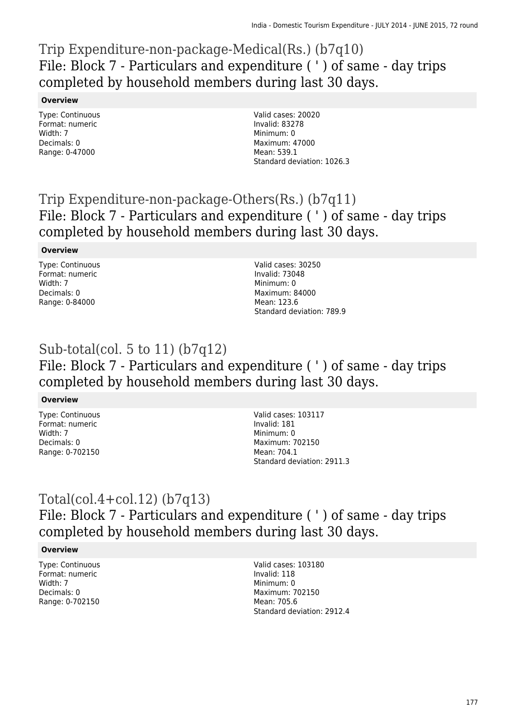## Trip Expenditure-non-package-Medical(Rs.) (b7q10)

### File: Block 7 - Particulars and expenditure ( ' ) of same - day trips completed by household members during last 30 days.

**Overview**

Type: Continuous
Format: numeric
Width: 7
Decimals: 0
Range: 0-47000

Valid cases: 20020
Invalid: 83278
Minimum: 0
Maximum: 47000
Mean: 539.1
Standard deviation: 1026.3

## Trip Expenditure-non-package-Others(Rs.) (b7q11)

### File: Block 7 - Particulars and expenditure ( ' ) of same - day trips completed by household members during last 30 days.

**Overview**

Type: Continuous
Format: numeric
Width: 7
Decimals: 0
Range: 0-84000

Valid cases: 30250
Invalid: 73048
Minimum: 0
Maximum: 84000
Mean: 123.6
Standard deviation: 789.9

## Sub-total(col. 5 to 11) (b7q12)

### File: Block 7 - Particulars and expenditure ( ' ) of same - day trips completed by household members during last 30 days.

**Overview**

Type: Continuous
Format: numeric
Width: 7
Decimals: 0
Range: 0-702150

Valid cases: 103117
Invalid: 181
Minimum: 0
Maximum: 702150
Mean: 704.1
Standard deviation: 2911.3

## Total(col.4+col.12) (b7q13)

### File: Block 7 - Particulars and expenditure ( ' ) of same - day trips completed by household members during last 30 days.

**Overview**

Type: Continuous
Format: numeric
Width: 7
Decimals: 0
Range: 0-702150

Valid cases: 103180
Invalid: 118
Minimum: 0
Maximum: 702150
Mean: 705.6
Standard deviation: 2912.4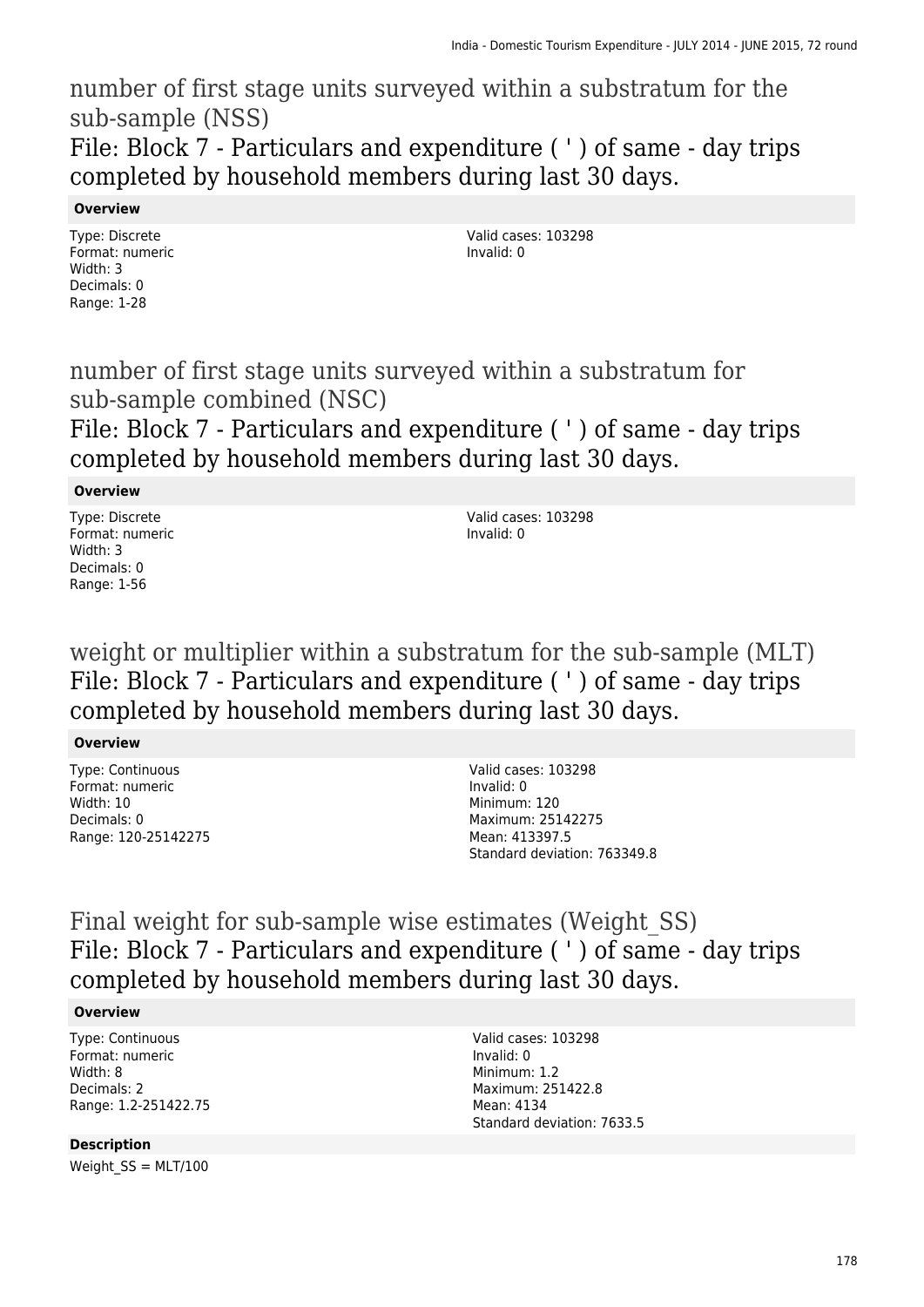## number of first stage units surveyed within a substratum for the sub-sample (NSS)

### File: Block 7 - Particulars and expenditure ( ' ) of same - day trips completed by household members during last 30 days.

**Overview**

Type: Discrete
Format: numeric
Width: 3
Decimals: 0
Range: 1-28

Valid cases: 103298
Invalid: 0

## number of first stage units surveyed within a substratum for sub-sample combined (NSC)

### File: Block 7 - Particulars and expenditure ( ' ) of same - day trips completed by household members during last 30 days.

**Overview**

Type: Discrete
Format: numeric
Width: 3
Decimals: 0
Range: 1-56

Valid cases: 103298
Invalid: 0

## weight or multiplier within a substratum for the sub-sample (MLT)

### File: Block 7 - Particulars and expenditure ( ' ) of same - day trips completed by household members during last 30 days.

**Overview**

Type: Continuous
Format: numeric
Width: 10
Decimals: 0
Range: 120-25142275

Valid cases: 103298
Invalid: 0
Minimum: 120
Maximum: 25142275
Mean: 413397.5
Standard deviation: 763349.8

## Final weight for sub-sample wise estimates (Weight_SS)

### File: Block 7 - Particulars and expenditure ( ' ) of same - day trips completed by household members during last 30 days.

**Overview**

Type: Continuous
Format: numeric
Width: 8
Decimals: 2
Range: 1.2-251422.75

Valid cases: 103298
Invalid: 0
Minimum: 1.2
Maximum: 251422.8
Mean: 4134
Standard deviation: 7633.5

**Description**

Weight_SS = MLT/100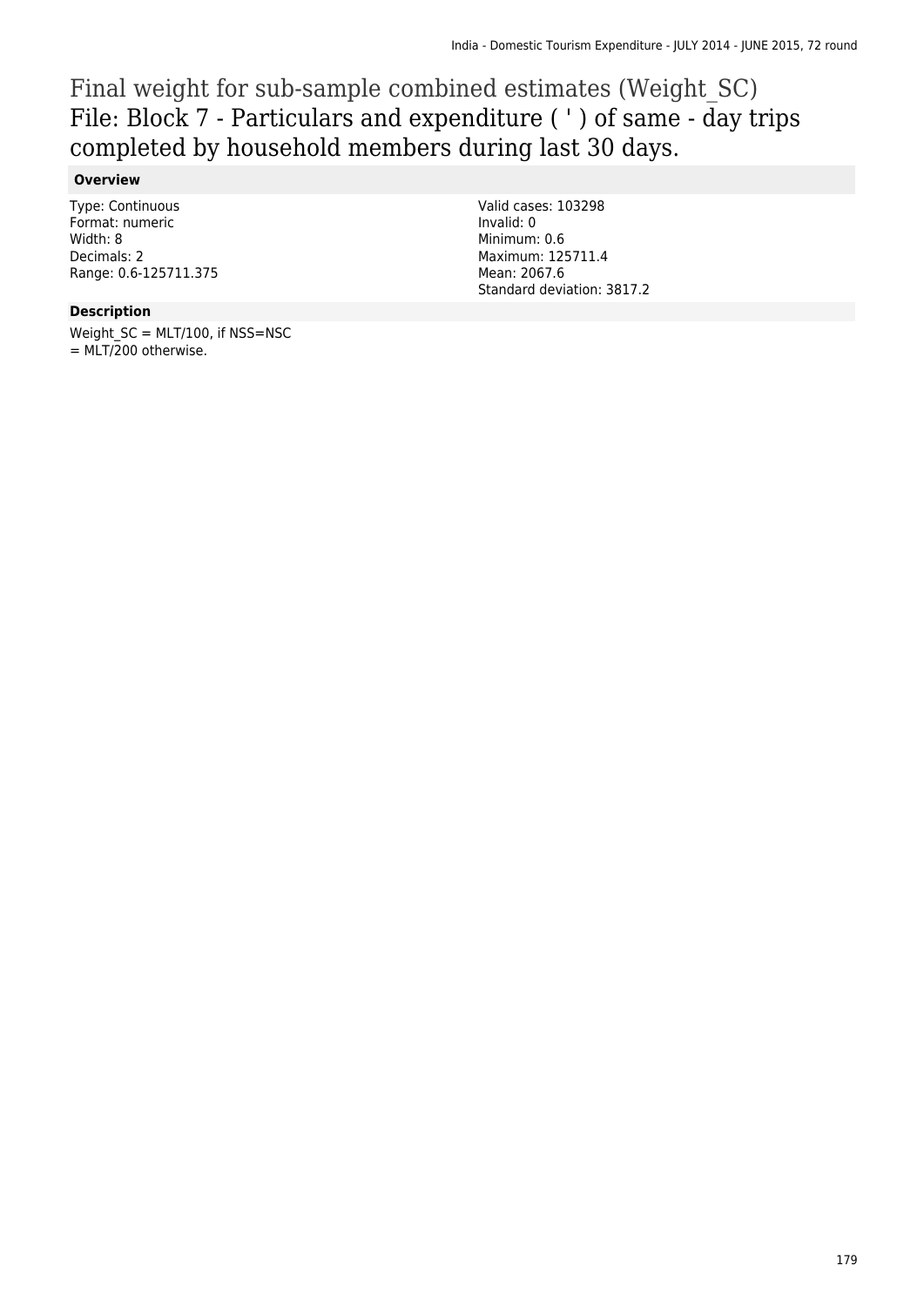# Final weight for sub-sample combined estimates (Weight_SC)

## File: Block 7 - Particulars and expenditure ( ' ) of same - day trips completed by household members during last 30 days.

### Overview

Type: Continuous
Format: numeric
Width: 8
Decimals: 2
Range: 0.6-125711.375

Valid cases: 103298
Invalid: 0
Minimum: 0.6
Maximum: 125711.4
Mean: 2067.6
Standard deviation: 3817.2

### Description

Weight_SC = MLT/100, if NSS=NSC
= MLT/200 otherwise.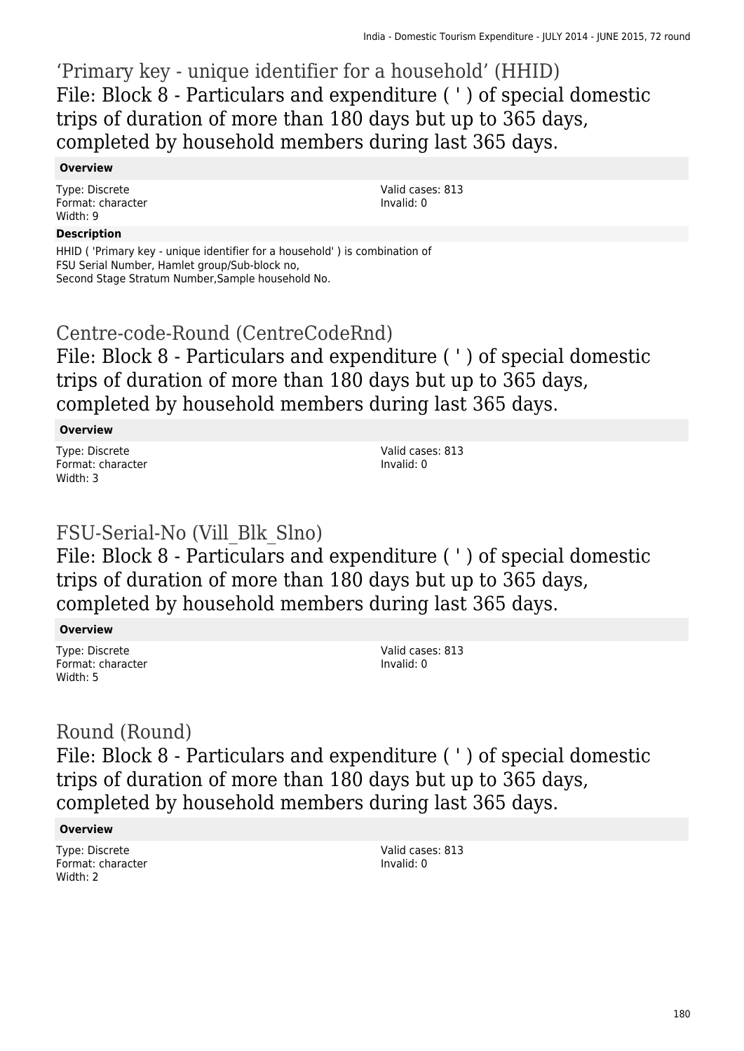## 'Primary key - unique identifier for a household' (HHID)

### File: Block 8 - Particulars and expenditure ( ' ) of special domestic trips of duration of more than 180 days but up to 365 days, completed by household members during last 365 days.

**Overview**

Type: Discrete
Format: character
Width: 9

Valid cases: 813
Invalid: 0

**Description**

HHID ( 'Primary key - unique identifier for a household' ) is combination of FSU Serial Number, Hamlet group/Sub-block no, Second Stage Stratum Number,Sample household No.

## Centre-code-Round (CentreCodeRnd)

### File: Block 8 - Particulars and expenditure ( ' ) of special domestic trips of duration of more than 180 days but up to 365 days, completed by household members during last 365 days.

**Overview**

Type: Discrete
Format: character
Width: 3

Valid cases: 813
Invalid: 0

## FSU-Serial-No (Vill_Blk_Slno)

### File: Block 8 - Particulars and expenditure ( ' ) of special domestic trips of duration of more than 180 days but up to 365 days, completed by household members during last 365 days.

**Overview**

Type: Discrete
Format: character
Width: 5

Valid cases: 813
Invalid: 0

## Round (Round)

### File: Block 8 - Particulars and expenditure ( ' ) of special domestic trips of duration of more than 180 days but up to 365 days, completed by household members during last 365 days.

**Overview**

Type: Discrete
Format: character
Width: 2

Valid cases: 813
Invalid: 0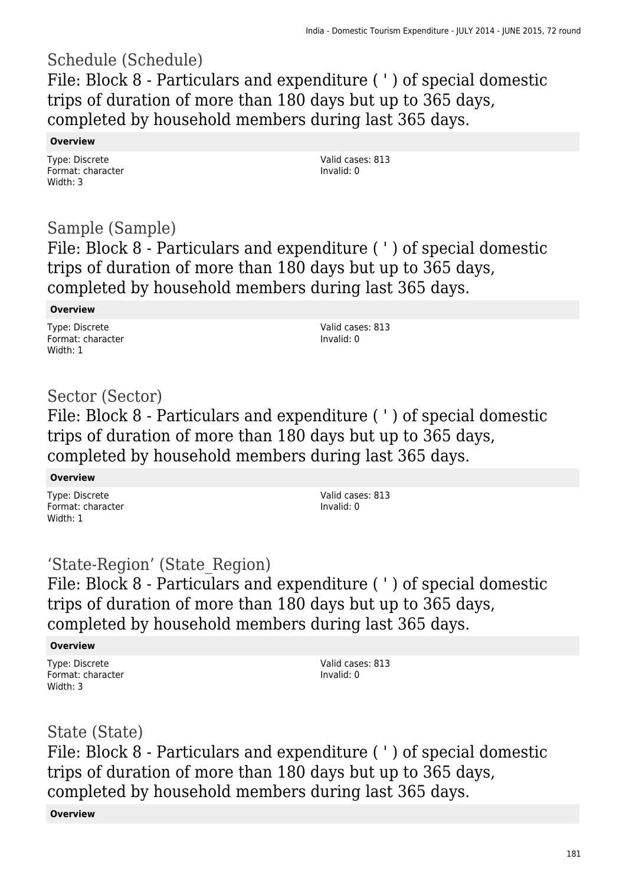# Schedule (Schedule)

## File: Block 8 - Particulars and expenditure ( ' ) of special domestic trips of duration of more than 180 days but up to 365 days, completed by household members during last 365 days.

**Overview**

Type: Discrete
Format: character
Width: 3

Valid cases: 813
Invalid: 0

# Sample (Sample)

## File: Block 8 - Particulars and expenditure ( ' ) of special domestic trips of duration of more than 180 days but up to 365 days, completed by household members during last 365 days.

**Overview**

Type: Discrete
Format: character
Width: 1

Valid cases: 813
Invalid: 0

# Sector (Sector)

## File: Block 8 - Particulars and expenditure ( ' ) of special domestic trips of duration of more than 180 days but up to 365 days, completed by household members during last 365 days.

**Overview**

Type: Discrete
Format: character
Width: 1

Valid cases: 813
Invalid: 0

# 'State-Region' (State_Region)

## File: Block 8 - Particulars and expenditure ( ' ) of special domestic trips of duration of more than 180 days but up to 365 days, completed by household members during last 365 days.

**Overview**

Type: Discrete
Format: character
Width: 3

Valid cases: 813
Invalid: 0

# State (State)

## File: Block 8 - Particulars and expenditure ( ' ) of special domestic trips of duration of more than 180 days but up to 365 days, completed by household members during last 365 days.

**Overview**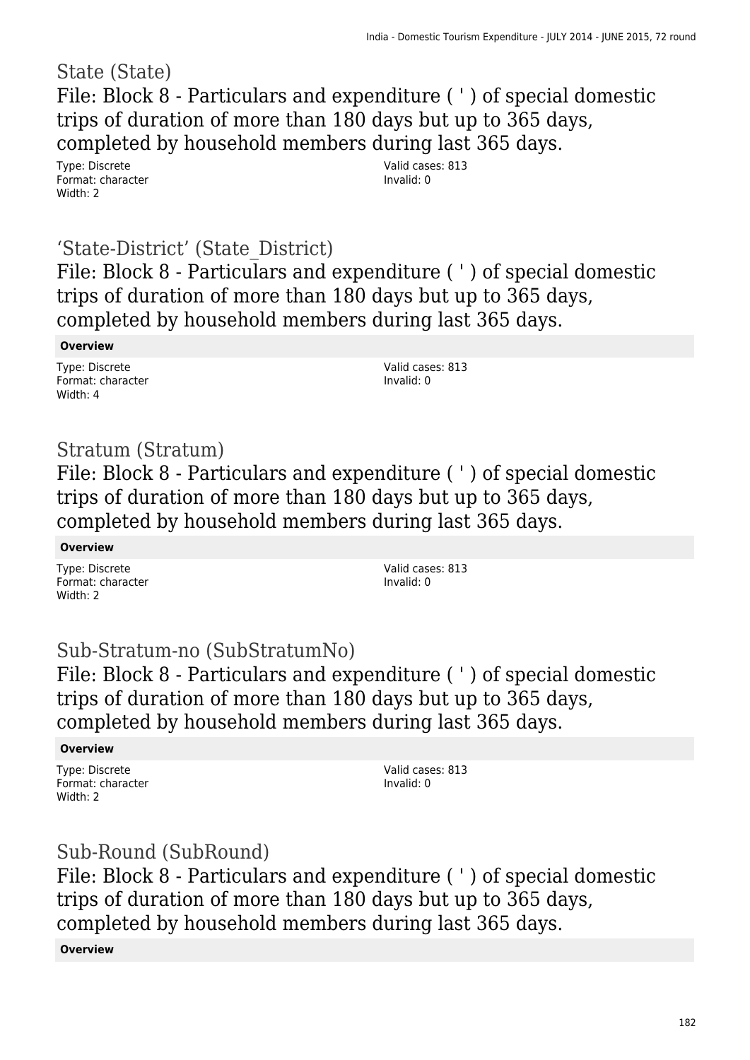## State (State)

### File: Block 8 - Particulars and expenditure ( ' ) of special domestic trips of duration of more than 180 days but up to 365 days, completed by household members during last 365 days.

Type: Discrete
Format: character
Width: 2

Valid cases: 813
Invalid: 0

## 'State-District' (State_District)

### File: Block 8 - Particulars and expenditure ( ' ) of special domestic trips of duration of more than 180 days but up to 365 days, completed by household members during last 365 days.

**Overview**

Type: Discrete
Format: character
Width: 4

Valid cases: 813
Invalid: 0

## Stratum (Stratum)

### File: Block 8 - Particulars and expenditure ( ' ) of special domestic trips of duration of more than 180 days but up to 365 days, completed by household members during last 365 days.

**Overview**

Type: Discrete
Format: character
Width: 2

Valid cases: 813
Invalid: 0

## Sub-Stratum-no (SubStratumNo)

### File: Block 8 - Particulars and expenditure ( ' ) of special domestic trips of duration of more than 180 days but up to 365 days, completed by household members during last 365 days.

**Overview**

Type: Discrete
Format: character
Width: 2

Valid cases: 813
Invalid: 0

## Sub-Round (SubRound)

### File: Block 8 - Particulars and expenditure ( ' ) of special domestic trips of duration of more than 180 days but up to 365 days, completed by household members during last 365 days.

**Overview**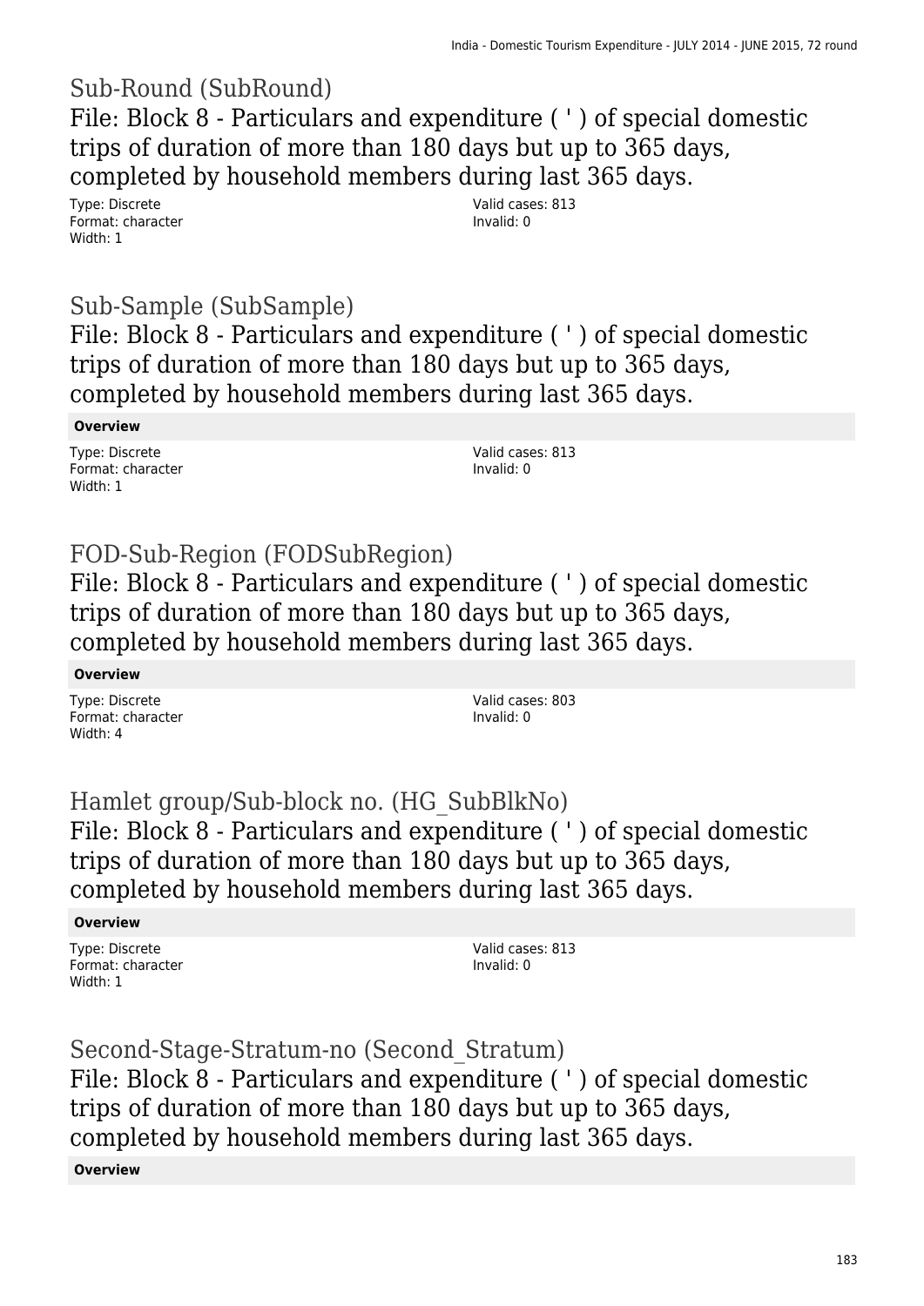## Sub-Round (SubRound)

### File: Block 8 - Particulars and expenditure ( ' ) of special domestic trips of duration of more than 180 days but up to 365 days, completed by household members during last 365 days.

Type: Discrete
Format: character
Width: 1

Valid cases: 813
Invalid: 0

## Sub-Sample (SubSample)

### File: Block 8 - Particulars and expenditure ( ' ) of special domestic trips of duration of more than 180 days but up to 365 days, completed by household members during last 365 days.

**Overview**

Type: Discrete
Format: character
Width: 1

Valid cases: 813
Invalid: 0

## FOD-Sub-Region (FODSubRegion)

### File: Block 8 - Particulars and expenditure ( ' ) of special domestic trips of duration of more than 180 days but up to 365 days, completed by household members during last 365 days.

**Overview**

Type: Discrete
Format: character
Width: 4

Valid cases: 803
Invalid: 0

## Hamlet group/Sub-block no. (HG_SubBlkNo)

### File: Block 8 - Particulars and expenditure ( ' ) of special domestic trips of duration of more than 180 days but up to 365 days, completed by household members during last 365 days.

**Overview**

Type: Discrete
Format: character
Width: 1

Valid cases: 813
Invalid: 0

## Second-Stage-Stratum-no (Second_Stratum)

### File: Block 8 - Particulars and expenditure ( ' ) of special domestic trips of duration of more than 180 days but up to 365 days, completed by household members during last 365 days.

**Overview**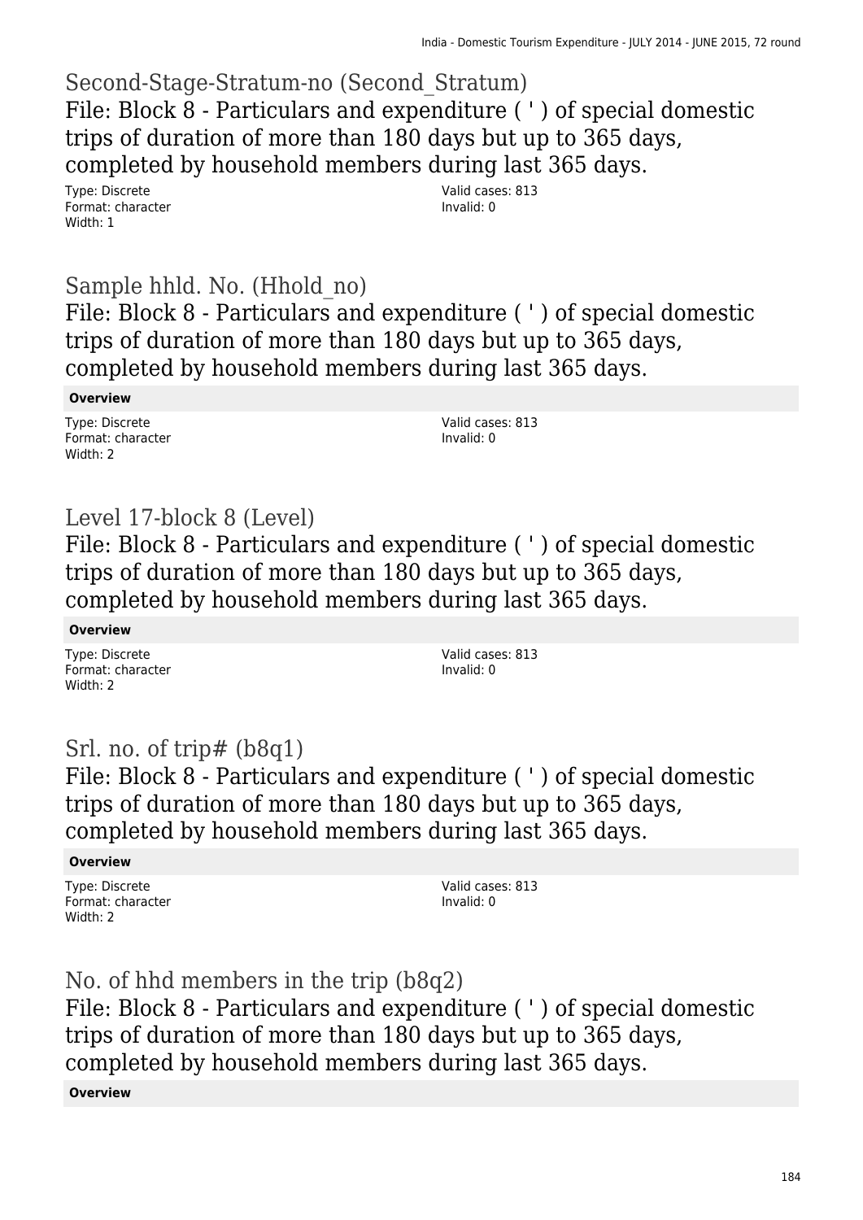## Second-Stage-Stratum-no (Second_Stratum)

File: Block 8 - Particulars and expenditure ( ' ) of special domestic trips of duration of more than 180 days but up to 365 days, completed by household members during last 365 days.

Type: Discrete
Format: character
Width: 1

Valid cases: 813
Invalid: 0

## Sample hhld. No. (Hhold_no)

File: Block 8 - Particulars and expenditure ( ' ) of special domestic trips of duration of more than 180 days but up to 365 days, completed by household members during last 365 days.

**Overview**

Type: Discrete
Format: character
Width: 2

Valid cases: 813
Invalid: 0

## Level 17-block 8 (Level)

File: Block 8 - Particulars and expenditure ( ' ) of special domestic trips of duration of more than 180 days but up to 365 days, completed by household members during last 365 days.

**Overview**

Type: Discrete
Format: character
Width: 2

Valid cases: 813
Invalid: 0

## Srl. no. of trip# (b8q1)

File: Block 8 - Particulars and expenditure ( ' ) of special domestic trips of duration of more than 180 days but up to 365 days, completed by household members during last 365 days.

**Overview**

Type: Discrete
Format: character
Width: 2

Valid cases: 813
Invalid: 0

## No. of hhd members in the trip (b8q2)

File: Block 8 - Particulars and expenditure ( ' ) of special domestic trips of duration of more than 180 days but up to 365 days, completed by household members during last 365 days.

**Overview**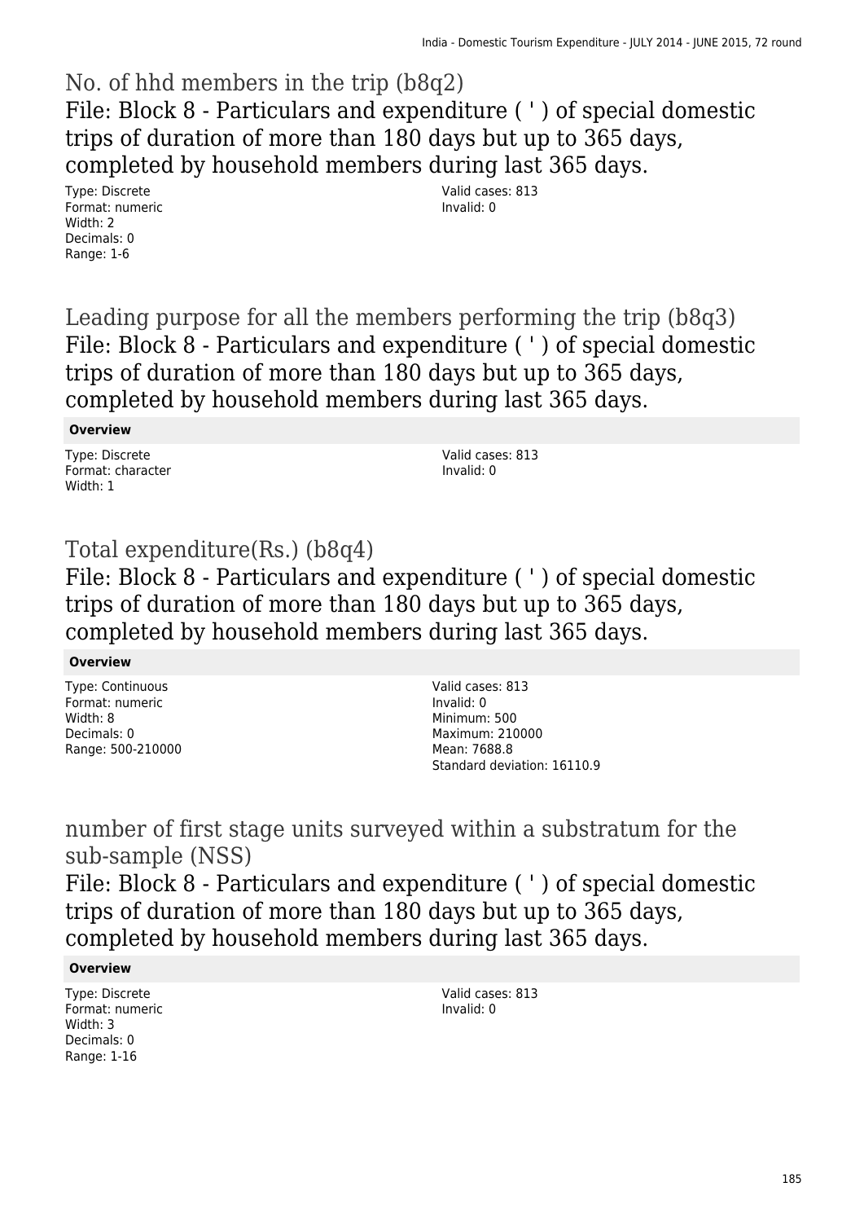## No. of hhd members in the trip (b8q2)

### File: Block 8 - Particulars and expenditure ( ' ) of special domestic trips of duration of more than 180 days but up to 365 days, completed by household members during last 365 days.

Type: Discrete
Format: numeric
Width: 2
Decimals: 0
Range: 1-6

Valid cases: 813
Invalid: 0

## Leading purpose for all the members performing the trip (b8q3)

### File: Block 8 - Particulars and expenditure ( ' ) of special domestic trips of duration of more than 180 days but up to 365 days, completed by household members during last 365 days.

**Overview**

Type: Discrete
Format: character
Width: 1

Valid cases: 813
Invalid: 0

## Total expenditure(Rs.) (b8q4)

### File: Block 8 - Particulars and expenditure ( ' ) of special domestic trips of duration of more than 180 days but up to 365 days, completed by household members during last 365 days.

**Overview**

Type: Continuous
Format: numeric
Width: 8
Decimals: 0
Range: 500-210000

Valid cases: 813
Invalid: 0
Minimum: 500
Maximum: 210000
Mean: 7688.8
Standard deviation: 16110.9

## number of first stage units surveyed within a substratum for the sub-sample (NSS)

### File: Block 8 - Particulars and expenditure ( ' ) of special domestic trips of duration of more than 180 days but up to 365 days, completed by household members during last 365 days.

**Overview**

Type: Discrete
Format: numeric
Width: 3
Decimals: 0
Range: 1-16

Valid cases: 813
Invalid: 0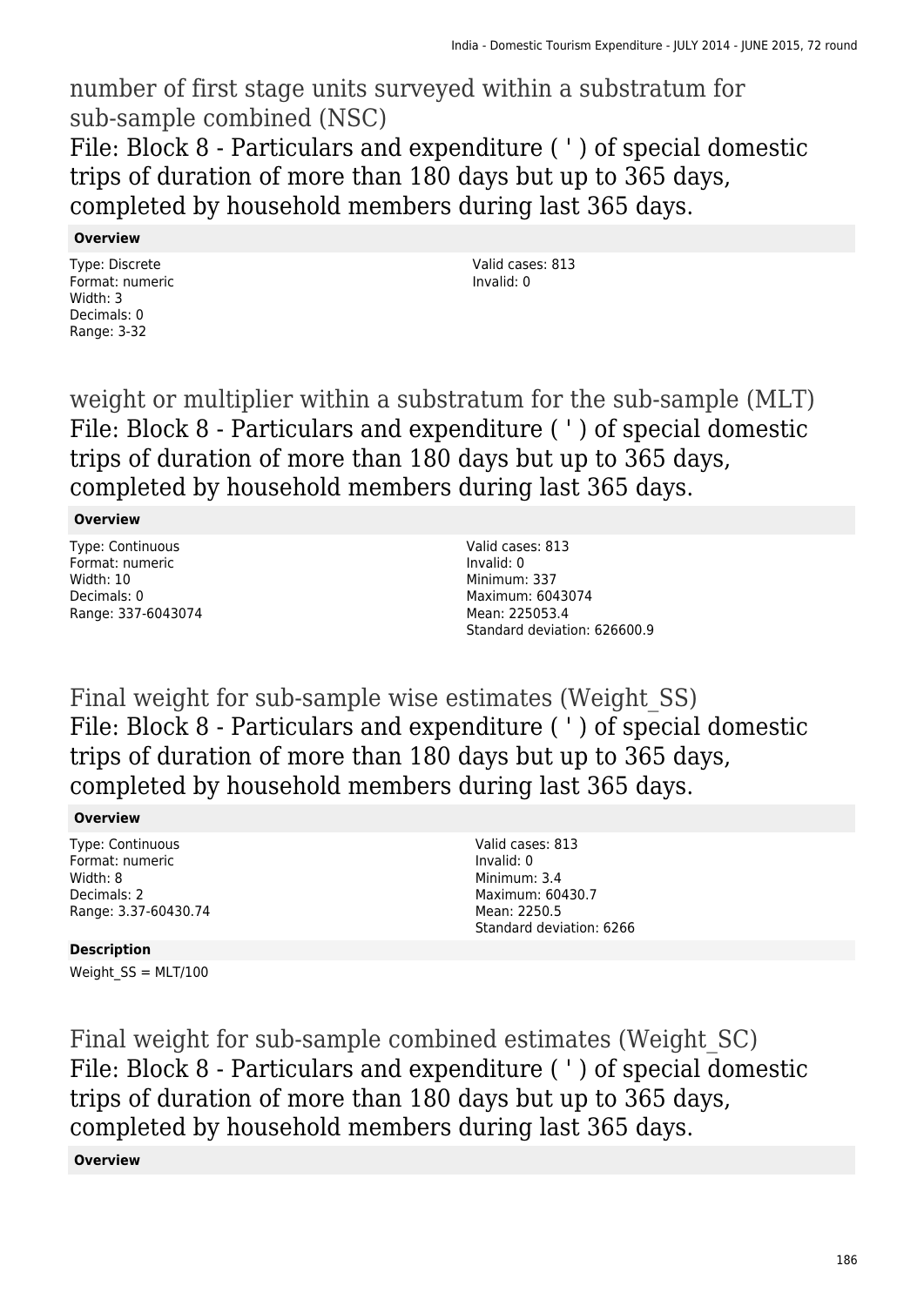## number of first stage units surveyed within a substratum for sub-sample combined (NSC)

File: Block 8 - Particulars and expenditure ( ' ) of special domestic trips of duration of more than 180 days but up to 365 days, completed by household members during last 365 days.

**Overview**

Type: Discrete
Format: numeric
Width: 3
Decimals: 0
Range: 3-32

Valid cases: 813
Invalid: 0

## weight or multiplier within a substratum for the sub-sample (MLT)

File: Block 8 - Particulars and expenditure ( ' ) of special domestic trips of duration of more than 180 days but up to 365 days, completed by household members during last 365 days.

**Overview**

Type: Continuous
Format: numeric
Width: 10
Decimals: 0
Range: 337-6043074

Valid cases: 813
Invalid: 0
Minimum: 337
Maximum: 6043074
Mean: 225053.4
Standard deviation: 626600.9

## Final weight for sub-sample wise estimates (Weight_SS)

File: Block 8 - Particulars and expenditure ( ' ) of special domestic trips of duration of more than 180 days but up to 365 days, completed by household members during last 365 days.

**Overview**

Type: Continuous
Format: numeric
Width: 8
Decimals: 2
Range: 3.37-60430.74

Valid cases: 813
Invalid: 0
Minimum: 3.4
Maximum: 60430.7
Mean: 2250.5
Standard deviation: 6266

**Description**

Weight_SS = MLT/100

## Final weight for sub-sample combined estimates (Weight_SC)

File: Block 8 - Particulars and expenditure ( ' ) of special domestic trips of duration of more than 180 days but up to 365 days, completed by household members during last 365 days.

**Overview**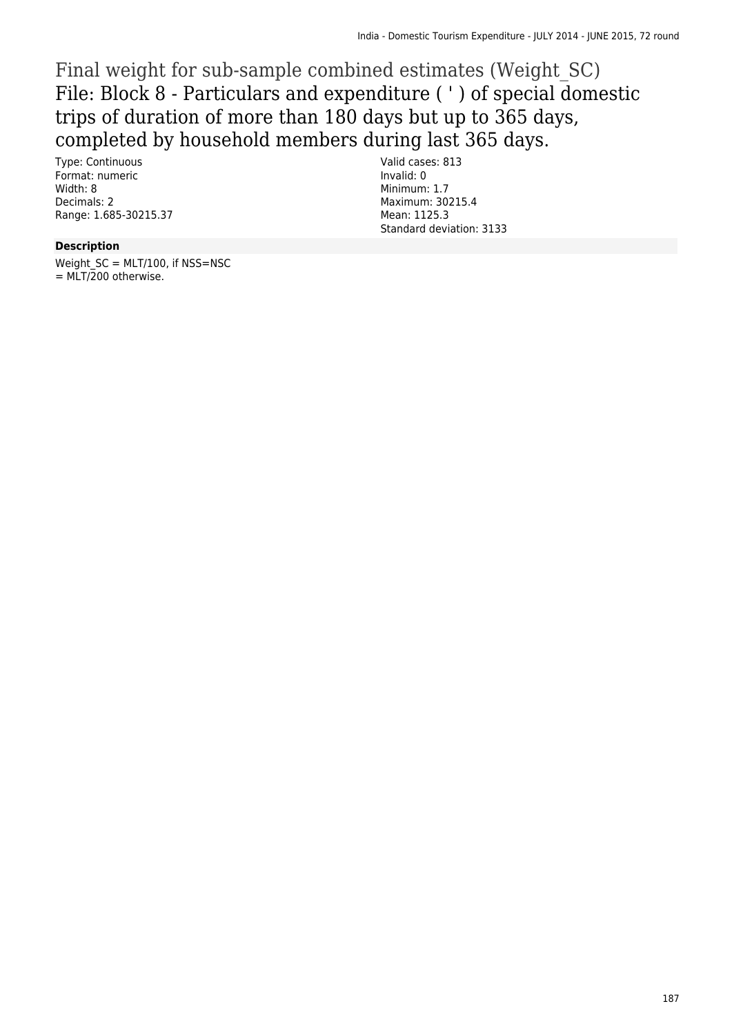# Final weight for sub-sample combined estimates (Weight_SC)

## File: Block 8 - Particulars and expenditure ( ' ) of special domestic trips of duration of more than 180 days but up to 365 days, completed by household members during last 365 days.

Type: Continuous
Format: numeric
Width: 8
Decimals: 2
Range: 1.685-30215.37

Valid cases: 813
Invalid: 0
Minimum: 1.7
Maximum: 30215.4
Mean: 1125.3
Standard deviation: 3133

**Description**

Weight_SC = MLT/100, if NSS=NSC
= MLT/200 otherwise.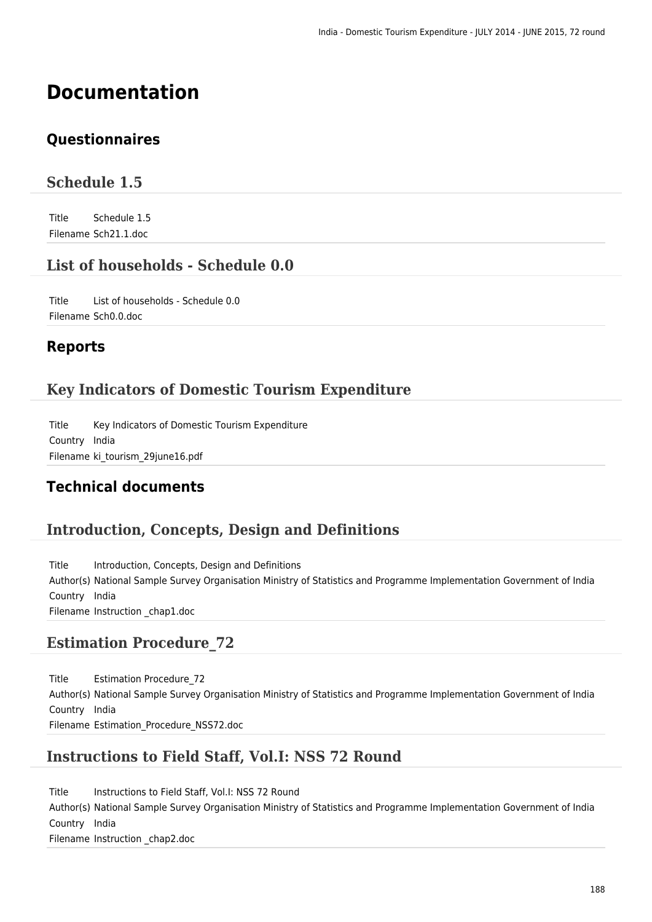# Documentation

## Questionnaires

### Schedule 1.5

| | |
|---|---|
| Title | Schedule 1.5 |
| Filename | Sch21.1.doc |

### List of households - Schedule 0.0

| | |
|---|---|
| Title | List of households - Schedule 0.0 |
| Filename | Sch0.0.doc |

## Reports

### Key Indicators of Domestic Tourism Expenditure

| | |
|---|---|
| Title | Key Indicators of Domestic Tourism Expenditure |
| Country | India |
| Filename | ki_tourism_29june16.pdf |

## Technical documents

### Introduction, Concepts, Design and Definitions

| | |
|---|---|
| Title | Introduction, Concepts, Design and Definitions |
| Author(s) | National Sample Survey Organisation Ministry of Statistics and Programme Implementation Government of India |
| Country | India |
| Filename | Instruction _chap1.doc |

### Estimation Procedure_72

| | |
|---|---|
| Title | Estimation Procedure_72 |
| Author(s) | National Sample Survey Organisation Ministry of Statistics and Programme Implementation Government of India |
| Country | India |
| Filename | Estimation_Procedure_NSS72.doc |

### Instructions to Field Staff, Vol.I: NSS 72 Round

| | |
|---|---|
| Title | Instructions to Field Staff, Vol.I: NSS 72 Round |
| Author(s) | National Sample Survey Organisation Ministry of Statistics and Programme Implementation Government of India |
| Country | India |
| Filename | Instruction _chap2.doc |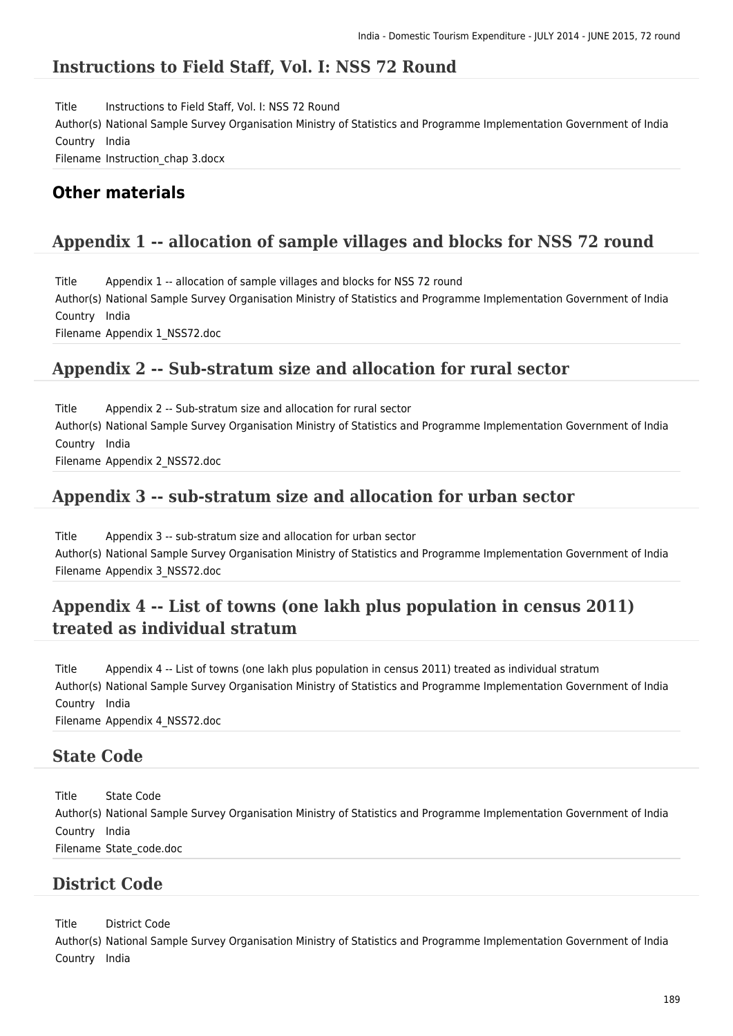## Instructions to Field Staff, Vol. I: NSS 72 Round

| | |
|---|---|
| Title | Instructions to Field Staff, Vol. I: NSS 72 Round |
| Author(s) | National Sample Survey Organisation Ministry of Statistics and Programme Implementation Government of India |
| Country | India |
| Filename | Instruction_chap 3.docx |

# Other materials

## Appendix 1 -- allocation of sample villages and blocks for NSS 72 round

| | |
|---|---|
| Title | Appendix 1 -- allocation of sample villages and blocks for NSS 72 round |
| Author(s) | National Sample Survey Organisation Ministry of Statistics and Programme Implementation Government of India |
| Country | India |
| Filename | Appendix 1_NSS72.doc |

## Appendix 2 -- Sub-stratum size and allocation for rural sector

| | |
|---|---|
| Title | Appendix 2 -- Sub-stratum size and allocation for rural sector |
| Author(s) | National Sample Survey Organisation Ministry of Statistics and Programme Implementation Government of India |
| Country | India |
| Filename | Appendix 2_NSS72.doc |

## Appendix 3 -- sub-stratum size and allocation for urban sector

| | |
|---|---|
| Title | Appendix 3 -- sub-stratum size and allocation for urban sector |
| Author(s) | National Sample Survey Organisation Ministry of Statistics and Programme Implementation Government of India |
| Filename | Appendix 3_NSS72.doc |

## Appendix 4 -- List of towns (one lakh plus population in census 2011) treated as individual stratum

| | |
|---|---|
| Title | Appendix 4 -- List of towns (one lakh plus population in census 2011) treated as individual stratum |
| Author(s) | National Sample Survey Organisation Ministry of Statistics and Programme Implementation Government of India |
| Country | India |
| Filename | Appendix 4_NSS72.doc |

## State Code

| | |
|---|---|
| Title | State Code |
| Author(s) | National Sample Survey Organisation Ministry of Statistics and Programme Implementation Government of India |
| Country | India |
| Filename | State_code.doc |

## District Code

| | |
|---|---|
| Title | District Code |
| Author(s) | National Sample Survey Organisation Ministry of Statistics and Programme Implementation Government of India |
| Country | India |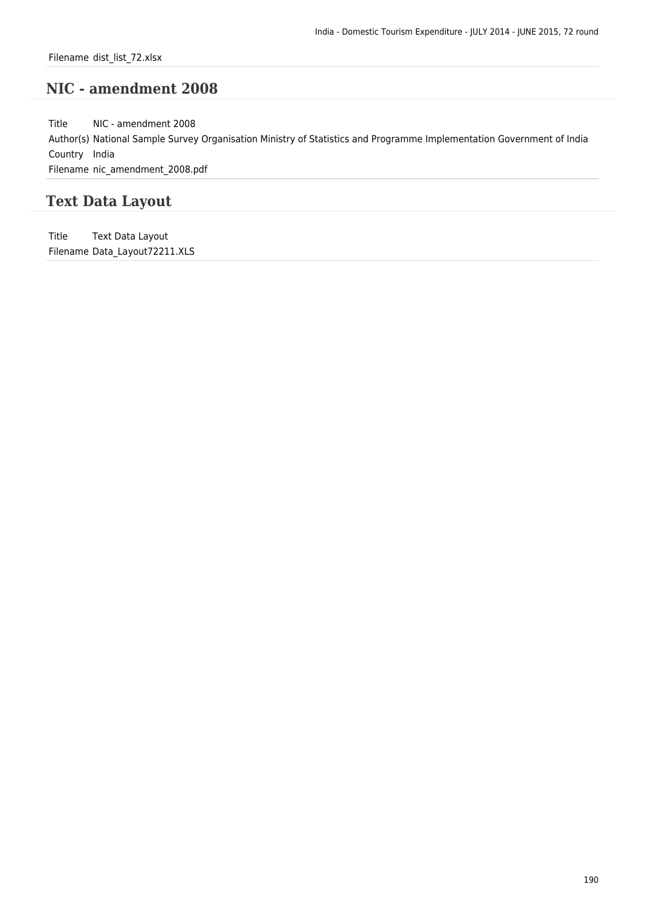Filename dist_list_72.xlsx

## NIC - amendment 2008

| | |
|---|---|
| Title | NIC - amendment 2008 |
| Author(s) | National Sample Survey Organisation Ministry of Statistics and Programme Implementation Government of India |
| Country | India |
| Filename | nic_amendment_2008.pdf |

## Text Data Layout

| | |
|---|---|
| Title | Text Data Layout |
| Filename | Data_Layout72211.XLS |